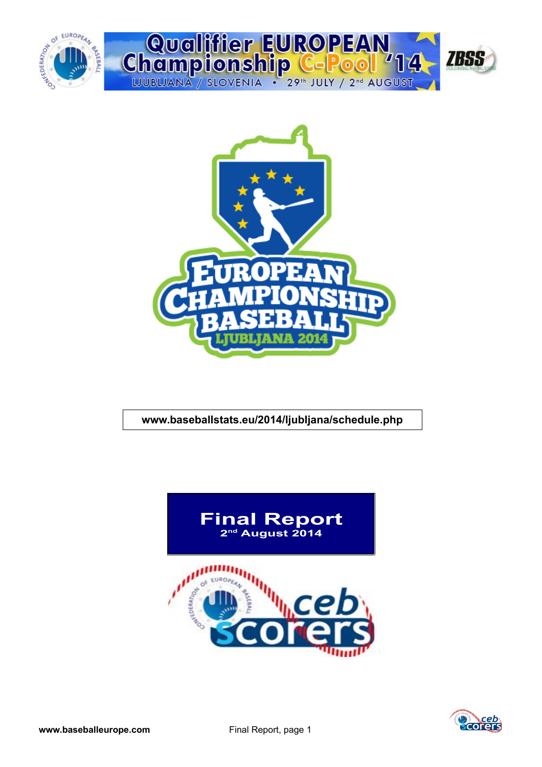# Qualifier EUROPEAN Championship C-Pool '14

LJUBLJANA / SLOVENIA • 29th JULY / 2nd AUGUST

EUROPEAN CHAMPIONSHIP BASEBALL LJUBLJANA 2014

**www.baseballstats.eu/2014/ljubljana/schedule.php**

# Final Report

**2nd August 2014**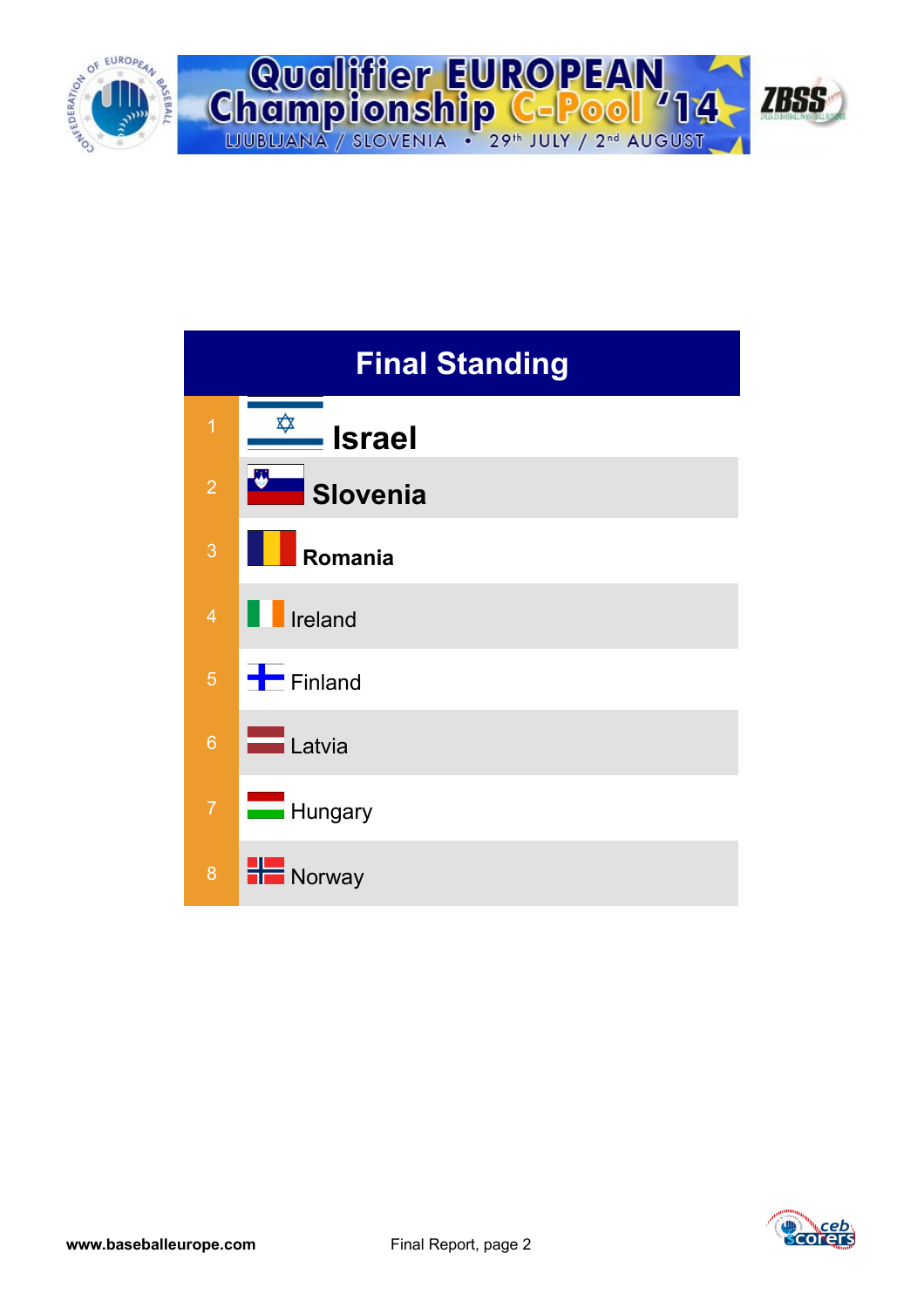# Final Standing

| | |
|---|---|
| 1 | **Israel** |
| 2 | **Slovenia** |
| 3 | **Romania** |
| 4 | Ireland |
| 5 | Finland |
| 6 | Latvia |
| 7 | Hungary |
| 8 | Norway |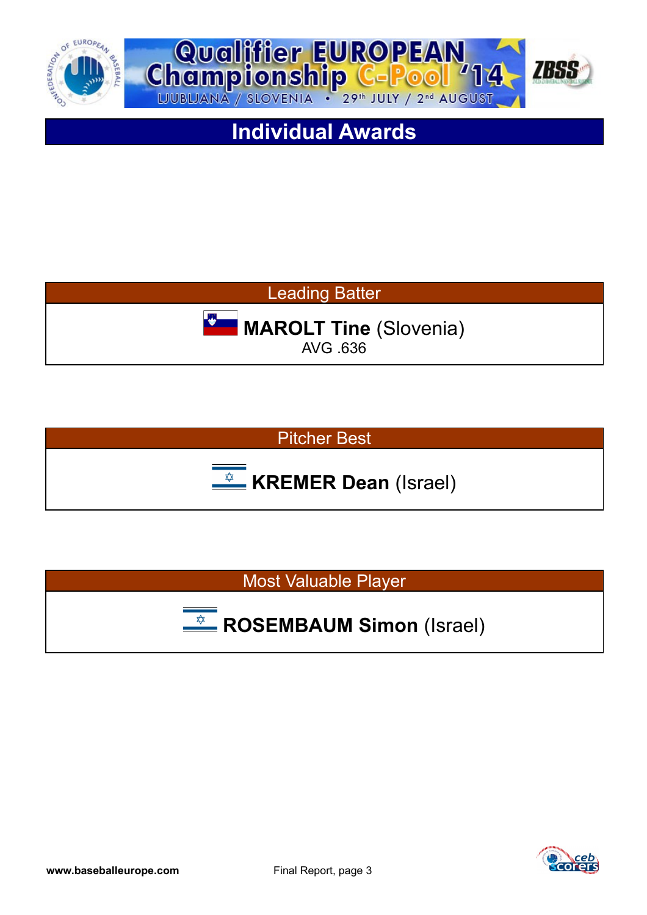# Individual Awards

## Leading Batter

**MAROLT Tine** (Slovenia)
AVG .636

## Pitcher Best

**KREMER Dean** (Israel)

## Most Valuable Player

**ROSEMBAUM Simon** (Israel)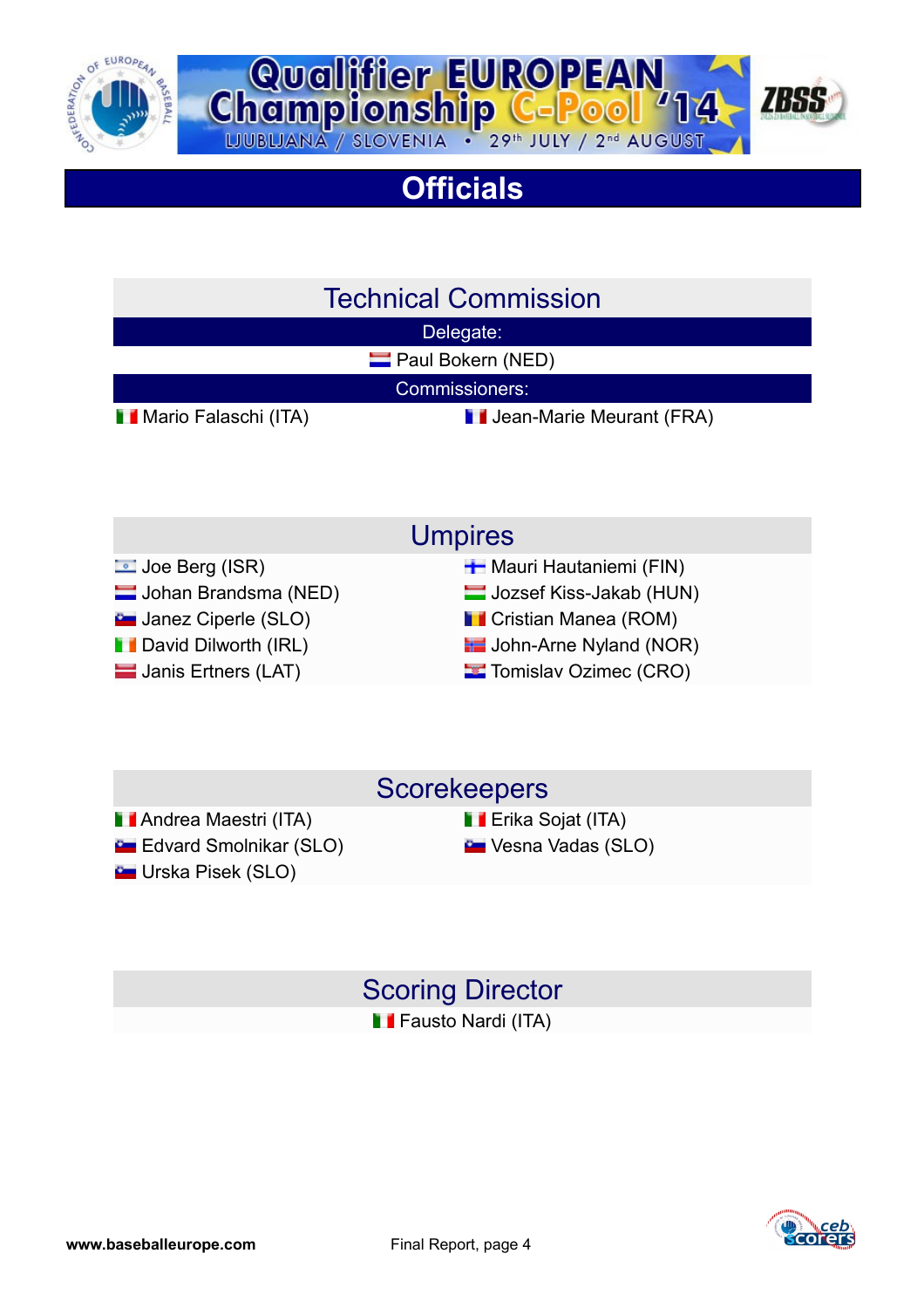# Officials

## Technical Commission

**Delegate:**

Paul Bokern (NED)

**Commissioners:**

Mario Falaschi (ITA)

Jean-Marie Meurant (FRA)

## Umpires

Joe Berg (ISR)

Johan Brandsma (NED)

Janez Ciperle (SLO)

David Dilworth (IRL)

Janis Ertners (LAT)

Mauri Hautaniemi (FIN)

Jozsef Kiss-Jakab (HUN)

Cristian Manea (ROM)

John-Arne Nyland (NOR)

Tomislav Ozimec (CRO)

## Scorekeepers

Andrea Maestri (ITA)

Edvard Smolnikar (SLO)

Urska Pisek (SLO)

Erika Sojat (ITA)

Vesna Vadas (SLO)

## Scoring Director

Fausto Nardi (ITA)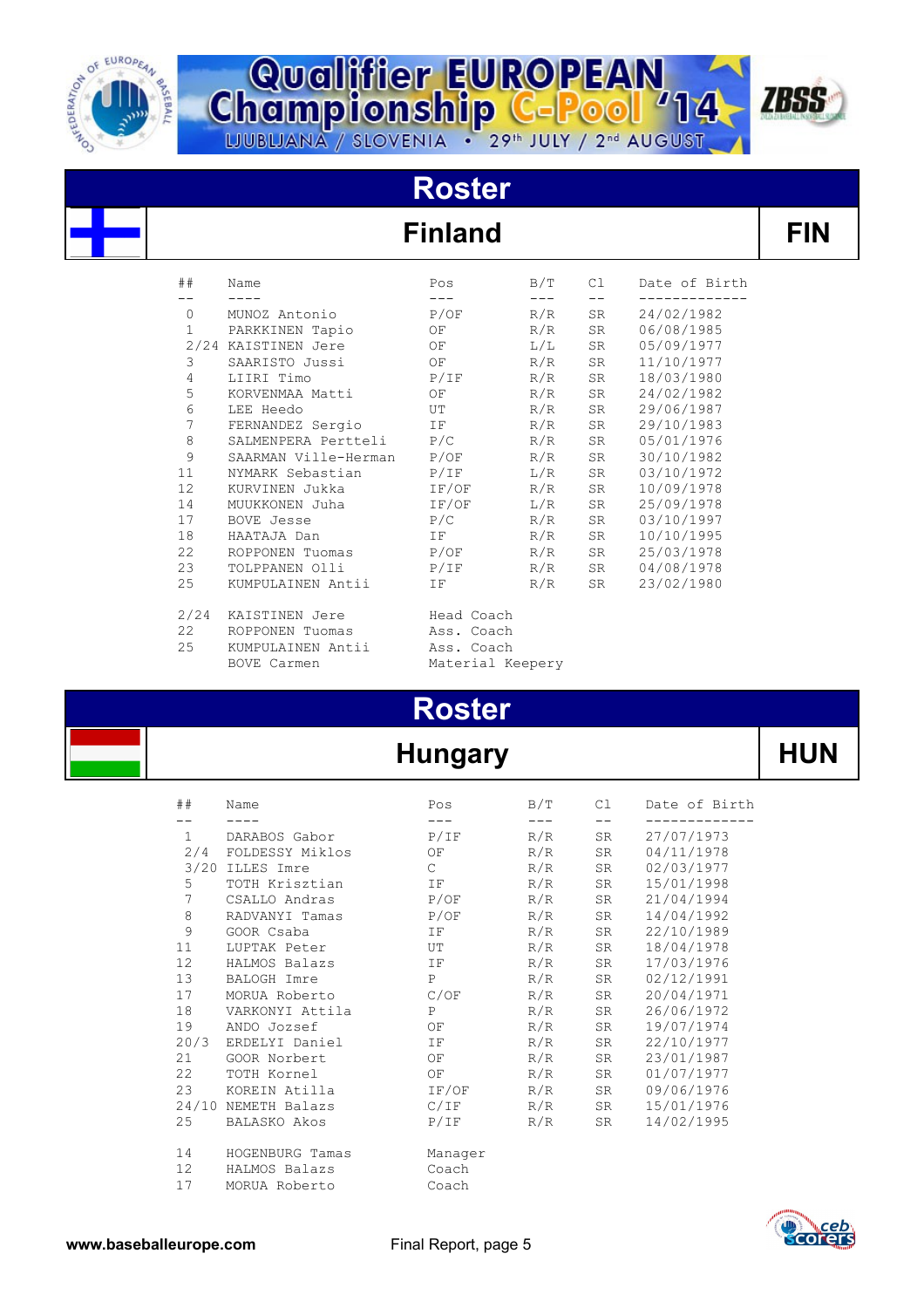# Qualifier EUROPEAN Championship C-Pool '14

LJUBLJANA / SLOVENIA • 29th JULY / 2nd AUGUST

## Roster

### Finland — FIN

| ## | Name | Pos | B/T | Cl | Date of Birth |
|---|---|---|---|---|---|
| 0 | MUNOZ Antonio | P/OF | R/R | SR | 24/02/1982 |
| 1 | PARKKINEN Tapio | OF | R/R | SR | 06/08/1985 |
| 2/24 | KAISTINEN Jere | OF | L/L | SR | 05/09/1977 |
| 3 | SAARISTO Jussi | OF | R/R | SR | 11/10/1977 |
| 4 | LIIRI Timo | P/IF | R/R | SR | 18/03/1980 |
| 5 | KORVENMAA Matti | OF | R/R | SR | 24/02/1982 |
| 6 | LEE Heedo | UT | R/R | SR | 29/06/1987 |
| 7 | FERNANDEZ Sergio | IF | R/R | SR | 29/10/1983 |
| 8 | SALMENPERA Pertteli | P/C | R/R | SR | 05/01/1976 |
| 9 | SAARMAN Ville-Herman | P/OF | R/R | SR | 30/10/1982 |
| 11 | NYMARK Sebastian | P/IF | L/R | SR | 03/10/1972 |
| 12 | KURVINEN Jukka | IF/OF | R/R | SR | 10/09/1978 |
| 14 | MUUKKONEN Juha | IF/OF | L/R | SR | 25/09/1978 |
| 17 | BOVE Jesse | P/C | R/R | SR | 03/10/1997 |
| 18 | HAATAJA Dan | IF | R/R | SR | 10/10/1995 |
| 22 | ROPPONEN Tuomas | P/OF | R/R | SR | 25/03/1978 |
| 23 | TOLPPANEN Olli | P/IF | R/R | SR | 04/08/1978 |
| 25 | KUMPULAINEN Antii | IF | R/R | SR | 23/02/1980 |

| ## | Name | Role |
|---|---|---|
| 2/24 | KAISTINEN Jere | Head Coach |
| 22 | ROPPONEN Tuomas | Ass. Coach |
| 25 | KUMPULAINEN Antii | Ass. Coach |
| | BOVE Carmen | Material Keepery |

## Roster

### Hungary — HUN

| ## | Name | Pos | B/T | Cl | Date of Birth |
|---|---|---|---|---|---|
| 1 | DARABOS Gabor | P/IF | R/R | SR | 27/07/1973 |
| 2/4 | FOLDESSY Miklos | OF | R/R | SR | 04/11/1978 |
| 3/20 | ILLES Imre | C | R/R | SR | 02/03/1977 |
| 5 | TOTH Krisztian | IF | R/R | SR | 15/01/1998 |
| 7 | CSALLO Andras | P/OF | R/R | SR | 21/04/1994 |
| 8 | RADVANYI Tamas | P/OF | R/R | SR | 14/04/1992 |
| 9 | GOOR Csaba | IF | R/R | SR | 22/10/1989 |
| 11 | LUPTAK Peter | UT | R/R | SR | 18/04/1978 |
| 12 | HALMOS Balazs | IF | R/R | SR | 17/03/1976 |
| 13 | BALOGH Imre | P | R/R | SR | 02/12/1991 |
| 17 | MORUA Roberto | C/OF | R/R | SR | 20/04/1971 |
| 18 | VARKONYI Attila | P | R/R | SR | 26/06/1972 |
| 19 | ANDO Jozsef | OF | R/R | SR | 19/07/1974 |
| 20/3 | ERDELYI Daniel | IF | R/R | SR | 22/10/1977 |
| 21 | GOOR Norbert | OF | R/R | SR | 23/01/1987 |
| 22 | TOTH Kornel | OF | R/R | SR | 01/07/1977 |
| 23 | KOREIN Atilla | IF/OF | R/R | SR | 09/06/1976 |
| 24/10 | NEMETH Balazs | C/IF | R/R | SR | 15/01/1976 |
| 25 | BALASKO Akos | P/IF | R/R | SR | 14/02/1995 |

| ## | Name | Role |
|---|---|---|
| 14 | HOGENBURG Tamas | Manager |
| 12 | HALMOS Balazs | Coach |
| 17 | MORUA Roberto | Coach |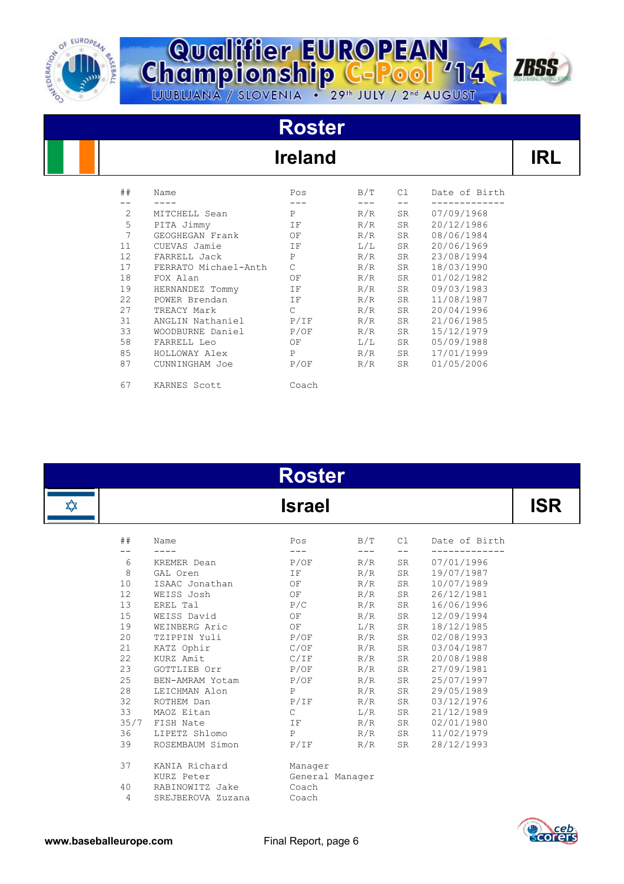# Roster

## Ireland

**IRL**

| ## | Name | Pos | B/T | Cl | Date of Birth |
|---|---|---|---|---|---|
| 2 | MITCHELL Sean | P | R/R | SR | 07/09/1968 |
| 5 | PITA Jimmy | IF | R/R | SR | 20/12/1986 |
| 7 | GEOGHEGAN Frank | OF | R/R | SR | 08/06/1984 |
| 11 | CUEVAS Jamie | IF | L/L | SR | 20/06/1969 |
| 12 | FARRELL Jack | P | R/R | SR | 23/08/1994 |
| 17 | FERRATO Michael-Anth | C | R/R | SR | 18/03/1990 |
| 18 | FOX Alan | OF | R/R | SR | 01/02/1982 |
| 19 | HERNANDEZ Tommy | IF | R/R | SR | 09/03/1983 |
| 22 | POWER Brendan | IF | R/R | SR | 11/08/1987 |
| 27 | TREACY Mark | C | R/R | SR | 20/04/1996 |
| 31 | ANGLIN Nathaniel | P/IF | R/R | SR | 21/06/1985 |
| 33 | WOODBURNE Daniel | P/OF | R/R | SR | 15/12/1979 |
| 58 | FARRELL Leo | OF | L/L | SR | 05/09/1988 |
| 85 | HOLLOWAY Alex | P | R/R | SR | 17/01/1999 |
| 87 | CUNNINGHAM Joe | P/OF | R/R | SR | 01/05/2006 |
| 67 | KARNES Scott | Coach | | | |

# Roster

## Israel

**ISR**

| ## | Name | Pos | B/T | Cl | Date of Birth |
|---|---|---|---|---|---|
| 6 | KREMER Dean | P/OF | R/R | SR | 07/01/1996 |
| 8 | GAL Oren | IF | R/R | SR | 19/07/1987 |
| 10 | ISAAC Jonathan | OF | R/R | SR | 10/07/1989 |
| 12 | WEISS Josh | OF | R/R | SR | 26/12/1981 |
| 13 | EREL Tal | P/C | R/R | SR | 16/06/1996 |
| 15 | WEISS David | OF | R/R | SR | 12/09/1994 |
| 19 | WEINBERG Aric | OF | L/R | SR | 18/12/1985 |
| 20 | TZIPPIN Yuli | P/OF | R/R | SR | 02/08/1993 |
| 21 | KATZ Ophir | C/OF | R/R | SR | 03/04/1987 |
| 22 | KURZ Amit | C/IF | R/R | SR | 20/08/1988 |
| 23 | GOTTLIEB Orr | P/OF | R/R | SR | 27/09/1981 |
| 25 | BEN-AMRAM Yotam | P/OF | R/R | SR | 25/07/1997 |
| 28 | LEICHMAN Alon | P | R/R | SR | 29/05/1989 |
| 32 | ROTHEM Dan | P/IF | R/R | SR | 03/12/1976 |
| 33 | MAOZ Eitan | C | L/R | SR | 21/12/1989 |
| 35/7 | FISH Nate | IF | R/R | SR | 02/01/1980 |
| 36 | LIPETZ Shlomo | P | R/R | SR | 11/02/1979 |
| 39 | ROSEMBAUM Simon | P/IF | R/R | SR | 28/12/1993 |
| 37 | KANIA Richard | Manager | | | |
| | KURZ Peter | General Manager | | | |
| 40 | RABINOWITZ Jake | Coach | | | |
| 4 | SREJBEROVA Zuzana | Coach | | | |

**www.baseballeurope.com** Final Report, page 6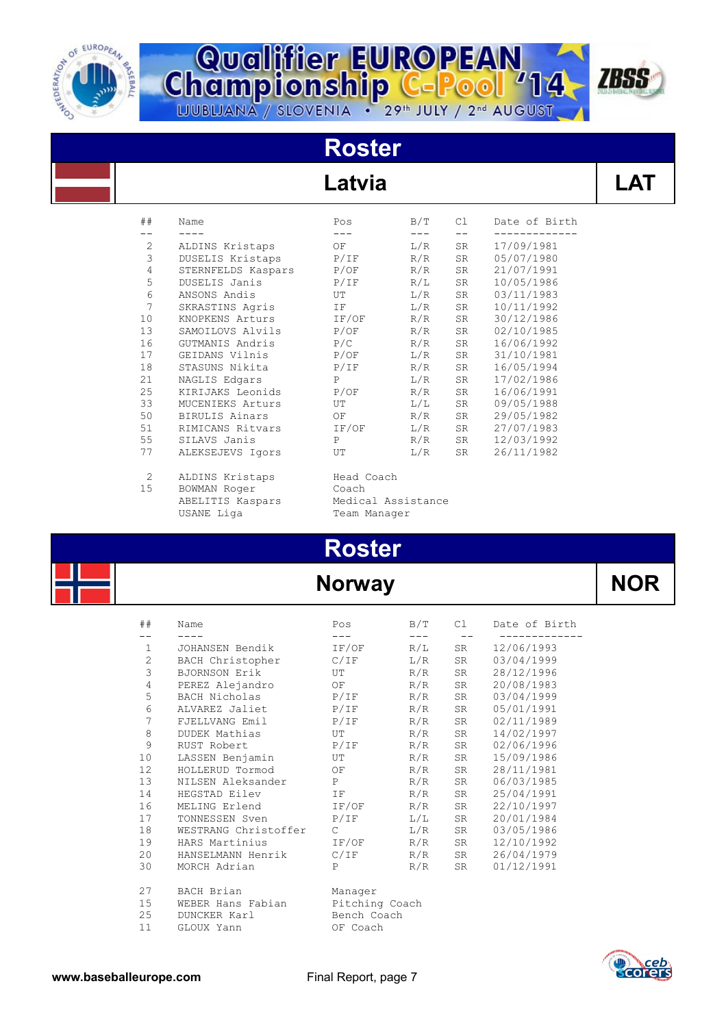# Roster

## Latvia

**LAT**

| ## | Name | Pos | B/T | Cl | Date of Birth |
|---|---|---|---|---|---|
| 2 | ALDINS Kristaps | OF | L/R | SR | 17/09/1981 |
| 3 | DUSELIS Kristaps | P/IF | R/R | SR | 05/07/1980 |
| 4 | STERNFELDS Kaspars | P/OF | R/R | SR | 21/07/1991 |
| 5 | DUSELIS Janis | P/IF | R/L | SR | 10/05/1986 |
| 6 | ANSONS Andis | UT | L/R | SR | 03/11/1983 |
| 7 | SKRASTINS Agris | IF | L/R | SR | 10/11/1992 |
| 10 | KNOPKENS Arturs | IF/OF | R/R | SR | 30/12/1986 |
| 13 | SAMOILOVS Alvils | P/OF | R/R | SR | 02/10/1985 |
| 16 | GUTMANIS Andris | P/C | R/R | SR | 16/06/1992 |
| 17 | GEIDANS Vilnis | P/OF | L/R | SR | 31/10/1981 |
| 18 | STASUNS Nikita | P/IF | R/R | SR | 16/05/1994 |
| 21 | NAGLIS Edgars | P | L/R | SR | 17/02/1986 |
| 25 | KIRIJAKS Leonids | P/OF | R/R | SR | 16/06/1991 |
| 33 | MUCENIEKS Arturs | UT | L/L | SR | 09/05/1988 |
| 50 | BIRULIS Ainars | OF | R/R | SR | 29/05/1982 |
| 51 | RIMICANS Ritvars | IF/OF | L/R | SR | 27/07/1983 |
| 55 | SILAVS Janis | P | R/R | SR | 12/03/1992 |
| 77 | ALEKSEJEVS Igors | UT | L/R | SR | 26/11/1982 |

| ## | Name | Role |
|---|---|---|
| 2 | ALDINS Kristaps | Head Coach |
| 15 | BOWMAN Roger | Coach |
| | ABELITIS Kaspars | Medical Assistance |
| | USANE Liga | Team Manager |

# Roster

## Norway

**NOR**

| ## | Name | Pos | B/T | Cl | Date of Birth |
|---|---|---|---|---|---|
| 1 | JOHANSEN Bendik | IF/OF | R/L | SR | 12/06/1993 |
| 2 | BACH Christopher | C/IF | L/R | SR | 03/04/1999 |
| 3 | BJORNSON Erik | UT | R/R | SR | 28/12/1996 |
| 4 | PEREZ Alejandro | OF | R/R | SR | 20/08/1983 |
| 5 | BACH Nicholas | P/IF | R/R | SR | 03/04/1999 |
| 6 | ALVAREZ Jaliet | P/IF | R/R | SR | 05/01/1991 |
| 7 | FJELLVANG Emil | P/IF | R/R | SR | 02/11/1989 |
| 8 | DUDEK Mathias | UT | R/R | SR | 14/02/1997 |
| 9 | RUST Robert | P/IF | R/R | SR | 02/06/1996 |
| 10 | LASSEN Benjamin | UT | R/R | SR | 15/09/1986 |
| 12 | HOLLERUD Tormod | OF | R/R | SR | 28/11/1981 |
| 13 | NILSEN Aleksander | P | R/R | SR | 06/03/1985 |
| 14 | HEGSTAD Eilev | IF | R/R | SR | 25/04/1991 |
| 16 | MELING Erlend | IF/OF | R/R | SR | 22/10/1997 |
| 17 | TONNESSEN Sven | P/IF | L/L | SR | 20/01/1984 |
| 18 | WESTRANG Christoffer | C | L/R | SR | 03/05/1986 |
| 19 | HARS Martinius | IF/OF | R/R | SR | 12/10/1992 |
| 20 | HANSELMANN Henrik | C/IF | R/R | SR | 26/04/1979 |
| 30 | MORCH Adrian | P | R/R | SR | 01/12/1991 |

| ## | Name | Role |
|---|---|---|
| 27 | BACH Brian | Manager |
| 15 | WEBER Hans Fabian | Pitching Coach |
| 25 | DUNCKER Karl | Bench Coach |
| 11 | GLOUX Yann | OF Coach |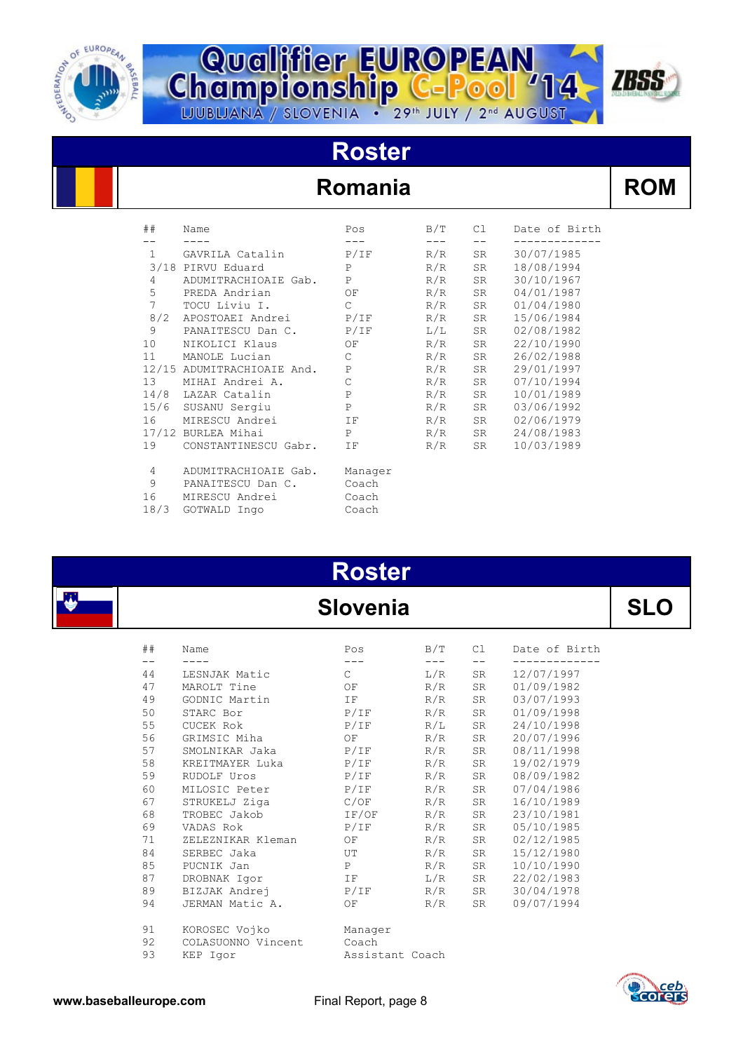# Qualifier EUROPEAN Championship C-Pool '14

LJUBLJANA / SLOVENIA • 29th JULY / 2nd AUGUST

## Roster

### Romania — ROM

| ## | Name | Pos | B/T | Cl | Date of Birth |
|---|---|---|---|---|---|
| 1 | GAVRILA Catalin | P/IF | R/R | SR | 30/07/1985 |
| 3/18 | PIRVU Eduard | P | R/R | SR | 18/08/1994 |
| 4 | ADUMITRACHIOAIE Gab. | P | R/R | SR | 30/10/1967 |
| 5 | PREDA Andrian | OF | R/R | SR | 04/01/1987 |
| 7 | TOCU Liviu I. | C | R/R | SR | 01/04/1980 |
| 8/2 | APOSTOAEI Andrei | P/IF | R/R | SR | 15/06/1984 |
| 9 | PANAITESCU Dan C. | P/IF | L/L | SR | 02/08/1982 |
| 10 | NIKOLICI Klaus | OF | R/R | SR | 22/10/1990 |
| 11 | MANOLE Lucian | C | R/R | SR | 26/02/1988 |
| 12/15 | ADUMITRACHIOAIE And. | P | R/R | SR | 29/01/1997 |
| 13 | MIHAI Andrei A. | C | R/R | SR | 07/10/1994 |
| 14/8 | LAZAR Catalin | P | R/R | SR | 10/01/1989 |
| 15/6 | SUSANU Sergiu | P | R/R | SR | 03/06/1992 |
| 16 | MIRESCU Andrei | IF | R/R | SR | 02/06/1979 |
| 17/12 | BURLEA Mihai | P | R/R | SR | 24/08/1983 |
| 19 | CONSTANTINESCU Gabr. | IF | R/R | SR | 10/03/1989 |

| ## | Name | Role |
|---|---|---|
| 4 | ADUMITRACHIOAIE Gab. | Manager |
| 9 | PANAITESCU Dan C. | Coach |
| 16 | MIRESCU Andrei | Coach |
| 18/3 | GOTWALD Ingo | Coach |

## Roster

### Slovenia — SLO

| ## | Name | Pos | B/T | Cl | Date of Birth |
|---|---|---|---|---|---|
| 44 | LESNJAK Matic | C | L/R | SR | 12/07/1997 |
| 47 | MAROLT Tine | OF | R/R | SR | 01/09/1982 |
| 49 | GODNIC Martin | IF | R/R | SR | 03/07/1993 |
| 50 | STARC Bor | P/IF | R/R | SR | 01/09/1998 |
| 55 | CUCEK Rok | P/IF | R/L | SR | 24/10/1998 |
| 56 | GRIMSIC Miha | OF | R/R | SR | 20/07/1996 |
| 57 | SMOLNIKAR Jaka | P/IF | R/R | SR | 08/11/1998 |
| 58 | KREITMAYER Luka | P/IF | R/R | SR | 19/02/1979 |
| 59 | RUDOLF Uros | P/IF | R/R | SR | 08/09/1982 |
| 60 | MILOSIC Peter | P/IF | R/R | SR | 07/04/1986 |
| 67 | STRUKELJ Ziga | C/OF | R/R | SR | 16/10/1989 |
| 68 | TROBEC Jakob | IF/OF | R/R | SR | 23/10/1981 |
| 69 | VADAS Rok | P/IF | R/R | SR | 05/10/1985 |
| 71 | ZELEZNIKAR Kleman | OF | R/R | SR | 02/12/1985 |
| 84 | SERBEC Jaka | UT | R/R | SR | 15/12/1980 |
| 85 | PUCNIK Jan | P | R/R | SR | 10/10/1990 |
| 87 | DROBNAK Igor | IF | L/R | SR | 22/02/1983 |
| 89 | BIZJAK Andrej | P/IF | R/R | SR | 30/04/1978 |
| 94 | JERMAN Matic A. | OF | R/R | SR | 09/07/1994 |

| ## | Name | Role |
|---|---|---|
| 91 | KOROSEC Vojko | Manager |
| 92 | COLASUONNO Vincent | Coach |
| 93 | KEP Igor | Assistant Coach |

www.baseballeurope.com — Final Report, page 8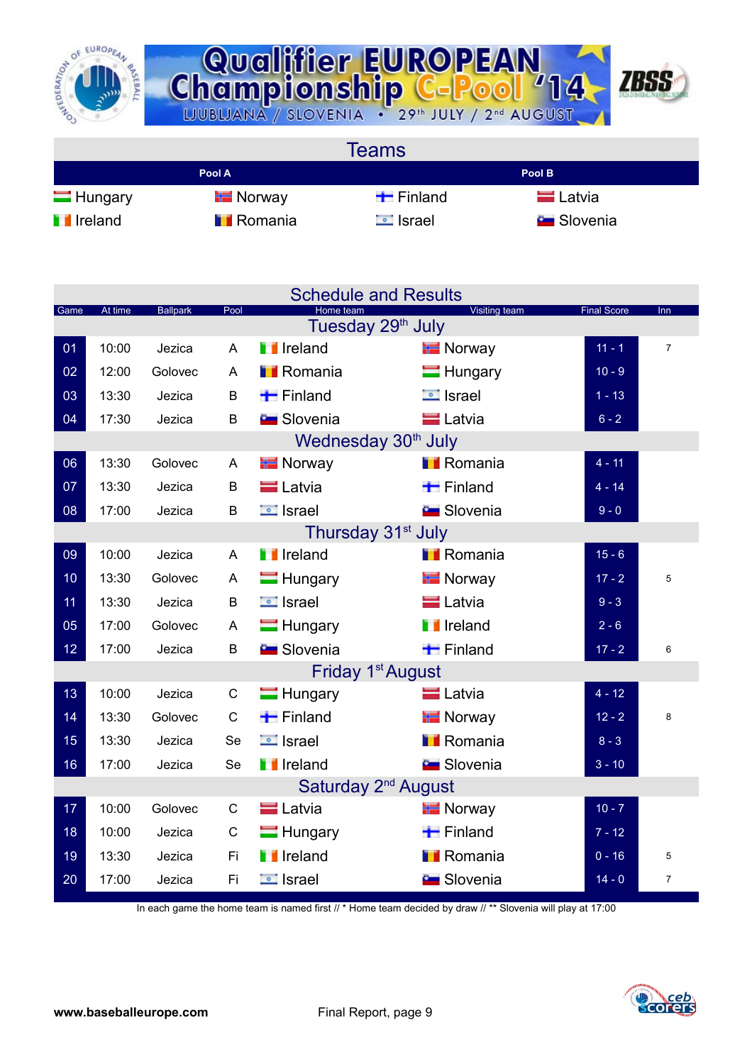# Qualifier EUROPEAN Championship C-Pool '14

LJUBLJANA / SLOVENIA • 29th JULY / 2nd AUGUST

## Teams

| Pool A | | Pool B | |
|---|---|---|---|
| Hungary | Norway | Finland | Latvia |
| Ireland | Romania | Israel | Slovenia |

## Schedule and Results

| Game | At time | Ballpark | Pool | Home team | Visiting team | Final Score | Inn |
|---|---|---|---|---|---|---|---|
| **Tuesday 29th July** | | | | | | | |
| 01 | 10:00 | Jezica | A | Ireland | Norway | 11 - 1 | 7 |
| 02 | 12:00 | Golovec | A | Romania | Hungary | 10 - 9 | |
| 03 | 13:30 | Jezica | B | Finland | Israel | 1 - 13 | |
| 04 | 17:30 | Jezica | B | Slovenia | Latvia | 6 - 2 | |
| **Wednesday 30th July** | | | | | | | |
| 06 | 13:30 | Golovec | A | Norway | Romania | 4 - 11 | |
| 07 | 13:30 | Jezica | B | Latvia | Finland | 4 - 14 | |
| 08 | 17:00 | Jezica | B | Israel | Slovenia | 9 - 0 | |
| **Thursday 31st July** | | | | | | | |
| 09 | 10:00 | Jezica | A | Ireland | Romania | 15 - 6 | |
| 10 | 13:30 | Golovec | A | Hungary | Norway | 17 - 2 | 5 |
| 11 | 13:30 | Jezica | B | Israel | Latvia | 9 - 3 | |
| 05 | 17:00 | Golovec | A | Hungary | Ireland | 2 - 6 | |
| 12 | 17:00 | Jezica | B | Slovenia | Finland | 17 - 2 | 6 |
| **Friday 1st August** | | | | | | | |
| 13 | 10:00 | Jezica | C | Hungary | Latvia | 4 - 12 | |
| 14 | 13:30 | Golovec | C | Finland | Norway | 12 - 2 | 8 |
| 15 | 13:30 | Jezica | Se | Israel | Romania | 8 - 3 | |
| 16 | 17:00 | Jezica | Se | Ireland | Slovenia | 3 - 10 | |
| **Saturday 2nd August** | | | | | | | |
| 17 | 10:00 | Golovec | C | Latvia | Norway | 10 - 7 | |
| 18 | 10:00 | Jezica | C | Hungary | Finland | 7 - 12 | |
| 19 | 13:30 | Jezica | Fi | Ireland | Romania | 0 - 16 | 5 |
| 20 | 17:00 | Jezica | Fi | Israel | Slovenia | 14 - 0 | 7 |

In each game the home team is named first // * Home team decided by draw // ** Slovenia will play at 17:00

www.baseballeurope.com

Final Report, page 9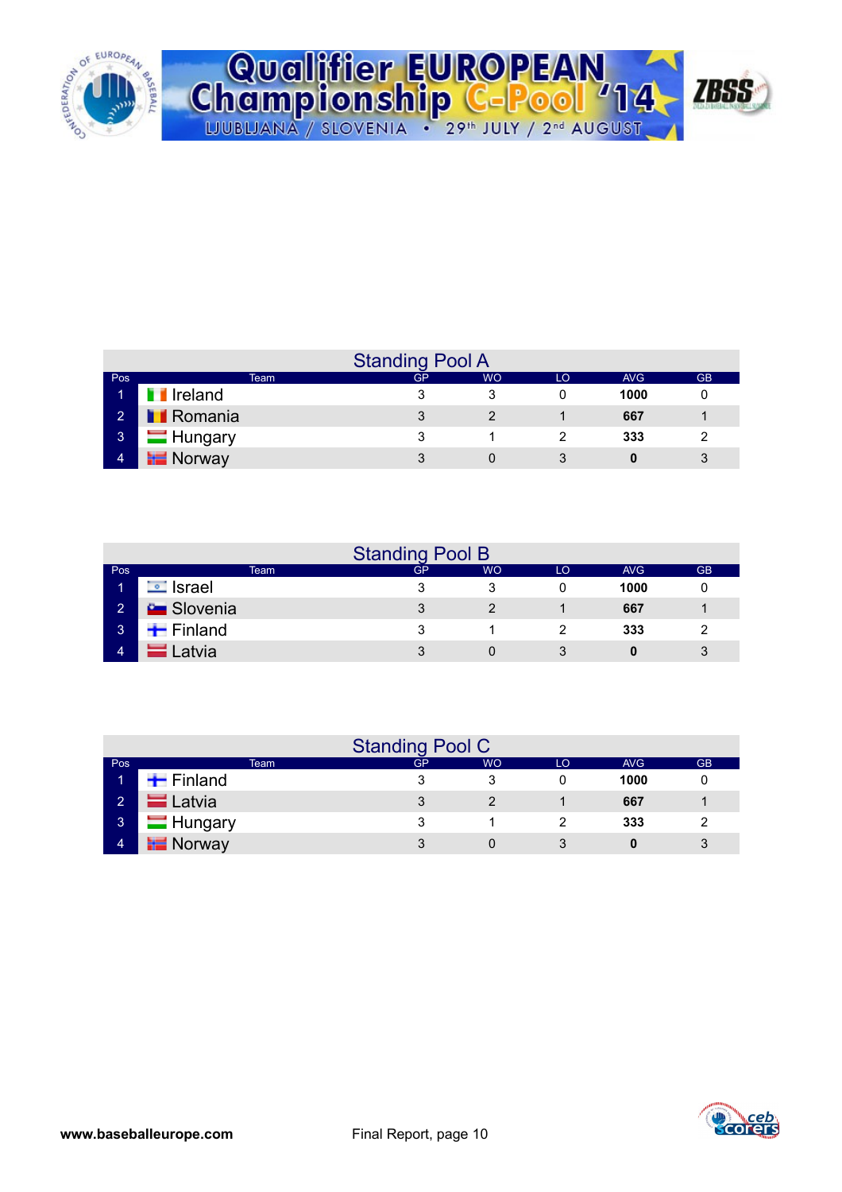## Standing Pool A

| Pos | Team | GP | WO | LO | AVG | GB |
|---|---|---|---|---|---|---|
| 1 | Ireland | 3 | 3 | 0 | **1000** | 0 |
| 2 | Romania | 3 | 2 | 1 | **667** | 1 |
| 3 | Hungary | 3 | 1 | 2 | **333** | 2 |
| 4 | Norway | 3 | 0 | 3 | **0** | 3 |

## Standing Pool B

| Pos | Team | GP | WO | LO | AVG | GB |
|---|---|---|---|---|---|---|
| 1 | Israel | 3 | 3 | 0 | **1000** | 0 |
| 2 | Slovenia | 3 | 2 | 1 | **667** | 1 |
| 3 | Finland | 3 | 1 | 2 | **333** | 2 |
| 4 | Latvia | 3 | 0 | 3 | **0** | 3 |

## Standing Pool C

| Pos | Team | GP | WO | LO | AVG | GB |
|---|---|---|---|---|---|---|
| 1 | Finland | 3 | 3 | 0 | **1000** | 0 |
| 2 | Latvia | 3 | 2 | 1 | **667** | 1 |
| 3 | Hungary | 3 | 1 | 2 | **333** | 2 |
| 4 | Norway | 3 | 0 | 3 | **0** | 3 |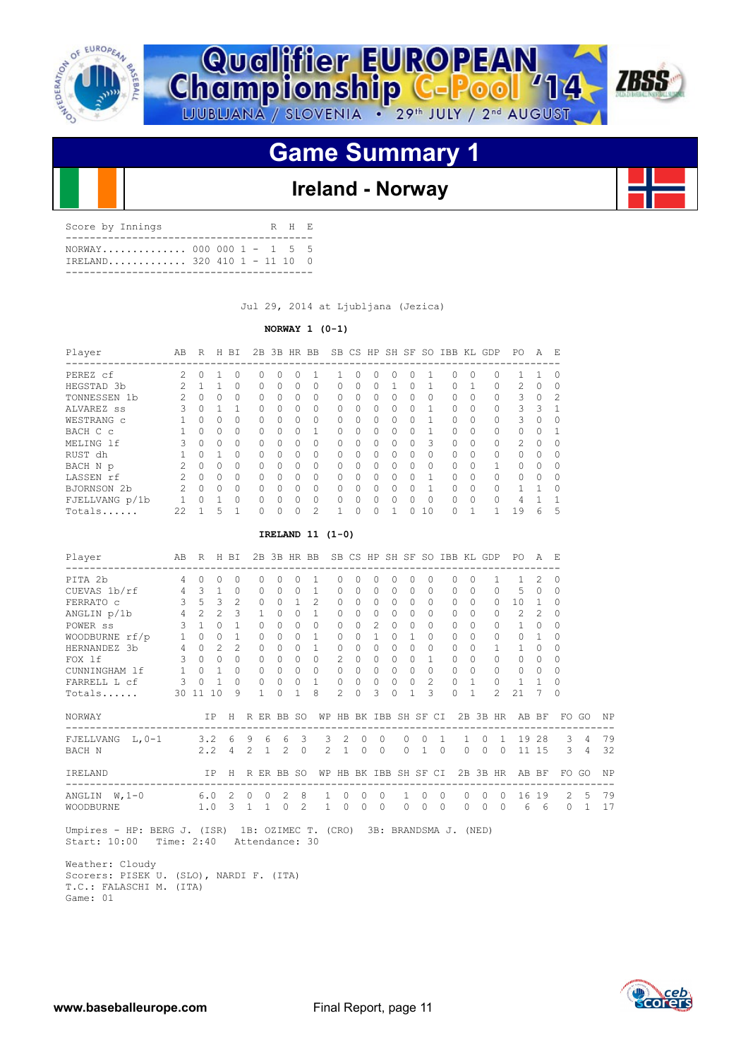# Qualifier EUROPEAN Championship C-Pool '14

LJUBLJANA / SLOVENIA • 29th JULY / 2nd AUGUST

## Game Summary 1

### Ireland - Norway

| Score by Innings | | R | H | E |
|---|---|---|---|---|
| NORWAY | 000 000 1 | 1 | 5 | 5 |
| IRELAND | 320 410 1 | 11 | 10 | 0 |

Jul 29, 2014 at Ljubljana (Jezica)

**NORWAY 1 (0-1)**

| Player | AB | R | H | BI | 2B | 3B | HR | BB | SB | CS | HP | SH | SF | SO | IBB | KL | GDP | PO | A | E |
|---|---|---|---|---|---|---|---|---|---|---|---|---|---|---|---|---|---|---|---|---|
| PEREZ cf | 2 | 0 | 1 | 0 | 0 | 0 | 0 | 1 | 1 | 0 | 0 | 0 | 0 | 1 | 0 | 0 | 0 | 1 | 1 | 0 |
| HEGSTAD 3b | 2 | 1 | 1 | 0 | 0 | 0 | 0 | 0 | 0 | 0 | 0 | 1 | 0 | 1 | 0 | 1 | 0 | 2 | 0 | 0 |
| TONNESSEN 1b | 2 | 0 | 0 | 0 | 0 | 0 | 0 | 0 | 0 | 0 | 0 | 0 | 0 | 0 | 0 | 0 | 0 | 3 | 0 | 2 |
| ALVAREZ ss | 3 | 0 | 1 | 1 | 0 | 0 | 0 | 0 | 0 | 0 | 0 | 0 | 0 | 1 | 0 | 0 | 0 | 3 | 3 | 1 |
| WESTRANG c | 1 | 0 | 0 | 0 | 0 | 0 | 0 | 0 | 0 | 0 | 0 | 0 | 0 | 1 | 0 | 0 | 0 | 3 | 0 | 0 |
| BACH C c | 1 | 0 | 0 | 0 | 0 | 0 | 0 | 1 | 0 | 0 | 0 | 0 | 0 | 1 | 0 | 0 | 0 | 0 | 0 | 1 |
| MELING lf | 3 | 0 | 0 | 0 | 0 | 0 | 0 | 0 | 0 | 0 | 0 | 0 | 0 | 3 | 0 | 0 | 0 | 2 | 0 | 0 |
| RUST dh | 1 | 0 | 1 | 0 | 0 | 0 | 0 | 0 | 0 | 0 | 0 | 0 | 0 | 0 | 0 | 0 | 0 | 0 | 0 | 0 |
| BACH N p | 2 | 0 | 0 | 0 | 0 | 0 | 0 | 0 | 0 | 0 | 0 | 0 | 0 | 0 | 0 | 0 | 1 | 0 | 0 | 0 |
| LASSEN rf | 2 | 0 | 0 | 0 | 0 | 0 | 0 | 0 | 0 | 0 | 0 | 0 | 0 | 1 | 0 | 0 | 0 | 0 | 0 | 0 |
| BJORNSON 2b | 2 | 0 | 0 | 0 | 0 | 0 | 0 | 0 | 0 | 0 | 0 | 0 | 0 | 1 | 0 | 0 | 0 | 1 | 1 | 0 |
| FJELLVANG p/1b | 1 | 0 | 1 | 0 | 0 | 0 | 0 | 0 | 0 | 0 | 0 | 0 | 0 | 0 | 0 | 0 | 0 | 4 | 1 | 1 |
| Totals...... | 22 | 1 | 5 | 1 | 0 | 0 | 0 | 2 | 1 | 0 | 0 | 1 | 0 | 10 | 0 | 1 | 1 | 19 | 6 | 5 |

**IRELAND 11 (1-0)**

| Player | AB | R | H | BI | 2B | 3B | HR | BB | SB | CS | HP | SH | SF | SO | IBB | KL | GDP | PO | A | E |
|---|---|---|---|---|---|---|---|---|---|---|---|---|---|---|---|---|---|---|---|---|
| PITA 2b | 4 | 0 | 0 | 0 | 0 | 0 | 0 | 1 | 0 | 0 | 0 | 0 | 0 | 0 | 0 | 0 | 1 | 1 | 2 | 0 |
| CUEVAS 1b/rf | 4 | 3 | 1 | 0 | 0 | 0 | 0 | 1 | 0 | 0 | 0 | 0 | 0 | 0 | 0 | 0 | 0 | 5 | 0 | 0 |
| FERRATO c | 3 | 5 | 3 | 2 | 0 | 0 | 1 | 2 | 0 | 0 | 0 | 0 | 0 | 0 | 0 | 0 | 0 | 10 | 1 | 0 |
| ANGLIN p/1b | 4 | 2 | 2 | 3 | 1 | 0 | 0 | 1 | 0 | 0 | 0 | 0 | 0 | 0 | 0 | 0 | 0 | 2 | 2 | 0 |
| POWER ss | 3 | 1 | 0 | 1 | 0 | 0 | 0 | 0 | 0 | 0 | 2 | 0 | 0 | 0 | 0 | 0 | 0 | 1 | 0 | 0 |
| WOODBURNE rf/p | 1 | 0 | 0 | 1 | 0 | 0 | 0 | 1 | 0 | 0 | 1 | 0 | 1 | 0 | 0 | 0 | 0 | 0 | 1 | 0 |
| HERNANDEZ 3b | 4 | 0 | 2 | 2 | 0 | 0 | 0 | 1 | 0 | 0 | 0 | 0 | 0 | 0 | 0 | 0 | 1 | 1 | 0 | 0 |
| FOX lf | 3 | 0 | 0 | 0 | 0 | 0 | 0 | 0 | 2 | 0 | 0 | 0 | 0 | 1 | 0 | 0 | 0 | 0 | 0 | 0 |
| CUNNINGHAM lf | 1 | 0 | 1 | 0 | 0 | 0 | 0 | 0 | 0 | 0 | 0 | 0 | 0 | 0 | 0 | 0 | 0 | 0 | 0 | 0 |
| FARRELL L cf | 3 | 0 | 1 | 0 | 0 | 0 | 0 | 1 | 0 | 0 | 0 | 0 | 0 | 2 | 0 | 1 | 0 | 1 | 1 | 0 |
| Totals...... | 30 | 11 | 10 | 9 | 1 | 0 | 1 | 8 | 2 | 0 | 3 | 0 | 1 | 3 | 0 | 1 | 2 | 21 | 7 | 0 |

| NORWAY | IP | H | R | ER | BB | SO | WP | HB | BK | IBB | SH | SF | CI | 2B | 3B | HR | AB | BF | FO | GO | NP |
|---|---|---|---|---|---|---|---|---|---|---|---|---|---|---|---|---|---|---|---|---|---|
| FJELLVANG L,0-1 | 3.2 | 6 | 9 | 6 | 6 | 3 | 3 | 2 | 0 | 0 | 0 | 0 | 1 | 1 | 0 | 1 | 19 | 28 | 3 | 4 | 79 |
| BACH N | 2.2 | 4 | 2 | 1 | 2 | 0 | 2 | 1 | 0 | 0 | 0 | 1 | 0 | 0 | 0 | 0 | 11 | 15 | 3 | 4 | 32 |

| IRELAND | IP | H | R | ER | BB | SO | WP | HB | BK | IBB | SH | SF | CI | 2B | 3B | HR | AB | BF | FO | GO | NP |
|---|---|---|---|---|---|---|---|---|---|---|---|---|---|---|---|---|---|---|---|---|---|
| ANGLIN W,1-0 | 6.0 | 2 | 0 | 0 | 2 | 8 | 1 | 0 | 0 | 0 | 1 | 0 | 0 | 0 | 0 | 0 | 16 | 19 | 2 | 5 | 79 |
| WOODBURNE | 1.0 | 3 | 1 | 1 | 0 | 2 | 1 | 0 | 0 | 0 | 0 | 0 | 0 | 0 | 0 | 0 | 6 | 6 | 0 | 1 | 17 |

Umpires - HP: BERG J. (ISR) 1B: OZIMEC T. (CRO) 3B: BRANDSMA J. (NED)
Start: 10:00 Time: 2:40 Attendance: 30

Weather: Cloudy
Scorers: PISEK U. (SLO), NARDI F. (ITA)
T.C.: FALASCHI M. (ITA)
Game: 01

www.baseballeurope.com

Final Report, page 11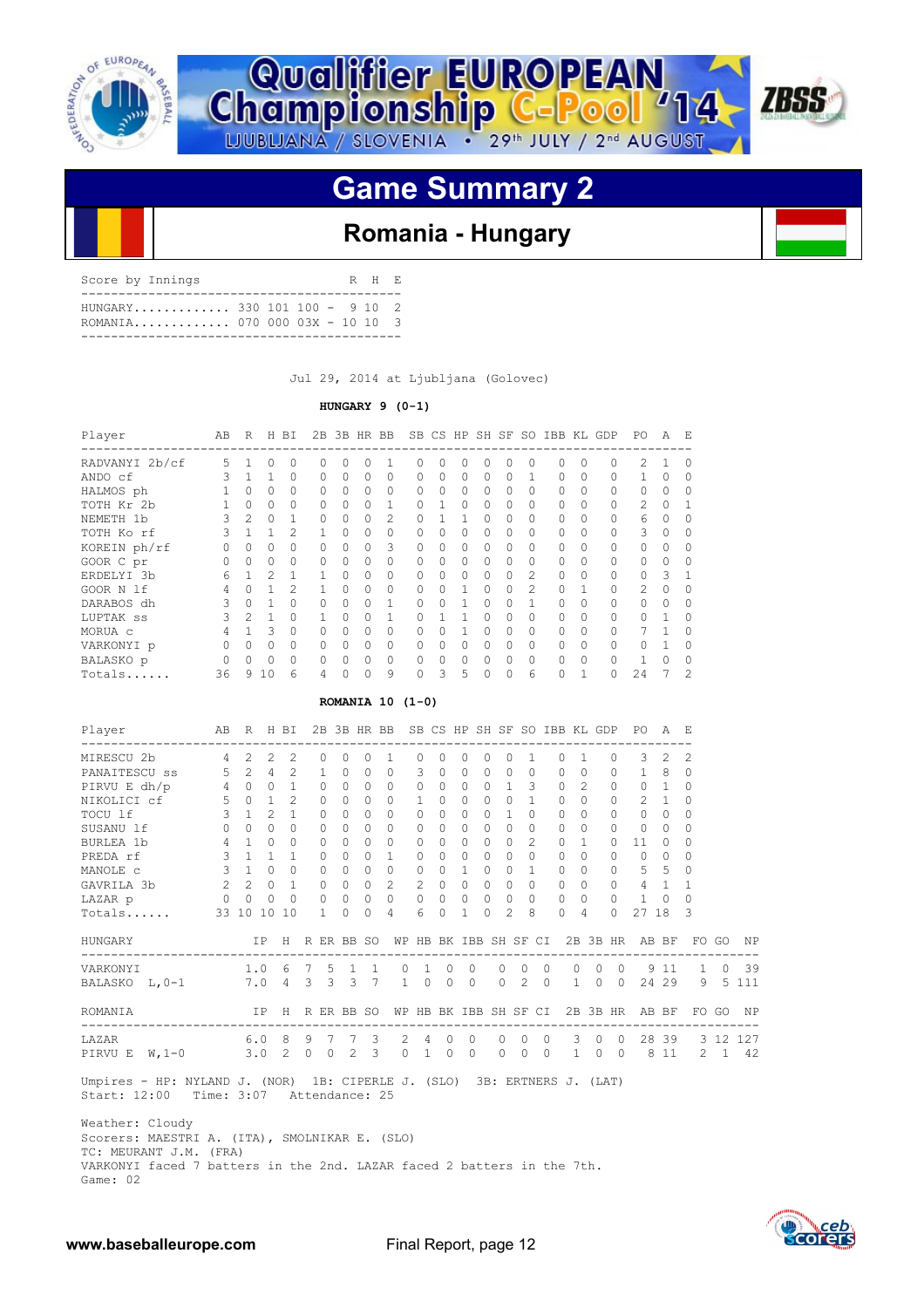# Qualifier EUROPEAN Championship C-Pool '14

LJUBLJANA / SLOVENIA • 29th JULY / 2nd AUGUST

## Game Summary 2

### Romania - Hungary

| Score by Innings | | R | H | E |
|---|---|---|---|---|
| HUNGARY | 330 101 100 - | 9 | 10 | 2 |
| ROMANIA | 070 000 03X - | 10 | 10 | 3 |

Jul 29, 2014 at Ljubljana (Golovec)

**HUNGARY 9 (0-1)**

| Player | AB | R | H | BI | 2B | 3B | HR | BB | SB | CS | HP | SH | SF | SO | IBB | KL | GDP | PO | A | E |
|---|---|---|---|---|---|---|---|---|---|---|---|---|---|---|---|---|---|---|---|---|
| RADVANYI 2b/cf | 5 | 1 | 0 | 0 | 0 | 0 | 0 | 1 | 0 | 0 | 0 | 0 | 0 | 0 | 0 | 0 | 0 | 2 | 1 | 0 |
| ANDO cf | 3 | 1 | 1 | 0 | 0 | 0 | 0 | 0 | 0 | 0 | 0 | 0 | 0 | 1 | 0 | 0 | 0 | 1 | 0 | 0 |
| HALMOS ph | 1 | 0 | 0 | 0 | 0 | 0 | 0 | 0 | 0 | 0 | 0 | 0 | 0 | 0 | 0 | 0 | 0 | 0 | 0 | 0 |
| TOTH Kr 2b | 1 | 0 | 0 | 0 | 0 | 0 | 0 | 1 | 0 | 1 | 0 | 0 | 0 | 0 | 0 | 0 | 0 | 2 | 0 | 1 |
| NEMETH 1b | 3 | 2 | 0 | 1 | 0 | 0 | 0 | 2 | 0 | 1 | 1 | 0 | 0 | 0 | 0 | 0 | 0 | 6 | 0 | 0 |
| TOTH Ko rf | 3 | 1 | 1 | 2 | 1 | 0 | 0 | 0 | 0 | 0 | 0 | 0 | 0 | 0 | 0 | 0 | 0 | 3 | 0 | 0 |
| KOREIN ph/rf | 0 | 0 | 0 | 0 | 0 | 0 | 0 | 3 | 0 | 0 | 0 | 0 | 0 | 0 | 0 | 0 | 0 | 0 | 0 | 0 |
| GOOR C pr | 0 | 0 | 0 | 0 | 0 | 0 | 0 | 0 | 0 | 0 | 0 | 0 | 0 | 0 | 0 | 0 | 0 | 0 | 0 | 0 |
| ERDELYI 3b | 6 | 1 | 2 | 1 | 1 | 0 | 0 | 0 | 0 | 0 | 0 | 0 | 0 | 2 | 0 | 0 | 0 | 0 | 3 | 1 |
| GOOR N lf | 4 | 0 | 1 | 2 | 1 | 0 | 0 | 0 | 0 | 0 | 1 | 0 | 0 | 2 | 0 | 1 | 0 | 2 | 0 | 0 |
| DARABOS dh | 3 | 0 | 1 | 0 | 0 | 0 | 0 | 1 | 0 | 0 | 1 | 0 | 0 | 1 | 0 | 0 | 0 | 0 | 0 | 0 |
| LUPTAK ss | 3 | 2 | 1 | 0 | 1 | 0 | 0 | 1 | 0 | 1 | 1 | 0 | 0 | 0 | 0 | 0 | 0 | 0 | 1 | 0 |
| MORUA c | 4 | 1 | 3 | 0 | 0 | 0 | 0 | 0 | 0 | 0 | 1 | 0 | 0 | 0 | 0 | 0 | 0 | 7 | 1 | 0 |
| VARKONYI p | 0 | 0 | 0 | 0 | 0 | 0 | 0 | 0 | 0 | 0 | 0 | 0 | 0 | 0 | 0 | 0 | 0 | 0 | 1 | 0 |
| BALASKO p | 0 | 0 | 0 | 0 | 0 | 0 | 0 | 0 | 0 | 0 | 0 | 0 | 0 | 0 | 0 | 0 | 0 | 1 | 0 | 0 |
| Totals...... | 36 | 9 | 10 | 6 | 4 | 0 | 0 | 9 | 0 | 3 | 5 | 0 | 0 | 6 | 0 | 1 | 0 | 24 | 7 | 2 |

**ROMANIA 10 (1-0)**

| Player | AB | R | H | BI | 2B | 3B | HR | BB | SB | CS | HP | SH | SF | SO | IBB | KL | GDP | PO | A | E |
|---|---|---|---|---|---|---|---|---|---|---|---|---|---|---|---|---|---|---|---|---|
| MIRESCU 2b | 4 | 2 | 2 | 2 | 0 | 0 | 0 | 1 | 0 | 0 | 0 | 0 | 0 | 1 | 0 | 1 | 0 | 3 | 2 | 2 |
| PANAITESCU ss | 5 | 2 | 4 | 2 | 1 | 0 | 0 | 0 | 3 | 0 | 0 | 0 | 0 | 0 | 0 | 0 | 0 | 1 | 8 | 0 |
| PIRVU E dh/p | 4 | 0 | 0 | 1 | 0 | 0 | 0 | 0 | 0 | 0 | 0 | 0 | 1 | 3 | 0 | 2 | 0 | 0 | 1 | 0 |
| NIKOLICI cf | 5 | 0 | 1 | 2 | 0 | 0 | 0 | 0 | 1 | 0 | 0 | 0 | 0 | 1 | 0 | 0 | 0 | 2 | 1 | 0 |
| TOCU lf | 3 | 1 | 2 | 1 | 0 | 0 | 0 | 0 | 0 | 0 | 0 | 0 | 1 | 0 | 0 | 0 | 0 | 0 | 0 | 0 |
| SUSANU lf | 0 | 0 | 0 | 0 | 0 | 0 | 0 | 0 | 0 | 0 | 0 | 0 | 0 | 0 | 0 | 0 | 0 | 0 | 0 | 0 |
| BURLEA 1b | 4 | 1 | 0 | 0 | 0 | 0 | 0 | 0 | 0 | 0 | 0 | 0 | 0 | 2 | 0 | 1 | 0 | 11 | 0 | 0 |
| PREDA rf | 3 | 1 | 1 | 1 | 0 | 0 | 0 | 1 | 0 | 0 | 0 | 0 | 0 | 0 | 0 | 0 | 0 | 0 | 0 | 0 |
| MANOLE c | 3 | 1 | 0 | 0 | 0 | 0 | 0 | 0 | 0 | 0 | 1 | 0 | 0 | 1 | 0 | 0 | 0 | 5 | 5 | 0 |
| GAVRILA 3b | 2 | 2 | 0 | 1 | 0 | 0 | 0 | 2 | 2 | 0 | 0 | 0 | 0 | 0 | 0 | 0 | 0 | 4 | 1 | 1 |
| LAZAR p | 0 | 0 | 0 | 0 | 0 | 0 | 0 | 0 | 0 | 0 | 0 | 0 | 0 | 0 | 0 | 0 | 0 | 1 | 0 | 0 |
| Totals...... | 33 | 10 | 10 | 10 | 1 | 0 | 0 | 4 | 6 | 0 | 1 | 0 | 2 | 8 | 0 | 4 | 0 | 27 | 18 | 3 |

| HUNGARY | IP | H | R | ER | BB | SO | WP | HB | BK | IBB | SH | SF | CI | 2B | 3B | HR | AB | BF | FO | GO | NP |
|---|---|---|---|---|---|---|---|---|---|---|---|---|---|---|---|---|---|---|---|---|---|
| VARKONYI | 1.0 | 6 | 7 | 5 | 1 | 1 | 0 | 1 | 0 | 0 | 0 | 0 | 0 | 0 | 0 | 0 | 9 | 11 | 1 | 0 | 39 |
| BALASKO L,0-1 | 7.0 | 4 | 3 | 3 | 3 | 7 | 1 | 0 | 0 | 0 | 0 | 2 | 0 | 1 | 0 | 0 | 24 | 29 | 9 | 5 | 111 |

| ROMANIA | IP | H | R | ER | BB | SO | WP | HB | BK | IBB | SH | SF | CI | 2B | 3B | HR | AB | BF | FO | GO | NP |
|---|---|---|---|---|---|---|---|---|---|---|---|---|---|---|---|---|---|---|---|---|---|
| LAZAR | 6.0 | 8 | 9 | 7 | 7 | 3 | 2 | 4 | 0 | 0 | 0 | 0 | 0 | 3 | 0 | 0 | 28 | 39 | 3 | 12 | 127 |
| PIRVU E W,1-0 | 3.0 | 2 | 0 | 0 | 2 | 3 | 0 | 1 | 0 | 0 | 0 | 0 | 0 | 1 | 0 | 0 | 8 | 11 | 2 | 1 | 42 |

Umpires - HP: NYLAND J. (NOR) 1B: CIPERLE J. (SLO) 3B: ERTNERS J. (LAT)
Start: 12:00 Time: 3:07 Attendance: 25

Weather: Cloudy
Scorers: MAESTRI A. (ITA), SMOLNIKAR E. (SLO)
TC: MEURANT J.M. (FRA)
VARKONYI faced 7 batters in the 2nd. LAZAR faced 2 batters in the 7th.
Game: 02

www.baseballeurope.com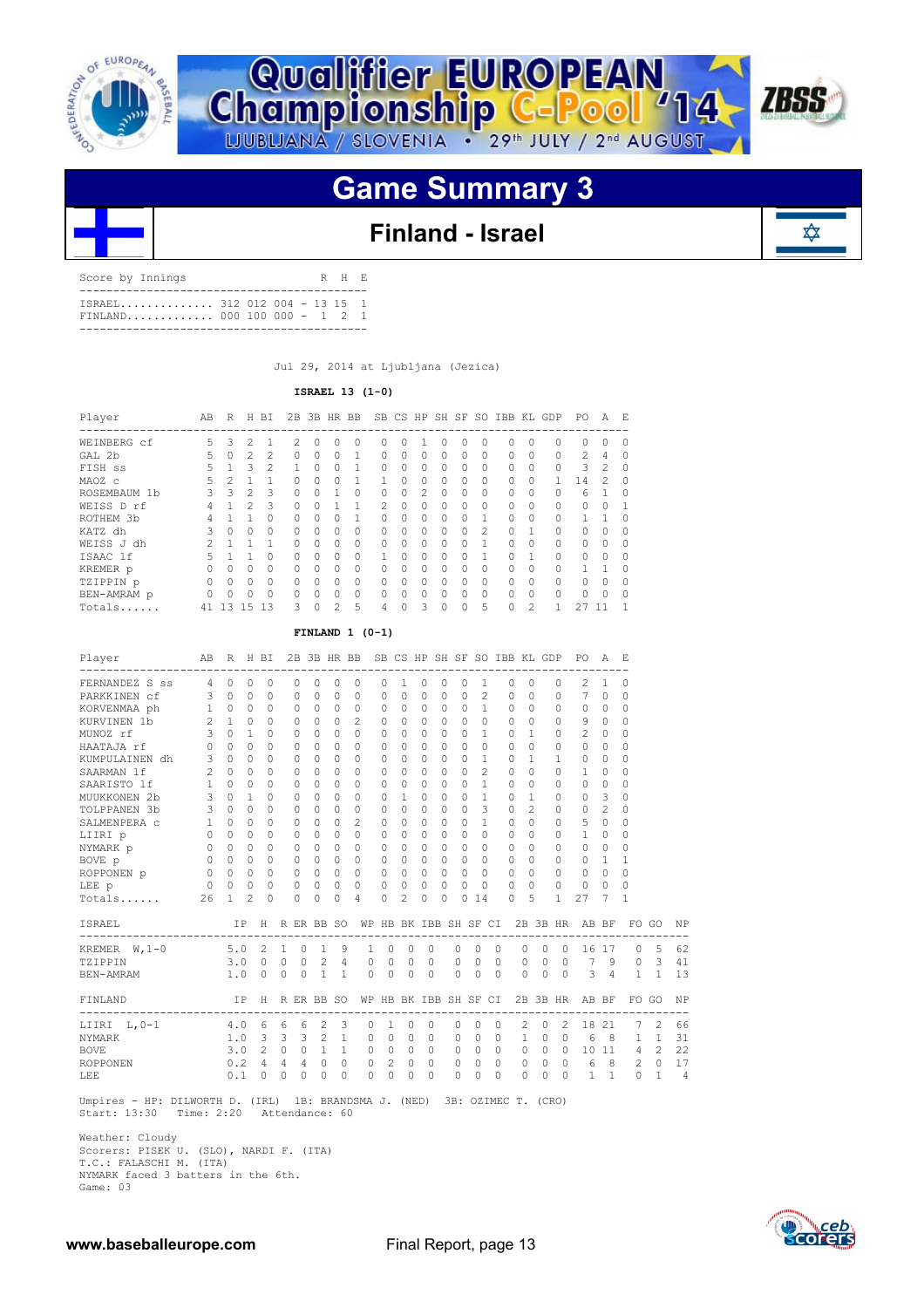# Qualifier EUROPEAN Championship C-Pool '14

LJUBLJANA / SLOVENIA • 29th JULY / 2nd AUGUST

## Game Summary 3

### Finland - Israel

| Score by Innings | | R | H | E |
|---|---|---|---|---|
| ISRAEL | 312 012 004 | 13 | 15 | 1 |
| FINLAND | 000 100 000 | 1 | 2 | 1 |

Jul 29, 2014 at Ljubljana (Jezica)

**ISRAEL 13 (1-0)**

| Player | AB | R | H | BI | 2B | 3B | HR | BB | SB | CS | HP | SH | SF | SO | IBB | KL | GDP | PO | A | E |
|---|---|---|---|---|---|---|---|---|---|---|---|---|---|---|---|---|---|---|---|---|
| WEINBERG cf | 5 | 3 | 2 | 1 | 2 | 0 | 0 | 0 | 0 | 0 | 1 | 0 | 0 | 0 | 0 | 0 | 0 | 0 | 0 | 0 |
| GAL 2b | 5 | 0 | 2 | 2 | 0 | 0 | 0 | 1 | 0 | 0 | 0 | 0 | 0 | 0 | 0 | 0 | 0 | 2 | 4 | 0 |
| FISH ss | 5 | 1 | 3 | 2 | 1 | 0 | 0 | 1 | 0 | 0 | 0 | 0 | 0 | 0 | 0 | 0 | 0 | 3 | 2 | 0 |
| MAOZ c | 5 | 2 | 1 | 1 | 0 | 0 | 0 | 1 | 1 | 0 | 0 | 0 | 0 | 0 | 0 | 0 | 1 | 14 | 2 | 0 |
| ROSEMBAUM 1b | 3 | 3 | 2 | 3 | 0 | 0 | 1 | 0 | 0 | 0 | 2 | 0 | 0 | 0 | 0 | 0 | 0 | 6 | 1 | 0 |
| WEISS D rf | 4 | 1 | 2 | 3 | 0 | 0 | 1 | 1 | 2 | 0 | 0 | 0 | 0 | 0 | 0 | 0 | 0 | 0 | 0 | 1 |
| ROTHEM 3b | 4 | 1 | 1 | 0 | 0 | 0 | 0 | 1 | 0 | 0 | 0 | 0 | 0 | 1 | 0 | 0 | 0 | 1 | 1 | 0 |
| KATZ dh | 3 | 0 | 0 | 0 | 0 | 0 | 0 | 0 | 0 | 0 | 0 | 0 | 0 | 2 | 0 | 1 | 0 | 0 | 0 | 0 |
| WEISS J dh | 2 | 1 | 1 | 1 | 0 | 0 | 0 | 0 | 0 | 0 | 0 | 0 | 0 | 1 | 0 | 0 | 0 | 0 | 0 | 0 |
| ISAAC lf | 5 | 1 | 1 | 0 | 0 | 0 | 0 | 0 | 1 | 0 | 0 | 0 | 0 | 1 | 0 | 1 | 0 | 0 | 0 | 0 |
| KREMER p | 0 | 0 | 0 | 0 | 0 | 0 | 0 | 0 | 0 | 0 | 0 | 0 | 0 | 0 | 0 | 0 | 0 | 1 | 1 | 0 |
| TZIPPIN p | 0 | 0 | 0 | 0 | 0 | 0 | 0 | 0 | 0 | 0 | 0 | 0 | 0 | 0 | 0 | 0 | 0 | 0 | 0 | 0 |
| BEN-AMRAM p | 0 | 0 | 0 | 0 | 0 | 0 | 0 | 0 | 0 | 0 | 0 | 0 | 0 | 0 | 0 | 0 | 0 | 0 | 0 | 0 |
| Totals...... | 41 | 13 | 15 | 13 | 3 | 0 | 2 | 5 | 4 | 0 | 3 | 0 | 0 | 5 | 0 | 2 | 1 | 27 | 11 | 1 |

**FINLAND 1 (0-1)**

| Player | AB | R | H | BI | 2B | 3B | HR | BB | SB | CS | HP | SH | SF | SO | IBB | KL | GDP | PO | A | E |
|---|---|---|---|---|---|---|---|---|---|---|---|---|---|---|---|---|---|---|---|---|
| FERNANDEZ S ss | 4 | 0 | 0 | 0 | 0 | 0 | 0 | 0 | 0 | 1 | 0 | 0 | 0 | 1 | 0 | 0 | 0 | 2 | 1 | 0 |
| PARKKINEN cf | 3 | 0 | 0 | 0 | 0 | 0 | 0 | 0 | 0 | 0 | 0 | 0 | 0 | 2 | 0 | 0 | 0 | 7 | 0 | 0 |
| KORVENMAA ph | 1 | 0 | 0 | 0 | 0 | 0 | 0 | 0 | 0 | 0 | 0 | 0 | 0 | 1 | 0 | 0 | 0 | 0 | 0 | 0 |
| KURVINEN 1b | 2 | 1 | 0 | 0 | 0 | 0 | 0 | 2 | 0 | 0 | 0 | 0 | 0 | 0 | 0 | 0 | 0 | 9 | 0 | 0 |
| MUNOZ rf | 3 | 0 | 1 | 0 | 0 | 0 | 0 | 0 | 0 | 0 | 0 | 0 | 0 | 1 | 0 | 1 | 0 | 2 | 0 | 0 |
| HAATAJA rf | 0 | 0 | 0 | 0 | 0 | 0 | 0 | 0 | 0 | 0 | 0 | 0 | 0 | 0 | 0 | 0 | 0 | 0 | 0 | 0 |
| KUMPULAINEN dh | 3 | 0 | 0 | 0 | 0 | 0 | 0 | 0 | 0 | 0 | 0 | 0 | 0 | 1 | 0 | 1 | 1 | 0 | 0 | 0 |
| SAARMAN lf | 2 | 0 | 0 | 0 | 0 | 0 | 0 | 0 | 0 | 0 | 0 | 0 | 0 | 2 | 0 | 0 | 0 | 1 | 0 | 0 |
| SAARISTO lf | 1 | 0 | 0 | 0 | 0 | 0 | 0 | 0 | 0 | 0 | 0 | 0 | 0 | 1 | 0 | 0 | 0 | 0 | 0 | 0 |
| MUUKKONEN 2b | 3 | 0 | 1 | 0 | 0 | 0 | 0 | 0 | 0 | 1 | 0 | 0 | 0 | 1 | 0 | 1 | 0 | 0 | 3 | 0 |
| TOLPPANEN 3b | 3 | 0 | 0 | 0 | 0 | 0 | 0 | 0 | 0 | 0 | 0 | 0 | 0 | 3 | 0 | 2 | 0 | 0 | 2 | 0 |
| SALMENPERA c | 1 | 0 | 0 | 0 | 0 | 0 | 0 | 2 | 0 | 0 | 0 | 0 | 0 | 1 | 0 | 0 | 0 | 5 | 0 | 0 |
| LIIRI p | 0 | 0 | 0 | 0 | 0 | 0 | 0 | 0 | 0 | 0 | 0 | 0 | 0 | 0 | 0 | 0 | 0 | 1 | 0 | 0 |
| NYMARK p | 0 | 0 | 0 | 0 | 0 | 0 | 0 | 0 | 0 | 0 | 0 | 0 | 0 | 0 | 0 | 0 | 0 | 0 | 0 | 0 |
| BOVE p | 0 | 0 | 0 | 0 | 0 | 0 | 0 | 0 | 0 | 0 | 0 | 0 | 0 | 0 | 0 | 0 | 0 | 0 | 1 | 1 |
| ROPPONEN p | 0 | 0 | 0 | 0 | 0 | 0 | 0 | 0 | 0 | 0 | 0 | 0 | 0 | 0 | 0 | 0 | 0 | 0 | 0 | 0 |
| LEE p | 0 | 0 | 0 | 0 | 0 | 0 | 0 | 0 | 0 | 0 | 0 | 0 | 0 | 0 | 0 | 0 | 0 | 0 | 0 | 0 |
| Totals...... | 26 | 1 | 2 | 0 | 0 | 0 | 0 | 4 | 0 | 2 | 0 | 0 | 0 | 14 | 0 | 5 | 1 | 27 | 7 | 1 |

| ISRAEL | IP | H | R | ER | BB | SO | WP | HB | BK | IBB | SH | SF | CI | 2B | 3B | HR | AB | BF | FO | GO | NP |
|---|---|---|---|---|---|---|---|---|---|---|---|---|---|---|---|---|---|---|---|---|---|
| KREMER W,1-0 | 5.0 | 2 | 1 | 0 | 1 | 9 | 1 | 0 | 0 | 0 | 0 | 0 | 0 | 0 | 0 | 0 | 16 | 17 | 0 | 5 | 62 |
| TZIPPIN | 3.0 | 0 | 0 | 0 | 2 | 4 | 0 | 0 | 0 | 0 | 0 | 0 | 0 | 0 | 0 | 0 | 7 | 9 | 0 | 3 | 41 |
| BEN-AMRAM | 1.0 | 0 | 0 | 0 | 1 | 1 | 0 | 0 | 0 | 0 | 0 | 0 | 0 | 0 | 0 | 0 | 3 | 4 | 1 | 1 | 13 |

| FINLAND | IP | H | R | ER | BB | SO | WP | HB | BK | IBB | SH | SF | CI | 2B | 3B | HR | AB | BF | FO | GO | NP |
|---|---|---|---|---|---|---|---|---|---|---|---|---|---|---|---|---|---|---|---|---|---|
| LIIRI L,0-1 | 4.0 | 6 | 6 | 6 | 2 | 3 | 0 | 1 | 0 | 0 | 0 | 0 | 0 | 2 | 0 | 2 | 18 | 21 | 7 | 2 | 66 |
| NYMARK | 1.0 | 3 | 3 | 3 | 2 | 1 | 0 | 0 | 0 | 0 | 0 | 0 | 0 | 1 | 0 | 0 | 6 | 8 | 1 | 1 | 31 |
| BOVE | 3.0 | 2 | 0 | 0 | 1 | 1 | 0 | 0 | 0 | 0 | 0 | 0 | 0 | 0 | 0 | 0 | 10 | 11 | 4 | 2 | 22 |
| ROPPONEN | 0.2 | 4 | 4 | 4 | 0 | 0 | 0 | 2 | 0 | 0 | 0 | 0 | 0 | 0 | 0 | 0 | 6 | 8 | 2 | 0 | 17 |
| LEE | 0.1 | 0 | 0 | 0 | 0 | 0 | 0 | 0 | 0 | 0 | 0 | 0 | 0 | 0 | 0 | 0 | 1 | 1 | 0 | 1 | 4 |

Umpires - HP: DILWORTH D. (IRL) 1B: BRANDSMA J. (NED) 3B: OZIMEC T. (CRO)
Start: 13:30 Time: 2:20 Attendance: 60

Weather: Cloudy
Scorers: PISEK U. (SLO), NARDI F. (ITA)
T.C.: FALASCHI M. (ITA)
NYMARK faced 3 batters in the 6th.
Game: 03

www.baseballeurope.com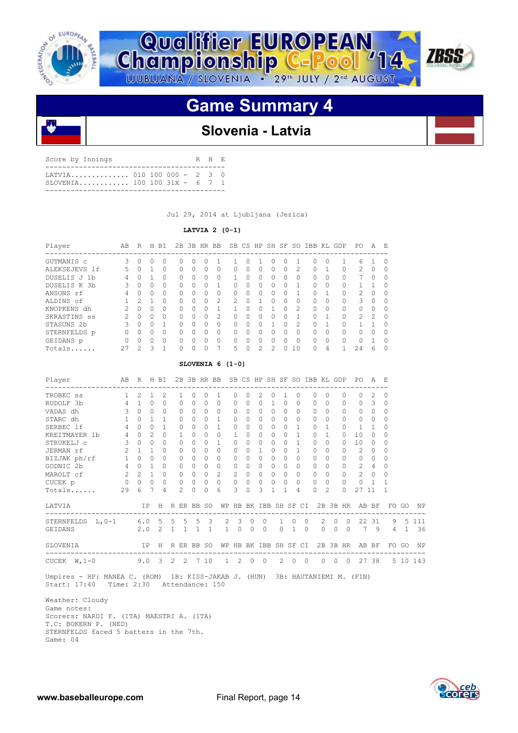# Qualifier EUROPEAN Championship C-Pool '14

LJUBLJANA / SLOVENIA • 29th JULY / 2nd AUGUST

## Game Summary 4

### Slovenia - Latvia

| Score by Innings | | R | H | E |
|---|---|---|---|---|
| LATVIA | 010 100 000 | 2 | 3 | 0 |
| SLOVENIA | 100 100 31X | 6 | 7 | 1 |

Jul 29, 2014 at Ljubljana (Jezica)

**LATVIA 2 (0-1)**

| Player | AB | R | H | BI | 2B | 3B | HR | BB | SB | CS | HP | SH | SF | SO | IBB | KL | GDP | PO | A | E |
|---|---|---|---|---|---|---|---|---|---|---|---|---|---|---|---|---|---|---|---|---|
| GUTMANIS c | 3 | 0 | 0 | 0 | 0 | 0 | 0 | 1 | 1 | 0 | 1 | 0 | 0 | 1 | 0 | 0 | 1 | 6 | 1 | 0 |
| ALEKSEJEVS lf | 5 | 0 | 1 | 0 | 0 | 0 | 0 | 0 | 0 | 0 | 0 | 0 | 0 | 2 | 0 | 1 | 0 | 2 | 0 | 0 |
| DUSELIS J 1b | 4 | 0 | 1 | 0 | 0 | 0 | 0 | 0 | 0 | 0 | 0 | 0 | 0 | 0 | 0 | 0 | 0 | 7 | 0 | 0 |
| DUSELIS K 3b | 3 | 0 | 0 | 0 | 0 | 0 | 0 | 1 | 0 | 0 | 0 | 0 | 0 | 1 | 0 | 0 | 0 | 1 | 1 | 0 |
| ANSONS rf | 4 | 0 | 0 | 0 | 0 | 0 | 0 | 0 | 0 | 0 | 0 | 0 | 0 | 1 | 0 | 1 | 0 | 2 | 0 | 0 |
| ALDINS cf | 1 | 2 | 1 | 0 | 0 | 0 | 0 | 2 | 2 | 0 | 1 | 0 | 0 | 0 | 0 | 0 | 0 | 3 | 0 | 0 |
| KNOPKENS dh | 2 | 0 | 0 | 0 | 0 | 0 | 0 | 1 | 1 | 0 | 0 | 1 | 0 | 2 | 0 | 0 | 0 | 0 | 0 | 0 |
| SKRASTINS ss | 2 | 0 | 0 | 0 | 0 | 0 | 0 | 2 | 0 | 0 | 0 | 0 | 0 | 1 | 0 | 1 | 0 | 2 | 2 | 0 |
| STASUNS 2b | 3 | 0 | 0 | 1 | 0 | 0 | 0 | 0 | 0 | 0 | 0 | 1 | 0 | 2 | 0 | 1 | 0 | 1 | 1 | 0 |
| STERNFELDS p | 0 | 0 | 0 | 0 | 0 | 0 | 0 | 0 | 0 | 0 | 0 | 0 | 0 | 0 | 0 | 0 | 0 | 0 | 0 | 0 |
| GEIDANS p | 0 | 0 | 0 | 0 | 0 | 0 | 0 | 0 | 0 | 0 | 0 | 0 | 0 | 0 | 0 | 0 | 0 | 0 | 1 | 0 |
| Totals...... | 27 | 2 | 3 | 1 | 0 | 0 | 0 | 7 | 5 | 0 | 2 | 2 | 0 | 10 | 0 | 4 | 1 | 24 | 6 | 0 |

**SLOVENIA 6 (1-0)**

| Player | AB | R | H | BI | 2B | 3B | HR | BB | SB | CS | HP | SH | SF | SO | IBB | KL | GDP | PO | A | E |
|---|---|---|---|---|---|---|---|---|---|---|---|---|---|---|---|---|---|---|---|---|
| TROBEC ss | 1 | 2 | 1 | 2 | 1 | 0 | 0 | 1 | 0 | 0 | 2 | 0 | 1 | 0 | 0 | 0 | 0 | 0 | 2 | 0 |
| RUDOLF 3b | 4 | 1 | 0 | 0 | 0 | 0 | 0 | 0 | 0 | 0 | 0 | 1 | 0 | 0 | 0 | 0 | 0 | 0 | 3 | 0 |
| VADAS dh | 3 | 0 | 0 | 0 | 0 | 0 | 0 | 0 | 1 | 0 | 0 | 0 | 0 | 0 | 0 | 0 | 0 | 0 | 0 | 0 |
| STARC dh | 1 | 0 | 1 | 1 | 0 | 0 | 0 | 1 | 0 | 0 | 0 | 0 | 0 | 0 | 0 | 0 | 0 | 0 | 0 | 0 |
| SERBEC lf | 4 | 0 | 0 | 1 | 0 | 0 | 0 | 1 | 0 | 0 | 0 | 0 | 0 | 1 | 0 | 1 | 0 | 1 | 1 | 0 |
| KREITMAYER 1b | 4 | 0 | 2 | 0 | 1 | 0 | 0 | 0 | 1 | 0 | 0 | 0 | 0 | 1 | 0 | 1 | 0 | 10 | 0 | 0 |
| STRUKELJ c | 3 | 0 | 0 | 0 | 0 | 0 | 0 | 1 | 0 | 0 | 0 | 0 | 0 | 1 | 0 | 0 | 0 | 10 | 0 | 0 |
| JERMAN rf | 2 | 1 | 1 | 0 | 0 | 0 | 0 | 0 | 0 | 0 | 1 | 0 | 0 | 1 | 0 | 0 | 0 | 2 | 0 | 0 |
| BIZJAK ph/rf | 1 | 0 | 0 | 0 | 0 | 0 | 0 | 0 | 0 | 0 | 0 | 0 | 0 | 0 | 0 | 0 | 0 | 0 | 0 | 0 |
| GODNIC 2b | 4 | 0 | 1 | 0 | 0 | 0 | 0 | 0 | 0 | 0 | 0 | 0 | 0 | 0 | 0 | 0 | 0 | 2 | 4 | 0 |
| MAROLT cf | 2 | 2 | 1 | 0 | 0 | 0 | 0 | 2 | 2 | 0 | 0 | 0 | 0 | 0 | 0 | 0 | 0 | 2 | 0 | 0 |
| CUCEK p | 0 | 0 | 0 | 0 | 0 | 0 | 0 | 0 | 0 | 0 | 0 | 0 | 0 | 0 | 0 | 0 | 0 | 0 | 1 | 1 |
| Totals...... | 29 | 6 | 7 | 4 | 2 | 0 | 0 | 6 | 3 | 0 | 3 | 1 | 1 | 4 | 0 | 2 | 0 | 27 | 11 | 1 |

| LATVIA | IP | H | R | ER | BB | SO | WP | HB | BK | IBB | SH | SF | CI | 2B | 3B | HR | AB | BF | FO | GO | NP |
|---|---|---|---|---|---|---|---|---|---|---|---|---|---|---|---|---|---|---|---|---|---|
| STERNFELDS L,0-1 | 6.0 | 5 | 5 | 5 | 5 | 3 | 2 | 3 | 0 | 0 | 1 | 0 | 0 | 2 | 0 | 0 | 22 | 31 | 9 | 5 | 111 |
| GEIDANS | 2.0 | 2 | 1 | 1 | 1 | 1 | 1 | 0 | 0 | 0 | 0 | 1 | 0 | 0 | 0 | 0 | 7 | 9 | 4 | 1 | 36 |

| SLOVENIA | IP | H | R | ER | BB | SO | WP | HB | BK | IBB | SH | SF | CI | 2B | 3B | HR | AB | BF | FO | GO | NP |
|---|---|---|---|---|---|---|---|---|---|---|---|---|---|---|---|---|---|---|---|---|---|
| CUCEK W,1-0 | 9.0 | 3 | 2 | 2 | 7 | 10 | 1 | 2 | 0 | 0 | 2 | 0 | 0 | 0 | 0 | 0 | 27 | 38 | 5 | 10 | 143 |

Umpires - HP: MANEA C. (ROM) 1B: KISS-JAKAB J. (HUN) 3B: HAUTANIEMI M. (FIN)
Start: 17:40 Time: 2:30 Attendance: 150

Weather: Cloudy
Game notes:
Scorers: NARDI F. (ITA) MAESTRI A. (ITA)
T.C: BOKERN P. (NED)
STERNFELDS faced 5 batters in the 7th.
Game: 04

www.baseballeurope.com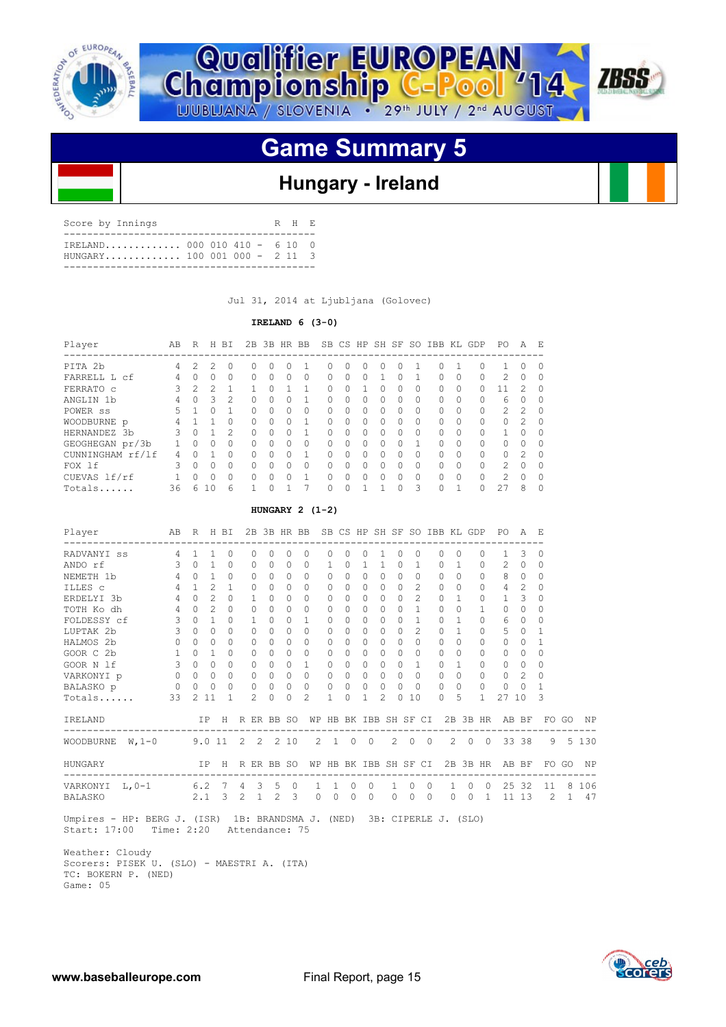# Qualifier EUROPEAN Championship C-Pool '14

LJUBLJANA / SLOVENIA • 29th JULY / 2nd AUGUST

## Game Summary 5

### Hungary - Ireland

| Score by Innings | | R | H | E |
|---|---|---|---|---|
| IRELAND............. | 000 010 410 - | 6 | 10 | 0 |
| HUNGARY............. | 100 001 000 - | 2 | 11 | 3 |

Jul 31, 2014 at Ljubljana (Golovec)

**IRELAND 6 (3-0)**

| Player | AB | R | H | BI | 2B | 3B | HR | BB | SB | CS | HP | SH | SF | SO | IBB | KL | GDP | PO | A | E |
|---|---|---|---|---|---|---|---|---|---|---|---|---|---|---|---|---|---|---|---|---|
| PITA 2b | 4 | 2 | 2 | 0 | 0 | 0 | 0 | 1 | 0 | 0 | 0 | 0 | 0 | 1 | 0 | 1 | 0 | 1 | 0 | 0 |
| FARRELL L cf | 4 | 0 | 0 | 0 | 0 | 0 | 0 | 0 | 0 | 0 | 0 | 1 | 0 | 1 | 0 | 0 | 0 | 2 | 0 | 0 |
| FERRATO c | 3 | 2 | 2 | 1 | 1 | 0 | 1 | 1 | 0 | 0 | 1 | 0 | 0 | 0 | 0 | 0 | 0 | 11 | 2 | 0 |
| ANGLIN 1b | 4 | 0 | 3 | 2 | 0 | 0 | 0 | 1 | 0 | 0 | 0 | 0 | 0 | 0 | 0 | 0 | 0 | 6 | 0 | 0 |
| POWER ss | 5 | 1 | 0 | 1 | 0 | 0 | 0 | 0 | 0 | 0 | 0 | 0 | 0 | 0 | 0 | 0 | 0 | 2 | 2 | 0 |
| WOODBURNE p | 4 | 1 | 1 | 0 | 0 | 0 | 0 | 1 | 0 | 0 | 0 | 0 | 0 | 0 | 0 | 0 | 0 | 0 | 2 | 0 |
| HERNANDEZ 3b | 3 | 0 | 1 | 2 | 0 | 0 | 0 | 1 | 0 | 0 | 0 | 0 | 0 | 0 | 0 | 0 | 0 | 1 | 0 | 0 |
| GEOGHEGAN pr/3b | 1 | 0 | 0 | 0 | 0 | 0 | 0 | 0 | 0 | 0 | 0 | 0 | 0 | 1 | 0 | 0 | 0 | 0 | 0 | 0 |
| CUNNINGHAM rf/lf | 4 | 0 | 1 | 0 | 0 | 0 | 0 | 1 | 0 | 0 | 0 | 0 | 0 | 0 | 0 | 0 | 0 | 0 | 2 | 0 |
| FOX lf | 3 | 0 | 0 | 0 | 0 | 0 | 0 | 0 | 0 | 0 | 0 | 0 | 0 | 0 | 0 | 0 | 0 | 2 | 0 | 0 |
| CUEVAS lf/rf | 1 | 0 | 0 | 0 | 0 | 0 | 0 | 1 | 0 | 0 | 0 | 0 | 0 | 0 | 0 | 0 | 0 | 2 | 0 | 0 |
| Totals...... | 36 | 6 | 10 | 6 | 1 | 0 | 1 | 7 | 0 | 0 | 1 | 1 | 0 | 3 | 0 | 1 | 0 | 27 | 8 | 0 |

**HUNGARY 2 (1-2)**

| Player | AB | R | H | BI | 2B | 3B | HR | BB | SB | CS | HP | SH | SF | SO | IBB | KL | GDP | PO | A | E |
|---|---|---|---|---|---|---|---|---|---|---|---|---|---|---|---|---|---|---|---|---|
| RADVANYI ss | 4 | 1 | 1 | 0 | 0 | 0 | 0 | 0 | 0 | 0 | 0 | 1 | 0 | 0 | 0 | 0 | 0 | 1 | 3 | 0 |
| ANDO rf | 3 | 0 | 1 | 0 | 0 | 0 | 0 | 0 | 1 | 0 | 1 | 1 | 0 | 1 | 0 | 1 | 0 | 2 | 0 | 0 |
| NEMETH 1b | 4 | 0 | 1 | 0 | 0 | 0 | 0 | 0 | 0 | 0 | 0 | 0 | 0 | 0 | 0 | 0 | 0 | 8 | 0 | 0 |
| ILLES c | 4 | 1 | 2 | 1 | 0 | 0 | 0 | 0 | 0 | 0 | 0 | 0 | 0 | 2 | 0 | 0 | 0 | 4 | 2 | 0 |
| ERDELYI 3b | 4 | 0 | 2 | 0 | 1 | 0 | 0 | 0 | 0 | 0 | 0 | 0 | 0 | 2 | 0 | 1 | 0 | 1 | 3 | 0 |
| TOTH Ko dh | 4 | 0 | 2 | 0 | 0 | 0 | 0 | 0 | 0 | 0 | 0 | 0 | 0 | 1 | 0 | 0 | 1 | 0 | 0 | 0 |
| FOLDESSY cf | 3 | 0 | 1 | 0 | 1 | 0 | 0 | 1 | 0 | 0 | 0 | 0 | 0 | 1 | 0 | 1 | 0 | 6 | 0 | 0 |
| LUPTAK 2b | 3 | 0 | 0 | 0 | 0 | 0 | 0 | 0 | 0 | 0 | 0 | 0 | 0 | 2 | 0 | 1 | 0 | 5 | 0 | 1 |
| HALMOS 2b | 0 | 0 | 0 | 0 | 0 | 0 | 0 | 0 | 0 | 0 | 0 | 0 | 0 | 0 | 0 | 0 | 0 | 0 | 0 | 1 |
| GOOR C 2b | 1 | 0 | 1 | 0 | 0 | 0 | 0 | 0 | 0 | 0 | 0 | 0 | 0 | 0 | 0 | 0 | 0 | 0 | 0 | 0 |
| GOOR N lf | 3 | 0 | 0 | 0 | 0 | 0 | 0 | 1 | 0 | 0 | 0 | 0 | 0 | 1 | 0 | 1 | 0 | 0 | 0 | 0 |
| VARKONYI p | 0 | 0 | 0 | 0 | 0 | 0 | 0 | 0 | 0 | 0 | 0 | 0 | 0 | 0 | 0 | 0 | 0 | 0 | 2 | 0 |
| BALASKO p | 0 | 0 | 0 | 0 | 0 | 0 | 0 | 0 | 0 | 0 | 0 | 0 | 0 | 0 | 0 | 0 | 0 | 0 | 0 | 1 |
| Totals...... | 33 | 2 | 11 | 1 | 2 | 0 | 0 | 2 | 1 | 0 | 1 | 2 | 0 | 10 | 0 | 5 | 1 | 27 | 10 | 3 |

| IRELAND | IP | H | R | ER | BB | SO | WP | HB | BK | IBB | SH | SF | CI | 2B | 3B | HR | AB | BF | FO | GO | NP |
|---|---|---|---|---|---|---|---|---|---|---|---|---|---|---|---|---|---|---|---|---|---|
| WOODBURNE W,1-0 | 9.0 | 11 | 2 | 2 | 2 | 10 | 2 | 1 | 0 | 0 | 2 | 0 | 0 | 2 | 0 | 0 | 33 | 38 | 9 | 5 | 130 |

| HUNGARY | IP | H | R | ER | BB | SO | WP | HB | BK | IBB | SH | SF | CI | 2B | 3B | HR | AB | BF | FO | GO | NP |
|---|---|---|---|---|---|---|---|---|---|---|---|---|---|---|---|---|---|---|---|---|---|
| VARKONYI L,0-1 | 6.2 | 7 | 4 | 3 | 5 | 0 | 1 | 1 | 0 | 0 | 1 | 0 | 0 | 1 | 0 | 0 | 25 | 32 | 11 | 8 | 106 |
| BALASKO | 2.1 | 3 | 2 | 1 | 2 | 3 | 0 | 0 | 0 | 0 | 0 | 0 | 0 | 0 | 0 | 1 | 11 | 13 | 2 | 1 | 47 |

Umpires - HP: BERG J. (ISR) 1B: BRANDSMA J. (NED) 3B: CIPERLE J. (SLO)
Start: 17:00 Time: 2:20 Attendance: 75

Weather: Cloudy
Scorers: PISEK U. (SLO) - MAESTRI A. (ITA)
TC: BOKERN P. (NED)
Game: 05

www.baseballeurope.com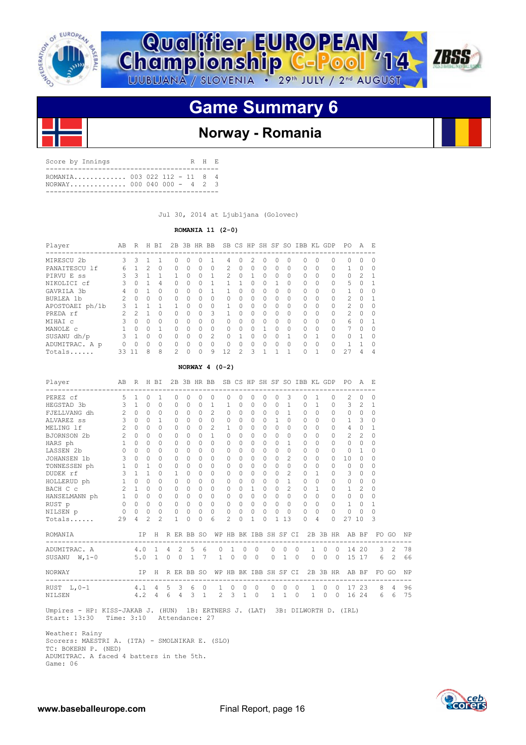# Qualifier EUROPEAN Championship C-Pool '14

LJUBLJANA / SLOVENIA • 29th JULY / 2nd AUGUST

## Game Summary 6

### Norway - Romania

| Score by Innings | | R | H | E |
|---|---|---|---|---|
| ROMANIA | 003 022 112 | 11 | 8 | 4 |
| NORWAY | 000 040 000 | 4 | 2 | 3 |

Jul 30, 2014 at Ljubljana (Golovec)

**ROMANIA 11 (2-0)**

| Player | AB | R | H | BI | 2B | 3B | HR | BB | SB | CS | HP | SH | SF | SO | IBB | KL | GDP | PO | A | E |
|---|---|---|---|---|---|---|---|---|---|---|---|---|---|---|---|---|---|---|---|---|
| MIRESCU 2b | 3 | 3 | 1 | 1 | 0 | 0 | 0 | 1 | 4 | 0 | 2 | 0 | 0 | 0 | 0 | 0 | 0 | 0 | 0 | 0 |
| PANAITESCU lf | 6 | 1 | 2 | 0 | 0 | 0 | 0 | 0 | 2 | 0 | 0 | 0 | 0 | 0 | 0 | 0 | 0 | 1 | 0 | 0 |
| PIRVU E ss | 3 | 3 | 1 | 1 | 1 | 0 | 0 | 1 | 2 | 0 | 1 | 0 | 0 | 0 | 0 | 0 | 0 | 0 | 2 | 1 |
| NIKOLICI cf | 3 | 0 | 1 | 4 | 0 | 0 | 0 | 1 | 1 | 1 | 0 | 0 | 1 | 0 | 0 | 0 | 0 | 5 | 0 | 1 |
| GAVRILA 3b | 4 | 0 | 1 | 0 | 0 | 0 | 0 | 1 | 1 | 0 | 0 | 0 | 0 | 0 | 0 | 0 | 0 | 1 | 0 | 0 |
| BURLEA 1b | 2 | 0 | 0 | 0 | 0 | 0 | 0 | 0 | 0 | 0 | 0 | 0 | 0 | 0 | 0 | 0 | 0 | 2 | 0 | 1 |
| APOSTOAEI ph/1b | 3 | 1 | 1 | 1 | 1 | 0 | 0 | 0 | 1 | 0 | 0 | 0 | 0 | 0 | 0 | 0 | 0 | 2 | 0 | 0 |
| PREDA rf | 2 | 2 | 1 | 0 | 0 | 0 | 0 | 3 | 1 | 0 | 0 | 0 | 0 | 0 | 0 | 0 | 0 | 2 | 0 | 0 |
| MIHAI c | 3 | 0 | 0 | 0 | 0 | 0 | 0 | 0 | 0 | 0 | 0 | 0 | 0 | 0 | 0 | 0 | 0 | 6 | 0 | 1 |
| MANOLE c | 1 | 0 | 0 | 1 | 0 | 0 | 0 | 0 | 0 | 0 | 0 | 1 | 0 | 0 | 0 | 0 | 0 | 7 | 0 | 0 |
| SUSANU dh/p | 3 | 1 | 0 | 0 | 0 | 0 | 0 | 2 | 0 | 1 | 0 | 0 | 0 | 1 | 0 | 1 | 0 | 0 | 1 | 0 |
| ADUMITRAC. A p | 0 | 0 | 0 | 0 | 0 | 0 | 0 | 0 | 0 | 0 | 0 | 0 | 0 | 0 | 0 | 0 | 0 | 1 | 1 | 0 |
| Totals...... | 33 | 11 | 8 | 8 | 2 | 0 | 0 | 9 | 12 | 2 | 3 | 1 | 1 | 1 | 0 | 1 | 0 | 27 | 4 | 4 |

**NORWAY 4 (0-2)**

| Player | AB | R | H | BI | 2B | 3B | HR | BB | SB | CS | HP | SH | SF | SO | IBB | KL | GDP | PO | A | E |
|---|---|---|---|---|---|---|---|---|---|---|---|---|---|---|---|---|---|---|---|---|
| PEREZ cf | 5 | 1 | 0 | 1 | 0 | 0 | 0 | 0 | 0 | 0 | 0 | 0 | 0 | 3 | 0 | 1 | 0 | 2 | 0 | 0 |
| HEGSTAD 3b | 3 | 1 | 0 | 0 | 0 | 0 | 0 | 1 | 1 | 0 | 0 | 0 | 0 | 1 | 0 | 1 | 0 | 3 | 2 | 1 |
| FJELLVANG dh | 2 | 0 | 0 | 0 | 0 | 0 | 0 | 2 | 0 | 0 | 0 | 0 | 0 | 1 | 0 | 0 | 0 | 0 | 0 | 0 |
| ALVAREZ ss | 3 | 0 | 0 | 1 | 0 | 0 | 0 | 0 | 0 | 0 | 0 | 0 | 1 | 0 | 0 | 0 | 0 | 1 | 3 | 0 |
| MELING lf | 2 | 0 | 0 | 0 | 0 | 0 | 0 | 2 | 1 | 0 | 0 | 0 | 0 | 0 | 0 | 0 | 0 | 4 | 0 | 1 |
| BJORNSON 2b | 2 | 0 | 0 | 0 | 0 | 0 | 0 | 1 | 0 | 0 | 0 | 0 | 0 | 0 | 0 | 0 | 0 | 2 | 2 | 0 |
| HARS ph | 1 | 0 | 0 | 0 | 0 | 0 | 0 | 0 | 0 | 0 | 0 | 0 | 0 | 1 | 0 | 0 | 0 | 0 | 0 | 0 |
| LASSEN 2b | 0 | 0 | 0 | 0 | 0 | 0 | 0 | 0 | 0 | 0 | 0 | 0 | 0 | 0 | 0 | 0 | 0 | 0 | 1 | 0 |
| JOHANSEN 1b | 3 | 0 | 0 | 0 | 0 | 0 | 0 | 0 | 0 | 0 | 0 | 0 | 0 | 2 | 0 | 0 | 0 | 10 | 0 | 0 |
| TONNESSEN ph | 1 | 0 | 1 | 0 | 0 | 0 | 0 | 0 | 0 | 0 | 0 | 0 | 0 | 0 | 0 | 0 | 0 | 0 | 0 | 0 |
| DUDEK rf | 3 | 1 | 1 | 0 | 1 | 0 | 0 | 0 | 0 | 0 | 0 | 0 | 0 | 2 | 0 | 1 | 0 | 3 | 0 | 0 |
| HOLLERUD ph | 1 | 0 | 0 | 0 | 0 | 0 | 0 | 0 | 0 | 0 | 0 | 0 | 0 | 1 | 0 | 0 | 0 | 0 | 0 | 0 |
| BACH C c | 2 | 1 | 0 | 0 | 0 | 0 | 0 | 0 | 0 | 0 | 1 | 0 | 0 | 2 | 0 | 1 | 0 | 1 | 2 | 0 |
| HANSELMANN ph | 1 | 0 | 0 | 0 | 0 | 0 | 0 | 0 | 0 | 0 | 0 | 0 | 0 | 0 | 0 | 0 | 0 | 0 | 0 | 0 |
| RUST p | 0 | 0 | 0 | 0 | 0 | 0 | 0 | 0 | 0 | 0 | 0 | 0 | 0 | 0 | 0 | 0 | 0 | 1 | 0 | 1 |
| NILSEN p | 0 | 0 | 0 | 0 | 0 | 0 | 0 | 0 | 0 | 0 | 0 | 0 | 0 | 0 | 0 | 0 | 0 | 0 | 0 | 0 |
| Totals...... | 29 | 4 | 2 | 2 | 1 | 0 | 0 | 6 | 2 | 0 | 1 | 0 | 1 | 13 | 0 | 4 | 0 | 27 | 10 | 3 |

| ROMANIA | IP | H | R | ER | BB | SO | WP | HB | BK | IBB | SH | SF | CI | 2B | 3B | HR | AB | BF | FO | GO | NP |
|---|---|---|---|---|---|---|---|---|---|---|---|---|---|---|---|---|---|---|---|---|---|
| ADUMITRAC. A | 4.0 | 1 | 4 | 2 | 5 | 6 | 0 | 1 | 0 | 0 | 0 | 0 | 0 | 1 | 0 | 0 | 14 | 20 | 3 | 2 | 78 |
| SUSANU W,1-0 | 5.0 | 1 | 0 | 0 | 1 | 7 | 1 | 0 | 0 | 0 | 0 | 1 | 0 | 0 | 0 | 0 | 15 | 17 | 6 | 2 | 66 |

| NORWAY | IP | H | R | ER | BB | SO | WP | HB | BK | IBB | SH | SF | CI | 2B | 3B | HR | AB | BF | FO | GO | NP |
|---|---|---|---|---|---|---|---|---|---|---|---|---|---|---|---|---|---|---|---|---|---|
| RUST L,0-1 | 4.1 | 4 | 5 | 3 | 6 | 0 | 1 | 0 | 0 | 0 | 0 | 0 | 0 | 1 | 0 | 0 | 17 | 23 | 8 | 4 | 96 |
| NILSEN | 4.2 | 4 | 6 | 4 | 3 | 1 | 2 | 3 | 1 | 0 | 1 | 1 | 0 | 1 | 0 | 0 | 16 | 24 | 6 | 6 | 75 |

Umpires - HP: KISS-JAKAB J. (HUN) 1B: ERTNERS J. (LAT) 3B: DILWORTH D. (IRL)
Start: 13:30 Time: 3:10 Attendance: 27

Weather: Rainy
Scorers: MAESTRI A. (ITA) - SMOLNIKAR E. (SLO)
TC: BOKERN P. (NED)
ADUMITRAC. A faced 4 batters in the 5th.
Game: 06

www.baseballeurope.com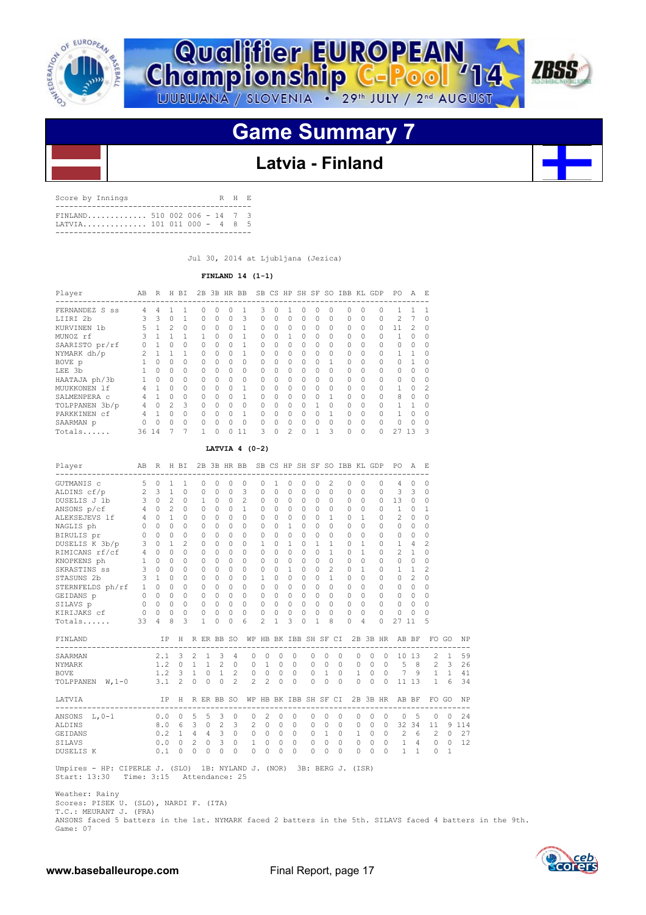# Qualifier EUROPEAN Championship C-Pool '14

LJUBLJANA / SLOVENIA • 29th JULY / 2nd AUGUST

## Game Summary 7

### Latvia - Finland

| Score by Innings | | R | H | E |
|---|---|---|---|---|
| FINLAND | 510 002 006 | 14 | 7 | 3 |
| LATVIA | 101 011 000 | 4 | 8 | 5 |

Jul 30, 2014 at Ljubljana (Jezica)

**FINLAND 14 (1-1)**

| Player | AB | R | H | BI | 2B | 3B | HR | BB | SB | CS | HP | SH | SF | SO | IBB | KL | GDP | PO | A | E |
|---|---|---|---|---|---|---|---|---|---|---|---|---|---|---|---|---|---|---|---|---|
| FERNANDEZ S ss | 4 | 4 | 1 | 1 | 0 | 0 | 0 | 1 | 3 | 0 | 1 | 0 | 0 | 0 | 0 | 0 | 0 | 1 | 1 | 1 |
| LIIRI 2b | 3 | 3 | 0 | 1 | 0 | 0 | 0 | 3 | 0 | 0 | 0 | 0 | 0 | 0 | 0 | 0 | 0 | 2 | 7 | 0 |
| KURVINEN 1b | 5 | 1 | 2 | 0 | 0 | 0 | 0 | 1 | 0 | 0 | 0 | 0 | 0 | 0 | 0 | 0 | 0 | 11 | 2 | 0 |
| MUNOZ rf | 3 | 1 | 1 | 1 | 1 | 0 | 0 | 1 | 0 | 0 | 1 | 0 | 0 | 0 | 0 | 0 | 0 | 1 | 0 | 0 |
| SAARISTO pr/rf | 0 | 1 | 0 | 0 | 0 | 0 | 0 | 1 | 0 | 0 | 0 | 0 | 0 | 0 | 0 | 0 | 0 | 0 | 0 | 0 |
| NYMARK dh/p | 2 | 1 | 1 | 1 | 0 | 0 | 0 | 1 | 0 | 0 | 0 | 0 | 0 | 0 | 0 | 0 | 0 | 1 | 1 | 0 |
| BOVE p | 1 | 0 | 0 | 0 | 0 | 0 | 0 | 0 | 0 | 0 | 0 | 0 | 0 | 1 | 0 | 0 | 0 | 0 | 1 | 0 |
| LEE 3b | 1 | 0 | 0 | 0 | 0 | 0 | 0 | 0 | 0 | 0 | 0 | 0 | 0 | 0 | 0 | 0 | 0 | 0 | 0 | 0 |
| HAATAJA ph/3b | 1 | 0 | 0 | 0 | 0 | 0 | 0 | 0 | 0 | 0 | 0 | 0 | 0 | 0 | 0 | 0 | 0 | 0 | 0 | 0 |
| MUUKKONEN lf | 4 | 1 | 0 | 0 | 0 | 0 | 0 | 1 | 0 | 0 | 0 | 0 | 0 | 0 | 0 | 0 | 0 | 1 | 0 | 2 |
| SALMENPERA c | 4 | 1 | 0 | 0 | 0 | 0 | 0 | 1 | 0 | 0 | 0 | 0 | 0 | 1 | 0 | 0 | 0 | 8 | 0 | 0 |
| TOLPPANEN 3b/p | 4 | 0 | 2 | 3 | 0 | 0 | 0 | 0 | 0 | 0 | 0 | 0 | 1 | 0 | 0 | 0 | 0 | 1 | 1 | 0 |
| PARKKINEN cf | 4 | 1 | 0 | 0 | 0 | 0 | 0 | 1 | 0 | 0 | 0 | 0 | 0 | 1 | 0 | 0 | 0 | 1 | 0 | 0 |
| SAARMAN p | 0 | 0 | 0 | 0 | 0 | 0 | 0 | 0 | 0 | 0 | 0 | 0 | 0 | 0 | 0 | 0 | 0 | 0 | 0 | 0 |
| Totals...... | 36 | 14 | 7 | 7 | 1 | 0 | 0 | 11 | 3 | 0 | 2 | 0 | 1 | 3 | 0 | 0 | 0 | 27 | 13 | 3 |

**LATVIA 4 (0-2)**

| Player | AB | R | H | BI | 2B | 3B | HR | BB | SB | CS | HP | SH | SF | SO | IBB | KL | GDP | PO | A | E |
|---|---|---|---|---|---|---|---|---|---|---|---|---|---|---|---|---|---|---|---|---|
| GUTMANIS c | 5 | 0 | 1 | 1 | 0 | 0 | 0 | 0 | 0 | 1 | 0 | 0 | 0 | 2 | 0 | 0 | 0 | 4 | 0 | 0 |
| ALDINS cf/p | 2 | 3 | 1 | 0 | 0 | 0 | 0 | 3 | 0 | 0 | 0 | 0 | 0 | 0 | 0 | 0 | 0 | 3 | 3 | 0 |
| DUSELIS J 1b | 3 | 0 | 2 | 0 | 1 | 0 | 0 | 2 | 0 | 0 | 0 | 0 | 0 | 0 | 0 | 0 | 0 | 13 | 0 | 0 |
| ANSONS p/cf | 4 | 0 | 2 | 0 | 0 | 0 | 0 | 1 | 0 | 0 | 0 | 0 | 0 | 0 | 0 | 0 | 0 | 1 | 0 | 1 |
| ALEKSEJEVS lf | 4 | 0 | 1 | 0 | 0 | 0 | 0 | 0 | 0 | 0 | 0 | 0 | 0 | 1 | 0 | 1 | 0 | 2 | 0 | 0 |
| NAGLIS ph | 0 | 0 | 0 | 0 | 0 | 0 | 0 | 0 | 0 | 0 | 1 | 0 | 0 | 0 | 0 | 0 | 0 | 0 | 0 | 0 |
| BIRULIS pr | 0 | 0 | 0 | 0 | 0 | 0 | 0 | 0 | 0 | 0 | 0 | 0 | 0 | 0 | 0 | 0 | 0 | 0 | 0 | 0 |
| DUSELIS K 3b/p | 3 | 0 | 1 | 2 | 0 | 0 | 0 | 0 | 1 | 0 | 1 | 0 | 1 | 1 | 0 | 1 | 0 | 1 | 4 | 2 |
| RIMICANS rf/cf | 4 | 0 | 0 | 0 | 0 | 0 | 0 | 0 | 0 | 0 | 0 | 0 | 0 | 1 | 0 | 1 | 0 | 2 | 1 | 0 |
| KNOPKENS ph | 1 | 0 | 0 | 0 | 0 | 0 | 0 | 0 | 0 | 0 | 0 | 0 | 0 | 0 | 0 | 0 | 0 | 0 | 0 | 0 |
| SKRASTINS ss | 3 | 0 | 0 | 0 | 0 | 0 | 0 | 0 | 0 | 0 | 1 | 0 | 0 | 2 | 0 | 1 | 0 | 1 | 1 | 2 |
| STASUNS 2b | 3 | 1 | 0 | 0 | 0 | 0 | 0 | 0 | 1 | 0 | 0 | 0 | 0 | 1 | 0 | 0 | 0 | 0 | 2 | 0 |
| STERNFELDS ph/rf | 1 | 0 | 0 | 0 | 0 | 0 | 0 | 0 | 0 | 0 | 0 | 0 | 0 | 0 | 0 | 0 | 0 | 0 | 0 | 0 |
| GEIDANS p | 0 | 0 | 0 | 0 | 0 | 0 | 0 | 0 | 0 | 0 | 0 | 0 | 0 | 0 | 0 | 0 | 0 | 0 | 0 | 0 |
| SILAVS p | 0 | 0 | 0 | 0 | 0 | 0 | 0 | 0 | 0 | 0 | 0 | 0 | 0 | 0 | 0 | 0 | 0 | 0 | 0 | 0 |
| KIRIJAKS cf | 0 | 0 | 0 | 0 | 0 | 0 | 0 | 0 | 0 | 0 | 0 | 0 | 0 | 0 | 0 | 0 | 0 | 0 | 0 | 0 |
| Totals...... | 33 | 4 | 8 | 3 | 1 | 0 | 0 | 6 | 2 | 1 | 3 | 0 | 1 | 8 | 0 | 4 | 0 | 27 | 11 | 5 |

| FINLAND | IP | H | R | ER | BB | SO | WP | HB | BK | IBB | SH | SF | CI | 2B | 3B | HR | AB | BF | FO | GO | NP |
|---|---|---|---|---|---|---|---|---|---|---|---|---|---|---|---|---|---|---|---|---|---|
| SAARMAN | 2.1 | 3 | 2 | 1 | 3 | 4 | 0 | 0 | 0 | 0 | 0 | 0 | 0 | 0 | 0 | 0 | 10 | 13 | 2 | 1 | 59 |
| NYMARK | 1.2 | 0 | 1 | 1 | 2 | 0 | 0 | 1 | 0 | 0 | 0 | 0 | 0 | 0 | 0 | 0 | 5 | 8 | 2 | 3 | 26 |
| BOVE | 1.2 | 3 | 1 | 0 | 1 | 2 | 0 | 0 | 0 | 0 | 0 | 1 | 0 | 1 | 0 | 0 | 7 | 9 | 1 | 1 | 41 |
| TOLPPANEN W,1-0 | 3.1 | 2 | 0 | 0 | 0 | 2 | 2 | 2 | 0 | 0 | 0 | 0 | 0 | 0 | 0 | 0 | 11 | 13 | 1 | 6 | 34 |

| LATVIA | IP | H | R | ER | BB | SO | WP | HB | BK | IBB | SH | SF | CI | 2B | 3B | HR | AB | BF | FO | GO | NP |
|---|---|---|---|---|---|---|---|---|---|---|---|---|---|---|---|---|---|---|---|---|---|
| ANSONS L,0-1 | 0.0 | 0 | 5 | 5 | 3 | 0 | 0 | 2 | 0 | 0 | 0 | 0 | 0 | 0 | 0 | 0 | 0 | 5 | 0 | 0 | 24 |
| ALDINS | 8.0 | 6 | 3 | 0 | 2 | 3 | 2 | 0 | 0 | 0 | 0 | 0 | 0 | 0 | 0 | 0 | 32 | 34 | 11 | 9 | 114 |
| GEIDANS | 0.2 | 1 | 4 | 4 | 3 | 0 | 0 | 0 | 0 | 0 | 0 | 1 | 0 | 1 | 0 | 0 | 2 | 6 | 2 | 0 | 27 |
| SILAVS | 0.0 | 0 | 2 | 0 | 3 | 0 | 1 | 0 | 0 | 0 | 0 | 0 | 0 | 0 | 0 | 0 | 1 | 4 | 0 | 0 | 12 |
| DUSELIS K | 0.1 | 0 | 0 | 0 | 0 | 0 | 0 | 0 | 0 | 0 | 0 | 0 | 0 | 0 | 0 | 0 | 1 | 1 | 0 | 1 | |

Umpires - HP: CIPERLE J. (SLO) 1B: NYLAND J. (NOR) 3B: BERG J. (ISR)
Start: 13:30 Time: 3:15 Attendance: 25

Weather: Rainy
Scores: PISEK U. (SLO), NARDI F. (ITA)
T.C.: MEURANT J. (FRA)
ANSONS faced 5 batters in the 1st. NYMARK faced 2 batters in the 5th. SILAVS faced 4 batters in the 9th.
Game: 07

www.baseballeurope.com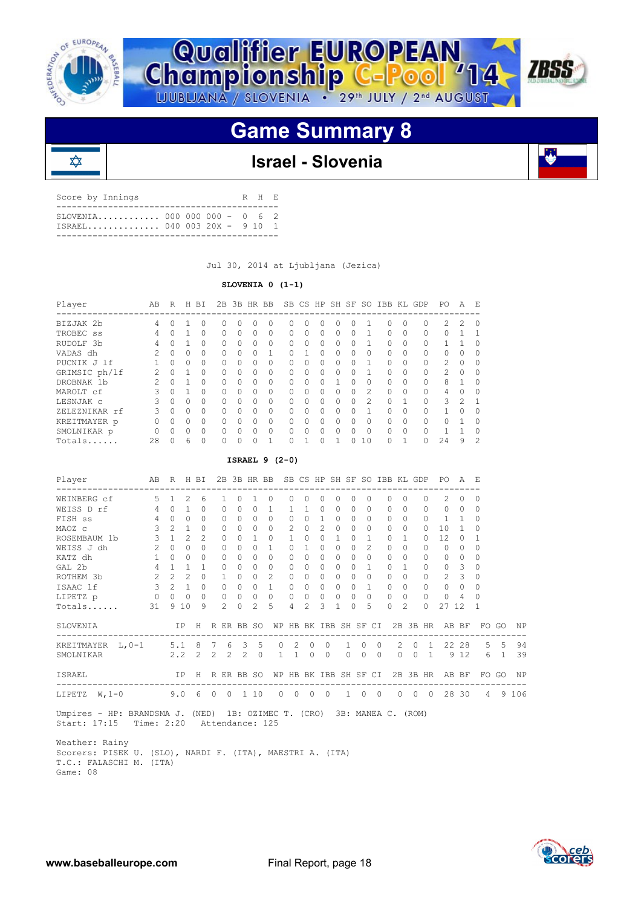# Qualifier EUROPEAN Championship C-Pool '14

LJUBLJANA / SLOVENIA • 29th JULY / 2nd AUGUST

## Game Summary 8

### Israel - Slovenia

| Score by Innings | | R | H | E |
|---|---|---|---|---|
| SLOVENIA | 000 000 000 | 0 | 6 | 2 |
| ISRAEL | 040 003 20X | 9 | 10 | 1 |

Jul 30, 2014 at Ljubljana (Jezica)

**SLOVENIA 0 (1-1)**

| Player | AB | R | H | BI | 2B | 3B | HR | BB | SB | CS | HP | SH | SF | SO | IBB | KL | GDP | PO | A | E |
|---|---|---|---|---|---|---|---|---|---|---|---|---|---|---|---|---|---|---|---|---|
| BIZJAK 2b | 4 | 0 | 1 | 0 | 0 | 0 | 0 | 0 | 0 | 0 | 0 | 0 | 0 | 1 | 0 | 0 | 0 | 2 | 2 | 0 |
| TROBEC ss | 4 | 0 | 1 | 0 | 0 | 0 | 0 | 0 | 0 | 0 | 0 | 0 | 0 | 1 | 0 | 0 | 0 | 0 | 1 | 1 |
| RUDOLF 3b | 4 | 0 | 1 | 0 | 0 | 0 | 0 | 0 | 0 | 0 | 0 | 0 | 0 | 1 | 0 | 0 | 0 | 1 | 1 | 0 |
| VADAS dh | 2 | 0 | 0 | 0 | 0 | 0 | 0 | 1 | 0 | 1 | 0 | 0 | 0 | 0 | 0 | 0 | 0 | 0 | 0 | 0 |
| PUCNIK J lf | 1 | 0 | 0 | 0 | 0 | 0 | 0 | 0 | 0 | 0 | 0 | 0 | 0 | 1 | 0 | 0 | 0 | 2 | 0 | 0 |
| GRIMSIC ph/lf | 2 | 0 | 1 | 0 | 0 | 0 | 0 | 0 | 0 | 0 | 0 | 0 | 0 | 1 | 0 | 0 | 0 | 2 | 0 | 0 |
| DROBNAK 1b | 2 | 0 | 1 | 0 | 0 | 0 | 0 | 0 | 0 | 0 | 0 | 1 | 0 | 0 | 0 | 0 | 0 | 8 | 1 | 0 |
| MAROLT cf | 3 | 0 | 1 | 0 | 0 | 0 | 0 | 0 | 0 | 0 | 0 | 0 | 0 | 2 | 0 | 0 | 0 | 4 | 0 | 0 |
| LESNJAK c | 3 | 0 | 0 | 0 | 0 | 0 | 0 | 0 | 0 | 0 | 0 | 0 | 0 | 2 | 0 | 1 | 0 | 3 | 2 | 1 |
| ZELEZNIKAR rf | 3 | 0 | 0 | 0 | 0 | 0 | 0 | 0 | 0 | 0 | 0 | 0 | 0 | 1 | 0 | 0 | 0 | 1 | 0 | 0 |
| KREITMAYER p | 0 | 0 | 0 | 0 | 0 | 0 | 0 | 0 | 0 | 0 | 0 | 0 | 0 | 0 | 0 | 0 | 0 | 0 | 1 | 0 |
| SMOLNIKAR p | 0 | 0 | 0 | 0 | 0 | 0 | 0 | 0 | 0 | 0 | 0 | 0 | 0 | 0 | 0 | 0 | 0 | 1 | 1 | 0 |
| Totals...... | 28 | 0 | 6 | 0 | 0 | 0 | 0 | 1 | 0 | 1 | 0 | 1 | 0 | 10 | 0 | 1 | 0 | 24 | 9 | 2 |

**ISRAEL 9 (2-0)**

| Player | AB | R | H | BI | 2B | 3B | HR | BB | SB | CS | HP | SH | SF | SO | IBB | KL | GDP | PO | A | E |
|---|---|---|---|---|---|---|---|---|---|---|---|---|---|---|---|---|---|---|---|---|
| WEINBERG cf | 5 | 1 | 2 | 6 | 1 | 0 | 1 | 0 | 0 | 0 | 0 | 0 | 0 | 0 | 0 | 0 | 0 | 2 | 0 | 0 |
| WEISS D rf | 4 | 0 | 1 | 0 | 0 | 0 | 0 | 1 | 1 | 1 | 0 | 0 | 0 | 0 | 0 | 0 | 0 | 0 | 0 | 0 |
| FISH ss | 4 | 0 | 0 | 0 | 0 | 0 | 0 | 0 | 0 | 0 | 1 | 0 | 0 | 0 | 0 | 0 | 0 | 1 | 1 | 0 |
| MAOZ c | 3 | 2 | 1 | 0 | 0 | 0 | 0 | 0 | 2 | 0 | 2 | 0 | 0 | 0 | 0 | 0 | 0 | 10 | 1 | 0 |
| ROSEMBAUM 1b | 3 | 1 | 2 | 2 | 0 | 0 | 1 | 0 | 1 | 0 | 0 | 1 | 0 | 1 | 0 | 1 | 0 | 12 | 0 | 1 |
| WEISS J dh | 2 | 0 | 0 | 0 | 0 | 0 | 0 | 1 | 0 | 1 | 0 | 0 | 0 | 2 | 0 | 0 | 0 | 0 | 0 | 0 |
| KATZ dh | 1 | 0 | 0 | 0 | 0 | 0 | 0 | 0 | 0 | 0 | 0 | 0 | 0 | 0 | 0 | 0 | 0 | 0 | 0 | 0 |
| GAL 2b | 4 | 1 | 1 | 1 | 0 | 0 | 0 | 0 | 0 | 0 | 0 | 0 | 0 | 1 | 0 | 1 | 0 | 0 | 3 | 0 |
| ROTHEM 3b | 2 | 2 | 2 | 0 | 1 | 0 | 0 | 2 | 0 | 0 | 0 | 0 | 0 | 0 | 0 | 0 | 0 | 2 | 3 | 0 |
| ISAAC lf | 3 | 2 | 1 | 0 | 0 | 0 | 0 | 1 | 0 | 0 | 0 | 0 | 0 | 1 | 0 | 0 | 0 | 0 | 0 | 0 |
| LIPETZ p | 0 | 0 | 0 | 0 | 0 | 0 | 0 | 0 | 0 | 0 | 0 | 0 | 0 | 0 | 0 | 0 | 0 | 0 | 4 | 0 |
| Totals...... | 31 | 9 | 10 | 9 | 2 | 0 | 2 | 5 | 4 | 2 | 3 | 1 | 0 | 5 | 0 | 2 | 0 | 27 | 12 | 1 |

| SLOVENIA | IP | H | R | ER | BB | SO | WP | HB | BK | IBB | SH | SF | CI | 2B | 3B | HR | AB | BF | FO | GO | NP |
|---|---|---|---|---|---|---|---|---|---|---|---|---|---|---|---|---|---|---|---|---|---|
| KREITMAYER L,0-1 | 5.1 | 8 | 7 | 6 | 3 | 5 | 0 | 2 | 0 | 0 | 1 | 0 | 0 | 2 | 0 | 1 | 22 | 28 | 5 | 5 | 94 |
| SMOLNIKAR | 2.2 | 2 | 2 | 2 | 2 | 0 | 1 | 1 | 0 | 0 | 0 | 0 | 0 | 0 | 0 | 1 | 9 | 12 | 6 | 1 | 39 |

| ISRAEL | IP | H | R | ER | BB | SO | WP | HB | BK | IBB | SH | SF | CI | 2B | 3B | HR | AB | BF | FO | GO | NP |
|---|---|---|---|---|---|---|---|---|---|---|---|---|---|---|---|---|---|---|---|---|---|
| LIPETZ W,1-0 | 9.0 | 6 | 0 | 0 | 1 | 10 | 0 | 0 | 0 | 0 | 1 | 0 | 0 | 0 | 0 | 0 | 28 | 30 | 4 | 9 | 106 |

Umpires - HP: BRANDSMA J. (NED) 1B: OZIMEC T. (CRO) 3B: MANEA C. (ROM)
Start: 17:15 Time: 2:20 Attendance: 125

Weather: Rainy
Scorers: PISEK U. (SLO), NARDI F. (ITA), MAESTRI A. (ITA)
T.C.: FALASCHI M. (ITA)
Game: 08

www.baseballeurope.com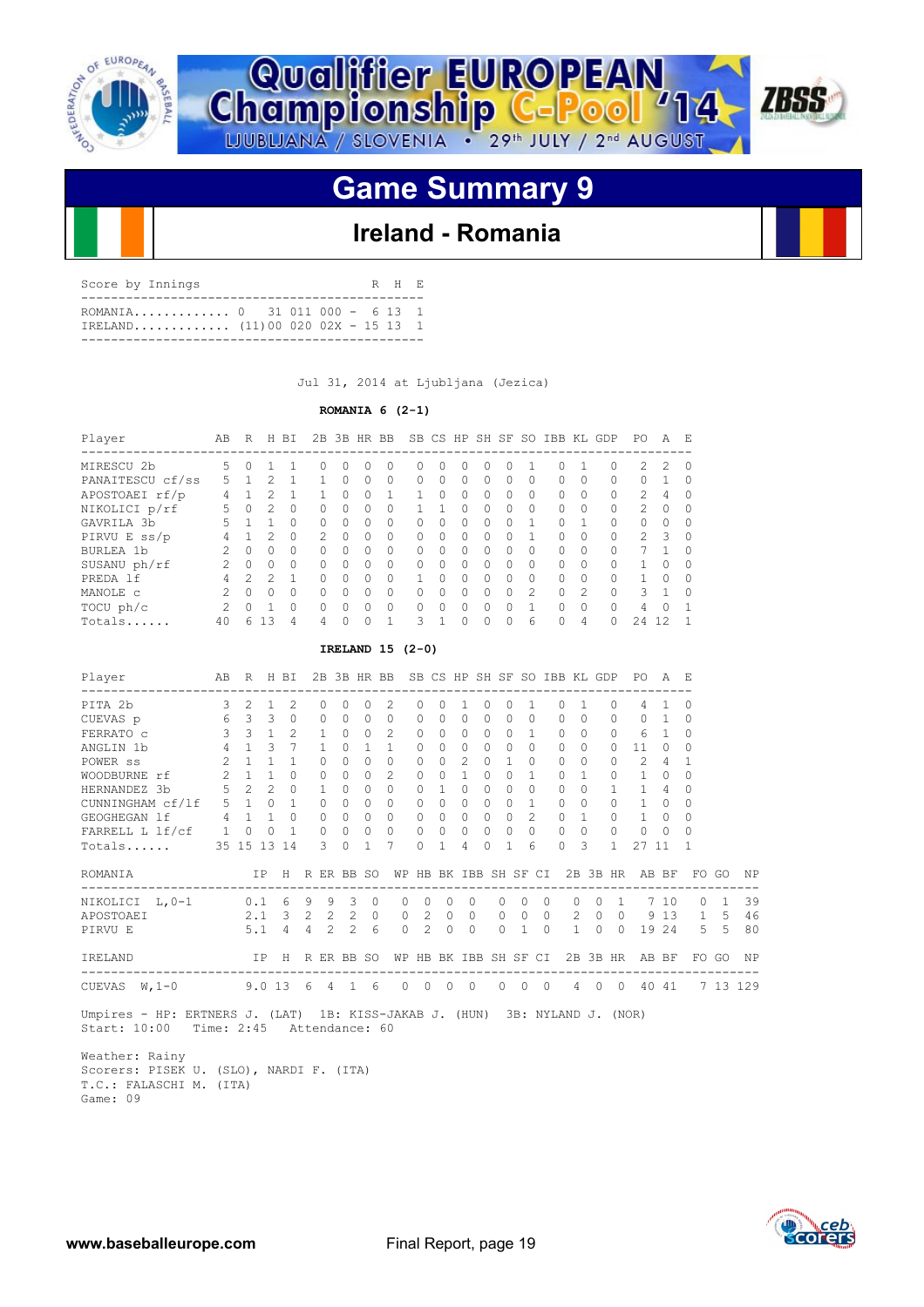Qualifier EUROPEAN Championship C-Pool '14
LJUBLJANA / SLOVENIA • 29th JULY / 2nd AUGUST

# Game Summary 9

## Ireland - Romania

| Score by Innings | | R | H | E |
|---|---|---|---|---|
| ROMANIA | 0 31 011 000 | 6 | 13 | 1 |
| IRELAND | (11)00 020 02X | 15 | 13 | 1 |

Jul 31, 2014 at Ljubljana (Jezica)

**ROMANIA 6 (2-1)**

| Player | AB | R | H | BI | 2B | 3B | HR | BB | SB | CS | HP | SH | SF | SO | IBB | KL | GDP | PO | A | E |
|---|---|---|---|---|---|---|---|---|---|---|---|---|---|---|---|---|---|---|---|---|
| MIRESCU 2b | 5 | 0 | 1 | 1 | 0 | 0 | 0 | 0 | 0 | 0 | 0 | 0 | 0 | 1 | 0 | 1 | 0 | 2 | 2 | 0 |
| PANAITESCU cf/ss | 5 | 1 | 2 | 1 | 1 | 0 | 0 | 0 | 0 | 0 | 0 | 0 | 0 | 0 | 0 | 0 | 0 | 0 | 1 | 0 |
| APOSTOAEI rf/p | 4 | 1 | 2 | 1 | 1 | 0 | 0 | 1 | 1 | 0 | 0 | 0 | 0 | 0 | 0 | 0 | 0 | 2 | 4 | 0 |
| NIKOLICI p/rf | 5 | 0 | 2 | 0 | 0 | 0 | 0 | 0 | 1 | 1 | 0 | 0 | 0 | 0 | 0 | 0 | 0 | 2 | 0 | 0 |
| GAVRILA 3b | 5 | 1 | 1 | 0 | 0 | 0 | 0 | 0 | 0 | 0 | 0 | 0 | 0 | 1 | 0 | 1 | 0 | 0 | 0 | 0 |
| PIRVU E ss/p | 4 | 1 | 2 | 0 | 2 | 0 | 0 | 0 | 0 | 0 | 0 | 0 | 0 | 1 | 0 | 0 | 0 | 2 | 3 | 0 |
| BURLEA 1b | 2 | 0 | 0 | 0 | 0 | 0 | 0 | 0 | 0 | 0 | 0 | 0 | 0 | 0 | 0 | 0 | 0 | 7 | 1 | 0 |
| SUSANU ph/rf | 2 | 0 | 0 | 0 | 0 | 0 | 0 | 0 | 0 | 0 | 0 | 0 | 0 | 0 | 0 | 0 | 0 | 1 | 0 | 0 |
| PREDA lf | 4 | 2 | 2 | 1 | 0 | 0 | 0 | 0 | 1 | 0 | 0 | 0 | 0 | 0 | 0 | 0 | 0 | 1 | 0 | 0 |
| MANOLE c | 2 | 0 | 0 | 0 | 0 | 0 | 0 | 0 | 0 | 0 | 0 | 0 | 0 | 2 | 0 | 2 | 0 | 3 | 1 | 0 |
| TOCU ph/c | 2 | 0 | 1 | 0 | 0 | 0 | 0 | 0 | 0 | 0 | 0 | 0 | 0 | 1 | 0 | 0 | 0 | 4 | 0 | 1 |
| Totals...... | 40 | 6 | 13 | 4 | 4 | 0 | 0 | 1 | 3 | 1 | 0 | 0 | 0 | 6 | 0 | 4 | 0 | 24 | 12 | 1 |

**IRELAND 15 (2-0)**

| Player | AB | R | H | BI | 2B | 3B | HR | BB | SB | CS | HP | SH | SF | SO | IBB | KL | GDP | PO | A | E |
|---|---|---|---|---|---|---|---|---|---|---|---|---|---|---|---|---|---|---|---|---|
| PITA 2b | 3 | 2 | 1 | 2 | 0 | 0 | 0 | 2 | 0 | 0 | 1 | 0 | 0 | 1 | 0 | 1 | 0 | 4 | 1 | 0 |
| CUEVAS p | 6 | 3 | 3 | 0 | 0 | 0 | 0 | 0 | 0 | 0 | 0 | 0 | 0 | 0 | 0 | 0 | 0 | 0 | 1 | 0 |
| FERRATO c | 3 | 3 | 1 | 2 | 1 | 0 | 0 | 2 | 0 | 0 | 0 | 0 | 0 | 1 | 0 | 0 | 0 | 6 | 1 | 0 |
| ANGLIN 1b | 4 | 1 | 3 | 7 | 1 | 0 | 1 | 1 | 0 | 0 | 0 | 0 | 0 | 0 | 0 | 0 | 0 | 11 | 0 | 0 |
| POWER ss | 2 | 1 | 1 | 1 | 0 | 0 | 0 | 0 | 0 | 0 | 2 | 0 | 1 | 0 | 0 | 0 | 0 | 2 | 4 | 1 |
| WOODBURNE rf | 2 | 1 | 1 | 0 | 0 | 0 | 0 | 2 | 0 | 0 | 1 | 0 | 0 | 1 | 0 | 1 | 0 | 1 | 0 | 0 |
| HERNANDEZ 3b | 5 | 2 | 2 | 0 | 1 | 0 | 0 | 0 | 0 | 1 | 0 | 0 | 0 | 0 | 0 | 0 | 1 | 1 | 4 | 0 |
| CUNNINGHAM cf/lf | 5 | 1 | 0 | 1 | 0 | 0 | 0 | 0 | 0 | 0 | 0 | 0 | 0 | 1 | 0 | 0 | 0 | 1 | 0 | 0 |
| GEOGHEGAN lf | 4 | 1 | 1 | 0 | 0 | 0 | 0 | 0 | 0 | 0 | 0 | 0 | 0 | 2 | 0 | 1 | 0 | 1 | 0 | 0 |
| FARRELL L lf/cf | 1 | 0 | 0 | 1 | 0 | 0 | 0 | 0 | 0 | 0 | 0 | 0 | 0 | 0 | 0 | 0 | 0 | 0 | 0 | 0 |
| Totals...... | 35 | 15 | 13 | 14 | 3 | 0 | 1 | 7 | 0 | 1 | 4 | 0 | 1 | 6 | 0 | 3 | 1 | 27 | 11 | 1 |

| ROMANIA | IP | H | R | ER | BB | SO | WP | HB | BK | IBB | SH | SF | CI | 2B | 3B | HR | AB | BF | FO | GO | NP |
|---|---|---|---|---|---|---|---|---|---|---|---|---|---|---|---|---|---|---|---|---|---|
| NIKOLICI L,0-1 | 0.1 | 6 | 9 | 9 | 3 | 0 | 0 | 0 | 0 | 0 | 0 | 0 | 0 | 0 | 0 | 1 | 7 | 10 | 0 | 1 | 39 |
| APOSTOAEI | 2.1 | 3 | 2 | 2 | 2 | 0 | 0 | 2 | 0 | 0 | 0 | 0 | 0 | 2 | 0 | 0 | 9 | 13 | 1 | 5 | 46 |
| PIRVU E | 5.1 | 4 | 4 | 2 | 2 | 6 | 0 | 2 | 0 | 0 | 0 | 1 | 0 | 1 | 0 | 0 | 19 | 24 | 5 | 5 | 80 |

| IRELAND | IP | H | R | ER | BB | SO | WP | HB | BK | IBB | SH | SF | CI | 2B | 3B | HR | AB | BF | FO | GO | NP |
|---|---|---|---|---|---|---|---|---|---|---|---|---|---|---|---|---|---|---|---|---|---|
| CUEVAS W,1-0 | 9.0 | 13 | 6 | 4 | 1 | 6 | 0 | 0 | 0 | 0 | 0 | 0 | 0 | 4 | 0 | 0 | 40 | 41 | 7 | 13 | 129 |

Umpires - HP: ERTNERS J. (LAT) 1B: KISS-JAKAB J. (HUN) 3B: NYLAND J. (NOR)
Start: 10:00 Time: 2:45 Attendance: 60

Weather: Rainy
Scorers: PISEK U. (SLO), NARDI F. (ITA)
T.C.: FALASCHI M. (ITA)
Game: 09

www.baseballeurope.com Final Report, page 19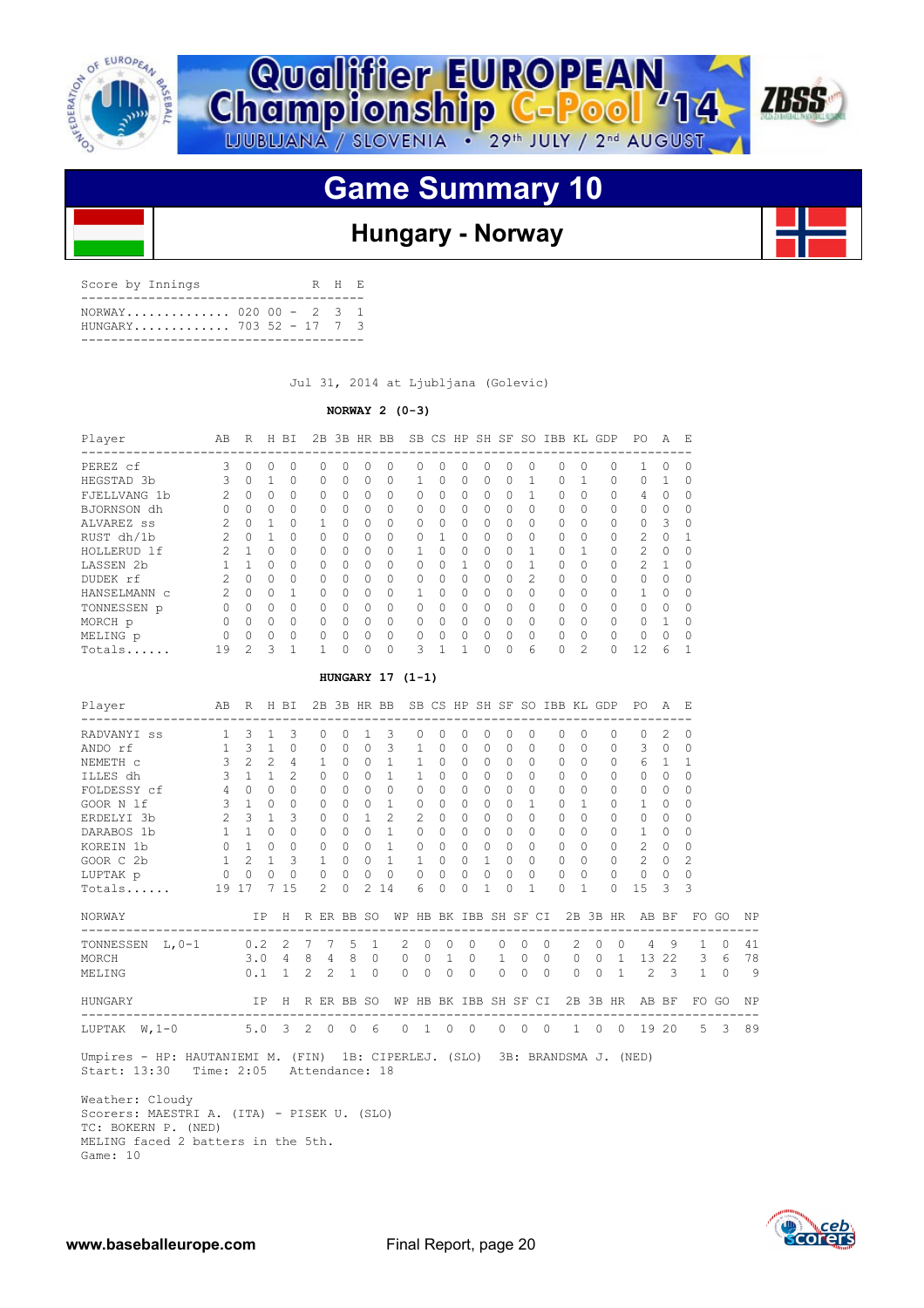# Qualifier EUROPEAN Championship C-Pool '14

LJUBLJANA / SLOVENIA • 29th JULY / 2nd AUGUST

## Game Summary 10

### Hungary - Norway

| Score by Innings | | R | H | E |
|---|---|---|---|---|
| NORWAY | 020 00 | 2 | 3 | 1 |
| HUNGARY | 703 52 | 17 | 7 | 3 |

Jul 31, 2014 at Ljubljana (Golevic)

**NORWAY 2 (0-3)**

| Player | AB | R | H | BI | 2B | 3B | HR | BB | SB | CS | HP | SH | SF | SO | IBB | KL | GDP | PO | A | E |
|---|---|---|---|---|---|---|---|---|---|---|---|---|---|---|---|---|---|---|---|---|
| PEREZ cf | 3 | 0 | 0 | 0 | 0 | 0 | 0 | 0 | 0 | 0 | 0 | 0 | 0 | 0 | 0 | 0 | 0 | 1 | 0 | 0 |
| HEGSTAD 3b | 3 | 0 | 1 | 0 | 0 | 0 | 0 | 0 | 1 | 0 | 0 | 0 | 0 | 1 | 0 | 1 | 0 | 0 | 1 | 0 |
| FJELLVANG 1b | 2 | 0 | 0 | 0 | 0 | 0 | 0 | 0 | 0 | 0 | 0 | 0 | 0 | 1 | 0 | 0 | 0 | 4 | 0 | 0 |
| BJORNSON dh | 0 | 0 | 0 | 0 | 0 | 0 | 0 | 0 | 0 | 0 | 0 | 0 | 0 | 0 | 0 | 0 | 0 | 0 | 0 | 0 |
| ALVAREZ ss | 2 | 0 | 1 | 0 | 1 | 0 | 0 | 0 | 0 | 0 | 0 | 0 | 0 | 0 | 0 | 0 | 0 | 0 | 3 | 0 |
| RUST dh/1b | 2 | 0 | 1 | 0 | 0 | 0 | 0 | 0 | 0 | 1 | 0 | 0 | 0 | 0 | 0 | 0 | 0 | 2 | 0 | 1 |
| HOLLERUD lf | 2 | 1 | 0 | 0 | 0 | 0 | 0 | 0 | 1 | 0 | 0 | 0 | 0 | 1 | 0 | 1 | 0 | 2 | 0 | 0 |
| LASSEN 2b | 1 | 1 | 0 | 0 | 0 | 0 | 0 | 0 | 0 | 0 | 1 | 0 | 0 | 1 | 0 | 0 | 0 | 2 | 1 | 0 |
| DUDEK rf | 2 | 0 | 0 | 0 | 0 | 0 | 0 | 0 | 0 | 0 | 0 | 0 | 0 | 2 | 0 | 0 | 0 | 0 | 0 | 0 |
| HANSELMANN c | 2 | 0 | 0 | 1 | 0 | 0 | 0 | 0 | 1 | 0 | 0 | 0 | 0 | 0 | 0 | 0 | 0 | 1 | 0 | 0 |
| TONNESSEN p | 0 | 0 | 0 | 0 | 0 | 0 | 0 | 0 | 0 | 0 | 0 | 0 | 0 | 0 | 0 | 0 | 0 | 0 | 0 | 0 |
| MORCH p | 0 | 0 | 0 | 0 | 0 | 0 | 0 | 0 | 0 | 0 | 0 | 0 | 0 | 0 | 0 | 0 | 0 | 0 | 1 | 0 |
| MELING p | 0 | 0 | 0 | 0 | 0 | 0 | 0 | 0 | 0 | 0 | 0 | 0 | 0 | 0 | 0 | 0 | 0 | 0 | 0 | 0 |
| Totals...... | 19 | 2 | 3 | 1 | 1 | 0 | 0 | 0 | 3 | 1 | 1 | 0 | 0 | 6 | 0 | 2 | 0 | 12 | 6 | 1 |

**HUNGARY 17 (1-1)**

| Player | AB | R | H | BI | 2B | 3B | HR | BB | SB | CS | HP | SH | SF | SO | IBB | KL | GDP | PO | A | E |
|---|---|---|---|---|---|---|---|---|---|---|---|---|---|---|---|---|---|---|---|---|
| RADVANYI ss | 1 | 3 | 1 | 3 | 0 | 0 | 1 | 3 | 0 | 0 | 0 | 0 | 0 | 0 | 0 | 0 | 0 | 0 | 2 | 0 |
| ANDO rf | 1 | 3 | 1 | 0 | 0 | 0 | 0 | 3 | 1 | 0 | 0 | 0 | 0 | 0 | 0 | 0 | 0 | 3 | 0 | 0 |
| NEMETH c | 3 | 2 | 2 | 4 | 1 | 0 | 0 | 1 | 1 | 0 | 0 | 0 | 0 | 0 | 0 | 0 | 0 | 6 | 1 | 1 |
| ILLES dh | 3 | 1 | 1 | 2 | 0 | 0 | 0 | 1 | 1 | 0 | 0 | 0 | 0 | 0 | 0 | 0 | 0 | 0 | 0 | 0 |
| FOLDESSY cf | 4 | 0 | 0 | 0 | 0 | 0 | 0 | 0 | 0 | 0 | 0 | 0 | 0 | 0 | 0 | 0 | 0 | 0 | 0 | 0 |
| GOOR N lf | 3 | 1 | 0 | 0 | 0 | 0 | 0 | 1 | 0 | 0 | 0 | 0 | 0 | 1 | 0 | 1 | 0 | 1 | 0 | 0 |
| ERDELYI 3b | 2 | 3 | 1 | 3 | 0 | 0 | 1 | 2 | 2 | 0 | 0 | 0 | 0 | 0 | 0 | 0 | 0 | 0 | 0 | 0 |
| DARABOS 1b | 1 | 1 | 0 | 0 | 0 | 0 | 0 | 1 | 0 | 0 | 0 | 0 | 0 | 0 | 0 | 0 | 0 | 1 | 0 | 0 |
| KOREIN 1b | 0 | 1 | 0 | 0 | 0 | 0 | 0 | 1 | 0 | 0 | 0 | 0 | 0 | 0 | 0 | 0 | 0 | 2 | 0 | 0 |
| GOOR C 2b | 1 | 2 | 1 | 3 | 1 | 0 | 0 | 1 | 1 | 0 | 0 | 1 | 0 | 0 | 0 | 0 | 0 | 2 | 0 | 2 |
| LUPTAK p | 0 | 0 | 0 | 0 | 0 | 0 | 0 | 0 | 0 | 0 | 0 | 0 | 0 | 0 | 0 | 0 | 0 | 0 | 0 | 0 |
| Totals...... | 19 | 17 | 7 | 15 | 2 | 0 | 2 | 14 | 6 | 0 | 0 | 1 | 0 | 1 | 0 | 1 | 0 | 15 | 3 | 3 |

| NORWAY | IP | H | R | ER | BB | SO | WP | HB | BK | IBB | SH | SF | CI | 2B | 3B | HR | AB | BF | FO | GO | NP |
|---|---|---|---|---|---|---|---|---|---|---|---|---|---|---|---|---|---|---|---|---|---|
| TONNESSEN L,0-1 | 0.2 | 2 | 7 | 7 | 5 | 1 | 2 | 0 | 0 | 0 | 0 | 0 | 0 | 2 | 0 | 0 | 4 | 9 | 1 | 0 | 41 |
| MORCH | 3.0 | 4 | 8 | 4 | 8 | 0 | 0 | 0 | 1 | 0 | 1 | 0 | 0 | 0 | 0 | 1 | 13 | 22 | 3 | 6 | 78 |
| MELING | 0.1 | 1 | 2 | 2 | 1 | 0 | 0 | 0 | 0 | 0 | 0 | 0 | 0 | 0 | 0 | 1 | 2 | 3 | 1 | 0 | 9 |

| HUNGARY | IP | H | R | ER | BB | SO | WP | HB | BK | IBB | SH | SF | CI | 2B | 3B | HR | AB | BF | FO | GO | NP |
|---|---|---|---|---|---|---|---|---|---|---|---|---|---|---|---|---|---|---|---|---|---|
| LUPTAK W,1-0 | 5.0 | 3 | 2 | 0 | 0 | 6 | 0 | 1 | 0 | 0 | 0 | 0 | 0 | 1 | 0 | 0 | 19 | 20 | 5 | 3 | 89 |

Umpires - HP: HAUTANIEMI M. (FIN) 1B: CIPERLEJ. (SLO) 3B: BRANDSMA J. (NED)
Start: 13:30 Time: 2:05 Attendance: 18

Weather: Cloudy
Scorers: MAESTRI A. (ITA) - PISEK U. (SLO)
TC: BOKERN P. (NED)
MELING faced 2 batters in the 5th.
Game: 10

www.baseballeurope.com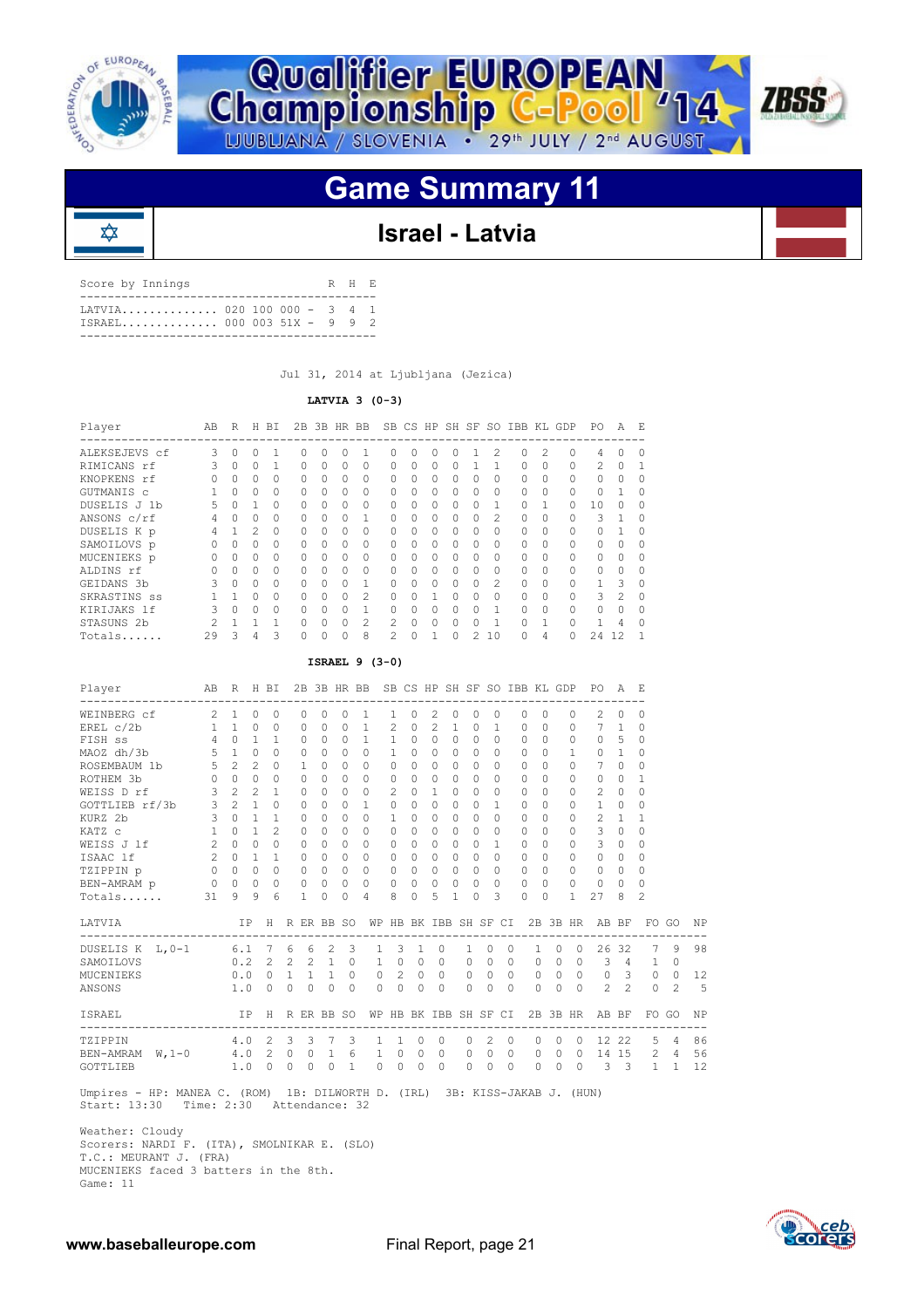# Qualifier EUROPEAN Championship C-Pool '14

LJUBLJANA / SLOVENIA • 29th JULY / 2nd AUGUST

## Game Summary 11

### Israel - Latvia

| Score by Innings | | R | H | E |
|---|---|---|---|---|
| LATVIA | 020 100 000 | 3 | 4 | 1 |
| ISRAEL | 000 003 51X | 9 | 9 | 2 |

Jul 31, 2014 at Ljubljana (Jezica)

**LATVIA 3 (0-3)**

| Player | AB | R | H | BI | 2B | 3B | HR | BB | SB | CS | HP | SH | SF | SO | IBB | KL | GDP | PO | A | E |
|---|---|---|---|---|---|---|---|---|---|---|---|---|---|---|---|---|---|---|---|---|
| ALEKSEJEVS cf | 3 | 0 | 0 | 1 | 0 | 0 | 0 | 1 | 0 | 0 | 0 | 0 | 1 | 2 | 0 | 2 | 0 | 4 | 0 | 0 |
| RIMICANS rf | 3 | 0 | 0 | 1 | 0 | 0 | 0 | 0 | 0 | 0 | 0 | 0 | 1 | 1 | 0 | 0 | 0 | 2 | 0 | 1 |
| KNOPKENS rf | 0 | 0 | 0 | 0 | 0 | 0 | 0 | 0 | 0 | 0 | 0 | 0 | 0 | 0 | 0 | 0 | 0 | 0 | 0 | 0 |
| GUTMANIS c | 1 | 0 | 0 | 0 | 0 | 0 | 0 | 0 | 0 | 0 | 0 | 0 | 0 | 0 | 0 | 0 | 0 | 0 | 1 | 0 |
| DUSELIS J 1b | 5 | 0 | 1 | 0 | 0 | 0 | 0 | 0 | 0 | 0 | 0 | 0 | 0 | 1 | 0 | 1 | 0 | 10 | 0 | 0 |
| ANSONS c/rf | 4 | 0 | 0 | 0 | 0 | 0 | 0 | 1 | 0 | 0 | 0 | 0 | 0 | 2 | 0 | 0 | 0 | 3 | 1 | 0 |
| DUSELIS K p | 4 | 1 | 2 | 0 | 0 | 0 | 0 | 0 | 0 | 0 | 0 | 0 | 0 | 0 | 0 | 0 | 0 | 0 | 1 | 0 |
| SAMOILOVS p | 0 | 0 | 0 | 0 | 0 | 0 | 0 | 0 | 0 | 0 | 0 | 0 | 0 | 0 | 0 | 0 | 0 | 0 | 0 | 0 |
| MUCENIEKS p | 0 | 0 | 0 | 0 | 0 | 0 | 0 | 0 | 0 | 0 | 0 | 0 | 0 | 0 | 0 | 0 | 0 | 0 | 0 | 0 |
| ALDINS rf | 0 | 0 | 0 | 0 | 0 | 0 | 0 | 0 | 0 | 0 | 0 | 0 | 0 | 0 | 0 | 0 | 0 | 0 | 0 | 0 |
| GEIDANS 3b | 3 | 0 | 0 | 0 | 0 | 0 | 0 | 1 | 0 | 0 | 0 | 0 | 0 | 2 | 0 | 0 | 0 | 1 | 3 | 0 |
| SKRASTINS ss | 1 | 1 | 0 | 0 | 0 | 0 | 0 | 2 | 0 | 0 | 1 | 0 | 0 | 0 | 0 | 0 | 0 | 3 | 2 | 0 |
| KIRIJAKS lf | 3 | 0 | 0 | 0 | 0 | 0 | 0 | 1 | 0 | 0 | 0 | 0 | 0 | 1 | 0 | 0 | 0 | 0 | 0 | 0 |
| STASUNS 2b | 2 | 1 | 1 | 1 | 0 | 0 | 0 | 2 | 2 | 0 | 0 | 0 | 0 | 1 | 0 | 1 | 0 | 1 | 4 | 0 |
| Totals...... | 29 | 3 | 4 | 3 | 0 | 0 | 0 | 8 | 2 | 0 | 1 | 0 | 2 | 10 | 0 | 4 | 0 | 24 | 12 | 1 |

**ISRAEL 9 (3-0)**

| Player | AB | R | H | BI | 2B | 3B | HR | BB | SB | CS | HP | SH | SF | SO | IBB | KL | GDP | PO | A | E |
|---|---|---|---|---|---|---|---|---|---|---|---|---|---|---|---|---|---|---|---|---|
| WEINBERG cf | 2 | 1 | 0 | 0 | 0 | 0 | 0 | 1 | 1 | 0 | 2 | 0 | 0 | 0 | 0 | 0 | 0 | 2 | 0 | 0 |
| EREL c/2b | 1 | 1 | 0 | 0 | 0 | 0 | 0 | 1 | 2 | 0 | 2 | 1 | 0 | 1 | 0 | 0 | 0 | 7 | 1 | 0 |
| FISH ss | 4 | 0 | 1 | 1 | 0 | 0 | 0 | 0 | 1 | 0 | 0 | 0 | 0 | 0 | 0 | 0 | 0 | 0 | 5 | 0 |
| MAOZ dh/3b | 5 | 1 | 0 | 0 | 0 | 0 | 0 | 0 | 1 | 0 | 0 | 0 | 0 | 0 | 0 | 0 | 1 | 0 | 1 | 0 |
| ROSEMBAUM 1b | 5 | 2 | 2 | 0 | 1 | 0 | 0 | 0 | 0 | 0 | 0 | 0 | 0 | 0 | 0 | 0 | 0 | 7 | 0 | 0 |
| ROTHEM 3b | 0 | 0 | 0 | 0 | 0 | 0 | 0 | 0 | 0 | 0 | 0 | 0 | 0 | 0 | 0 | 0 | 0 | 0 | 0 | 1 |
| WEISS D rf | 3 | 2 | 2 | 1 | 0 | 0 | 0 | 0 | 2 | 0 | 1 | 0 | 0 | 0 | 0 | 0 | 0 | 2 | 0 | 0 |
| GOTTLIEB rf/3b | 3 | 2 | 1 | 0 | 0 | 0 | 0 | 1 | 0 | 0 | 0 | 0 | 0 | 1 | 0 | 0 | 0 | 1 | 0 | 0 |
| KURZ 2b | 3 | 0 | 1 | 1 | 0 | 0 | 0 | 0 | 1 | 0 | 0 | 0 | 0 | 0 | 0 | 0 | 0 | 2 | 1 | 1 |
| KATZ c | 1 | 0 | 1 | 2 | 0 | 0 | 0 | 0 | 0 | 0 | 0 | 0 | 0 | 0 | 0 | 0 | 0 | 3 | 0 | 0 |
| WEISS J lf | 2 | 0 | 0 | 0 | 0 | 0 | 0 | 0 | 0 | 0 | 0 | 0 | 0 | 1 | 0 | 0 | 0 | 3 | 0 | 0 |
| ISAAC lf | 2 | 0 | 1 | 1 | 0 | 0 | 0 | 0 | 0 | 0 | 0 | 0 | 0 | 0 | 0 | 0 | 0 | 0 | 0 | 0 |
| TZIPPIN p | 0 | 0 | 0 | 0 | 0 | 0 | 0 | 0 | 0 | 0 | 0 | 0 | 0 | 0 | 0 | 0 | 0 | 0 | 0 | 0 |
| BEN-AMRAM p | 0 | 0 | 0 | 0 | 0 | 0 | 0 | 0 | 0 | 0 | 0 | 0 | 0 | 0 | 0 | 0 | 0 | 0 | 0 | 0 |
| Totals...... | 31 | 9 | 9 | 6 | 1 | 0 | 0 | 4 | 8 | 0 | 5 | 1 | 0 | 3 | 0 | 0 | 1 | 27 | 8 | 2 |

| LATVIA | IP | H | R | ER | BB | SO | WP | HB | BK | IBB | SH | SF | CI | 2B | 3B | HR | AB | BF | FO | GO | NP |
|---|---|---|---|---|---|---|---|---|---|---|---|---|---|---|---|---|---|---|---|---|---|
| DUSELIS K L,0-1 | 6.1 | 7 | 6 | 6 | 2 | 3 | 1 | 3 | 1 | 0 | 1 | 0 | 0 | 1 | 0 | 0 | 26 | 32 | 7 | 9 | 98 |
| SAMOILOVS | 0.2 | 2 | 2 | 2 | 1 | 0 | 1 | 0 | 0 | 0 | 0 | 0 | 0 | 0 | 0 | 0 | 3 | 4 | 1 | 0 | |
| MUCENIEKS | 0.0 | 0 | 1 | 1 | 1 | 0 | 0 | 2 | 0 | 0 | 0 | 0 | 0 | 0 | 0 | 0 | 0 | 3 | 0 | 0 | 12 |
| ANSONS | 1.0 | 0 | 0 | 0 | 0 | 0 | 0 | 0 | 0 | 0 | 0 | 0 | 0 | 0 | 0 | 0 | 2 | 2 | 0 | 2 | 5 |

| ISRAEL | IP | H | R | ER | BB | SO | WP | HB | BK | IBB | SH | SF | CI | 2B | 3B | HR | AB | BF | FO | GO | NP |
|---|---|---|---|---|---|---|---|---|---|---|---|---|---|---|---|---|---|---|---|---|---|
| TZIPPIN | 4.0 | 2 | 3 | 3 | 7 | 3 | 1 | 1 | 0 | 0 | 0 | 2 | 0 | 0 | 0 | 0 | 12 | 22 | 5 | 4 | 86 |
| BEN-AMRAM W,1-0 | 4.0 | 2 | 0 | 0 | 1 | 6 | 1 | 0 | 0 | 0 | 0 | 0 | 0 | 0 | 0 | 0 | 14 | 15 | 2 | 4 | 56 |
| GOTTLIEB | 1.0 | 0 | 0 | 0 | 0 | 1 | 0 | 0 | 0 | 0 | 0 | 0 | 0 | 0 | 0 | 0 | 3 | 3 | 1 | 1 | 12 |

Umpires - HP: MANEA C. (ROM) 1B: DILWORTH D. (IRL) 3B: KISS-JAKAB J. (HUN)
Start: 13:30 Time: 2:30 Attendance: 32

Weather: Cloudy
Scorers: NARDI F. (ITA), SMOLNIKAR E. (SLO)
T.C.: MEURANT J. (FRA)
MUCENIEKS faced 3 batters in the 8th.
Game: 11

www.baseballeurope.com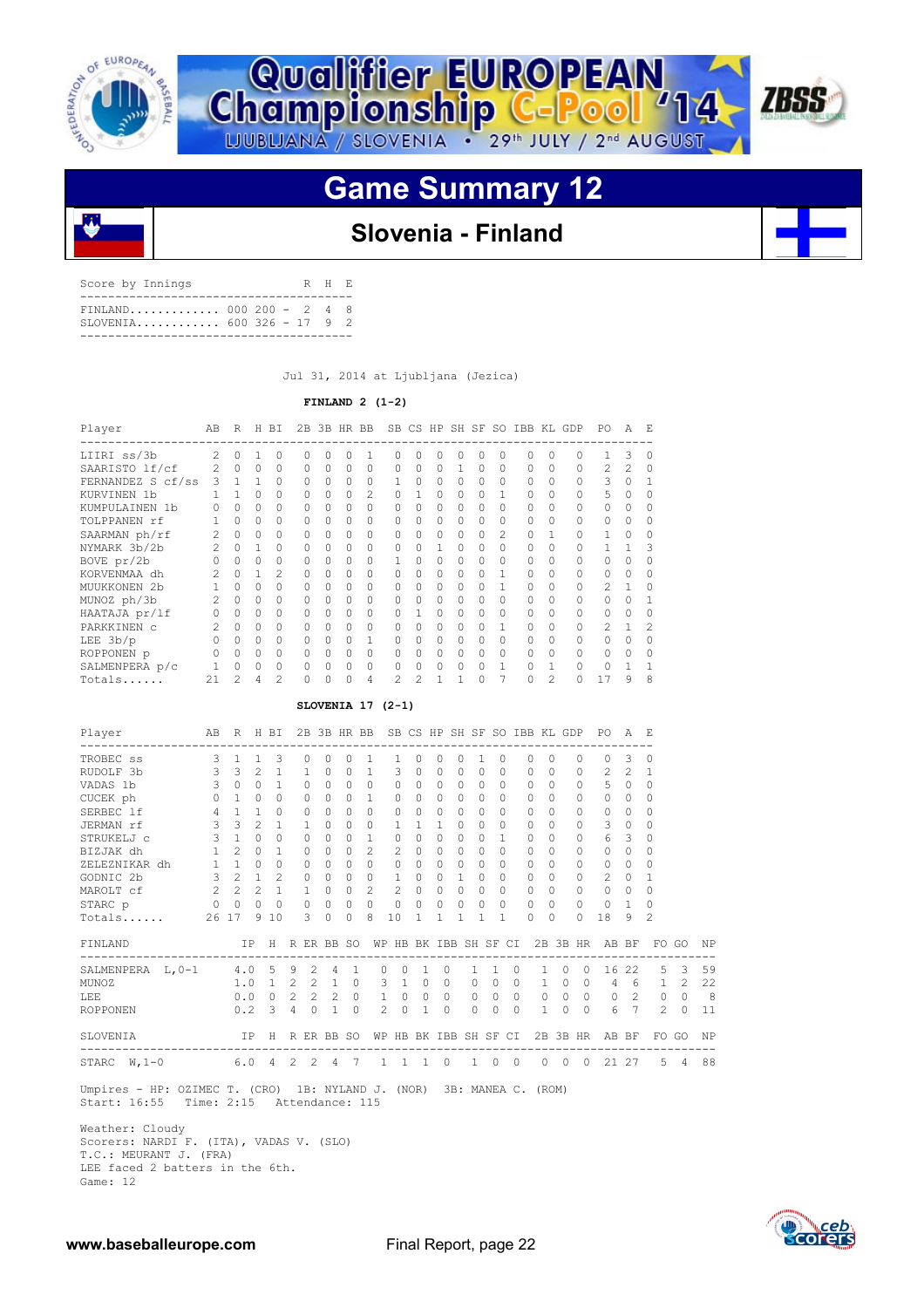# Qualifier EUROPEAN Championship C-Pool '14

LJUBLJANA / SLOVENIA • 29th JULY / 2nd AUGUST

## Game Summary 12

### Slovenia - Finland

| Score by Innings | | R | H | E |
|---|---|---|---|---|
| FINLAND | 000 200 | 2 | 4 | 8 |
| SLOVENIA | 600 326 | 17 | 9 | 2 |

Jul 31, 2014 at Ljubljana (Jezica)

**FINLAND 2 (1-2)**

| Player | AB | R | H | BI | 2B | 3B | HR | BB | SB | CS | HP | SH | SF | SO | IBB | KL | GDP | PO | A | E |
|---|---|---|---|---|---|---|---|---|---|---|---|---|---|---|---|---|---|---|---|---|
| LIIRI ss/3b | 2 | 0 | 1 | 0 | 0 | 0 | 0 | 1 | 0 | 0 | 0 | 0 | 0 | 0 | 0 | 0 | 0 | 1 | 3 | 0 |
| SAARISTO lf/cf | 2 | 0 | 0 | 0 | 0 | 0 | 0 | 0 | 0 | 0 | 0 | 1 | 0 | 0 | 0 | 0 | 0 | 2 | 2 | 0 |
| FERNANDEZ S cf/ss | 3 | 1 | 1 | 0 | 0 | 0 | 0 | 0 | 1 | 0 | 0 | 0 | 0 | 0 | 0 | 0 | 0 | 3 | 0 | 1 |
| KURVINEN 1b | 1 | 1 | 0 | 0 | 0 | 0 | 0 | 2 | 0 | 1 | 0 | 0 | 0 | 1 | 0 | 0 | 0 | 5 | 0 | 0 |
| KUMPULAINEN 1b | 0 | 0 | 0 | 0 | 0 | 0 | 0 | 0 | 0 | 0 | 0 | 0 | 0 | 0 | 0 | 0 | 0 | 0 | 0 | 0 |
| TOLPPANEN rf | 1 | 0 | 0 | 0 | 0 | 0 | 0 | 0 | 0 | 0 | 0 | 0 | 0 | 0 | 0 | 0 | 0 | 0 | 0 | 0 |
| SAARMAN ph/rf | 2 | 0 | 0 | 0 | 0 | 0 | 0 | 0 | 0 | 0 | 0 | 0 | 0 | 2 | 0 | 1 | 0 | 1 | 0 | 0 |
| NYMARK 3b/2b | 2 | 0 | 1 | 0 | 0 | 0 | 0 | 0 | 0 | 0 | 1 | 0 | 0 | 0 | 0 | 0 | 0 | 1 | 1 | 3 |
| BOVE pr/2b | 0 | 0 | 0 | 0 | 0 | 0 | 0 | 0 | 1 | 0 | 0 | 0 | 0 | 0 | 0 | 0 | 0 | 0 | 0 | 0 |
| KORVENMAA dh | 2 | 0 | 1 | 2 | 0 | 0 | 0 | 0 | 0 | 0 | 0 | 0 | 0 | 1 | 0 | 0 | 0 | 0 | 0 | 0 |
| MUUKKONEN 2b | 1 | 0 | 0 | 0 | 0 | 0 | 0 | 0 | 0 | 0 | 0 | 0 | 0 | 1 | 0 | 0 | 0 | 2 | 1 | 0 |
| MUNOZ ph/3b | 2 | 0 | 0 | 0 | 0 | 0 | 0 | 0 | 0 | 0 | 0 | 0 | 0 | 0 | 0 | 0 | 0 | 0 | 0 | 1 |
| HAATAJA pr/lf | 0 | 0 | 0 | 0 | 0 | 0 | 0 | 0 | 0 | 1 | 0 | 0 | 0 | 0 | 0 | 0 | 0 | 0 | 0 | 0 |
| PARKKINEN c | 2 | 0 | 0 | 0 | 0 | 0 | 0 | 0 | 0 | 0 | 0 | 0 | 0 | 1 | 0 | 0 | 0 | 2 | 1 | 2 |
| LEE 3b/p | 0 | 0 | 0 | 0 | 0 | 0 | 0 | 1 | 0 | 0 | 0 | 0 | 0 | 0 | 0 | 0 | 0 | 0 | 0 | 0 |
| ROPPONEN p | 0 | 0 | 0 | 0 | 0 | 0 | 0 | 0 | 0 | 0 | 0 | 0 | 0 | 0 | 0 | 0 | 0 | 0 | 0 | 0 |
| SALMENPERA p/c | 1 | 0 | 0 | 0 | 0 | 0 | 0 | 0 | 0 | 0 | 0 | 0 | 0 | 1 | 0 | 1 | 0 | 0 | 1 | 1 |
| Totals...... | 21 | 2 | 4 | 2 | 0 | 0 | 0 | 4 | 2 | 2 | 1 | 1 | 0 | 7 | 0 | 2 | 0 | 17 | 9 | 8 |

**SLOVENIA 17 (2-1)**

| Player | AB | R | H | BI | 2B | 3B | HR | BB | SB | CS | HP | SH | SF | SO | IBB | KL | GDP | PO | A | E |
|---|---|---|---|---|---|---|---|---|---|---|---|---|---|---|---|---|---|---|---|---|
| TROBEC ss | 3 | 1 | 1 | 3 | 0 | 0 | 0 | 1 | 1 | 0 | 0 | 0 | 1 | 0 | 0 | 0 | 0 | 0 | 3 | 0 |
| RUDOLF 3b | 3 | 3 | 2 | 1 | 1 | 0 | 0 | 1 | 3 | 0 | 0 | 0 | 0 | 0 | 0 | 0 | 0 | 2 | 2 | 1 |
| VADAS 1b | 3 | 0 | 0 | 1 | 0 | 0 | 0 | 0 | 0 | 0 | 0 | 0 | 0 | 0 | 0 | 0 | 0 | 5 | 0 | 0 |
| CUCEK ph | 0 | 1 | 0 | 0 | 0 | 0 | 0 | 1 | 0 | 0 | 0 | 0 | 0 | 0 | 0 | 0 | 0 | 0 | 0 | 0 |
| SERBEC lf | 4 | 1 | 1 | 0 | 0 | 0 | 0 | 0 | 0 | 0 | 0 | 0 | 0 | 0 | 0 | 0 | 0 | 0 | 0 | 0 |
| JERMAN rf | 3 | 3 | 2 | 1 | 1 | 0 | 0 | 0 | 1 | 1 | 1 | 0 | 0 | 0 | 0 | 0 | 0 | 3 | 0 | 0 |
| STRUKELJ c | 3 | 1 | 0 | 0 | 0 | 0 | 0 | 1 | 0 | 0 | 0 | 0 | 0 | 1 | 0 | 0 | 0 | 6 | 3 | 0 |
| BIZJAK dh | 1 | 2 | 0 | 1 | 0 | 0 | 0 | 2 | 2 | 0 | 0 | 0 | 0 | 0 | 0 | 0 | 0 | 0 | 0 | 0 |
| ZELEZNIKAR dh | 1 | 1 | 0 | 0 | 0 | 0 | 0 | 0 | 0 | 0 | 0 | 0 | 0 | 0 | 0 | 0 | 0 | 0 | 0 | 0 |
| GODNIC 2b | 3 | 2 | 1 | 2 | 0 | 0 | 0 | 0 | 1 | 0 | 0 | 1 | 0 | 0 | 0 | 0 | 0 | 2 | 0 | 1 |
| MAROLT cf | 2 | 2 | 2 | 1 | 1 | 0 | 0 | 2 | 2 | 0 | 0 | 0 | 0 | 0 | 0 | 0 | 0 | 0 | 0 | 0 |
| STARC p | 0 | 0 | 0 | 0 | 0 | 0 | 0 | 0 | 0 | 0 | 0 | 0 | 0 | 0 | 0 | 0 | 0 | 0 | 1 | 0 |
| Totals...... | 26 | 17 | 9 | 10 | 3 | 0 | 0 | 8 | 10 | 1 | 1 | 1 | 1 | 1 | 0 | 0 | 0 | 18 | 9 | 2 |

| FINLAND | IP | H | R | ER | BB | SO | WP | HB | BK | IBB | SH | SF | CI | 2B | 3B | HR | AB | BF | FO | GO | NP |
|---|---|---|---|---|---|---|---|---|---|---|---|---|---|---|---|---|---|---|---|---|---|
| SALMENPERA L,0-1 | 4.0 | 5 | 9 | 2 | 4 | 1 | 0 | 0 | 1 | 0 | 1 | 1 | 0 | 1 | 0 | 0 | 16 | 22 | 5 | 3 | 59 |
| MUNOZ | 1.0 | 1 | 2 | 2 | 1 | 0 | 3 | 1 | 0 | 0 | 0 | 0 | 0 | 1 | 0 | 0 | 4 | 6 | 1 | 2 | 22 |
| LEE | 0.0 | 0 | 2 | 2 | 2 | 0 | 1 | 0 | 0 | 0 | 0 | 0 | 0 | 0 | 0 | 0 | 0 | 2 | 0 | 0 | 8 |
| ROPPONEN | 0.2 | 3 | 4 | 0 | 1 | 0 | 2 | 0 | 1 | 0 | 0 | 0 | 0 | 1 | 0 | 0 | 6 | 7 | 2 | 0 | 11 |

| SLOVENIA | IP | H | R | ER | BB | SO | WP | HB | BK | IBB | SH | SF | CI | 2B | 3B | HR | AB | BF | FO | GO | NP |
|---|---|---|---|---|---|---|---|---|---|---|---|---|---|---|---|---|---|---|---|---|---|
| STARC W,1-0 | 6.0 | 4 | 2 | 2 | 4 | 7 | 1 | 1 | 1 | 0 | 1 | 0 | 0 | 0 | 0 | 0 | 21 | 27 | 5 | 4 | 88 |

Umpires - HP: OZIMEC T. (CRO) 1B: NYLAND J. (NOR) 3B: MANEA C. (ROM)
Start: 16:55 Time: 2:15 Attendance: 115

Weather: Cloudy
Scorers: NARDI F. (ITA), VADAS V. (SLO)
T.C.: MEURANT J. (FRA)
LEE faced 2 batters in the 6th.
Game: 12

www.baseballeurope.com Final Report, page 22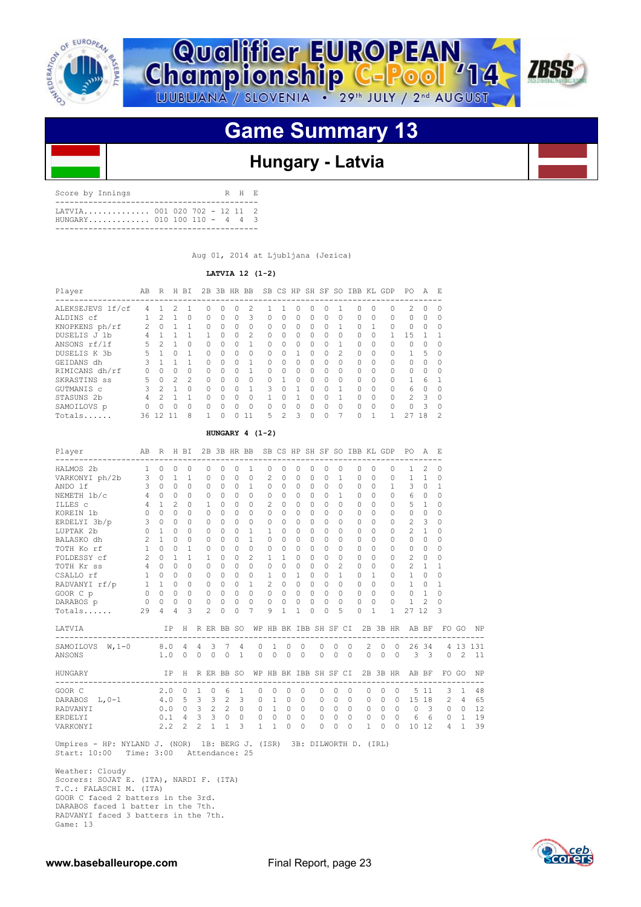# Qualifier EUROPEAN Championship C-Pool '14

LJUBLJANA / SLOVENIA • 29th JULY / 2nd AUGUST

## Game Summary 13

### Hungary - Latvia

| Score by Innings | | R | H | E |
|---|---|---|---|---|
| LATVIA | 001 020 702 | 12 | 11 | 2 |
| HUNGARY | 010 100 110 | 4 | 4 | 3 |

Aug 01, 2014 at Ljubljana (Jezica)

**LATVIA 12 (1-2)**

| Player | AB | R | H | BI | 2B | 3B | HR | BB | SB | CS | HP | SH | SF | SO | IBB | KL | GDP | PO | A | E |
|---|---|---|---|---|---|---|---|---|---|---|---|---|---|---|---|---|---|---|---|---|
| ALEKSEJEVS lf/cf | 4 | 1 | 2 | 1 | 0 | 0 | 0 | 2 | 1 | 1 | 0 | 0 | 0 | 1 | 0 | 0 | 0 | 2 | 0 | 0 |
| ALDINS cf | 1 | 2 | 1 | 0 | 0 | 0 | 0 | 3 | 0 | 0 | 0 | 0 | 0 | 0 | 0 | 0 | 0 | 0 | 0 | 0 |
| KNOPKENS ph/rf | 2 | 0 | 1 | 1 | 0 | 0 | 0 | 0 | 0 | 0 | 0 | 0 | 0 | 1 | 0 | 1 | 0 | 0 | 0 | 0 |
| DUSELIS J 1b | 4 | 1 | 1 | 1 | 1 | 0 | 0 | 2 | 0 | 0 | 0 | 0 | 0 | 0 | 0 | 0 | 1 | 15 | 1 | 1 |
| ANSONS rf/lf | 5 | 2 | 1 | 0 | 0 | 0 | 0 | 1 | 0 | 0 | 0 | 0 | 0 | 1 | 0 | 0 | 0 | 0 | 0 | 0 |
| DUSELIS K 3b | 5 | 1 | 0 | 1 | 0 | 0 | 0 | 0 | 0 | 0 | 1 | 0 | 0 | 2 | 0 | 0 | 0 | 1 | 5 | 0 |
| GEIDANS dh | 3 | 1 | 1 | 1 | 0 | 0 | 0 | 1 | 0 | 0 | 0 | 0 | 0 | 1 | 0 | 0 | 0 | 0 | 0 | 0 |
| RIMICANS dh/rf | 0 | 0 | 0 | 0 | 0 | 0 | 0 | 1 | 0 | 0 | 0 | 0 | 0 | 0 | 0 | 0 | 0 | 0 | 0 | 0 |
| SKRASTINS ss | 5 | 0 | 2 | 2 | 0 | 0 | 0 | 0 | 0 | 1 | 0 | 0 | 0 | 0 | 0 | 0 | 0 | 1 | 6 | 1 |
| GUTMANIS c | 3 | 2 | 1 | 0 | 0 | 0 | 0 | 1 | 3 | 0 | 1 | 0 | 0 | 1 | 0 | 0 | 0 | 6 | 0 | 0 |
| STASUNS 2b | 4 | 2 | 1 | 1 | 0 | 0 | 0 | 0 | 1 | 0 | 1 | 0 | 0 | 1 | 0 | 0 | 0 | 2 | 3 | 0 |
| SAMOILOVS p | 0 | 0 | 0 | 0 | 0 | 0 | 0 | 0 | 0 | 0 | 0 | 0 | 0 | 0 | 0 | 0 | 0 | 0 | 3 | 0 |
| Totals...... | 36 | 12 | 11 | 8 | 1 | 0 | 0 | 11 | 5 | 2 | 3 | 0 | 0 | 7 | 0 | 1 | 1 | 27 | 18 | 2 |

**HUNGARY 4 (1-2)**

| Player | AB | R | H | BI | 2B | 3B | HR | BB | SB | CS | HP | SH | SF | SO | IBB | KL | GDP | PO | A | E |
|---|---|---|---|---|---|---|---|---|---|---|---|---|---|---|---|---|---|---|---|---|
| HALMOS 2b | 1 | 0 | 0 | 0 | 0 | 0 | 0 | 1 | 0 | 0 | 0 | 0 | 0 | 0 | 0 | 0 | 0 | 1 | 2 | 0 |
| VARKONYI ph/2b | 3 | 0 | 1 | 1 | 0 | 0 | 0 | 0 | 2 | 0 | 0 | 0 | 0 | 1 | 0 | 0 | 0 | 1 | 1 | 0 |
| ANDO lf | 3 | 0 | 0 | 0 | 0 | 0 | 0 | 1 | 0 | 0 | 0 | 0 | 0 | 0 | 0 | 0 | 1 | 3 | 0 | 1 |
| NEMETH 1b/c | 4 | 0 | 0 | 0 | 0 | 0 | 0 | 0 | 0 | 0 | 0 | 0 | 0 | 1 | 0 | 0 | 0 | 6 | 0 | 0 |
| ILLES c | 4 | 1 | 2 | 0 | 1 | 0 | 0 | 0 | 2 | 0 | 0 | 0 | 0 | 0 | 0 | 0 | 0 | 5 | 1 | 0 |
| KOREIN 1b | 0 | 0 | 0 | 0 | 0 | 0 | 0 | 0 | 0 | 0 | 0 | 0 | 0 | 0 | 0 | 0 | 0 | 0 | 0 | 0 |
| ERDELYI 3b/p | 3 | 0 | 0 | 0 | 0 | 0 | 0 | 0 | 0 | 0 | 0 | 0 | 0 | 0 | 0 | 0 | 0 | 2 | 3 | 0 |
| LUPTAK 2b | 0 | 1 | 0 | 0 | 0 | 0 | 0 | 1 | 1 | 0 | 0 | 0 | 0 | 0 | 0 | 0 | 0 | 2 | 1 | 0 |
| BALASKO dh | 2 | 1 | 0 | 0 | 0 | 0 | 0 | 1 | 0 | 0 | 0 | 0 | 0 | 0 | 0 | 0 | 0 | 0 | 0 | 0 |
| TOTH Ko rf | 1 | 0 | 0 | 1 | 0 | 0 | 0 | 0 | 0 | 0 | 0 | 0 | 0 | 0 | 0 | 0 | 0 | 0 | 0 | 0 |
| FOLDESSY cf | 2 | 0 | 1 | 1 | 1 | 0 | 0 | 2 | 1 | 1 | 0 | 0 | 0 | 0 | 0 | 0 | 0 | 2 | 0 | 0 |
| TOTH Kr ss | 4 | 0 | 0 | 0 | 0 | 0 | 0 | 0 | 0 | 0 | 0 | 0 | 0 | 2 | 0 | 0 | 0 | 2 | 1 | 1 |
| CSALLO rf | 1 | 0 | 0 | 0 | 0 | 0 | 0 | 0 | 1 | 0 | 1 | 0 | 0 | 1 | 0 | 1 | 0 | 1 | 0 | 0 |
| RADVANYI rf/p | 1 | 1 | 0 | 0 | 0 | 0 | 0 | 1 | 2 | 0 | 0 | 0 | 0 | 0 | 0 | 0 | 0 | 1 | 0 | 1 |
| GOOR C p | 0 | 0 | 0 | 0 | 0 | 0 | 0 | 0 | 0 | 0 | 0 | 0 | 0 | 0 | 0 | 0 | 0 | 0 | 1 | 0 |
| DARABOS p | 0 | 0 | 0 | 0 | 0 | 0 | 0 | 0 | 0 | 0 | 0 | 0 | 0 | 0 | 0 | 0 | 0 | 1 | 2 | 0 |
| Totals...... | 29 | 4 | 4 | 3 | 2 | 0 | 0 | 7 | 9 | 1 | 1 | 0 | 0 | 5 | 0 | 1 | 1 | 27 | 12 | 3 |

| LATVIA | IP | H | R | ER | BB | SO | WP | HB | BK | IBB | SH | SF | CI | 2B | 3B | HR | AB | BF | FO | GO | NP |
|---|---|---|---|---|---|---|---|---|---|---|---|---|---|---|---|---|---|---|---|---|---|
| SAMOILOVS W,1-0 | 8.0 | 4 | 4 | 3 | 7 | 4 | 0 | 1 | 0 | 0 | 0 | 0 | 0 | 2 | 0 | 0 | 26 | 34 | 4 | 13 | 131 |
| ANSONS | 1.0 | 0 | 0 | 0 | 0 | 1 | 0 | 0 | 0 | 0 | 0 | 0 | 0 | 0 | 0 | 0 | 3 | 3 | 0 | 2 | 11 |

| HUNGARY | IP | H | R | ER | BB | SO | WP | HB | BK | IBB | SH | SF | CI | 2B | 3B | HR | AB | BF | FO | GO | NP |
|---|---|---|---|---|---|---|---|---|---|---|---|---|---|---|---|---|---|---|---|---|---|
| GOOR C | 2.0 | 0 | 1 | 0 | 6 | 1 | 0 | 0 | 0 | 0 | 0 | 0 | 0 | 0 | 0 | 0 | 5 | 11 | 3 | 1 | 48 |
| DARABOS L,0-1 | 4.0 | 5 | 3 | 3 | 2 | 3 | 0 | 1 | 0 | 0 | 0 | 0 | 0 | 0 | 0 | 0 | 15 | 18 | 2 | 4 | 65 |
| RADVANYI | 0.0 | 0 | 3 | 2 | 2 | 0 | 0 | 1 | 0 | 0 | 0 | 0 | 0 | 0 | 0 | 0 | 0 | 3 | 0 | 0 | 12 |
| ERDELYI | 0.1 | 4 | 3 | 3 | 0 | 0 | 0 | 0 | 0 | 0 | 0 | 0 | 0 | 0 | 0 | 0 | 6 | 6 | 0 | 1 | 19 |
| VARKONYI | 2.2 | 2 | 2 | 1 | 1 | 3 | 1 | 1 | 0 | 0 | 0 | 0 | 0 | 1 | 0 | 0 | 10 | 12 | 4 | 1 | 39 |

Umpires - HP: NYLAND J. (NOR) 1B: BERG J. (ISR) 3B: DILWORTH D. (IRL)
Start: 10:00 Time: 3:00 Attendance: 25

Weather: Cloudy
Scorers: SOJAT E. (ITA), NARDI F. (ITA)
T.C.: FALASCHI M. (ITA)
GOOR C faced 2 batters in the 3rd.
DARABOS faced 1 batter in the 7th.
RADVANYI faced 3 batters in the 7th.
Game: 13

www.baseballeurope.com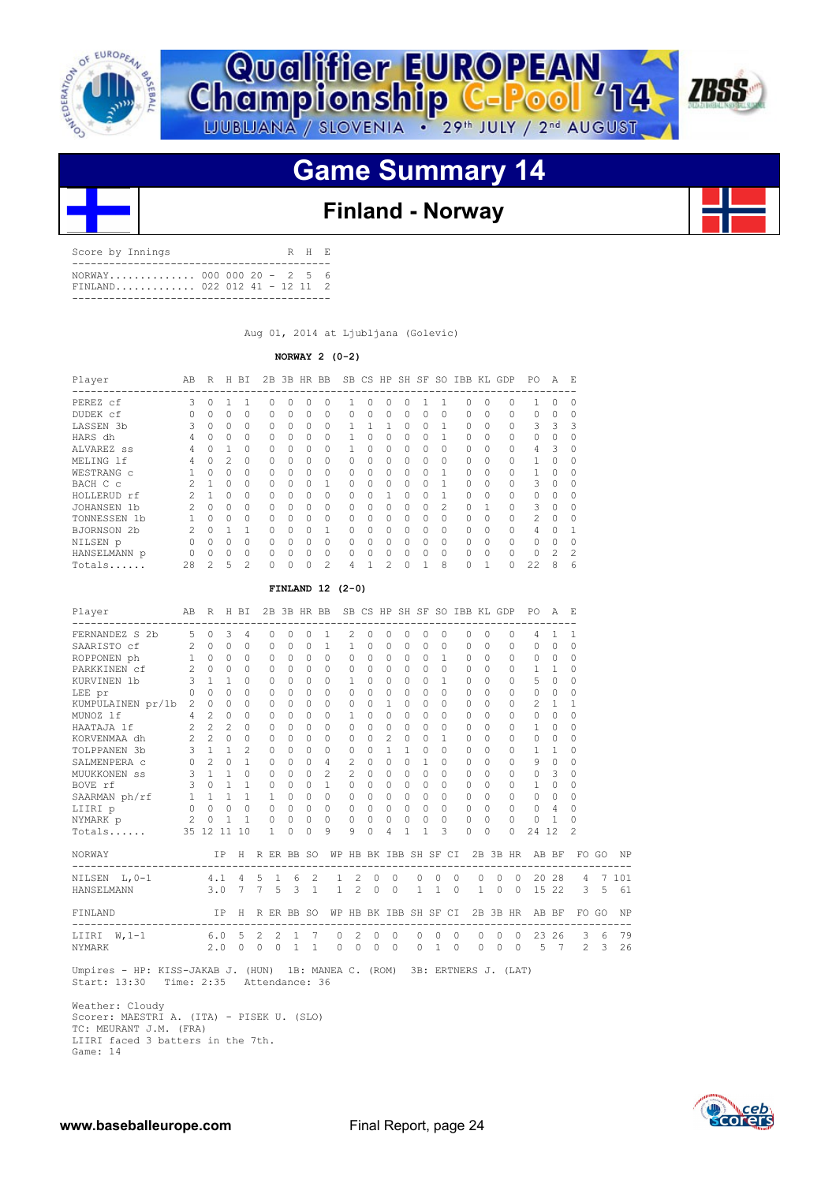# Qualifier EUROPEAN Championship C-Pool '14

LJUBLJANA / SLOVENIA • 29th JULY / 2nd AUGUST

## Game Summary 14

### Finland - Norway

| Score by Innings | | R | H | E |
|---|---|---|---|---|
| NORWAY | 000 000 20 | 2 | 5 | 6 |
| FINLAND | 022 012 41 | 12 | 11 | 2 |

Aug 01, 2014 at Ljubljana (Golevic)

**NORWAY 2 (0-2)**

| Player | AB | R | H | BI | 2B | 3B | HR | BB | SB | CS | HP | SH | SF | SO | IBB | KL | GDP | PO | A | E |
|---|---|---|---|---|---|---|---|---|---|---|---|---|---|---|---|---|---|---|---|---|
| PEREZ cf | 3 | 0 | 1 | 1 | 0 | 0 | 0 | 0 | 1 | 0 | 0 | 0 | 1 | 1 | 0 | 0 | 0 | 1 | 0 | 0 |
| DUDEK cf | 0 | 0 | 0 | 0 | 0 | 0 | 0 | 0 | 0 | 0 | 0 | 0 | 0 | 0 | 0 | 0 | 0 | 0 | 0 | 0 |
| LASSEN 3b | 3 | 0 | 0 | 0 | 0 | 0 | 0 | 0 | 1 | 1 | 1 | 0 | 0 | 1 | 0 | 0 | 0 | 3 | 3 | 3 |
| HARS dh | 4 | 0 | 0 | 0 | 0 | 0 | 0 | 0 | 1 | 0 | 0 | 0 | 0 | 1 | 0 | 0 | 0 | 0 | 0 | 0 |
| ALVAREZ ss | 4 | 0 | 1 | 0 | 0 | 0 | 0 | 0 | 1 | 0 | 0 | 0 | 0 | 0 | 0 | 0 | 0 | 4 | 3 | 0 |
| MELING lf | 4 | 0 | 2 | 0 | 0 | 0 | 0 | 0 | 0 | 0 | 0 | 0 | 0 | 0 | 0 | 0 | 0 | 1 | 0 | 0 |
| WESTRANG c | 1 | 0 | 0 | 0 | 0 | 0 | 0 | 0 | 0 | 0 | 0 | 0 | 0 | 1 | 0 | 0 | 0 | 1 | 0 | 0 |
| BACH C c | 2 | 1 | 0 | 0 | 0 | 0 | 0 | 1 | 0 | 0 | 0 | 0 | 0 | 1 | 0 | 0 | 0 | 3 | 0 | 0 |
| HOLLERUD rf | 2 | 1 | 0 | 0 | 0 | 0 | 0 | 0 | 0 | 0 | 1 | 0 | 0 | 1 | 0 | 0 | 0 | 0 | 0 | 0 |
| JOHANSEN 1b | 2 | 0 | 0 | 0 | 0 | 0 | 0 | 0 | 0 | 0 | 0 | 0 | 0 | 2 | 0 | 1 | 0 | 3 | 0 | 0 |
| TONNESSEN 1b | 1 | 0 | 0 | 0 | 0 | 0 | 0 | 0 | 0 | 0 | 0 | 0 | 0 | 0 | 0 | 0 | 0 | 2 | 0 | 0 |
| BJORNSON 2b | 2 | 0 | 1 | 1 | 0 | 0 | 0 | 1 | 0 | 0 | 0 | 0 | 0 | 0 | 0 | 0 | 0 | 4 | 0 | 1 |
| NILSEN p | 0 | 0 | 0 | 0 | 0 | 0 | 0 | 0 | 0 | 0 | 0 | 0 | 0 | 0 | 0 | 0 | 0 | 0 | 0 | 0 |
| HANSELMANN p | 0 | 0 | 0 | 0 | 0 | 0 | 0 | 0 | 0 | 0 | 0 | 0 | 0 | 0 | 0 | 0 | 0 | 0 | 2 | 2 |
| Totals...... | 28 | 2 | 5 | 2 | 0 | 0 | 0 | 2 | 4 | 1 | 2 | 0 | 1 | 8 | 0 | 1 | 0 | 22 | 8 | 6 |

**FINLAND 12 (2-0)**

| Player | AB | R | H | BI | 2B | 3B | HR | BB | SB | CS | HP | SH | SF | SO | IBB | KL | GDP | PO | A | E |
|---|---|---|---|---|---|---|---|---|---|---|---|---|---|---|---|---|---|---|---|---|
| FERNANDEZ S 2b | 5 | 0 | 3 | 4 | 0 | 0 | 0 | 1 | 2 | 0 | 0 | 0 | 0 | 0 | 0 | 0 | 0 | 4 | 1 | 1 |
| SAARISTO cf | 2 | 0 | 0 | 0 | 0 | 0 | 0 | 1 | 1 | 0 | 0 | 0 | 0 | 0 | 0 | 0 | 0 | 0 | 0 | 0 |
| ROPPONEN ph | 1 | 0 | 0 | 0 | 0 | 0 | 0 | 0 | 0 | 0 | 0 | 0 | 0 | 1 | 0 | 0 | 0 | 0 | 0 | 0 |
| PARKKINEN cf | 2 | 0 | 0 | 0 | 0 | 0 | 0 | 0 | 0 | 0 | 0 | 0 | 0 | 0 | 0 | 0 | 0 | 1 | 1 | 0 |
| KURVINEN 1b | 3 | 1 | 1 | 0 | 0 | 0 | 0 | 0 | 1 | 0 | 0 | 0 | 0 | 1 | 0 | 0 | 0 | 5 | 0 | 0 |
| LEE pr | 0 | 0 | 0 | 0 | 0 | 0 | 0 | 0 | 0 | 0 | 0 | 0 | 0 | 0 | 0 | 0 | 0 | 0 | 0 | 0 |
| KUMPULAINEN pr/1b | 2 | 0 | 0 | 0 | 0 | 0 | 0 | 0 | 0 | 0 | 1 | 0 | 0 | 0 | 0 | 0 | 0 | 2 | 1 | 1 |
| MUNOZ lf | 4 | 2 | 0 | 0 | 0 | 0 | 0 | 0 | 1 | 0 | 0 | 0 | 0 | 0 | 0 | 0 | 0 | 0 | 0 | 0 |
| HAATAJA lf | 2 | 2 | 2 | 0 | 0 | 0 | 0 | 0 | 0 | 0 | 0 | 0 | 0 | 0 | 0 | 0 | 0 | 1 | 0 | 0 |
| KORVENMAA dh | 2 | 2 | 0 | 0 | 0 | 0 | 0 | 0 | 0 | 0 | 2 | 0 | 0 | 1 | 0 | 0 | 0 | 0 | 0 | 0 |
| TOLPPANEN 3b | 3 | 1 | 1 | 2 | 0 | 0 | 0 | 0 | 0 | 0 | 1 | 1 | 0 | 0 | 0 | 0 | 0 | 1 | 1 | 0 |
| SALMENPERA c | 0 | 2 | 0 | 1 | 0 | 0 | 0 | 4 | 2 | 0 | 0 | 0 | 1 | 0 | 0 | 0 | 0 | 9 | 0 | 0 |
| MUUKKONEN ss | 3 | 1 | 1 | 0 | 0 | 0 | 0 | 2 | 2 | 0 | 0 | 0 | 0 | 0 | 0 | 0 | 0 | 0 | 3 | 0 |
| BOVE rf | 3 | 0 | 1 | 1 | 0 | 0 | 0 | 1 | 0 | 0 | 0 | 0 | 0 | 0 | 0 | 0 | 0 | 1 | 0 | 0 |
| SAARMAN ph/rf | 1 | 1 | 1 | 1 | 1 | 0 | 0 | 0 | 0 | 0 | 0 | 0 | 0 | 0 | 0 | 0 | 0 | 0 | 0 | 0 |
| LIIRI p | 0 | 0 | 0 | 0 | 0 | 0 | 0 | 0 | 0 | 0 | 0 | 0 | 0 | 0 | 0 | 0 | 0 | 0 | 4 | 0 |
| NYMARK p | 2 | 0 | 1 | 1 | 0 | 0 | 0 | 0 | 0 | 0 | 0 | 0 | 0 | 0 | 0 | 0 | 0 | 0 | 1 | 0 |
| Totals...... | 35 | 12 | 11 | 10 | 1 | 0 | 0 | 9 | 9 | 0 | 4 | 1 | 1 | 3 | 0 | 0 | 0 | 24 | 12 | 2 |

| NORWAY | IP | H | R | ER | BB | SO | WP | HB | BK | IBB | SH | SF | CI | 2B | 3B | HR | AB | BF | FO | GO | NP |
|---|---|---|---|---|---|---|---|---|---|---|---|---|---|---|---|---|---|---|---|---|---|
| NILSEN L,0-1 | 4.1 | 4 | 5 | 1 | 6 | 2 | 1 | 2 | 0 | 0 | 0 | 0 | 0 | 0 | 0 | 0 | 20 | 28 | 4 | 7 | 101 |
| HANSELMANN | 3.0 | 7 | 7 | 5 | 3 | 1 | 1 | 2 | 0 | 0 | 1 | 1 | 0 | 1 | 0 | 0 | 15 | 22 | 3 | 5 | 61 |

| FINLAND | IP | H | R | ER | BB | SO | WP | HB | BK | IBB | SH | SF | CI | 2B | 3B | HR | AB | BF | FO | GO | NP |
|---|---|---|---|---|---|---|---|---|---|---|---|---|---|---|---|---|---|---|---|---|---|
| LIIRI W,1-1 | 6.0 | 5 | 2 | 2 | 1 | 7 | 0 | 2 | 0 | 0 | 0 | 0 | 0 | 0 | 0 | 0 | 23 | 26 | 3 | 6 | 79 |
| NYMARK | 2.0 | 0 | 0 | 0 | 1 | 1 | 0 | 0 | 0 | 0 | 0 | 1 | 0 | 0 | 0 | 0 | 5 | 7 | 2 | 3 | 26 |

Umpires - HP: KISS-JAKAB J. (HUN) 1B: MANEA C. (ROM) 3B: ERTNERS J. (LAT)
Start: 13:30 Time: 2:35 Attendance: 36

Weather: Cloudy
Scorer: MAESTRI A. (ITA) - PISEK U. (SLO)
TC: MEURANT J.M. (FRA)
LIIRI faced 3 batters in the 7th.
Game: 14

www.baseballeurope.com Final Report, page 24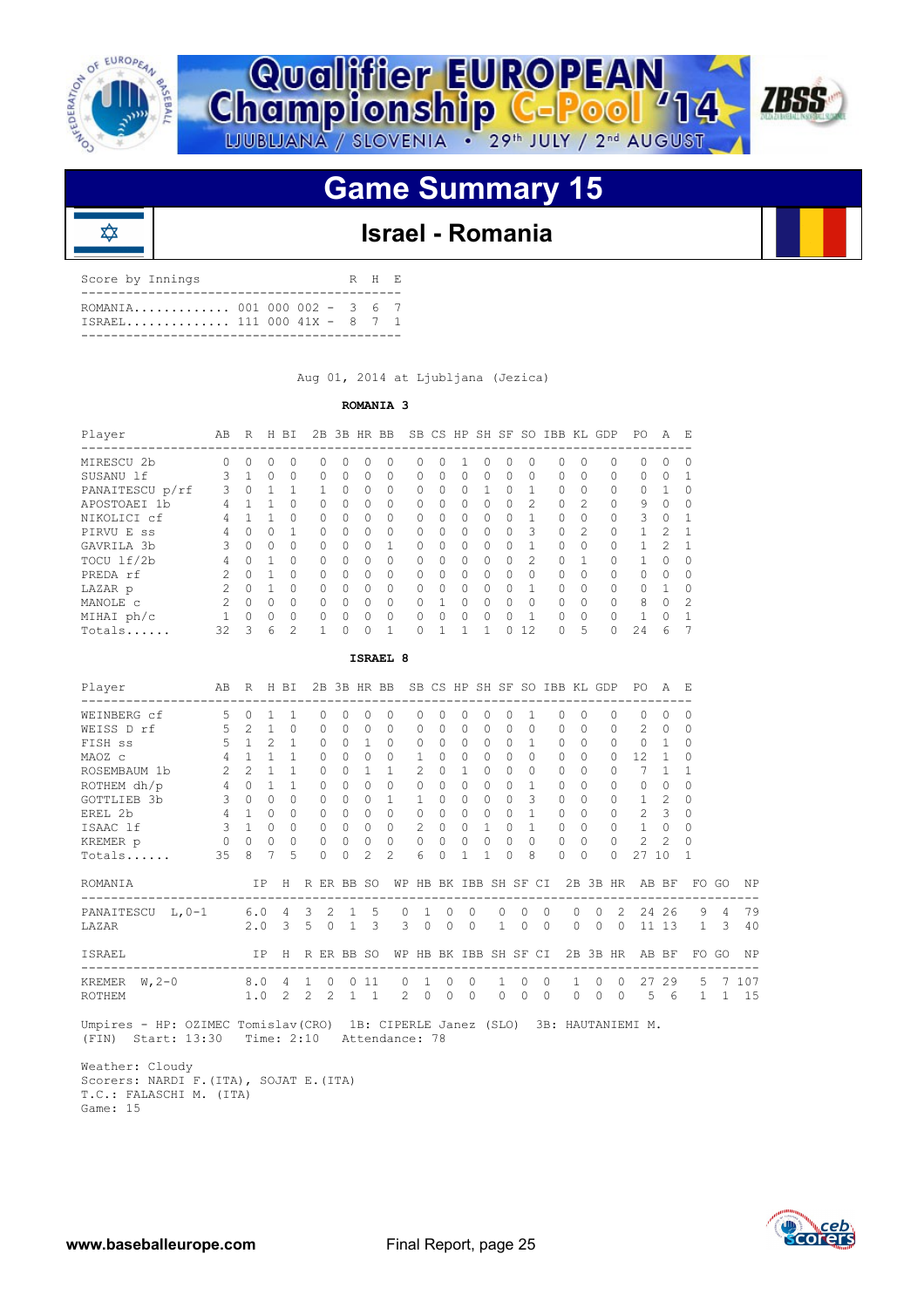# Qualifier EUROPEAN Championship C-Pool '14

LJUBLJANA / SLOVENIA • 29th JULY / 2nd AUGUST

## Game Summary 15

### Israel - Romania

| Score by Innings | | R | H | E |
|---|---|---|---|---|
| ROMANIA | 001 000 002 - | 3 | 6 | 7 |
| ISRAEL | 111 000 41X - | 8 | 7 | 1 |

Aug 01, 2014 at Ljubljana (Jezica)

**ROMANIA 3**

| Player | AB | R | H | BI | 2B | 3B | HR | BB | SB | CS | HP | SH | SF | SO | IBB | KL | GDP | PO | A | E |
|---|---|---|---|---|---|---|---|---|---|---|---|---|---|---|---|---|---|---|---|---|
| MIRESCU 2b | 0 | 0 | 0 | 0 | 0 | 0 | 0 | 0 | 0 | 0 | 1 | 0 | 0 | 0 | 0 | 0 | 0 | 0 | 0 | 0 |
| SUSANU lf | 3 | 1 | 0 | 0 | 0 | 0 | 0 | 0 | 0 | 0 | 0 | 0 | 0 | 0 | 0 | 0 | 0 | 0 | 0 | 1 |
| PANAITESCU p/rf | 3 | 0 | 1 | 1 | 1 | 0 | 0 | 0 | 0 | 0 | 0 | 1 | 0 | 1 | 0 | 0 | 0 | 0 | 1 | 0 |
| APOSTOAEI 1b | 4 | 1 | 1 | 0 | 0 | 0 | 0 | 0 | 0 | 0 | 0 | 0 | 0 | 2 | 0 | 2 | 0 | 9 | 0 | 0 |
| NIKOLICI cf | 4 | 1 | 1 | 0 | 0 | 0 | 0 | 0 | 0 | 0 | 0 | 0 | 0 | 1 | 0 | 0 | 0 | 3 | 0 | 1 |
| PIRVU E ss | 4 | 0 | 0 | 1 | 0 | 0 | 0 | 0 | 0 | 0 | 0 | 0 | 0 | 3 | 0 | 2 | 0 | 1 | 2 | 1 |
| GAVRILA 3b | 3 | 0 | 0 | 0 | 0 | 0 | 0 | 1 | 0 | 0 | 0 | 0 | 0 | 1 | 0 | 0 | 0 | 1 | 2 | 1 |
| TOCU lf/2b | 4 | 0 | 1 | 0 | 0 | 0 | 0 | 0 | 0 | 0 | 0 | 0 | 0 | 2 | 0 | 1 | 0 | 1 | 0 | 0 |
| PREDA rf | 2 | 0 | 1 | 0 | 0 | 0 | 0 | 0 | 0 | 0 | 0 | 0 | 0 | 0 | 0 | 0 | 0 | 0 | 0 | 0 |
| LAZAR p | 2 | 0 | 1 | 0 | 0 | 0 | 0 | 0 | 0 | 0 | 0 | 0 | 0 | 1 | 0 | 0 | 0 | 0 | 1 | 0 |
| MANOLE c | 2 | 0 | 0 | 0 | 0 | 0 | 0 | 0 | 0 | 1 | 0 | 0 | 0 | 0 | 0 | 0 | 0 | 8 | 0 | 2 |
| MIHAI ph/c | 1 | 0 | 0 | 0 | 0 | 0 | 0 | 0 | 0 | 0 | 0 | 0 | 0 | 1 | 0 | 0 | 0 | 1 | 0 | 1 |
| Totals...... | 32 | 3 | 6 | 2 | 1 | 0 | 0 | 1 | 0 | 1 | 1 | 1 | 0 | 12 | 0 | 5 | 0 | 24 | 6 | 7 |

**ISRAEL 8**

| Player | AB | R | H | BI | 2B | 3B | HR | BB | SB | CS | HP | SH | SF | SO | IBB | KL | GDP | PO | A | E |
|---|---|---|---|---|---|---|---|---|---|---|---|---|---|---|---|---|---|---|---|---|
| WEINBERG cf | 5 | 0 | 1 | 1 | 0 | 0 | 0 | 0 | 0 | 0 | 0 | 0 | 0 | 1 | 0 | 0 | 0 | 0 | 0 | 0 |
| WEISS D rf | 5 | 2 | 1 | 0 | 0 | 0 | 0 | 0 | 0 | 0 | 0 | 0 | 0 | 0 | 0 | 0 | 0 | 2 | 0 | 0 |
| FISH ss | 5 | 1 | 2 | 1 | 0 | 0 | 1 | 0 | 0 | 0 | 0 | 0 | 0 | 1 | 0 | 0 | 0 | 0 | 1 | 0 |
| MAOZ c | 4 | 1 | 1 | 1 | 0 | 0 | 0 | 0 | 1 | 0 | 0 | 0 | 0 | 0 | 0 | 0 | 0 | 12 | 1 | 0 |
| ROSEMBAUM 1b | 2 | 2 | 1 | 1 | 0 | 0 | 1 | 1 | 2 | 0 | 1 | 0 | 0 | 0 | 0 | 0 | 0 | 7 | 1 | 1 |
| ROTHEM dh/p | 4 | 0 | 1 | 1 | 0 | 0 | 0 | 0 | 0 | 0 | 0 | 0 | 0 | 1 | 0 | 0 | 0 | 0 | 0 | 0 |
| GOTTLIEB 3b | 3 | 0 | 0 | 0 | 0 | 0 | 0 | 1 | 1 | 0 | 0 | 0 | 0 | 3 | 0 | 0 | 0 | 1 | 2 | 0 |
| EREL 2b | 4 | 1 | 0 | 0 | 0 | 0 | 0 | 0 | 0 | 0 | 0 | 0 | 0 | 1 | 0 | 0 | 0 | 2 | 3 | 0 |
| ISAAC lf | 3 | 1 | 0 | 0 | 0 | 0 | 0 | 0 | 2 | 0 | 0 | 1 | 0 | 1 | 0 | 0 | 0 | 1 | 0 | 0 |
| KREMER p | 0 | 0 | 0 | 0 | 0 | 0 | 0 | 0 | 0 | 0 | 0 | 0 | 0 | 0 | 0 | 0 | 0 | 2 | 2 | 0 |
| Totals...... | 35 | 8 | 7 | 5 | 0 | 0 | 2 | 2 | 6 | 0 | 1 | 1 | 0 | 8 | 0 | 0 | 0 | 27 | 10 | 1 |

| ROMANIA | IP | H | R | ER | BB | SO | WP | HB | BK | IBB | SH | SF | CI | 2B | 3B | HR | AB | BF | FO | GO | NP |
|---|---|---|---|---|---|---|---|---|---|---|---|---|---|---|---|---|---|---|---|---|---|
| PANAITESCU L,0-1 | 6.0 | 4 | 3 | 2 | 1 | 5 | 0 | 1 | 0 | 0 | 0 | 0 | 0 | 0 | 0 | 2 | 24 | 26 | 9 | 4 | 79 |
| LAZAR | 2.0 | 3 | 5 | 0 | 1 | 3 | 3 | 0 | 0 | 0 | 1 | 0 | 0 | 0 | 0 | 0 | 11 | 13 | 1 | 3 | 40 |

| ISRAEL | IP | H | R | ER | BB | SO | WP | HB | BK | IBB | SH | SF | CI | 2B | 3B | HR | AB | BF | FO | GO | NP |
|---|---|---|---|---|---|---|---|---|---|---|---|---|---|---|---|---|---|---|---|---|---|
| KREMER W,2-0 | 8.0 | 4 | 1 | 0 | 0 | 11 | 0 | 1 | 0 | 0 | 1 | 0 | 0 | 1 | 0 | 0 | 27 | 29 | 5 | 7 | 107 |
| ROTHEM | 1.0 | 2 | 2 | 2 | 1 | 1 | 2 | 0 | 0 | 0 | 0 | 0 | 0 | 0 | 0 | 0 | 5 | 6 | 1 | 1 | 15 |

Umpires - HP: OZIMEC Tomislav(CRO) 1B: CIPERLE Janez (SLO) 3B: HAUTANIEMI M. (FIN) Start: 13:30 Time: 2:10 Attendance: 78

Weather: Cloudy
Scorers: NARDI F.(ITA), SOJAT E.(ITA)
T.C.: FALASCHI M. (ITA)
Game: 15

www.baseballeurope.com Final Report, page 25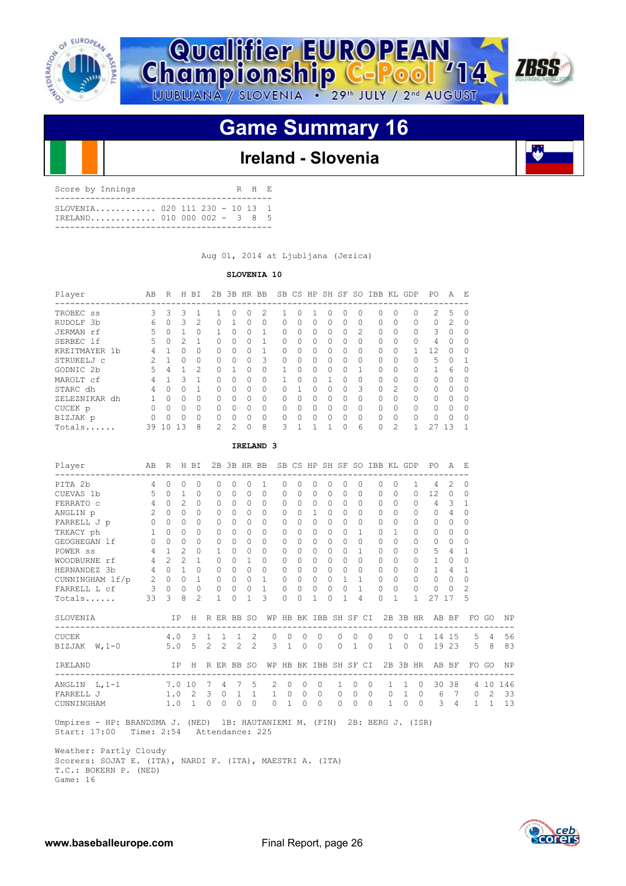# Qualifier EUROPEAN Championship C-Pool '14

LJUBLJANA / SLOVENIA • 29th JULY / 2nd AUGUST

## Game Summary 16

### Ireland - Slovenia

| Score by Innings | | R | H | E |
|---|---|---|---|---|
| SLOVENIA | 020 111 230 | 10 | 13 | 1 |
| IRELAND | 010 000 002 | 3 | 8 | 5 |

Aug 01, 2014 at Ljubljana (Jezica)

**SLOVENIA 10**

| Player | AB | R | H | BI | 2B | 3B | HR | BB | SB | CS | HP | SH | SF | SO | IBB | KL | GDP | PO | A | E |
|---|---|---|---|---|---|---|---|---|---|---|---|---|---|---|---|---|---|---|---|---|
| TROBEC ss | 3 | 3 | 3 | 1 | 1 | 0 | 0 | 2 | 1 | 0 | 1 | 0 | 0 | 0 | 0 | 0 | 0 | 2 | 5 | 0 |
| RUDOLF 3b | 6 | 0 | 3 | 2 | 0 | 1 | 0 | 0 | 0 | 0 | 0 | 0 | 0 | 0 | 0 | 0 | 0 | 0 | 2 | 0 |
| JERMAN rf | 5 | 0 | 1 | 0 | 1 | 0 | 0 | 1 | 0 | 0 | 0 | 0 | 0 | 2 | 0 | 0 | 0 | 3 | 0 | 0 |
| SERBEC lf | 5 | 0 | 2 | 1 | 0 | 0 | 0 | 1 | 0 | 0 | 0 | 0 | 0 | 0 | 0 | 0 | 0 | 4 | 0 | 0 |
| KREITMAYER 1b | 4 | 1 | 0 | 0 | 0 | 0 | 0 | 1 | 0 | 0 | 0 | 0 | 0 | 0 | 0 | 0 | 1 | 12 | 0 | 0 |
| STRUKELJ c | 2 | 1 | 0 | 0 | 0 | 0 | 0 | 3 | 0 | 0 | 0 | 0 | 0 | 0 | 0 | 0 | 0 | 5 | 0 | 1 |
| GODNIC 2b | 5 | 4 | 1 | 2 | 0 | 1 | 0 | 0 | 1 | 0 | 0 | 0 | 0 | 1 | 0 | 0 | 0 | 1 | 6 | 0 |
| MAROLT cf | 4 | 1 | 3 | 1 | 0 | 0 | 0 | 0 | 1 | 0 | 0 | 1 | 0 | 0 | 0 | 0 | 0 | 0 | 0 | 0 |
| STARC dh | 4 | 0 | 0 | 1 | 0 | 0 | 0 | 0 | 0 | 1 | 0 | 0 | 0 | 3 | 0 | 2 | 0 | 0 | 0 | 0 |
| ZELEZNIKAR dh | 1 | 0 | 0 | 0 | 0 | 0 | 0 | 0 | 0 | 0 | 0 | 0 | 0 | 0 | 0 | 0 | 0 | 0 | 0 | 0 |
| CUCEK p | 0 | 0 | 0 | 0 | 0 | 0 | 0 | 0 | 0 | 0 | 0 | 0 | 0 | 0 | 0 | 0 | 0 | 0 | 0 | 0 |
| BIZJAK p | 0 | 0 | 0 | 0 | 0 | 0 | 0 | 0 | 0 | 0 | 0 | 0 | 0 | 0 | 0 | 0 | 0 | 0 | 0 | 0 |
| Totals...... | 39 | 10 | 13 | 8 | 2 | 2 | 0 | 8 | 3 | 1 | 1 | 1 | 0 | 6 | 0 | 2 | 1 | 27 | 13 | 1 |

**IRELAND 3**

| Player | AB | R | H | BI | 2B | 3B | HR | BB | SB | CS | HP | SH | SF | SO | IBB | KL | GDP | PO | A | E |
|---|---|---|---|---|---|---|---|---|---|---|---|---|---|---|---|---|---|---|---|---|
| PITA 2b | 4 | 0 | 0 | 0 | 0 | 0 | 0 | 1 | 0 | 0 | 0 | 0 | 0 | 0 | 0 | 0 | 1 | 4 | 2 | 0 |
| CUEVAS 1b | 5 | 0 | 1 | 0 | 0 | 0 | 0 | 0 | 0 | 0 | 0 | 0 | 0 | 0 | 0 | 0 | 0 | 12 | 0 | 0 |
| FERRATO c | 4 | 0 | 2 | 0 | 0 | 0 | 0 | 0 | 0 | 0 | 0 | 0 | 0 | 0 | 0 | 0 | 0 | 4 | 3 | 1 |
| ANGLIN p | 2 | 0 | 0 | 0 | 0 | 0 | 0 | 0 | 0 | 0 | 1 | 0 | 0 | 0 | 0 | 0 | 0 | 0 | 4 | 0 |
| FARRELL J p | 0 | 0 | 0 | 0 | 0 | 0 | 0 | 0 | 0 | 0 | 0 | 0 | 0 | 0 | 0 | 0 | 0 | 0 | 0 | 0 |
| TREACY ph | 1 | 0 | 0 | 0 | 0 | 0 | 0 | 0 | 0 | 0 | 0 | 0 | 0 | 1 | 0 | 1 | 0 | 0 | 0 | 0 |
| GEOGHEGAN lf | 0 | 0 | 0 | 0 | 0 | 0 | 0 | 0 | 0 | 0 | 0 | 0 | 0 | 0 | 0 | 0 | 0 | 0 | 0 | 0 |
| POWER ss | 4 | 1 | 2 | 0 | 1 | 0 | 0 | 0 | 0 | 0 | 0 | 0 | 0 | 1 | 0 | 0 | 0 | 5 | 4 | 1 |
| WOODBURNE rf | 4 | 2 | 2 | 1 | 0 | 0 | 1 | 0 | 0 | 0 | 0 | 0 | 0 | 0 | 0 | 0 | 0 | 1 | 0 | 0 |
| HERNANDEZ 3b | 4 | 0 | 1 | 0 | 0 | 0 | 0 | 0 | 0 | 0 | 0 | 0 | 0 | 0 | 0 | 0 | 0 | 1 | 4 | 1 |
| CUNNINGHAM lf/p | 2 | 0 | 0 | 1 | 0 | 0 | 0 | 1 | 0 | 0 | 0 | 0 | 1 | 1 | 0 | 0 | 0 | 0 | 0 | 0 |
| FARRELL L cf | 3 | 0 | 0 | 0 | 0 | 0 | 0 | 1 | 0 | 0 | 0 | 0 | 0 | 1 | 0 | 0 | 0 | 0 | 0 | 2 |
| Totals...... | 33 | 3 | 8 | 2 | 1 | 0 | 1 | 3 | 0 | 0 | 1 | 0 | 1 | 4 | 0 | 1 | 1 | 27 | 17 | 5 |

| SLOVENIA | IP | H | R | ER | BB | SO | WP | HB | BK | IBB | SH | SF | CI | 2B | 3B | HR | AB | BF | FO | GO | NP |
|---|---|---|---|---|---|---|---|---|---|---|---|---|---|---|---|---|---|---|---|---|---|
| CUCEK | 4.0 | 3 | 1 | 1 | 1 | 2 | 0 | 0 | 0 | 0 | 0 | 0 | 0 | 0 | 0 | 1 | 14 | 15 | 5 | 4 | 56 |
| BIZJAK W,1-0 | 5.0 | 5 | 2 | 2 | 2 | 2 | 3 | 1 | 0 | 0 | 0 | 1 | 0 | 1 | 0 | 0 | 19 | 23 | 5 | 8 | 83 |

| IRELAND | IP | H | R | ER | BB | SO | WP | HB | BK | IBB | SH | SF | CI | 2B | 3B | HR | AB | BF | FO | GO | NP |
|---|---|---|---|---|---|---|---|---|---|---|---|---|---|---|---|---|---|---|---|---|---|
| ANGLIN L,1-1 | 7.0 | 10 | 7 | 4 | 7 | 5 | 2 | 0 | 0 | 0 | 1 | 0 | 0 | 1 | 1 | 0 | 30 | 38 | 4 | 10 | 146 |
| FARRELL J | 1.0 | 2 | 3 | 0 | 1 | 1 | 1 | 0 | 0 | 0 | 0 | 0 | 0 | 0 | 1 | 0 | 6 | 7 | 0 | 2 | 33 |
| CUNNINGHAM | 1.0 | 1 | 0 | 0 | 0 | 0 | 0 | 1 | 0 | 0 | 0 | 0 | 0 | 1 | 0 | 0 | 3 | 4 | 1 | 1 | 13 |

Umpires - HP: BRANDSMA J. (NED) 1B: HAUTANIEMI M. (FIN) 2B: BERG J. (ISR)
Start: 17:00 Time: 2:54 Attendance: 225

Weather: Partly Cloudy
Scorers: SOJAT E. (ITA), NARDI F. (ITA), MAESTRI A. (ITA)
T.C.: BOKERN P. (NED)
Game: 16

www.baseballeurope.com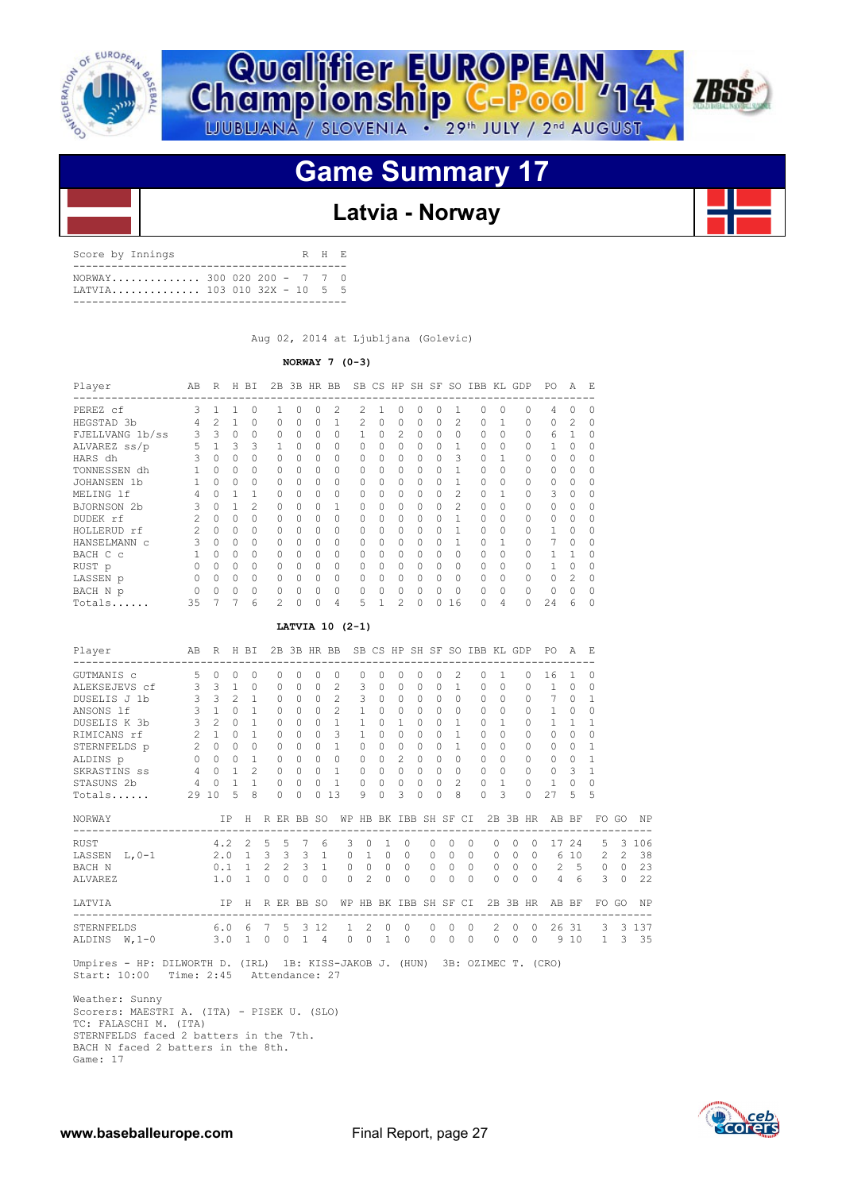# Qualifier EUROPEAN Championship C-Pool '14

LJUBLJANA / SLOVENIA • 29th JULY / 2nd AUGUST

## Game Summary 17

### Latvia - Norway

| Score by Innings | | R | H | E |
|---|---|---|---|---|
| NORWAY.............. | 300 020 200 - | 7 | 7 | 0 |
| LATVIA.............. | 103 010 32X - | 10 | 5 | 5 |

Aug 02, 2014 at Ljubljana (Golevic)

**NORWAY 7 (0-3)**

| Player | AB | R | H | BI | 2B | 3B | HR | BB | SB | CS | HP | SH | SF | SO | IBB | KL | GDP | PO | A | E |
|---|---|---|---|---|---|---|---|---|---|---|---|---|---|---|---|---|---|---|---|---|
| PEREZ cf | 3 | 1 | 1 | 0 | 1 | 0 | 0 | 2 | 2 | 1 | 0 | 0 | 0 | 1 | 0 | 0 | 0 | 4 | 0 | 0 |
| HEGSTAD 3b | 4 | 2 | 1 | 0 | 0 | 0 | 0 | 1 | 2 | 0 | 0 | 0 | 0 | 2 | 0 | 1 | 0 | 0 | 2 | 0 |
| FJELLVANG 1b/ss | 3 | 3 | 0 | 0 | 0 | 0 | 0 | 0 | 1 | 0 | 2 | 0 | 0 | 0 | 0 | 0 | 0 | 6 | 1 | 0 |
| ALVAREZ ss/p | 5 | 1 | 3 | 3 | 1 | 0 | 0 | 0 | 0 | 0 | 0 | 0 | 0 | 1 | 0 | 0 | 0 | 1 | 0 | 0 |
| HARS dh | 3 | 0 | 0 | 0 | 0 | 0 | 0 | 0 | 0 | 0 | 0 | 0 | 0 | 3 | 0 | 1 | 0 | 0 | 0 | 0 |
| TONNESSEN dh | 1 | 0 | 0 | 0 | 0 | 0 | 0 | 0 | 0 | 0 | 0 | 0 | 0 | 1 | 0 | 0 | 0 | 0 | 0 | 0 |
| JOHANSEN 1b | 1 | 0 | 0 | 0 | 0 | 0 | 0 | 0 | 0 | 0 | 0 | 0 | 0 | 1 | 0 | 0 | 0 | 0 | 0 | 0 |
| MELING lf | 4 | 0 | 1 | 1 | 0 | 0 | 0 | 0 | 0 | 0 | 0 | 0 | 0 | 2 | 0 | 1 | 0 | 3 | 0 | 0 |
| BJORNSON 2b | 3 | 0 | 1 | 2 | 0 | 0 | 0 | 1 | 0 | 0 | 0 | 0 | 0 | 2 | 0 | 0 | 0 | 0 | 0 | 0 |
| DUDEK rf | 2 | 0 | 0 | 0 | 0 | 0 | 0 | 0 | 0 | 0 | 0 | 0 | 0 | 1 | 0 | 0 | 0 | 0 | 0 | 0 |
| HOLLERUD rf | 2 | 0 | 0 | 0 | 0 | 0 | 0 | 0 | 0 | 0 | 0 | 0 | 0 | 1 | 0 | 0 | 0 | 1 | 0 | 0 |
| HANSELMANN c | 3 | 0 | 0 | 0 | 0 | 0 | 0 | 0 | 0 | 0 | 0 | 0 | 0 | 1 | 0 | 1 | 0 | 7 | 0 | 0 |
| BACH C c | 1 | 0 | 0 | 0 | 0 | 0 | 0 | 0 | 0 | 0 | 0 | 0 | 0 | 0 | 0 | 0 | 0 | 1 | 1 | 0 |
| RUST p | 0 | 0 | 0 | 0 | 0 | 0 | 0 | 0 | 0 | 0 | 0 | 0 | 0 | 0 | 0 | 0 | 0 | 1 | 0 | 0 |
| LASSEN p | 0 | 0 | 0 | 0 | 0 | 0 | 0 | 0 | 0 | 0 | 0 | 0 | 0 | 0 | 0 | 0 | 0 | 0 | 2 | 0 |
| BACH N p | 0 | 0 | 0 | 0 | 0 | 0 | 0 | 0 | 0 | 0 | 0 | 0 | 0 | 0 | 0 | 0 | 0 | 0 | 0 | 0 |
| Totals...... | 35 | 7 | 7 | 6 | 2 | 0 | 0 | 4 | 5 | 1 | 2 | 0 | 0 | 16 | 0 | 4 | 0 | 24 | 6 | 0 |

**LATVIA 10 (2-1)**

| Player | AB | R | H | BI | 2B | 3B | HR | BB | SB | CS | HP | SH | SF | SO | IBB | KL | GDP | PO | A | E |
|---|---|---|---|---|---|---|---|---|---|---|---|---|---|---|---|---|---|---|---|---|
| GUTMANIS c | 5 | 0 | 0 | 0 | 0 | 0 | 0 | 0 | 0 | 0 | 0 | 0 | 0 | 2 | 0 | 1 | 0 | 16 | 1 | 0 |
| ALEKSEJEVS cf | 3 | 3 | 1 | 0 | 0 | 0 | 0 | 2 | 3 | 0 | 0 | 0 | 0 | 1 | 0 | 0 | 0 | 1 | 0 | 0 |
| DUSELIS J 1b | 3 | 3 | 2 | 1 | 0 | 0 | 0 | 2 | 3 | 0 | 0 | 0 | 0 | 0 | 0 | 0 | 0 | 7 | 0 | 1 |
| ANSONS lf | 3 | 1 | 0 | 1 | 0 | 0 | 0 | 2 | 1 | 0 | 0 | 0 | 0 | 0 | 0 | 0 | 0 | 1 | 0 | 0 |
| DUSELIS K 3b | 3 | 2 | 0 | 1 | 0 | 0 | 0 | 1 | 1 | 0 | 1 | 0 | 0 | 1 | 0 | 1 | 0 | 1 | 1 | 1 |
| RIMICANS rf | 2 | 1 | 0 | 1 | 0 | 0 | 0 | 3 | 1 | 0 | 0 | 0 | 0 | 1 | 0 | 0 | 0 | 0 | 0 | 0 |
| STERNFELDS p | 2 | 0 | 0 | 0 | 0 | 0 | 0 | 1 | 0 | 0 | 0 | 0 | 0 | 1 | 0 | 0 | 0 | 0 | 0 | 1 |
| ALDINS p | 0 | 0 | 0 | 1 | 0 | 0 | 0 | 0 | 0 | 0 | 2 | 0 | 0 | 0 | 0 | 0 | 0 | 0 | 0 | 1 |
| SKRASTINS ss | 4 | 0 | 1 | 2 | 0 | 0 | 0 | 1 | 0 | 0 | 0 | 0 | 0 | 0 | 0 | 0 | 0 | 0 | 3 | 1 |
| STASUNS 2b | 4 | 0 | 1 | 1 | 0 | 0 | 0 | 1 | 0 | 0 | 0 | 0 | 0 | 2 | 0 | 1 | 0 | 1 | 0 | 0 |
| Totals...... | 29 | 10 | 5 | 8 | 0 | 0 | 0 | 13 | 9 | 0 | 3 | 0 | 0 | 8 | 0 | 3 | 0 | 27 | 5 | 5 |

| NORWAY | IP | H | R | ER | BB | SO | WP | HB | BK | IBB | SH | SF | CI | 2B | 3B | HR | AB | BF | FO | GO | NP |
|---|---|---|---|---|---|---|---|---|---|---|---|---|---|---|---|---|---|---|---|---|---|
| RUST | 4.2 | 2 | 5 | 5 | 7 | 6 | 3 | 0 | 1 | 0 | 0 | 0 | 0 | 0 | 0 | 0 | 17 | 24 | 5 | 3 | 106 |
| LASSEN L,0-1 | 2.0 | 1 | 3 | 3 | 3 | 1 | 0 | 1 | 0 | 0 | 0 | 0 | 0 | 0 | 0 | 0 | 6 | 10 | 2 | 2 | 38 |
| BACH N | 0.1 | 1 | 2 | 2 | 3 | 1 | 0 | 0 | 0 | 0 | 0 | 0 | 0 | 0 | 0 | 0 | 2 | 5 | 0 | 0 | 23 |
| ALVAREZ | 1.0 | 1 | 0 | 0 | 0 | 0 | 0 | 2 | 0 | 0 | 0 | 0 | 0 | 0 | 0 | 0 | 4 | 6 | 3 | 0 | 22 |

| LATVIA | IP | H | R | ER | BB | SO | WP | HB | BK | IBB | SH | SF | CI | 2B | 3B | HR | AB | BF | FO | GO | NP |
|---|---|---|---|---|---|---|---|---|---|---|---|---|---|---|---|---|---|---|---|---|---|
| STERNFELDS | 6.0 | 6 | 7 | 5 | 3 | 12 | 1 | 2 | 0 | 0 | 0 | 0 | 0 | 2 | 0 | 0 | 26 | 31 | 3 | 3 | 137 |
| ALDINS W,1-0 | 3.0 | 1 | 0 | 0 | 1 | 4 | 0 | 0 | 1 | 0 | 0 | 0 | 0 | 0 | 0 | 0 | 9 | 10 | 1 | 3 | 35 |

Umpires - HP: DILWORTH D. (IRL) 1B: KISS-JAKOB J. (HUN) 3B: OZIMEC T. (CRO)
Start: 10:00 Time: 2:45 Attendance: 27

Weather: Sunny
Scorers: MAESTRI A. (ITA) - PISEK U. (SLO)
TC: FALASCHI M. (ITA)
STERNFELDS faced 2 batters in the 7th.
BACH N faced 2 batters in the 8th.
Game: 17

www.baseballeurope.com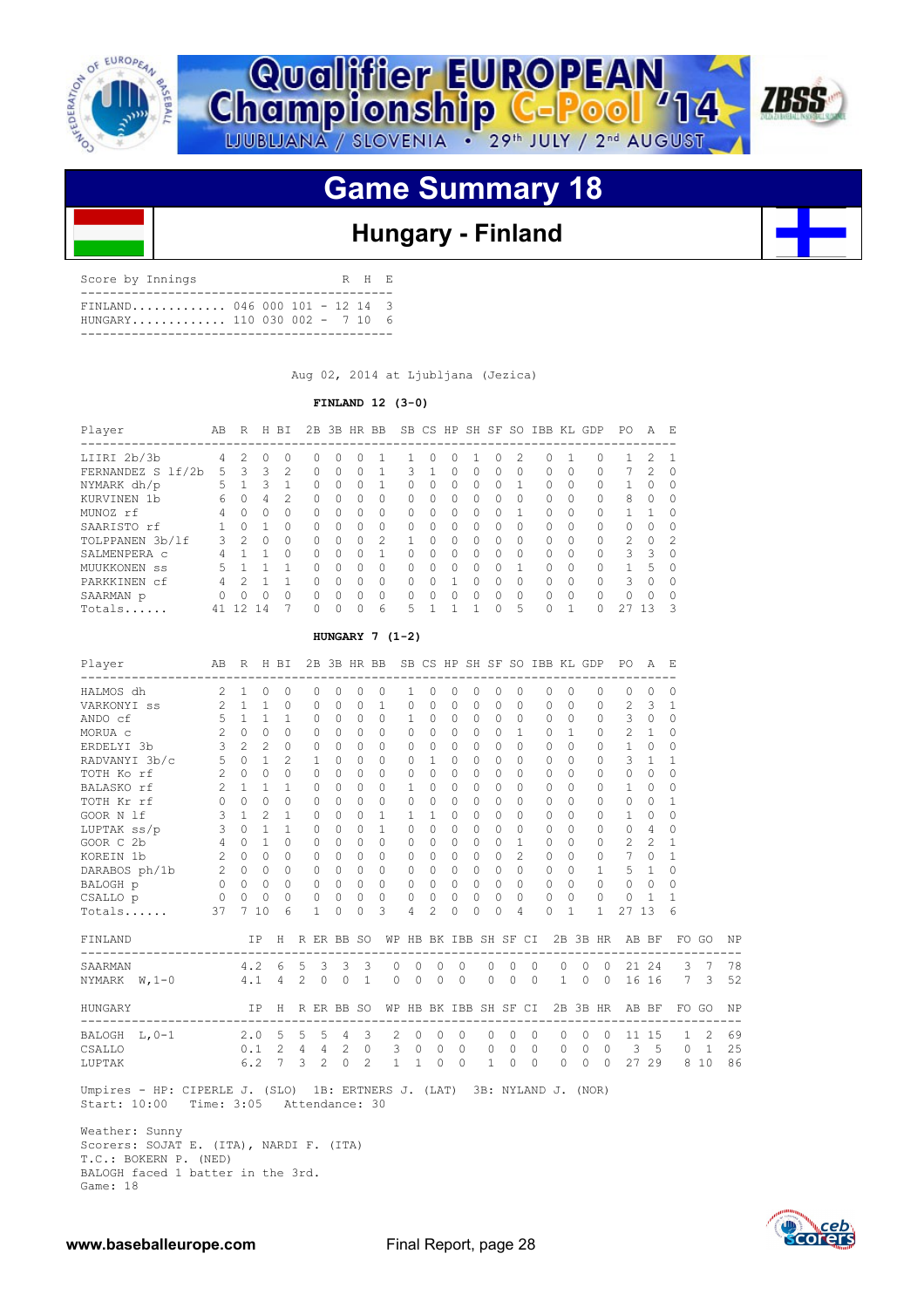# Qualifier EUROPEAN Championship C-Pool '14

LJUBLJANA / SLOVENIA • 29th JULY / 2nd AUGUST

## Game Summary 18

### Hungary - Finland

| Score by Innings | | R | H | E |
|---|---|---|---|---|
| FINLAND | 046 000 101 | 12 | 14 | 3 |
| HUNGARY | 110 030 002 | 7 | 10 | 6 |

Aug 02, 2014 at Ljubljana (Jezica)

**FINLAND 12 (3-0)**

| Player | AB | R | H | BI | 2B | 3B | HR | BB | SB | CS | HP | SH | SF | SO | IBB | KL | GDP | PO | A | E |
|---|---|---|---|---|---|---|---|---|---|---|---|---|---|---|---|---|---|---|---|---|
| LIIRI 2b/3b | 4 | 2 | 0 | 0 | 0 | 0 | 0 | 1 | 1 | 0 | 0 | 1 | 0 | 2 | 0 | 1 | 0 | 1 | 2 | 1 |
| FERNANDEZ S lf/2b | 5 | 3 | 3 | 2 | 0 | 0 | 0 | 1 | 3 | 1 | 0 | 0 | 0 | 0 | 0 | 0 | 0 | 7 | 2 | 0 |
| NYMARK dh/p | 5 | 1 | 3 | 1 | 0 | 0 | 0 | 1 | 0 | 0 | 0 | 0 | 0 | 1 | 0 | 0 | 0 | 1 | 0 | 0 |
| KURVINEN 1b | 6 | 0 | 4 | 2 | 0 | 0 | 0 | 0 | 0 | 0 | 0 | 0 | 0 | 0 | 0 | 0 | 0 | 8 | 0 | 0 |
| MUNOZ rf | 4 | 0 | 0 | 0 | 0 | 0 | 0 | 0 | 0 | 0 | 0 | 0 | 0 | 1 | 0 | 0 | 0 | 1 | 1 | 0 |
| SAARISTO rf | 1 | 0 | 1 | 0 | 0 | 0 | 0 | 0 | 0 | 0 | 0 | 0 | 0 | 0 | 0 | 0 | 0 | 0 | 0 | 0 |
| TOLPPANEN 3b/lf | 3 | 2 | 0 | 0 | 0 | 0 | 0 | 2 | 1 | 0 | 0 | 0 | 0 | 0 | 0 | 0 | 0 | 2 | 0 | 2 |
| SALMENPERA c | 4 | 1 | 1 | 0 | 0 | 0 | 0 | 1 | 0 | 0 | 0 | 0 | 0 | 0 | 0 | 0 | 0 | 3 | 3 | 0 |
| MUUKKONEN ss | 5 | 1 | 1 | 1 | 0 | 0 | 0 | 0 | 0 | 0 | 0 | 0 | 0 | 1 | 0 | 0 | 0 | 1 | 5 | 0 |
| PARKKINEN cf | 4 | 2 | 1 | 1 | 0 | 0 | 0 | 0 | 0 | 0 | 1 | 0 | 0 | 0 | 0 | 0 | 0 | 3 | 0 | 0 |
| SAARMAN p | 0 | 0 | 0 | 0 | 0 | 0 | 0 | 0 | 0 | 0 | 0 | 0 | 0 | 0 | 0 | 0 | 0 | 0 | 0 | 0 |
| Totals...... | 41 | 12 | 14 | 7 | 0 | 0 | 0 | 6 | 5 | 1 | 1 | 1 | 0 | 5 | 0 | 1 | 0 | 27 | 13 | 3 |

**HUNGARY 7 (1-2)**

| Player | AB | R | H | BI | 2B | 3B | HR | BB | SB | CS | HP | SH | SF | SO | IBB | KL | GDP | PO | A | E |
|---|---|---|---|---|---|---|---|---|---|---|---|---|---|---|---|---|---|---|---|---|
| HALMOS dh | 2 | 1 | 0 | 0 | 0 | 0 | 0 | 0 | 1 | 0 | 0 | 0 | 0 | 0 | 0 | 0 | 0 | 0 | 0 | 0 |
| VARKONYI ss | 2 | 1 | 1 | 0 | 0 | 0 | 0 | 1 | 0 | 0 | 0 | 0 | 0 | 0 | 0 | 0 | 0 | 2 | 3 | 1 |
| ANDO cf | 5 | 1 | 1 | 1 | 0 | 0 | 0 | 0 | 1 | 0 | 0 | 0 | 0 | 0 | 0 | 0 | 0 | 3 | 0 | 0 |
| MORUA c | 2 | 0 | 0 | 0 | 0 | 0 | 0 | 0 | 0 | 0 | 0 | 0 | 0 | 1 | 0 | 1 | 0 | 2 | 1 | 0 |
| ERDELYI 3b | 3 | 2 | 2 | 0 | 0 | 0 | 0 | 0 | 0 | 0 | 0 | 0 | 0 | 0 | 0 | 0 | 0 | 1 | 0 | 0 |
| RADVANYI 3b/c | 5 | 0 | 1 | 2 | 1 | 0 | 0 | 0 | 0 | 1 | 0 | 0 | 0 | 0 | 0 | 0 | 0 | 3 | 1 | 1 |
| TOTH Ko rf | 2 | 0 | 0 | 0 | 0 | 0 | 0 | 0 | 0 | 0 | 0 | 0 | 0 | 0 | 0 | 0 | 0 | 0 | 0 | 0 |
| BALASKO rf | 2 | 1 | 1 | 1 | 0 | 0 | 0 | 0 | 1 | 0 | 0 | 0 | 0 | 0 | 0 | 0 | 0 | 1 | 0 | 0 |
| TOTH Kr rf | 0 | 0 | 0 | 0 | 0 | 0 | 0 | 0 | 0 | 0 | 0 | 0 | 0 | 0 | 0 | 0 | 0 | 0 | 0 | 1 |
| GOOR N lf | 3 | 1 | 2 | 1 | 0 | 0 | 0 | 1 | 1 | 1 | 0 | 0 | 0 | 0 | 0 | 0 | 0 | 1 | 0 | 0 |
| LUPTAK ss/p | 3 | 0 | 1 | 1 | 0 | 0 | 0 | 1 | 0 | 0 | 0 | 0 | 0 | 0 | 0 | 0 | 0 | 0 | 4 | 0 |
| GOOR C 2b | 4 | 0 | 1 | 0 | 0 | 0 | 0 | 0 | 0 | 0 | 0 | 0 | 0 | 1 | 0 | 0 | 0 | 2 | 2 | 1 |
| KOREIN 1b | 2 | 0 | 0 | 0 | 0 | 0 | 0 | 0 | 0 | 0 | 0 | 0 | 0 | 2 | 0 | 0 | 0 | 7 | 0 | 1 |
| DARABOS ph/1b | 2 | 0 | 0 | 0 | 0 | 0 | 0 | 0 | 0 | 0 | 0 | 0 | 0 | 0 | 0 | 0 | 1 | 5 | 1 | 0 |
| BALOGH p | 0 | 0 | 0 | 0 | 0 | 0 | 0 | 0 | 0 | 0 | 0 | 0 | 0 | 0 | 0 | 0 | 0 | 0 | 0 | 0 |
| CSALLO p | 0 | 0 | 0 | 0 | 0 | 0 | 0 | 0 | 0 | 0 | 0 | 0 | 0 | 0 | 0 | 0 | 0 | 0 | 1 | 1 |
| Totals...... | 37 | 7 | 10 | 6 | 1 | 0 | 0 | 3 | 4 | 2 | 0 | 0 | 0 | 4 | 0 | 1 | 1 | 27 | 13 | 6 |

| FINLAND | IP | H | R | ER | BB | SO | WP | HB | BK | IBB | SH | SF | CI | 2B | 3B | HR | AB | BF | FO | GO | NP |
|---|---|---|---|---|---|---|---|---|---|---|---|---|---|---|---|---|---|---|---|---|---|
| SAARMAN | 4.2 | 6 | 5 | 3 | 3 | 3 | 0 | 0 | 0 | 0 | 0 | 0 | 0 | 0 | 0 | 0 | 21 | 24 | 3 | 7 | 78 |
| NYMARK W,1-0 | 4.1 | 4 | 2 | 0 | 0 | 1 | 0 | 0 | 0 | 0 | 0 | 0 | 0 | 1 | 0 | 0 | 16 | 16 | 7 | 3 | 52 |

| HUNGARY | IP | H | R | ER | BB | SO | WP | HB | BK | IBB | SH | SF | CI | 2B | 3B | HR | AB | BF | FO | GO | NP |
|---|---|---|---|---|---|---|---|---|---|---|---|---|---|---|---|---|---|---|---|---|---|
| BALOGH L,0-1 | 2.0 | 5 | 5 | 5 | 4 | 3 | 2 | 0 | 0 | 0 | 0 | 0 | 0 | 0 | 0 | 0 | 11 | 15 | 1 | 2 | 69 |
| CSALLO | 0.1 | 2 | 4 | 4 | 2 | 0 | 3 | 0 | 0 | 0 | 0 | 0 | 0 | 0 | 0 | 0 | 3 | 5 | 0 | 1 | 25 |
| LUPTAK | 6.2 | 7 | 3 | 2 | 0 | 2 | 1 | 1 | 0 | 0 | 1 | 0 | 0 | 0 | 0 | 0 | 27 | 29 | 8 | 10 | 86 |

Umpires - HP: CIPERLE J. (SLO) 1B: ERTNERS J. (LAT) 3B: NYLAND J. (NOR)
Start: 10:00 Time: 3:05 Attendance: 30

Weather: Sunny
Scorers: SOJAT E. (ITA), NARDI F. (ITA)
T.C.: BOKERN P. (NED)
BALOGH faced 1 batter in the 3rd.
Game: 18

www.baseballeurope.com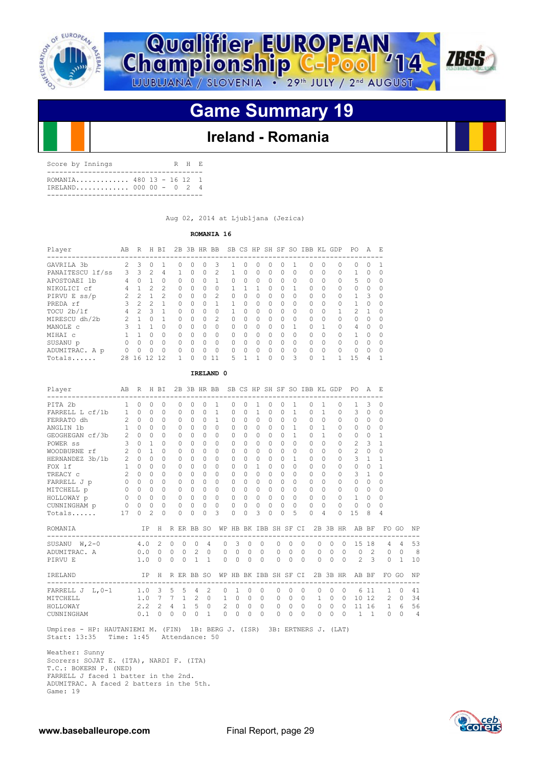# Qualifier EUROPEAN Championship C-Pool '14

LJUBLJANA / SLOVENIA • 29th JULY / 2nd AUGUST

## Game Summary 19

### Ireland - Romania

| Score by Innings | | R | H | E |
|---|---|---|---|---|
| ROMANIA | 480 13 - | 16 | 12 | 1 |
| IRELAND | 000 00 - | 0 | 2 | 4 |

Aug 02, 2014 at Ljubljana (Jezica)

**ROMANIA 16**

| Player | AB | R | H | BI | 2B | 3B | HR | BB | SB | CS | HP | SH | SF | SO | IBB | KL | GDP | PO | A | E |
|---|---|---|---|---|---|---|---|---|---|---|---|---|---|---|---|---|---|---|---|---|
| GAVRILA 3b | 2 | 3 | 0 | 1 | 0 | 0 | 0 | 3 | 1 | 0 | 0 | 0 | 0 | 1 | 0 | 0 | 0 | 0 | 0 | 1 |
| PANAITESCU lf/ss | 3 | 3 | 2 | 4 | 1 | 0 | 0 | 2 | 1 | 0 | 0 | 0 | 0 | 0 | 0 | 0 | 0 | 1 | 0 | 0 |
| APOSTOAEI 1b | 4 | 0 | 1 | 0 | 0 | 0 | 0 | 1 | 0 | 0 | 0 | 0 | 0 | 0 | 0 | 0 | 0 | 5 | 0 | 0 |
| NIKOLICI cf | 4 | 1 | 2 | 2 | 0 | 0 | 0 | 0 | 1 | 1 | 1 | 0 | 0 | 1 | 0 | 0 | 0 | 0 | 0 | 0 |
| PIRVU E ss/p | 2 | 2 | 1 | 2 | 0 | 0 | 0 | 2 | 0 | 0 | 0 | 0 | 0 | 0 | 0 | 0 | 0 | 1 | 3 | 0 |
| PREDA rf | 3 | 2 | 2 | 1 | 0 | 0 | 0 | 1 | 1 | 0 | 0 | 0 | 0 | 0 | 0 | 0 | 0 | 1 | 0 | 0 |
| TOCU 2b/lf | 4 | 2 | 3 | 1 | 0 | 0 | 0 | 0 | 1 | 0 | 0 | 0 | 0 | 0 | 0 | 0 | 1 | 2 | 1 | 0 |
| MIRESCU dh/2b | 2 | 1 | 0 | 1 | 0 | 0 | 0 | 2 | 0 | 0 | 0 | 0 | 0 | 0 | 0 | 0 | 0 | 0 | 0 | 0 |
| MANOLE c | 3 | 1 | 1 | 0 | 0 | 0 | 0 | 0 | 0 | 0 | 0 | 0 | 0 | 1 | 0 | 1 | 0 | 4 | 0 | 0 |
| MIHAI c | 1 | 1 | 0 | 0 | 0 | 0 | 0 | 0 | 0 | 0 | 0 | 0 | 0 | 0 | 0 | 0 | 0 | 1 | 0 | 0 |
| SUSANU p | 0 | 0 | 0 | 0 | 0 | 0 | 0 | 0 | 0 | 0 | 0 | 0 | 0 | 0 | 0 | 0 | 0 | 0 | 0 | 0 |
| ADUMITRAC. A p | 0 | 0 | 0 | 0 | 0 | 0 | 0 | 0 | 0 | 0 | 0 | 0 | 0 | 0 | 0 | 0 | 0 | 0 | 0 | 0 |
| Totals...... | 28 | 16 | 12 | 12 | 1 | 0 | 0 | 11 | 5 | 1 | 1 | 0 | 0 | 3 | 0 | 1 | 1 | 15 | 4 | 1 |

**IRELAND 0**

| Player | AB | R | H | BI | 2B | 3B | HR | BB | SB | CS | HP | SH | SF | SO | IBB | KL | GDP | PO | A | E |
|---|---|---|---|---|---|---|---|---|---|---|---|---|---|---|---|---|---|---|---|---|
| PITA 2b | 1 | 0 | 0 | 0 | 0 | 0 | 0 | 1 | 0 | 0 | 1 | 0 | 0 | 1 | 0 | 1 | 0 | 1 | 3 | 0 |
| FARRELL L cf/1b | 1 | 0 | 0 | 0 | 0 | 0 | 0 | 1 | 0 | 0 | 1 | 0 | 0 | 1 | 0 | 1 | 0 | 3 | 0 | 0 |
| FERRATO dh | 2 | 0 | 0 | 0 | 0 | 0 | 0 | 1 | 0 | 0 | 0 | 0 | 0 | 0 | 0 | 0 | 0 | 0 | 0 | 0 |
| ANGLIN 1b | 1 | 0 | 0 | 0 | 0 | 0 | 0 | 0 | 0 | 0 | 0 | 0 | 0 | 1 | 0 | 1 | 0 | 0 | 0 | 0 |
| GEOGHEGAN cf/3b | 2 | 0 | 0 | 0 | 0 | 0 | 0 | 0 | 0 | 0 | 0 | 0 | 0 | 1 | 0 | 1 | 0 | 0 | 0 | 1 |
| POWER ss | 3 | 0 | 1 | 0 | 0 | 0 | 0 | 0 | 0 | 0 | 0 | 0 | 0 | 0 | 0 | 0 | 0 | 2 | 3 | 1 |
| WOODBURNE rf | 2 | 0 | 1 | 0 | 0 | 0 | 0 | 0 | 0 | 0 | 0 | 0 | 0 | 0 | 0 | 0 | 0 | 2 | 0 | 0 |
| HERNANDEZ 3b/1b | 2 | 0 | 0 | 0 | 0 | 0 | 0 | 0 | 0 | 0 | 0 | 0 | 0 | 1 | 0 | 0 | 0 | 3 | 1 | 1 |
| FOX lf | 1 | 0 | 0 | 0 | 0 | 0 | 0 | 0 | 0 | 0 | 1 | 0 | 0 | 0 | 0 | 0 | 0 | 0 | 0 | 1 |
| TREACY c | 2 | 0 | 0 | 0 | 0 | 0 | 0 | 0 | 0 | 0 | 0 | 0 | 0 | 0 | 0 | 0 | 0 | 3 | 1 | 0 |
| FARRELL J p | 0 | 0 | 0 | 0 | 0 | 0 | 0 | 0 | 0 | 0 | 0 | 0 | 0 | 0 | 0 | 0 | 0 | 0 | 0 | 0 |
| MITCHELL p | 0 | 0 | 0 | 0 | 0 | 0 | 0 | 0 | 0 | 0 | 0 | 0 | 0 | 0 | 0 | 0 | 0 | 0 | 0 | 0 |
| HOLLOWAY p | 0 | 0 | 0 | 0 | 0 | 0 | 0 | 0 | 0 | 0 | 0 | 0 | 0 | 0 | 0 | 0 | 0 | 1 | 0 | 0 |
| CUNNINGHAM p | 0 | 0 | 0 | 0 | 0 | 0 | 0 | 0 | 0 | 0 | 0 | 0 | 0 | 0 | 0 | 0 | 0 | 0 | 0 | 0 |
| Totals...... | 17 | 0 | 2 | 0 | 0 | 0 | 0 | 3 | 0 | 0 | 3 | 0 | 0 | 5 | 0 | 4 | 0 | 15 | 8 | 4 |

| ROMANIA | IP | H | R | ER | BB | SO | WP | HB | BK | IBB | SH | SF | CI | 2B | 3B | HR | AB | BF | FO | GO | NP |
|---|---|---|---|---|---|---|---|---|---|---|---|---|---|---|---|---|---|---|---|---|---|
| SUSANU W,2-0 | 4.0 | 2 | 0 | 0 | 0 | 4 | 0 | 3 | 0 | 0 | 0 | 0 | 0 | 0 | 0 | 0 | 15 | 18 | 4 | 4 | 53 |
| ADUMITRAC. A | 0.0 | 0 | 0 | 0 | 2 | 0 | 0 | 0 | 0 | 0 | 0 | 0 | 0 | 0 | 0 | 0 | 0 | 2 | 0 | 0 | 8 |
| PIRVU E | 1.0 | 0 | 0 | 0 | 1 | 1 | 0 | 0 | 0 | 0 | 0 | 0 | 0 | 0 | 0 | 0 | 2 | 3 | 0 | 1 | 10 |

| IRELAND | IP | H | R | ER | BB | SO | WP | HB | BK | IBB | SH | SF | CI | 2B | 3B | HR | AB | BF | FO | GO | NP |
|---|---|---|---|---|---|---|---|---|---|---|---|---|---|---|---|---|---|---|---|---|---|
| FARRELL J L,0-1 | 1.0 | 3 | 5 | 5 | 4 | 2 | 0 | 1 | 0 | 0 | 0 | 0 | 0 | 0 | 0 | 0 | 6 | 11 | 1 | 0 | 41 |
| MITCHELL | 1.0 | 7 | 7 | 1 | 2 | 0 | 1 | 0 | 0 | 0 | 0 | 0 | 0 | 1 | 0 | 0 | 10 | 12 | 2 | 0 | 34 |
| HOLLOWAY | 2.2 | 2 | 4 | 1 | 5 | 0 | 2 | 0 | 0 | 0 | 0 | 0 | 0 | 0 | 0 | 0 | 11 | 16 | 1 | 6 | 56 |
| CUNNINGHAM | 0.1 | 0 | 0 | 0 | 0 | 1 | 0 | 0 | 0 | 0 | 0 | 0 | 0 | 0 | 0 | 0 | 1 | 1 | 0 | 0 | 4 |

Umpires - HP: HAUTANIEMI M. (FIN) 1B: BERG J. (ISR) 3B: ERTNERS J. (LAT)
Start: 13:35 Time: 1:45 Attendance: 50

Weather: Sunny
Scorers: SOJAT E. (ITA), NARDI F. (ITA)
T.C.: BOKERN P. (NED)
FARRELL J faced 1 batter in the 2nd.
ADUMITRAC. A faced 2 batters in the 5th.
Game: 19

www.baseballeurope.com Final Report, page 29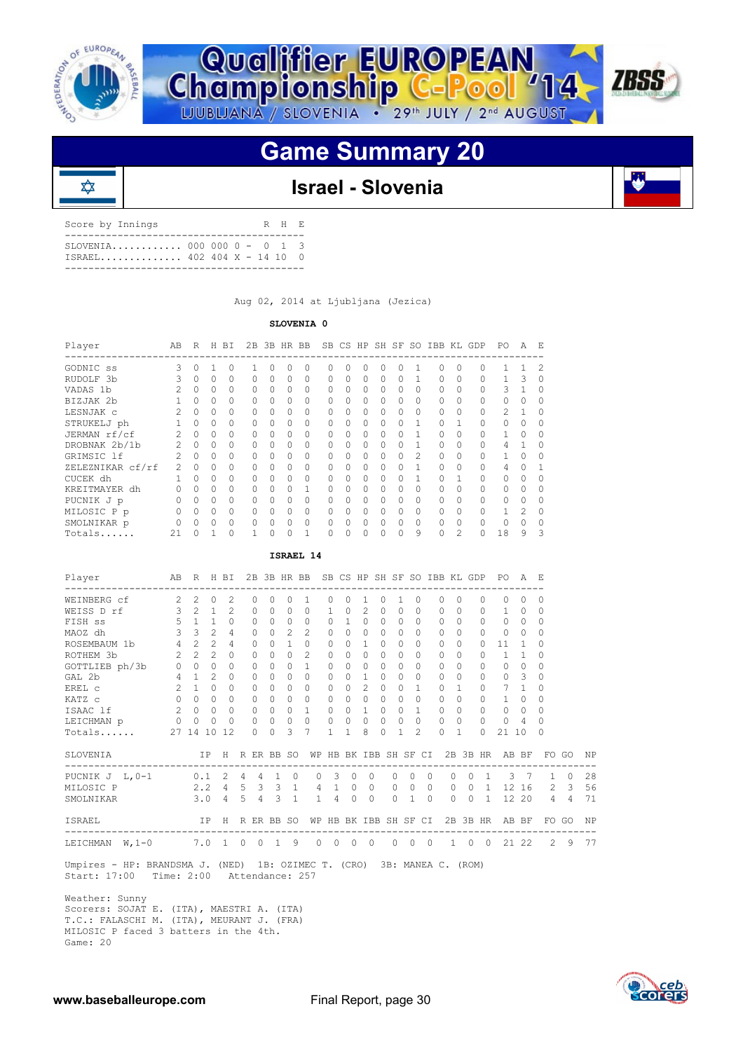# Qualifier EUROPEAN Championship C-Pool '14

LJUBLJANA / SLOVENIA • 29th JULY / 2nd AUGUST

## Game Summary 20

### Israel - Slovenia

| Score by Innings | | R | H | E |
|---|---|---|---|---|
| SLOVENIA | 000 000 0 | 0 | 1 | 3 |
| ISRAEL | 402 404 X | 14 | 10 | 0 |

Aug 02, 2014 at Ljubljana (Jezica)

**SLOVENIA 0**

| Player | AB | R | H | BI | 2B | 3B | HR | BB | SB | CS | HP | SH | SF | SO | IBB | KL | GDP | PO | A | E |
|---|---|---|---|---|---|---|---|---|---|---|---|---|---|---|---|---|---|---|---|---|
| GODNIC ss | 3 | 0 | 1 | 0 | 1 | 0 | 0 | 0 | 0 | 0 | 0 | 0 | 0 | 1 | 0 | 0 | 0 | 1 | 1 | 2 |
| RUDOLF 3b | 3 | 0 | 0 | 0 | 0 | 0 | 0 | 0 | 0 | 0 | 0 | 0 | 0 | 1 | 0 | 0 | 0 | 1 | 3 | 0 |
| VADAS 1b | 2 | 0 | 0 | 0 | 0 | 0 | 0 | 0 | 0 | 0 | 0 | 0 | 0 | 0 | 0 | 0 | 0 | 3 | 1 | 0 |
| BIZJAK 2b | 1 | 0 | 0 | 0 | 0 | 0 | 0 | 0 | 0 | 0 | 0 | 0 | 0 | 0 | 0 | 0 | 0 | 0 | 0 | 0 |
| LESNJAK c | 2 | 0 | 0 | 0 | 0 | 0 | 0 | 0 | 0 | 0 | 0 | 0 | 0 | 0 | 0 | 0 | 0 | 2 | 1 | 0 |
| STRUKELJ ph | 1 | 0 | 0 | 0 | 0 | 0 | 0 | 0 | 0 | 0 | 0 | 0 | 0 | 1 | 0 | 1 | 0 | 0 | 0 | 0 |
| JERMAN rf/cf | 2 | 0 | 0 | 0 | 0 | 0 | 0 | 0 | 0 | 0 | 0 | 0 | 0 | 1 | 0 | 0 | 0 | 1 | 0 | 0 |
| DROBNAK 2b/1b | 2 | 0 | 0 | 0 | 0 | 0 | 0 | 0 | 0 | 0 | 0 | 0 | 0 | 1 | 0 | 0 | 0 | 4 | 1 | 0 |
| GRIMSIC lf | 2 | 0 | 0 | 0 | 0 | 0 | 0 | 0 | 0 | 0 | 0 | 0 | 0 | 2 | 0 | 0 | 0 | 1 | 0 | 0 |
| ZELEZNIKAR cf/rf | 2 | 0 | 0 | 0 | 0 | 0 | 0 | 0 | 0 | 0 | 0 | 0 | 0 | 1 | 0 | 0 | 0 | 4 | 0 | 1 |
| CUCEK dh | 1 | 0 | 0 | 0 | 0 | 0 | 0 | 0 | 0 | 0 | 0 | 0 | 0 | 1 | 0 | 1 | 0 | 0 | 0 | 0 |
| KREITMAYER dh | 0 | 0 | 0 | 0 | 0 | 0 | 0 | 1 | 0 | 0 | 0 | 0 | 0 | 0 | 0 | 0 | 0 | 0 | 0 | 0 |
| PUCNIK J p | 0 | 0 | 0 | 0 | 0 | 0 | 0 | 0 | 0 | 0 | 0 | 0 | 0 | 0 | 0 | 0 | 0 | 0 | 0 | 0 |
| MILOSIC P p | 0 | 0 | 0 | 0 | 0 | 0 | 0 | 0 | 0 | 0 | 0 | 0 | 0 | 0 | 0 | 0 | 0 | 1 | 2 | 0 |
| SMOLNIKAR p | 0 | 0 | 0 | 0 | 0 | 0 | 0 | 0 | 0 | 0 | 0 | 0 | 0 | 0 | 0 | 0 | 0 | 0 | 0 | 0 |
| Totals...... | 21 | 0 | 1 | 0 | 1 | 0 | 0 | 1 | 0 | 0 | 0 | 0 | 0 | 9 | 0 | 2 | 0 | 18 | 9 | 3 |

**ISRAEL 14**

| Player | AB | R | H | BI | 2B | 3B | HR | BB | SB | CS | HP | SH | SF | SO | IBB | KL | GDP | PO | A | E |
|---|---|---|---|---|---|---|---|---|---|---|---|---|---|---|---|---|---|---|---|---|
| WEINBERG cf | 2 | 2 | 0 | 2 | 0 | 0 | 0 | 1 | 0 | 0 | 1 | 0 | 1 | 0 | 0 | 0 | 0 | 0 | 0 | 0 |
| WEISS D rf | 3 | 2 | 1 | 2 | 0 | 0 | 0 | 0 | 1 | 0 | 2 | 0 | 0 | 0 | 0 | 0 | 0 | 1 | 0 | 0 |
| FISH ss | 5 | 1 | 1 | 0 | 0 | 0 | 0 | 0 | 0 | 1 | 0 | 0 | 0 | 0 | 0 | 0 | 0 | 0 | 0 | 0 |
| MAOZ dh | 3 | 3 | 2 | 4 | 0 | 0 | 2 | 2 | 0 | 0 | 0 | 0 | 0 | 0 | 0 | 0 | 0 | 0 | 0 | 0 |
| ROSEMBAUM 1b | 4 | 2 | 2 | 4 | 0 | 0 | 1 | 0 | 0 | 0 | 1 | 0 | 0 | 0 | 0 | 0 | 0 | 11 | 1 | 0 |
| ROTHEM 3b | 2 | 2 | 2 | 0 | 0 | 0 | 0 | 2 | 0 | 0 | 0 | 0 | 0 | 0 | 0 | 0 | 0 | 1 | 1 | 0 |
| GOTTLIEB ph/3b | 0 | 0 | 0 | 0 | 0 | 0 | 0 | 1 | 0 | 0 | 0 | 0 | 0 | 0 | 0 | 0 | 0 | 0 | 0 | 0 |
| GAL 2b | 4 | 1 | 2 | 0 | 0 | 0 | 0 | 0 | 0 | 0 | 1 | 0 | 0 | 0 | 0 | 0 | 0 | 0 | 3 | 0 |
| EREL c | 2 | 1 | 0 | 0 | 0 | 0 | 0 | 0 | 0 | 0 | 2 | 0 | 0 | 1 | 0 | 1 | 0 | 7 | 1 | 0 |
| KATZ c | 0 | 0 | 0 | 0 | 0 | 0 | 0 | 0 | 0 | 0 | 0 | 0 | 0 | 0 | 0 | 0 | 0 | 1 | 0 | 0 |
| ISAAC lf | 2 | 0 | 0 | 0 | 0 | 0 | 0 | 1 | 0 | 0 | 1 | 0 | 0 | 1 | 0 | 0 | 0 | 0 | 0 | 0 |
| LEICHMAN p | 0 | 0 | 0 | 0 | 0 | 0 | 0 | 0 | 0 | 0 | 0 | 0 | 0 | 0 | 0 | 0 | 0 | 0 | 4 | 0 |
| Totals...... | 27 | 14 | 10 | 12 | 0 | 0 | 3 | 7 | 1 | 1 | 8 | 0 | 1 | 2 | 0 | 1 | 0 | 21 | 10 | 0 |

| SLOVENIA | IP | H | R | ER | BB | SO | WP | HB | BK | IBB | SH | SF | CI | 2B | 3B | HR | AB | BF | FO | GO | NP |
|---|---|---|---|---|---|---|---|---|---|---|---|---|---|---|---|---|---|---|---|---|---|
| PUCNIK J L,0-1 | 0.1 | 2 | 4 | 4 | 1 | 0 | 0 | 3 | 0 | 0 | 0 | 0 | 0 | 0 | 0 | 1 | 3 | 7 | 1 | 0 | 28 |
| MILOSIC P | 2.2 | 4 | 5 | 3 | 3 | 1 | 4 | 1 | 0 | 0 | 0 | 0 | 0 | 0 | 0 | 1 | 12 | 16 | 2 | 3 | 56 |
| SMOLNIKAR | 3.0 | 4 | 5 | 4 | 3 | 1 | 1 | 4 | 0 | 0 | 0 | 1 | 0 | 0 | 0 | 1 | 12 | 20 | 4 | 4 | 71 |

| ISRAEL | IP | H | R | ER | BB | SO | WP | HB | BK | IBB | SH | SF | CI | 2B | 3B | HR | AB | BF | FO | GO | NP |
|---|---|---|---|---|---|---|---|---|---|---|---|---|---|---|---|---|---|---|---|---|---|
| LEICHMAN W,1-0 | 7.0 | 1 | 0 | 0 | 1 | 9 | 0 | 0 | 0 | 0 | 0 | 0 | 0 | 1 | 0 | 0 | 21 | 22 | 2 | 9 | 77 |

Umpires - HP: BRANDSMA J. (NED) 1B: OZIMEC T. (CRO) 3B: MANEA C. (ROM)
Start: 17:00 Time: 2:00 Attendance: 257

Weather: Sunny
Scorers: SOJAT E. (ITA), MAESTRI A. (ITA)
T.C.: FALASCHI M. (ITA), MEURANT J. (FRA)
MILOSIC P faced 3 batters in the 4th.
Game: 20

www.baseballeurope.com

Final Report, page 30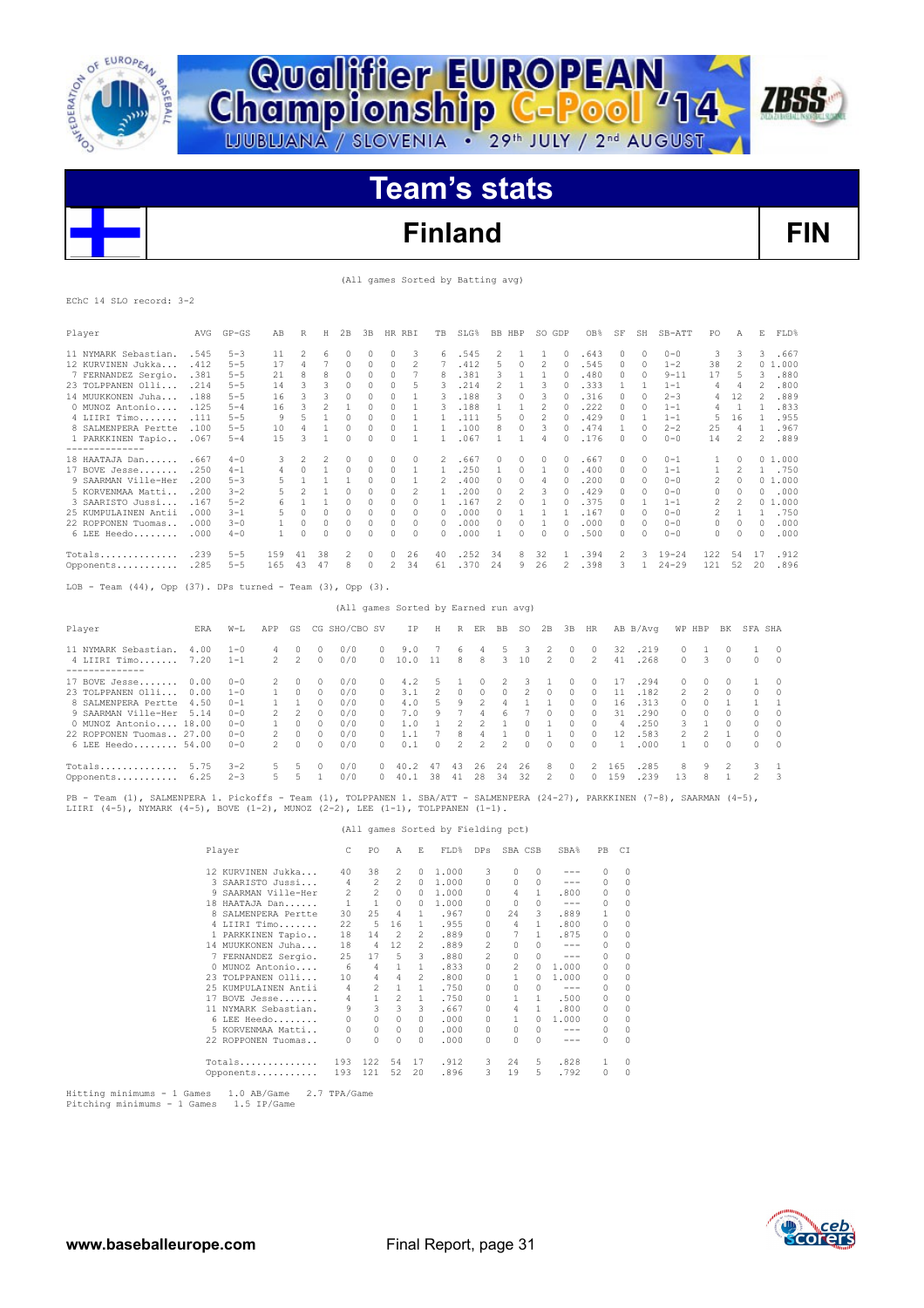# Qualifier EUROPEAN Championship C-Pool '14

LJUBLJANA / SLOVENIA • 29th JULY / 2nd AUGUST

## Team's stats

## Finland FIN

(All games Sorted by Batting avg)

EChC 14 SLO record: 3-2

| Player | AVG | GP-GS | AB | R | H | 2B | 3B | HR | RBI | TB | SLG% | BB | HBP | SO | GDP | OB% | SF | SH | SB-ATT | PO | A | E | FLD% |
|---|---|---|---|---|---|---|---|---|---|---|---|---|---|---|---|---|---|---|---|---|---|---|---|
| 11 NYMARK Sebastian. | .545 | 5-3 | 11 | 2 | 6 | 0 | 0 | 0 | 3 | 6 | .545 | 2 | 1 | 1 | 0 | .643 | 0 | 0 | 0-0 | 3 | 3 | 3 | .667 |
| 12 KURVINEN Jukka... | .412 | 5-5 | 17 | 4 | 7 | 0 | 0 | 0 | 2 | 7 | .412 | 5 | 0 | 2 | 0 | .545 | 0 | 0 | 1-2 | 38 | 2 | 0 | 1.000 |
| 7 FERNANDEZ Sergio. | .381 | 5-5 | 21 | 8 | 8 | 0 | 0 | 0 | 7 | 8 | .381 | 3 | 1 | 1 | 0 | .480 | 0 | 0 | 9-11 | 17 | 5 | 3 | .880 |
| 23 TOLPPANEN Olli... | .214 | 5-5 | 14 | 3 | 3 | 0 | 0 | 0 | 5 | 3 | .214 | 2 | 1 | 3 | 0 | .333 | 1 | 1 | 1-1 | 4 | 4 | 2 | .800 |
| 14 MUUKKONEN Juha... | .188 | 5-5 | 16 | 3 | 3 | 0 | 0 | 0 | 1 | 3 | .188 | 3 | 0 | 3 | 0 | .316 | 0 | 0 | 2-3 | 4 | 12 | 2 | .889 |
| 0 MUNOZ Antonio.... | .125 | 5-4 | 16 | 3 | 2 | 1 | 0 | 0 | 1 | 3 | .188 | 1 | 1 | 2 | 0 | .222 | 0 | 0 | 1-1 | 4 | 1 | 1 | .833 |
| 4 LIIRI Timo....... | .111 | 5-5 | 9 | 5 | 1 | 0 | 0 | 0 | 1 | 1 | .111 | 5 | 0 | 2 | 0 | .429 | 0 | 1 | 1-1 | 5 | 16 | 1 | .955 |
| 8 SALMENPERA Pertte | .100 | 5-5 | 10 | 4 | 1 | 0 | 0 | 0 | 1 | 1 | .100 | 8 | 0 | 3 | 0 | .474 | 1 | 0 | 2-2 | 25 | 4 | 1 | .967 |
| 1 PARKKINEN Tapio.. | .067 | 5-4 | 15 | 3 | 1 | 0 | 0 | 0 | 1 | 1 | .067 | 1 | 1 | 4 | 0 | .176 | 0 | 0 | 0-0 | 14 | 2 | 2 | .889 |
| 18 HAATAJA Dan...... | .667 | 4-0 | 3 | 2 | 2 | 0 | 0 | 0 | 0 | 2 | .667 | 0 | 0 | 0 | 0 | .667 | 0 | 0 | 0-1 | 1 | 0 | 0 | 1.000 |
| 17 BOVE Jesse....... | .250 | 4-1 | 4 | 0 | 1 | 0 | 0 | 0 | 1 | 1 | .250 | 1 | 0 | 1 | 0 | .400 | 0 | 0 | 1-1 | 1 | 2 | 1 | .750 |
| 9 SAARMAN Ville-Her | .200 | 5-3 | 5 | 1 | 1 | 1 | 0 | 0 | 1 | 2 | .400 | 0 | 0 | 4 | 0 | .200 | 0 | 0 | 0-0 | 2 | 0 | 0 | 1.000 |
| 5 KORVENMAA Matti.. | .200 | 3-2 | 5 | 2 | 1 | 0 | 0 | 0 | 2 | 1 | .200 | 0 | 2 | 3 | 0 | .429 | 0 | 0 | 0-0 | 0 | 0 | 0 | .000 |
| 3 SAARISTO Jussi... | .167 | 5-2 | 6 | 1 | 1 | 0 | 0 | 0 | 0 | 1 | .167 | 2 | 0 | 1 | 0 | .375 | 0 | 1 | 1-1 | 2 | 2 | 0 | 1.000 |
| 25 KUMPULAINEN Antii | .000 | 3-1 | 5 | 0 | 0 | 0 | 0 | 0 | 0 | 0 | .000 | 0 | 1 | 1 | 1 | .167 | 0 | 0 | 0-0 | 2 | 1 | 1 | .750 |
| 22 ROPPONEN Tuomas.. | .000 | 3-0 | 1 | 0 | 0 | 0 | 0 | 0 | 0 | 0 | .000 | 0 | 0 | 1 | 0 | .000 | 0 | 0 | 0-0 | 0 | 0 | 0 | .000 |
| 6 LEE Heedo........ | .000 | 4-0 | 1 | 0 | 0 | 0 | 0 | 0 | 0 | 0 | .000 | 1 | 0 | 0 | 0 | .500 | 0 | 0 | 0-0 | 0 | 0 | 0 | .000 |
| Totals.............. | .239 | 5-5 | 159 | 41 | 38 | 2 | 0 | 0 | 26 | 40 | .252 | 34 | 8 | 32 | 1 | .394 | 2 | 3 | 19-24 | 122 | 54 | 17 | .912 |
| Opponents........... | .285 | 5-5 | 165 | 43 | 47 | 8 | 0 | 2 | 34 | 61 | .370 | 24 | 9 | 26 | 2 | .398 | 3 | 1 | 24-29 | 121 | 52 | 20 | .896 |

LOB - Team (44), Opp (37). DPs turned - Team (3), Opp (3).

(All games Sorted by Earned run avg)

| Player | ERA | W-L | APP | GS | CG | SHO/CBO | SV | IP | H | R | ER | BB | SO | 2B | 3B | HR | AB | B/Avg | WP | HBP | BK | SFA | SHA |
|---|---|---|---|---|---|---|---|---|---|---|---|---|---|---|---|---|---|---|---|---|---|---|---|
| 11 NYMARK Sebastian. | 4.00 | 1-0 | 4 | 0 | 0 | 0/0 | 0 | 9.0 | 7 | 6 | 4 | 5 | 3 | 2 | 0 | 0 | 32 | .219 | 0 | 1 | 0 | 1 | 0 |
| 4 LIIRI Timo....... | 7.20 | 1-1 | 2 | 2 | 0 | 0/0 | 0 | 10.0 | 11 | 8 | 8 | 3 | 10 | 2 | 0 | 2 | 41 | .268 | 0 | 3 | 0 | 0 | 0 |
| 17 BOVE Jesse....... | 0.00 | 0-0 | 2 | 0 | 0 | 0/0 | 0 | 4.2 | 5 | 1 | 0 | 2 | 3 | 1 | 0 | 0 | 17 | .294 | 0 | 0 | 0 | 1 | 0 |
| 23 TOLPPANEN Olli... | 0.00 | 1-0 | 1 | 0 | 0 | 0/0 | 0 | 3.1 | 2 | 0 | 0 | 0 | 2 | 0 | 0 | 0 | 11 | .182 | 2 | 2 | 0 | 0 | 0 |
| 8 SALMENPERA Pertte | 4.50 | 0-1 | 1 | 1 | 0 | 0/0 | 0 | 4.0 | 5 | 9 | 2 | 4 | 1 | 1 | 0 | 0 | 16 | .313 | 0 | 0 | 1 | 1 | 1 |
| 9 SAARMAN Ville-Her | 5.14 | 0-0 | 2 | 2 | 0 | 0/0 | 0 | 7.0 | 9 | 7 | 4 | 6 | 7 | 0 | 0 | 0 | 31 | .290 | 0 | 0 | 0 | 0 | 0 |
| 0 MUNOZ Antonio.... | 18.00 | 0-0 | 1 | 0 | 0 | 0/0 | 0 | 1.0 | 1 | 2 | 2 | 1 | 0 | 1 | 0 | 0 | 4 | .250 | 3 | 1 | 0 | 0 | 0 |
| 22 ROPPONEN Tuomas.. | 27.00 | 0-0 | 2 | 0 | 0 | 0/0 | 0 | 1.1 | 7 | 8 | 4 | 1 | 0 | 1 | 0 | 0 | 12 | .583 | 2 | 2 | 1 | 0 | 0 |
| 6 LEE Heedo........ | 54.00 | 0-0 | 2 | 0 | 0 | 0/0 | 0 | 0.1 | 0 | 2 | 2 | 2 | 0 | 0 | 0 | 0 | 1 | .000 | 1 | 0 | 0 | 0 | 0 |
| Totals.............. | 5.75 | 3-2 | 5 | 5 | 0 | 0/0 | 0 | 40.2 | 47 | 43 | 26 | 24 | 26 | 8 | 0 | 2 | 165 | .285 | 8 | 9 | 2 | 3 | 1 |
| Opponents........... | 6.25 | 2-3 | 5 | 5 | 1 | 0/0 | 0 | 40.1 | 38 | 41 | 28 | 34 | 32 | 2 | 0 | 0 | 159 | .239 | 13 | 8 | 1 | 2 | 3 |

PB - Team (1), SALMENPERA 1. Pickoffs - Team (1), TOLPPANEN 1. SBA/ATT - SALMENPERA (24-27), PARKKINEN (7-8), SAARMAN (4-5), LIIRI (4-5), NYMARK (4-5), BOVE (1-2), MUNOZ (2-2), LEE (1-1), TOLPPANEN (1-1).

(All games Sorted by Fielding pct)

| Player | C | PO | A | E | FLD% | DPs | SBA | CSB | SBA% | PB | CI |
|---|---|---|---|---|---|---|---|---|---|---|---|
| 12 KURVINEN Jukka... | 40 | 38 | 2 | 0 | 1.000 | 3 | 0 | 0 | --- | 0 | 0 |
| 3 SAARISTO Jussi... | 4 | 2 | 2 | 0 | 1.000 | 0 | 0 | 0 | --- | 0 | 0 |
| 9 SAARMAN Ville-Her | 2 | 2 | 0 | 0 | 1.000 | 0 | 4 | 1 | .800 | 0 | 0 |
| 18 HAATAJA Dan...... | 1 | 1 | 0 | 0 | 1.000 | 0 | 0 | 0 | --- | 0 | 0 |
| 8 SALMENPERA Pertte | 30 | 25 | 4 | 1 | .967 | 0 | 24 | 3 | .889 | 1 | 0 |
| 4 LIIRI Timo....... | 22 | 5 | 16 | 1 | .955 | 0 | 4 | 1 | .800 | 0 | 0 |
| 1 PARKKINEN Tapio.. | 18 | 14 | 2 | 2 | .889 | 0 | 7 | 1 | .875 | 0 | 0 |
| 14 MUUKKONEN Juha... | 18 | 4 | 12 | 2 | .889 | 2 | 0 | 0 | --- | 0 | 0 |
| 7 FERNANDEZ Sergio. | 25 | 17 | 5 | 3 | .880 | 2 | 0 | 0 | --- | 0 | 0 |
| 0 MUNOZ Antonio.... | 6 | 4 | 1 | 1 | .833 | 0 | 2 | 0 | 1.000 | 0 | 0 |
| 23 TOLPPANEN Olli... | 10 | 4 | 4 | 2 | .800 | 0 | 1 | 0 | 1.000 | 0 | 0 |
| 25 KUMPULAINEN Antii | 4 | 2 | 1 | 1 | .750 | 0 | 0 | 0 | --- | 0 | 0 |
| 17 BOVE Jesse....... | 4 | 1 | 2 | 1 | .750 | 0 | 1 | 1 | .500 | 0 | 0 |
| 11 NYMARK Sebastian. | 9 | 3 | 3 | 3 | .667 | 0 | 4 | 1 | .800 | 0 | 0 |
| 6 LEE Heedo........ | 0 | 0 | 0 | 0 | .000 | 0 | 1 | 0 | 1.000 | 0 | 0 |
| 5 KORVENMAA Matti.. | 0 | 0 | 0 | 0 | .000 | 0 | 0 | 0 | --- | 0 | 0 |
| 22 ROPPONEN Tuomas.. | 0 | 0 | 0 | 0 | .000 | 0 | 0 | 0 | --- | 0 | 0 |
| Totals.............. | 193 | 122 | 54 | 17 | .912 | 3 | 24 | 5 | .828 | 1 | 0 |
| Opponents........... | 193 | 121 | 52 | 20 | .896 | 3 | 19 | 5 | .792 | 0 | 0 |

Hitting minimums - 1 Games 1.0 AB/Game 2.7 TPA/Game
Pitching minimums - 1 Games 1.5 IP/Game

www.baseballeurope.com Final Report, page 31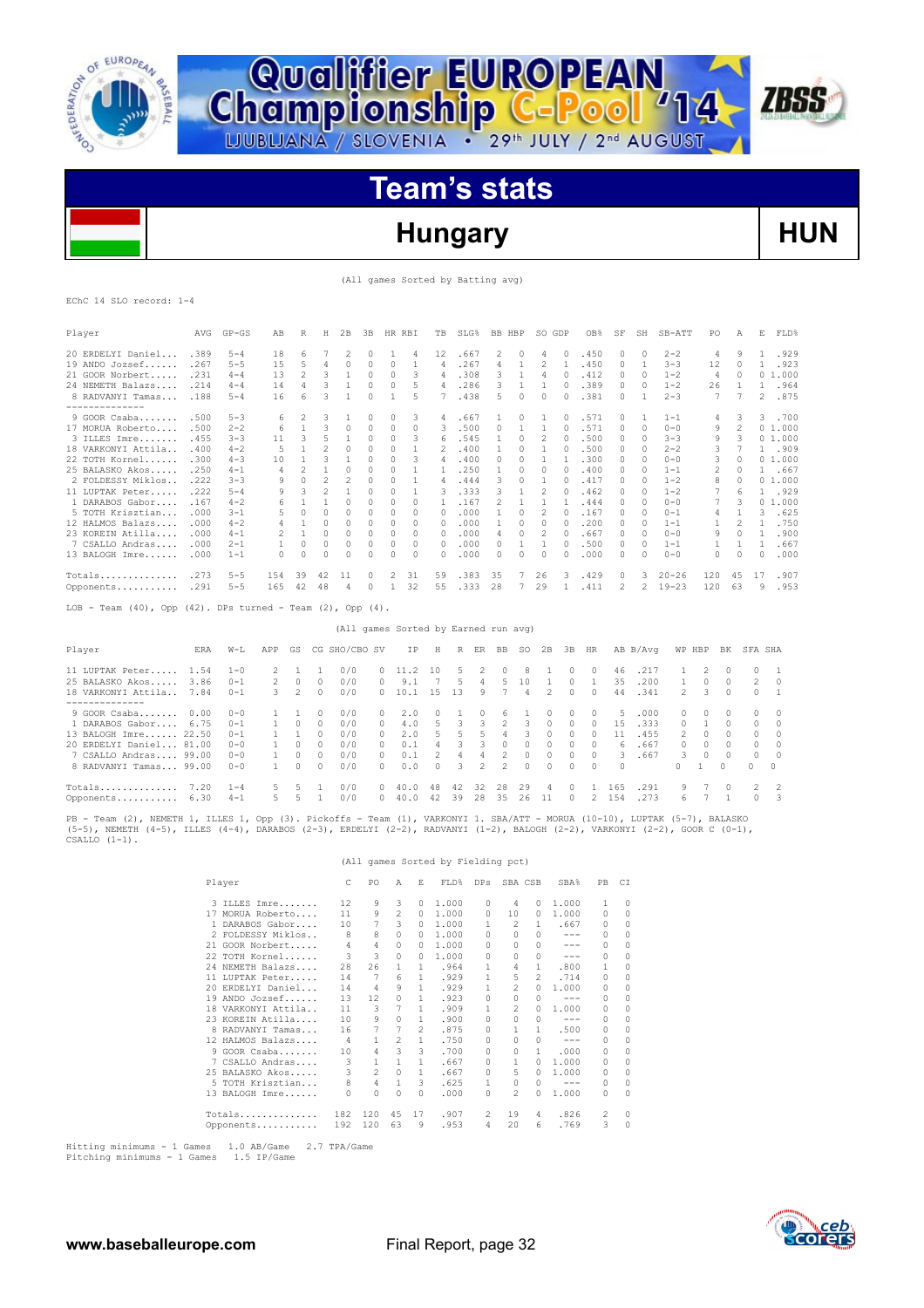# Qualifier EUROPEAN Championship C-Pool '14

LJUBLJANA / SLOVENIA • 29th JULY / 2nd AUGUST

## Team's stats

## Hungary — HUN

(All games Sorted by Batting avg)

EChC 14 SLO record: 1-4

| Player | AVG | GP-GS | AB | R | H | 2B | 3B | HR | RBI | TB | SLG% | BB | HBP | SO | GDP | OB% | SF | SH | SB-ATT | PO | A | E | FLD% |
|---|---|---|---|---|---|---|---|---|---|---|---|---|---|---|---|---|---|---|---|---|---|---|---|
| 20 ERDELYI Daniel.... | .389 | 5-4 | 18 | 6 | 7 | 2 | 0 | 1 | 4 | 12 | .667 | 2 | 0 | 4 | 0 | .450 | 0 | 0 | 2-2 | 4 | 9 | 1 | .929 |
| 19 ANDO Jozsef....... | .267 | 5-5 | 15 | 5 | 4 | 0 | 0 | 0 | 1 | 4 | .267 | 4 | 1 | 2 | 1 | .450 | 0 | 1 | 3-3 | 12 | 0 | 1 | .923 |
| 21 GOOR Norbert...... | .231 | 4-4 | 13 | 2 | 3 | 1 | 0 | 0 | 3 | 4 | .308 | 3 | 1 | 4 | 0 | .412 | 0 | 0 | 1-2 | 4 | 0 | 0 | 1.000 |
| 24 NEMETH Balazs..... | .214 | 4-4 | 14 | 4 | 3 | 1 | 0 | 0 | 5 | 4 | .286 | 3 | 1 | 1 | 0 | .389 | 0 | 0 | 1-2 | 26 | 1 | 1 | .964 |
| 8 RADVANYI Tamas..... | .188 | 5-4 | 16 | 6 | 3 | 1 | 0 | 1 | 5 | 7 | .438 | 5 | 0 | 0 | 0 | .381 | 0 | 1 | 2-3 | 7 | 7 | 2 | .875 |
| 9 GOOR Csaba....... | .500 | 5-3 | 6 | 2 | 3 | 1 | 0 | 0 | 3 | 4 | .667 | 1 | 0 | 1 | 0 | .571 | 0 | 1 | 1-1 | 4 | 3 | 3 | .700 |
| 17 MORUA Roberto..... | .500 | 2-2 | 6 | 1 | 3 | 0 | 0 | 0 | 0 | 3 | .500 | 0 | 1 | 1 | 0 | .571 | 0 | 0 | 0-0 | 9 | 2 | 0 | 1.000 |
| 3 ILLES Imre....... | .455 | 3-3 | 11 | 3 | 5 | 1 | 0 | 0 | 3 | 6 | .545 | 1 | 0 | 2 | 0 | .500 | 0 | 0 | 3-3 | 9 | 3 | 0 | 1.000 |
| 18 VARKONYI Attila.. | .400 | 4-2 | 5 | 1 | 2 | 0 | 0 | 0 | 1 | 2 | .400 | 1 | 0 | 1 | 0 | .500 | 0 | 0 | 2-2 | 3 | 7 | 1 | .909 |
| 22 TOTH Kornel...... | .300 | 4-3 | 10 | 1 | 3 | 1 | 0 | 0 | 3 | 4 | .400 | 0 | 0 | 1 | 1 | .300 | 0 | 0 | 0-0 | 3 | 0 | 0 | 1.000 |
| 25 BALASKO Akos..... | .250 | 4-1 | 4 | 2 | 1 | 0 | 0 | 0 | 1 | 1 | .250 | 1 | 0 | 0 | 0 | .400 | 0 | 0 | 1-1 | 2 | 0 | 1 | .667 |
| 2 FOLDESSY Miklos.. | .222 | 3-3 | 9 | 0 | 2 | 2 | 0 | 0 | 1 | 4 | .444 | 3 | 0 | 1 | 0 | .417 | 0 | 0 | 1-2 | 8 | 0 | 0 | 1.000 |
| 11 LUPTAK Peter..... | .222 | 5-4 | 9 | 3 | 2 | 1 | 0 | 0 | 1 | 3 | .333 | 3 | 1 | 2 | 0 | .462 | 0 | 0 | 1-2 | 7 | 6 | 1 | .929 |
| 1 DARABOS Gabor.... | .167 | 4-2 | 6 | 1 | 1 | 0 | 0 | 0 | 0 | 1 | .167 | 2 | 1 | 1 | 1 | .444 | 0 | 0 | 0-0 | 7 | 3 | 0 | 1.000 |
| 5 TOTH Krisztian... | .000 | 3-1 | 5 | 0 | 0 | 0 | 0 | 0 | 0 | 0 | .000 | 1 | 0 | 2 | 0 | .167 | 0 | 0 | 0-1 | 4 | 1 | 3 | .625 |
| 12 HALMOS Balazs.... | .000 | 4-2 | 4 | 1 | 0 | 0 | 0 | 0 | 0 | 0 | .000 | 1 | 0 | 1 | 0 | .200 | 0 | 0 | 1-1 | 1 | 2 | 1 | .750 |
| 23 KOREIN Atilla.... | .000 | 4-1 | 2 | 1 | 0 | 0 | 0 | 0 | 0 | 0 | .000 | 4 | 0 | 2 | 0 | .667 | 0 | 0 | 0-0 | 9 | 0 | 1 | .900 |
| 7 CSALLO Andras.... | .000 | 2-1 | 1 | 0 | 0 | 0 | 0 | 0 | 0 | 0 | .000 | 0 | 1 | 1 | 0 | .500 | 0 | 0 | 1-1 | 1 | 1 | 1 | .667 |
| 13 BALOGH Imre...... | .000 | 1-1 | 0 | 0 | 0 | 0 | 0 | 0 | 0 | 0 | .000 | 0 | 0 | 0 | 0 | .000 | 0 | 0 | 0-0 | 0 | 0 | 0 | .000 |
| Totals.............. | .273 | 5-5 | 154 | 39 | 42 | 11 | 0 | 2 | 31 | 59 | .383 | 35 | 7 | 26 | 3 | .429 | 0 | 3 | 20-26 | 120 | 45 | 17 | .907 |
| Opponents........... | .291 | 5-5 | 165 | 42 | 48 | 4 | 0 | 1 | 32 | 55 | .333 | 28 | 7 | 29 | 1 | .411 | 2 | 2 | 19-23 | 120 | 63 | 9 | .953 |

LOB - Team (40), Opp (42). DPs turned - Team (2), Opp (4).

(All games Sorted by Earned run avg)

| Player | ERA | W-L | APP | GS | CG | SHO/CBO | SV | IP | H | R | ER | BB | SO | 2B | 3B | HR | AB | B/Avg | WP | HBP | BK | SFA | SHA |
|---|---|---|---|---|---|---|---|---|---|---|---|---|---|---|---|---|---|---|---|---|---|---|---|
| 11 LUPTAK Peter..... | 1.54 | 1-0 | 2 | 1 | 1 | 0/0 | 0 | 11.2 | 10 | 5 | 2 | 0 | 8 | 1 | 0 | 0 | 46 | .217 | 1 | 2 | 0 | 0 | 1 |
| 25 BALASKO Akos..... | 3.86 | 0-1 | 2 | 0 | 0 | 0/0 | 0 | 9.1 | 7 | 5 | 4 | 5 | 10 | 1 | 0 | 1 | 35 | .200 | 1 | 0 | 0 | 2 | 0 |
| 18 VARKONYI Attila.. | 7.84 | 0-1 | 3 | 2 | 0 | 0/0 | 0 | 10.1 | 15 | 13 | 9 | 7 | 4 | 2 | 0 | 0 | 44 | .341 | 2 | 3 | 0 | 0 | 1 |
| 9 GOOR Csaba....... | 0.00 | 0-0 | 1 | 1 | 0 | 0/0 | 0 | 2.0 | 0 | 1 | 0 | 6 | 1 | 0 | 0 | 0 | 5 | .000 | 0 | 0 | 0 | 0 | 0 |
| 1 DARABOS Gabor.... | 6.75 | 0-1 | 1 | 0 | 0 | 0/0 | 0 | 4.0 | 5 | 3 | 3 | 2 | 3 | 0 | 0 | 0 | 15 | .333 | 0 | 1 | 0 | 0 | 0 |
| 13 BALOGH Imre...... | 22.50 | 0-1 | 1 | 1 | 0 | 0/0 | 0 | 2.0 | 5 | 5 | 5 | 4 | 3 | 0 | 0 | 0 | 11 | .455 | 2 | 0 | 0 | 0 | 0 |
| 20 ERDELYI Daniel... | 81.00 | 0-0 | 1 | 0 | 0 | 0/0 | 0 | 0.1 | 4 | 3 | 3 | 0 | 0 | 0 | 0 | 0 | 6 | .667 | 0 | 0 | 0 | 0 | 0 |
| 7 CSALLO Andras.... | 99.00 | 0-0 | 1 | 0 | 0 | 0/0 | 0 | 0.1 | 2 | 4 | 4 | 2 | 0 | 0 | 0 | 0 | 3 | .667 | 3 | 0 | 0 | 0 | 0 |
| 8 RADVANYI Tamas.... | 99.00 | 0-0 | 1 | 0 | 0 | 0/0 | 0 | 0.0 | 0 | 3 | 2 | 2 | 0 | 0 | 0 | 0 | 0 | | 0 | 1 | 0 | 0 | 0 |
| Totals.............. | 7.20 | 1-4 | 5 | 5 | 1 | 0/0 | 0 | 40.0 | 48 | 42 | 32 | 28 | 29 | 4 | 0 | 1 | 165 | .291 | 9 | 7 | 0 | 2 | 2 |
| Opponents........... | 6.30 | 4-1 | 5 | 5 | 1 | 0/0 | 0 | 40.0 | 42 | 39 | 28 | 35 | 26 | 11 | 0 | 2 | 154 | .273 | 6 | 7 | 1 | 0 | 3 |

PB - Team (2), NEMETH 1, ILLES 1, Opp (3). Pickoffs - Team (1), VARKONYI 1. SBA/ATT - MORUA (10-10), LUPTAK (5-7), BALASKO (5-5), NEMETH (4-5), ILLES (4-4), DARABOS (2-3), ERDELYI (2-2), RADVANYI (1-2), BALOGH (2-2), VARKONYI (2-2), GOOR C (0-1), CSALLO (1-1).

(All games Sorted by Fielding pct)

| Player | C | PO | A | E | FLD% | DPs | SBA | CSB | SBA% | PB | CI |
|---|---|---|---|---|---|---|---|---|---|---|---|
| 3 ILLES Imre....... | 12 | 9 | 3 | 0 | 1.000 | 0 | 4 | 0 | 1.000 | 1 | 0 |
| 17 MORUA Roberto.... | 11 | 9 | 2 | 0 | 1.000 | 0 | 10 | 0 | 1.000 | 0 | 0 |
| 1 DARABOS Gabor.... | 10 | 7 | 3 | 0 | 1.000 | 1 | 2 | 1 | .667 | 0 | 0 |
| 2 FOLDESSY Miklos.. | 8 | 8 | 0 | 0 | 1.000 | 0 | 0 | 0 | --- | 0 | 0 |
| 21 GOOR Norbert..... | 4 | 4 | 0 | 0 | 1.000 | 0 | 0 | 0 | --- | 0 | 0 |
| 22 TOTH Kornel...... | 3 | 3 | 0 | 0 | 1.000 | 0 | 0 | 0 | --- | 0 | 0 |
| 24 NEMETH Balazs.... | 28 | 26 | 1 | 1 | .964 | 1 | 4 | 1 | .800 | 1 | 0 |
| 11 LUPTAK Peter..... | 14 | 7 | 6 | 1 | .929 | 1 | 5 | 2 | .714 | 0 | 0 |
| 20 ERDELYI Daniel... | 14 | 4 | 9 | 1 | .929 | 1 | 2 | 0 | 1.000 | 0 | 0 |
| 19 ANDO Jozsef...... | 13 | 12 | 0 | 1 | .923 | 0 | 0 | 0 | --- | 0 | 0 |
| 18 VARKONYI Attila.. | 11 | 3 | 7 | 1 | .909 | 1 | 2 | 0 | 1.000 | 0 | 0 |
| 23 KOREIN Atilla.... | 10 | 9 | 0 | 1 | .900 | 0 | 0 | 0 | --- | 0 | 0 |
| 8 RADVANYI Tamas.... | 16 | 7 | 7 | 2 | .875 | 0 | 1 | 1 | .500 | 0 | 0 |
| 12 HALMOS Balazs.... | 4 | 1 | 2 | 1 | .750 | 0 | 0 | 0 | --- | 0 | 0 |
| 9 GOOR Csaba....... | 10 | 4 | 3 | 3 | .700 | 0 | 0 | 1 | .000 | 0 | 0 |
| 7 CSALLO Andras.... | 3 | 1 | 1 | 1 | .667 | 0 | 1 | 0 | 1.000 | 0 | 0 |
| 25 BALASKO Akos..... | 3 | 2 | 0 | 1 | .667 | 0 | 5 | 0 | 1.000 | 0 | 0 |
| 5 TOTH Krisztian... | 8 | 4 | 1 | 3 | .625 | 1 | 0 | 0 | --- | 0 | 0 |
| 13 BALOGH Imre...... | 0 | 0 | 0 | 0 | .000 | 0 | 2 | 0 | 1.000 | 0 | 0 |
| Totals.............. | 182 | 120 | 45 | 17 | .907 | 2 | 19 | 4 | .826 | 2 | 0 |
| Opponents........... | 192 | 120 | 63 | 9 | .953 | 4 | 20 | 6 | .769 | 3 | 0 |

Hitting minimums - 1 Games 1.0 AB/Game 2.7 TPA/Game
Pitching minimums - 1 Games 1.5 IP/Game

www.baseballeurope.com — Final Report, page 32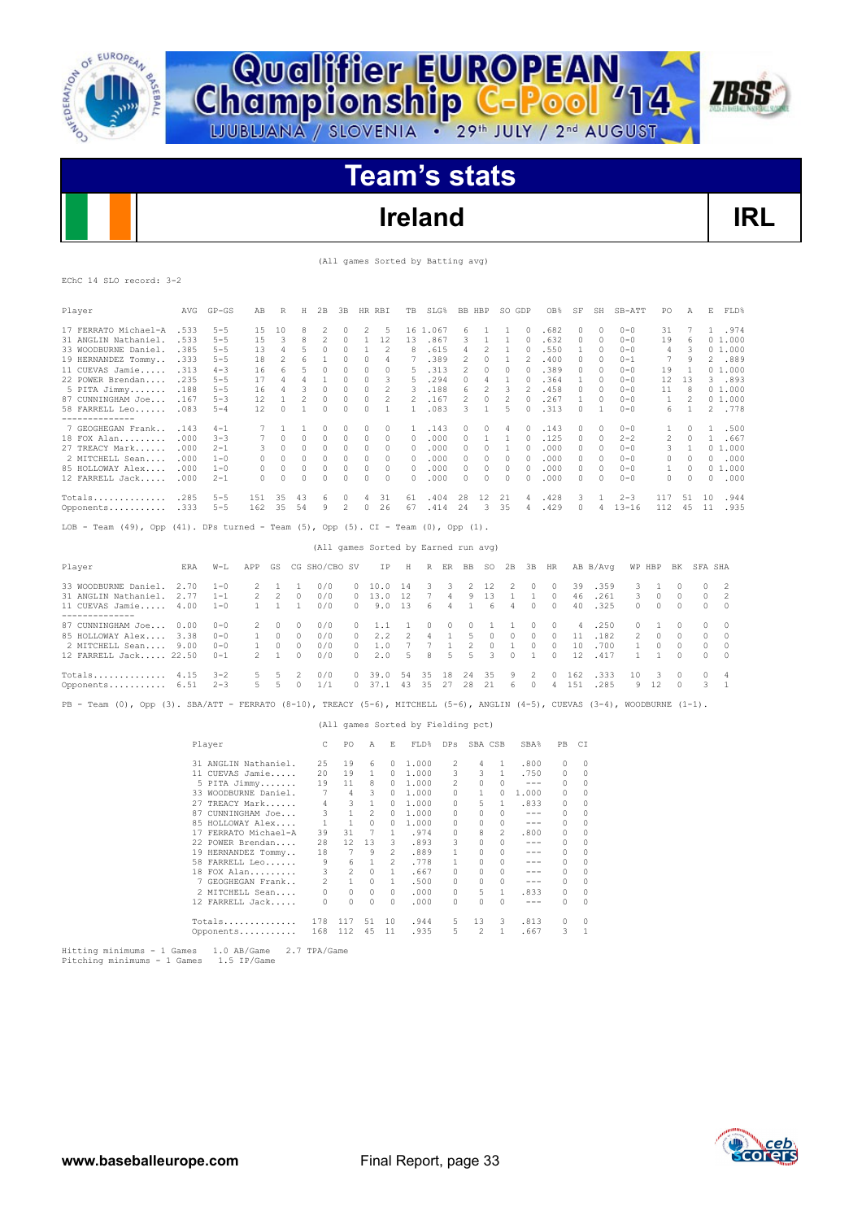# Qualifier EUROPEAN Championship C-Pool '14

LJUBLJANA / SLOVENIA • 29th JULY / 2nd AUGUST

## Team's stats

## Ireland IRL

(All games Sorted by Batting avg)

EChC 14 SLO record: 3-2

| Player | AVG | GP-GS | AB | R | H | 2B | 3B | HR | RBI | TB | SLG% | BB | HBP | SO | GDP | OB% | SF | SH | SB-ATT | PO | A | E | FLD% |
|---|---|---|---|---|---|---|---|---|---|---|---|---|---|---|---|---|---|---|---|---|---|---|---|
| 17 FERRATO Michael-A | .533 | 5-5 | 15 | 10 | 8 | 2 | 0 | 2 | 5 | 16 | 1.067 | 6 | 1 | 1 | 0 | .682 | 0 | 0 | 0-0 | 31 | 7 | 1 | .974 |
| 31 ANGLIN Nathaniel. | .533 | 5-5 | 15 | 3 | 8 | 2 | 0 | 1 | 12 | 13 | .867 | 3 | 1 | 1 | 0 | .632 | 0 | 0 | 0-0 | 19 | 6 | 0 | 1.000 |
| 33 WOODBURNE Daniel. | .385 | 5-5 | 13 | 4 | 5 | 0 | 0 | 1 | 2 | 8 | .615 | 4 | 2 | 1 | 0 | .550 | 1 | 0 | 0-0 | 4 | 3 | 0 | 1.000 |
| 19 HERNANDEZ Tommy.. | .333 | 5-5 | 18 | 2 | 6 | 1 | 0 | 0 | 4 | 7 | .389 | 2 | 0 | 1 | 2 | .400 | 0 | 0 | 0-1 | 7 | 9 | 2 | .889 |
| 11 CUEVAS Jamie..... | .313 | 4-3 | 16 | 6 | 5 | 0 | 0 | 0 | 0 | 5 | .313 | 2 | 0 | 0 | 0 | .389 | 0 | 0 | 0-0 | 19 | 1 | 0 | 1.000 |
| 22 POWER Brendan.... | .235 | 5-5 | 17 | 4 | 4 | 1 | 0 | 0 | 3 | 5 | .294 | 0 | 4 | 1 | 0 | .364 | 1 | 0 | 0-0 | 12 | 13 | 3 | .893 |
| 5 PITA Jimmy....... | .188 | 5-5 | 16 | 4 | 3 | 0 | 0 | 0 | 2 | 3 | .188 | 6 | 2 | 3 | 2 | .458 | 0 | 0 | 0-0 | 11 | 8 | 0 | 1.000 |
| 87 CUNNINGHAM Joe.... | .167 | 5-3 | 12 | 1 | 2 | 0 | 0 | 0 | 2 | 2 | .167 | 2 | 0 | 2 | 0 | .267 | 1 | 0 | 0-0 | 1 | 2 | 0 | 1.000 |
| 58 FARRELL Leo...... | .083 | 5-4 | 12 | 0 | 1 | 0 | 0 | 0 | 1 | 1 | .083 | 3 | 1 | 5 | 0 | .313 | 0 | 1 | 0-0 | 6 | 1 | 2 | .778 |
| 7 GEOGHEGAN Frank.. | .143 | 4-1 | 7 | 1 | 1 | 0 | 0 | 0 | 0 | 1 | .143 | 0 | 0 | 4 | 0 | .143 | 0 | 0 | 0-0 | 1 | 0 | 1 | .500 |
| 18 FOX Alan......... | .000 | 3-3 | 7 | 0 | 0 | 0 | 0 | 0 | 0 | 0 | .000 | 0 | 1 | 1 | 0 | .125 | 0 | 0 | 2-2 | 2 | 0 | 1 | .667 |
| 27 TREACY Mark...... | .000 | 2-1 | 3 | 0 | 0 | 0 | 0 | 0 | 0 | 0 | .000 | 0 | 0 | 1 | 0 | .000 | 0 | 0 | 0-0 | 3 | 1 | 0 | 1.000 |
| 2 MITCHELL Sean.... | .000 | 1-0 | 0 | 0 | 0 | 0 | 0 | 0 | 0 | 0 | .000 | 0 | 0 | 0 | 0 | .000 | 0 | 0 | 0-0 | 0 | 0 | 0 | .000 |
| 85 HOLLOWAY Alex.... | .000 | 1-0 | 0 | 0 | 0 | 0 | 0 | 0 | 0 | 0 | .000 | 0 | 0 | 0 | 0 | .000 | 0 | 0 | 0-0 | 1 | 0 | 0 | 1.000 |
| 12 FARRELL Jack..... | .000 | 2-1 | 0 | 0 | 0 | 0 | 0 | 0 | 0 | 0 | .000 | 0 | 0 | 0 | 0 | .000 | 0 | 0 | 0-0 | 0 | 0 | 0 | .000 |
| Totals.............. | .285 | 5-5 | 151 | 35 | 43 | 6 | 0 | 4 | 31 | 61 | .404 | 28 | 12 | 21 | 4 | .428 | 3 | 1 | 2-3 | 117 | 51 | 10 | .944 |
| Opponents........... | .333 | 5-5 | 162 | 35 | 54 | 9 | 2 | 0 | 26 | 67 | .414 | 24 | 3 | 35 | 4 | .429 | 0 | 4 | 13-16 | 112 | 45 | 11 | .935 |

LOB - Team (49), Opp (41). DPs turned - Team (5), Opp (5). CI - Team (0), Opp (1).

(All games Sorted by Earned run avg)

| Player | ERA | W-L | APP | GS | CG | SHO/CBO | SV | IP | H | R | ER | BB | SO | 2B | 3B | HR | AB | B/Avg | WP | HBP | BK | SFA | SHA |
|---|---|---|---|---|---|---|---|---|---|---|---|---|---|---|---|---|---|---|---|---|---|---|---|
| 33 WOODBURNE Daniel. | 2.70 | 1-0 | 2 | 1 | 1 | 0/0 | 0 | 10.0 | 14 | 3 | 3 | 2 | 12 | 2 | 0 | 0 | 39 | .359 | 3 | 1 | 0 | 0 | 2 |
| 31 ANGLIN Nathaniel. | 2.77 | 1-0 | 2 | 2 | 0 | 0/0 | 0 | 13.0 | 12 | 7 | 4 | 9 | 13 | 1 | 1 | 0 | 46 | .261 | 3 | 0 | 0 | 0 | 2 |
| 11 CUEVAS Jamie..... | 4.00 | 1-0 | 1 | 1 | 1 | 0/0 | 0 | 9.0 | 13 | 6 | 4 | 1 | 6 | 4 | 0 | 0 | 40 | .325 | 0 | 0 | 0 | 0 | 0 |
| 87 CUNNINGHAM Joe... | 0.00 | 0-0 | 2 | 0 | 0 | 0/0 | 0 | 1.1 | 1 | 0 | 0 | 0 | 1 | 1 | 0 | 0 | 4 | .250 | 0 | 1 | 0 | 0 | 0 |
| 85 HOLLOWAY Alex.... | 3.38 | 0-0 | 1 | 0 | 0 | 0/0 | 0 | 2.2 | 2 | 4 | 1 | 5 | 0 | 0 | 0 | 0 | 11 | .182 | 2 | 0 | 0 | 0 | 0 |
| 2 MITCHELL Sean.... | 9.00 | 0-0 | 1 | 0 | 0 | 0/0 | 0 | 1.0 | 7 | 7 | 1 | 2 | 0 | 1 | 0 | 0 | 10 | .700 | 1 | 0 | 0 | 0 | 0 |
| 12 FARRELL Jack..... | 22.50 | 0-1 | 2 | 1 | 0 | 0/0 | 0 | 2.0 | 5 | 8 | 5 | 5 | 3 | 0 | 1 | 0 | 12 | .417 | 1 | 1 | 0 | 0 | 0 |
| Totals.............. | 4.15 | 3-2 | 5 | 5 | 2 | 0/0 | 0 | 39.0 | 54 | 35 | 18 | 24 | 35 | 9 | 2 | 0 | 162 | .333 | 10 | 3 | 0 | 0 | 4 |
| Opponents........... | 6.51 | 2-3 | 5 | 5 | 0 | 1/1 | 0 | 37.1 | 43 | 35 | 27 | 28 | 21 | 6 | 0 | 4 | 151 | .285 | 9 | 12 | 0 | 3 | 1 |

PB - Team (0), Opp (3). SBA/ATT - FERRATO (8-10), TREACY (5-6), MITCHELL (5-6), ANGLIN (4-5), CUEVAS (3-4), WOODBURNE (1-1).

(All games Sorted by Fielding pct)

| Player | C | PO | A | E | FLD% | DPs | SBA | CSB | SBA% | PB | CI |
|---|---|---|---|---|---|---|---|---|---|---|---|
| 31 ANGLIN Nathaniel. | 25 | 19 | 6 | 0 | 1.000 | 2 | 4 | 1 | .800 | 0 | 0 |
| 11 CUEVAS Jamie..... | 20 | 19 | 1 | 0 | 1.000 | 3 | 3 | 1 | .750 | 0 | 0 |
| 5 PITA Jimmy....... | 19 | 11 | 8 | 0 | 1.000 | 2 | 0 | 0 | --- | 0 | 0 |
| 33 WOODBURNE Daniel. | 7 | 4 | 3 | 0 | 1.000 | 0 | 1 | 0 | 1.000 | 0 | 0 |
| 27 TREACY Mark...... | 4 | 3 | 1 | 0 | 1.000 | 0 | 5 | 1 | .833 | 0 | 0 |
| 87 CUNNINGHAM Joe.... | 3 | 1 | 2 | 0 | 1.000 | 0 | 0 | 0 | --- | 0 | 0 |
| 85 HOLLOWAY Alex.... | 1 | 1 | 0 | 0 | 1.000 | 0 | 0 | 0 | --- | 0 | 0 |
| 17 FERRATO Michael-A | 39 | 31 | 7 | 1 | .974 | 0 | 8 | 2 | .800 | 0 | 0 |
| 22 POWER Brendan.... | 28 | 12 | 13 | 3 | .893 | 3 | 0 | 0 | --- | 0 | 0 |
| 19 HERNANDEZ Tommy.. | 18 | 7 | 9 | 2 | .889 | 1 | 0 | 0 | --- | 0 | 0 |
| 58 FARRELL Leo...... | 9 | 6 | 1 | 2 | .778 | 1 | 0 | 0 | --- | 0 | 0 |
| 18 FOX Alan......... | 3 | 2 | 0 | 1 | .667 | 0 | 0 | 0 | --- | 0 | 0 |
| 7 GEOGHEGAN Frank.. | 2 | 1 | 0 | 1 | .500 | 0 | 0 | 0 | --- | 0 | 0 |
| 2 MITCHELL Sean.... | 0 | 0 | 0 | 0 | .000 | 0 | 5 | 1 | .833 | 0 | 0 |
| 12 FARRELL Jack..... | 0 | 0 | 0 | 0 | .000 | 0 | 0 | 0 | --- | 0 | 0 |
| Totals.............. | 178 | 117 | 51 | 10 | .944 | 5 | 13 | 3 | .813 | 0 | 0 |
| Opponents........... | 168 | 112 | 45 | 11 | .935 | 5 | 2 | 1 | .667 | 3 | 1 |

Hitting minimums - 1 Games 1.0 AB/Game 2.7 TPA/Game
Pitching minimums - 1 Games 1.5 IP/Game

www.baseballeurope.com

Final Report, page 33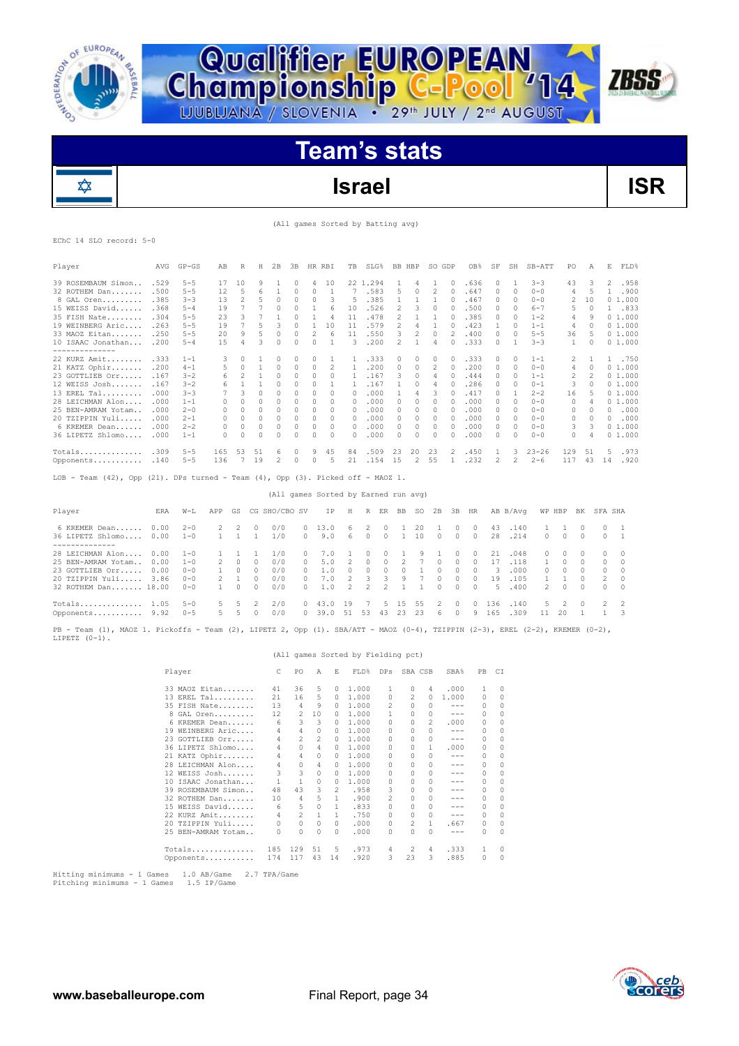# Qualifier EUROPEAN Championship C-Pool '14

LJUBLJANA / SLOVENIA • 29th JULY / 2nd AUGUST

## Team's stats

## Israel — ISR

(All games Sorted by Batting avg)

EChC 14 SLO record: 5-0

| Player | AVG | GP-GS | AB | R | H | 2B | 3B | HR | RBI | TB | SLG% | BB | HBP | SO | GDP | OB% | SF | SH | SB-ATT | PO | A | E | FLD% |
|---|---|---|---|---|---|---|---|---|---|---|---|---|---|---|---|---|---|---|---|---|---|---|---|
| 39 ROSEMBAUM Simon.. | .529 | 5-5 | 17 | 10 | 9 | 1 | 0 | 4 | 10 | 22 | 1.294 | 1 | 4 | 1 | 0 | .636 | 0 | 1 | 3-3 | 43 | 3 | 2 | .958 |
| 32 ROTHEM Dan........ | .500 | 5-5 | 12 | 5 | 6 | 1 | 0 | 0 | 1 | 7 | .583 | 5 | 0 | 2 | 0 | .647 | 0 | 0 | 0-0 | 4 | 5 | 1 | .900 |
| 8 GAL Oren.......... | .385 | 3-3 | 13 | 2 | 5 | 0 | 0 | 0 | 3 | 5 | .385 | 1 | 1 | 1 | 0 | .467 | 0 | 0 | 0-0 | 2 | 10 | 0 | 1.000 |
| 15 WEISS David...... | .368 | 5-4 | 19 | 7 | 7 | 0 | 0 | 1 | 6 | 10 | .526 | 2 | 3 | 0 | 0 | .500 | 0 | 0 | 6-7 | 5 | 0 | 1 | .833 |
| 35 FISH Nate........ | .304 | 5-5 | 23 | 3 | 7 | 1 | 0 | 1 | 4 | 11 | .478 | 2 | 1 | 1 | 0 | .385 | 0 | 0 | 1-2 | 4 | 9 | 0 | 1.000 |
| 19 WEINBERG Aric.... | .263 | 5-5 | 19 | 7 | 5 | 3 | 0 | 1 | 10 | 11 | .579 | 2 | 4 | 1 | 0 | .423 | 1 | 0 | 1-1 | 4 | 0 | 0 | 1.000 |
| 33 MAOZ Eitan....... | .250 | 5-5 | 20 | 9 | 5 | 0 | 0 | 2 | 6 | 11 | .550 | 3 | 2 | 0 | 2 | .400 | 0 | 0 | 5-5 | 36 | 5 | 0 | 1.000 |
| 10 ISAAC Jonathan... | .200 | 5-4 | 15 | 4 | 3 | 0 | 0 | 0 | 1 | 3 | .200 | 2 | 1 | 4 | 0 | .333 | 0 | 1 | 3-3 | 1 | 0 | 0 | 1.000 |
| 22 KURZ Amit........ | .333 | 1-1 | 3 | 0 | 1 | 0 | 0 | 0 | 1 | 1 | .333 | 0 | 0 | 0 | 0 | .333 | 0 | 0 | 1-1 | 2 | 1 | 1 | .750 |
| 21 KATZ Ophir....... | .200 | 4-1 | 5 | 0 | 1 | 0 | 0 | 0 | 2 | 1 | .200 | 0 | 0 | 2 | 0 | .200 | 0 | 0 | 0-0 | 4 | 0 | 0 | 1.000 |
| 23 GOTTLIEB Orr..... | .167 | 3-2 | 6 | 2 | 1 | 0 | 0 | 0 | 0 | 1 | .167 | 3 | 0 | 4 | 0 | .444 | 0 | 0 | 1-1 | 2 | 2 | 0 | 1.000 |
| 12 WEISS Josh....... | .167 | 3-2 | 6 | 1 | 1 | 0 | 0 | 0 | 1 | 1 | .167 | 1 | 0 | 4 | 0 | .286 | 0 | 0 | 0-1 | 3 | 0 | 0 | 1.000 |
| 13 EREL Tal......... | .000 | 3-3 | 7 | 3 | 0 | 0 | 0 | 0 | 0 | 0 | .000 | 1 | 4 | 3 | 0 | .417 | 0 | 1 | 2-2 | 16 | 5 | 0 | 1.000 |
| 28 LEICHMAN Alon.... | .000 | 1-1 | 0 | 0 | 0 | 0 | 0 | 0 | 0 | 0 | .000 | 0 | 0 | 0 | 0 | .000 | 0 | 0 | 0-0 | 0 | 4 | 0 | 1.000 |
| 25 BEN-AMRAM Yotam.. | .000 | 2-0 | 0 | 0 | 0 | 0 | 0 | 0 | 0 | 0 | .000 | 0 | 0 | 0 | 0 | .000 | 0 | 0 | 0-0 | 0 | 0 | 0 | .000 |
| 20 TZIPPIN Yuli..... | .000 | 2-1 | 0 | 0 | 0 | 0 | 0 | 0 | 0 | 0 | .000 | 0 | 0 | 0 | 0 | .000 | 0 | 0 | 0-0 | 0 | 0 | 0 | .000 |
| 6 KREMER Dean...... | .000 | 2-2 | 0 | 0 | 0 | 0 | 0 | 0 | 0 | 0 | .000 | 0 | 0 | 0 | 0 | .000 | 0 | 0 | 0-0 | 3 | 3 | 0 | 1.000 |
| 36 LIPETZ Shlomo.... | .000 | 1-1 | 0 | 0 | 0 | 0 | 0 | 0 | 0 | 0 | .000 | 0 | 0 | 0 | 0 | .000 | 0 | 0 | 0-0 | 0 | 4 | 0 | 1.000 |
| Totals.............. | .309 | 5-5 | 165 | 53 | 51 | 6 | 0 | 9 | 45 | 84 | .509 | 23 | 20 | 23 | 2 | .450 | 1 | 3 | 23-26 | 129 | 51 | 5 | .973 |
| Opponents........... | .140 | 5-5 | 136 | 7 | 19 | 2 | 0 | 0 | 5 | 21 | .154 | 15 | 2 | 55 | 1 | .232 | 2 | 2 | 2-6 | 117 | 43 | 14 | .920 |

LOB - Team (42), Opp (21). DPs turned - Team (4), Opp (3). Picked off - MAOZ 1.

(All games Sorted by Earned run avg)

| Player | ERA | W-L | APP | GS | CG | SHO/CBO | SV | IP | H | R | ER | BB | SO | 2B | 3B | HR | AB | B/Avg | WP | HBP | BK | SFA | SHA |
|---|---|---|---|---|---|---|---|---|---|---|---|---|---|---|---|---|---|---|---|---|---|---|---|
| 6 KREMER Dean...... | 0.00 | 2-0 | 2 | 2 | 0 | 0/0 | 0 | 13.0 | 6 | 2 | 0 | 1 | 20 | 1 | 0 | 0 | 43 | .140 | 1 | 1 | 0 | 0 | 1 |
| 36 LIPETZ Shlomo.... | 0.00 | 1-0 | 1 | 1 | 1 | 1/0 | 0 | 9.0 | 6 | 0 | 0 | 1 | 10 | 0 | 0 | 0 | 28 | .214 | 0 | 0 | 0 | 0 | 1 |
| 28 LEICHMAN Alon.... | 0.00 | 1-0 | 1 | 1 | 1 | 1/0 | 0 | 7.0 | 1 | 0 | 0 | 1 | 9 | 1 | 0 | 0 | 21 | .048 | 0 | 0 | 0 | 0 | 0 |
| 25 BEN-AMRAM Yotam.. | 0.00 | 1-0 | 2 | 0 | 0 | 0/0 | 0 | 5.0 | 2 | 0 | 0 | 2 | 7 | 0 | 0 | 0 | 17 | .118 | 1 | 0 | 0 | 0 | 0 |
| 23 GOTTLIEB Orr..... | 0.00 | 0-0 | 1 | 0 | 0 | 0/0 | 0 | 1.0 | 0 | 0 | 0 | 0 | 1 | 0 | 0 | 0 | 3 | .000 | 0 | 0 | 0 | 0 | 0 |
| 20 TZIPPIN Yuli..... | 3.86 | 0-0 | 2 | 1 | 0 | 0/0 | 0 | 7.0 | 2 | 3 | 3 | 9 | 7 | 0 | 0 | 0 | 19 | .105 | 1 | 1 | 0 | 2 | 0 |
| 32 ROTHEM Dan....... | 18.00 | 0-0 | 1 | 0 | 0 | 0/0 | 0 | 1.0 | 2 | 2 | 2 | 1 | 1 | 0 | 0 | 0 | 5 | .400 | 2 | 0 | 0 | 0 | 0 |
| Totals.............. | 1.05 | 5-0 | 5 | 5 | 2 | 2/0 | 0 | 43.0 | 19 | 7 | 5 | 15 | 55 | 2 | 0 | 0 | 136 | .140 | 5 | 2 | 0 | 2 | 2 |
| Opponents........... | 9.92 | 0-5 | 5 | 5 | 0 | 0/0 | 0 | 39.0 | 51 | 53 | 43 | 23 | 23 | 6 | 0 | 9 | 165 | .309 | 11 | 20 | 1 | 1 | 3 |

PB - Team (1), MAOZ 1. Pickoffs - Team (2), LIPETZ 2, Opp (1). SBA/ATT - MAOZ (0-4), TZIPPIN (2-3), EREL (2-2), KREMER (0-2), LIPETZ (0-1).

(All games Sorted by Fielding pct)

| Player | C | PO | A | E | FLD% | DPs | SBA | CSB | SBA% | PB | CI |
|---|---|---|---|---|---|---|---|---|---|---|---|
| 33 MAOZ Eitan....... | 41 | 36 | 5 | 0 | 1.000 | 1 | 0 | 4 | .000 | 1 | 0 |
| 13 EREL Tal......... | 21 | 16 | 5 | 0 | 1.000 | 0 | 2 | 0 | 1.000 | 0 | 0 |
| 35 FISH Nate........ | 13 | 4 | 9 | 0 | 1.000 | 2 | 0 | 0 | --- | 0 | 0 |
| 8 GAL Oren.......... | 12 | 2 | 10 | 0 | 1.000 | 1 | 0 | 0 | --- | 0 | 0 |
| 6 KREMER Dean...... | 6 | 3 | 3 | 0 | 1.000 | 0 | 0 | 2 | .000 | 0 | 0 |
| 19 WEINBERG Aric.... | 4 | 4 | 0 | 0 | 1.000 | 0 | 0 | 0 | --- | 0 | 0 |
| 23 GOTTLIEB Orr..... | 4 | 2 | 2 | 0 | 1.000 | 0 | 0 | 0 | --- | 0 | 0 |
| 36 LIPETZ Shlomo.... | 4 | 0 | 4 | 0 | 1.000 | 0 | 0 | 1 | .000 | 0 | 0 |
| 21 KATZ Ophir....... | 4 | 4 | 0 | 0 | 1.000 | 0 | 0 | 0 | --- | 0 | 0 |
| 28 LEICHMAN Alon.... | 4 | 0 | 4 | 0 | 1.000 | 0 | 0 | 0 | --- | 0 | 0 |
| 12 WEISS Josh....... | 3 | 3 | 0 | 0 | 1.000 | 0 | 0 | 0 | --- | 0 | 0 |
| 10 ISAAC Jonathan... | 1 | 1 | 0 | 0 | 1.000 | 0 | 0 | 0 | --- | 0 | 0 |
| 39 ROSEMBAUM Simon.. | 48 | 43 | 3 | 2 | .958 | 3 | 0 | 0 | --- | 0 | 0 |
| 32 ROTHEM Dan....... | 10 | 4 | 5 | 1 | .900 | 2 | 0 | 0 | --- | 0 | 0 |
| 15 WEISS David...... | 6 | 5 | 0 | 1 | .833 | 0 | 0 | 0 | --- | 0 | 0 |
| 22 KURZ Amit........ | 4 | 2 | 1 | 1 | .750 | 0 | 0 | 0 | --- | 0 | 0 |
| 20 TZIPPIN Yuli..... | 0 | 0 | 0 | 0 | .000 | 0 | 2 | 1 | .667 | 0 | 0 |
| 25 BEN-AMRAM Yotam.. | 0 | 0 | 0 | 0 | .000 | 0 | 0 | 0 | --- | 0 | 0 |
| Totals.............. | 185 | 129 | 51 | 5 | .973 | 4 | 2 | 4 | .333 | 1 | 0 |
| Opponents........... | 174 | 117 | 43 | 14 | .920 | 3 | 23 | 3 | .885 | 0 | 0 |

Hitting minimums - 1 Games 1.0 AB/Game 2.7 TPA/Game
Pitching minimums - 1 Games 1.5 IP/Game

www.baseballeurope.com Final Report, page 34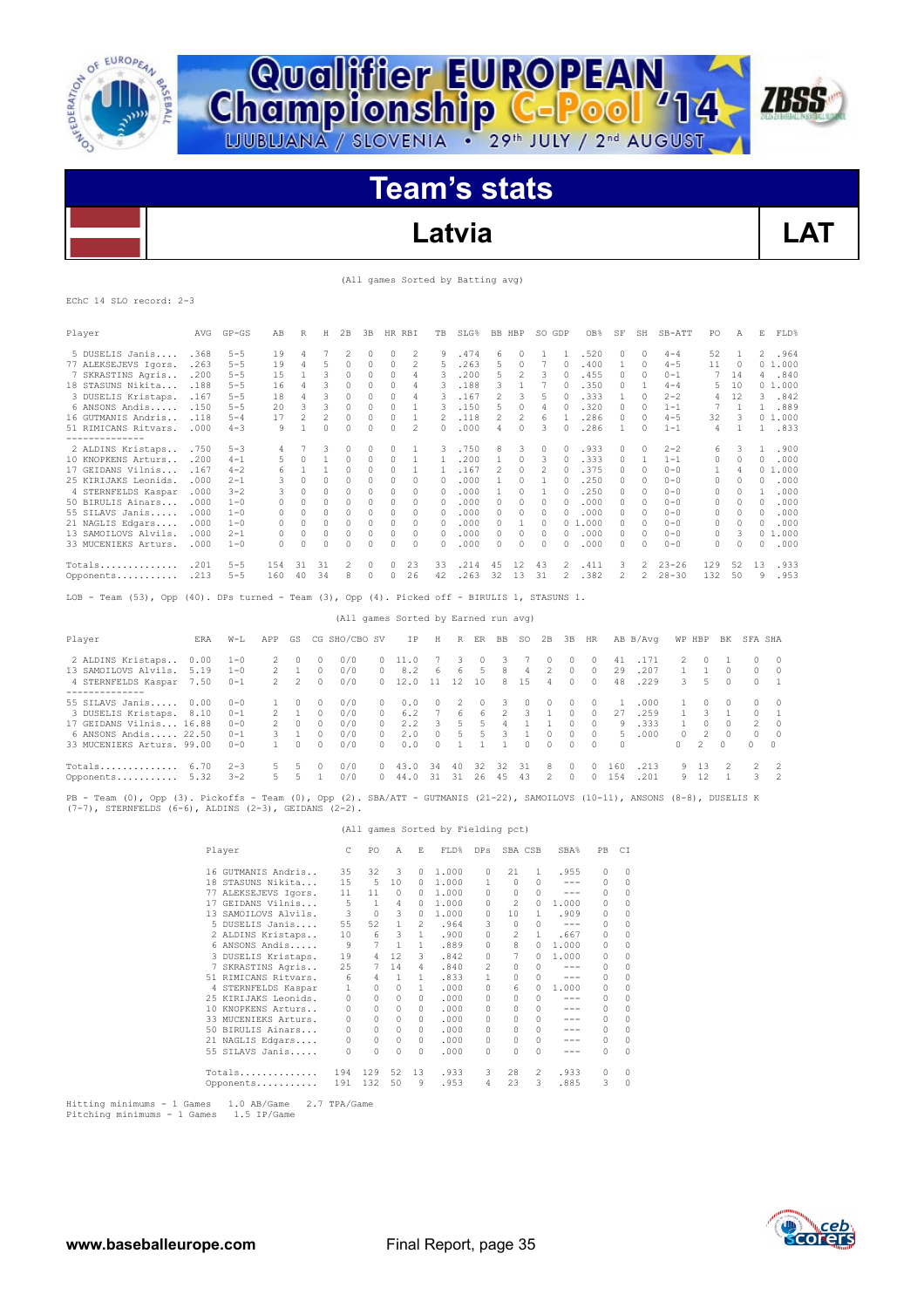# Qualifier EUROPEAN Championship C-Pool '14

LJUBLJANA / SLOVENIA • 29th JULY / 2nd AUGUST

## Team's stats

## Latvia — LAT

(All games Sorted by Batting avg)

EChC 14 SLO record: 2-3

| Player | AVG | GP-GS | AB | R | H | 2B | 3B | HR | RBI | TB | SLG% | BB | HBP | SO | GDP | OB% | SF | SH | SB-ATT | PO | A | E | FLD% |
|---|---|---|---|---|---|---|---|---|---|---|---|---|---|---|---|---|---|---|---|---|---|---|---|
| 5 DUSELIS Janis.... | .368 | 5-5 | 19 | 4 | 7 | 2 | 0 | 0 | 2 | 9 | .474 | 6 | 0 | 1 | 1 | .520 | 0 | 0 | 4-4 | 52 | 1 | 2 | .964 |
| 77 ALEKSEJEVS Igors. | .263 | 5-5 | 19 | 4 | 5 | 0 | 0 | 0 | 2 | 5 | .263 | 5 | 0 | 7 | 0 | .400 | 1 | 0 | 4-5 | 11 | 0 | 0 | 1.000 |
| 7 SKRASTINS Agris.. | .200 | 5-5 | 15 | 1 | 3 | 0 | 0 | 0 | 4 | 3 | .200 | 5 | 2 | 3 | 0 | .455 | 0 | 0 | 0-1 | 7 | 14 | 4 | .840 |
| 18 STASUNS Nikita... | .188 | 5-5 | 16 | 4 | 3 | 0 | 0 | 0 | 4 | 3 | .188 | 3 | 1 | 7 | 0 | .350 | 0 | 1 | 4-4 | 5 | 10 | 0 | 1.000 |
| 3 DUSELIS Kristaps. | .167 | 5-5 | 18 | 4 | 3 | 0 | 0 | 0 | 4 | 3 | .167 | 2 | 3 | 5 | 0 | .333 | 1 | 0 | 2-2 | 4 | 12 | 3 | .842 |
| 6 ANSONS Andis..... | .150 | 5-5 | 20 | 3 | 3 | 0 | 0 | 0 | 1 | 3 | .150 | 5 | 0 | 4 | 0 | .320 | 0 | 0 | 1-1 | 7 | 1 | 1 | .889 |
| 16 GUTMANIS Andris.. | .118 | 5-4 | 17 | 2 | 2 | 0 | 0 | 0 | 1 | 2 | .118 | 2 | 2 | 6 | 1 | .286 | 0 | 0 | 4-5 | 32 | 3 | 0 | 1.000 |
| 51 RIMICANS Ritvars. | .000 | 4-3 | 9 | 1 | 0 | 0 | 0 | 0 | 2 | 0 | .000 | 4 | 0 | 3 | 0 | .286 | 1 | 0 | 1-1 | 4 | 1 | 1 | .833 |
| 2 ALDINS Kristaps.. | .750 | 5-3 | 4 | 7 | 3 | 0 | 0 | 0 | 1 | 3 | .750 | 8 | 3 | 0 | 0 | .933 | 0 | 0 | 2-2 | 6 | 3 | 1 | .900 |
| 10 KNOPKENS Arturs.. | .200 | 4-1 | 5 | 0 | 1 | 0 | 0 | 0 | 1 | 1 | .200 | 1 | 0 | 3 | 0 | .333 | 0 | 1 | 1-1 | 0 | 0 | 0 | .000 |
| 17 GEIDANS Vilnis... | .167 | 4-2 | 6 | 1 | 1 | 0 | 0 | 0 | 1 | 1 | .167 | 2 | 0 | 2 | 0 | .375 | 0 | 0 | 0-0 | 1 | 4 | 0 | 1.000 |
| 25 KIRIJAKS Leonids. | .000 | 2-1 | 3 | 0 | 0 | 0 | 0 | 0 | 0 | 0 | .000 | 1 | 0 | 1 | 0 | .250 | 0 | 0 | 0-0 | 0 | 0 | 0 | .000 |
| 4 STERNFELDS Kaspar | .000 | 3-2 | 3 | 0 | 0 | 0 | 0 | 0 | 0 | 0 | .000 | 1 | 0 | 1 | 0 | .250 | 0 | 0 | 0-0 | 0 | 0 | 1 | .000 |
| 50 BIRULIS Ainars... | .000 | 1-0 | 0 | 0 | 0 | 0 | 0 | 0 | 0 | 0 | .000 | 0 | 0 | 0 | 0 | .000 | 0 | 0 | 0-0 | 0 | 0 | 0 | .000 |
| 55 SILAVS Janis..... | .000 | 1-0 | 0 | 0 | 0 | 0 | 0 | 0 | 0 | 0 | .000 | 0 | 0 | 0 | 0 | .000 | 0 | 0 | 0-0 | 0 | 0 | 0 | .000 |
| 21 NAGLIS Edgars.... | .000 | 1-0 | 0 | 0 | 0 | 0 | 0 | 0 | 0 | 0 | .000 | 0 | 1 | 0 | 0 | 1.000 | 0 | 0 | 0-0 | 0 | 0 | 0 | .000 |
| 13 SAMOILOVS Alvils. | .000 | 2-1 | 0 | 0 | 0 | 0 | 0 | 0 | 0 | 0 | .000 | 0 | 0 | 0 | 0 | .000 | 0 | 0 | 0-0 | 0 | 3 | 0 | 1.000 |
| 33 MUCENIEKS Arturs. | .000 | 1-0 | 0 | 0 | 0 | 0 | 0 | 0 | 0 | 0 | .000 | 0 | 0 | 0 | 0 | .000 | 0 | 0 | 0-0 | 0 | 0 | 0 | .000 |
| Totals.............. | .201 | 5-5 | 154 | 31 | 31 | 2 | 0 | 0 | 23 | 33 | .214 | 45 | 12 | 43 | 2 | .411 | 3 | 2 | 23-26 | 129 | 52 | 13 | .933 |
| Opponents........... | .213 | 5-5 | 160 | 40 | 34 | 8 | 0 | 0 | 26 | 42 | .263 | 32 | 13 | 31 | 2 | .382 | 2 | 2 | 28-30 | 132 | 50 | 9 | .953 |

LOB - Team (53), Opp (40). DPs turned - Team (3), Opp (4). Picked off - BIRULIS 1, STASUNS 1.

(All games Sorted by Earned run avg)

| Player | ERA | W-L | APP | GS | CG | SHO/CBO | SV | IP | H | R | ER | BB | SO | 2B | 3B | HR | AB | B/Avg | WP | HBP | BK | SFA | SHA |
|---|---|---|---|---|---|---|---|---|---|---|---|---|---|---|---|---|---|---|---|---|---|---|---|
| 2 ALDINS Kristaps.. | 0.00 | 1-0 | 2 | 0 | 0 | 0/0 | 0 | 11.0 | 7 | 3 | 0 | 3 | 7 | 0 | 0 | 0 | 41 | .171 | 2 | 0 | 1 | 0 | 0 |
| 13 SAMOILOVS Alvils. | 5.19 | 1-0 | 2 | 1 | 0 | 0/0 | 0 | 8.2 | 6 | 6 | 5 | 8 | 4 | 2 | 0 | 0 | 29 | .207 | 1 | 1 | 0 | 0 | 0 |
| 4 STERNFELDS Kaspar | 7.50 | 0-1 | 2 | 2 | 0 | 0/0 | 0 | 12.0 | 11 | 12 | 10 | 8 | 15 | 4 | 0 | 0 | 48 | .229 | 3 | 5 | 0 | 0 | 1 |
| 55 SILAVS Janis..... | 0.00 | 0-0 | 1 | 0 | 0 | 0/0 | 0 | 0.0 | 0 | 2 | 0 | 3 | 0 | 0 | 0 | 0 | 1 | .000 | 1 | 0 | 0 | 0 | 0 |
| 3 DUSELIS Kristaps. | 8.10 | 0-1 | 2 | 1 | 0 | 0/0 | 0 | 6.2 | 7 | 6 | 6 | 2 | 3 | 1 | 0 | 0 | 27 | .259 | 1 | 3 | 1 | 0 | 1 |
| 17 GEIDANS Vilnis... | 16.88 | 0-0 | 2 | 0 | 0 | 0/0 | 0 | 2.2 | 3 | 5 | 5 | 4 | 1 | 1 | 0 | 0 | 9 | .333 | 1 | 0 | 0 | 2 | 0 |
| 6 ANSONS Andis..... | 22.50 | 0-1 | 3 | 1 | 0 | 0/0 | 0 | 2.0 | 0 | 5 | 5 | 3 | 1 | 0 | 0 | 0 | 5 | .000 | 0 | 2 | 0 | 0 | 0 |
| 33 MUCENIEKS Arturs. | 99.00 | 0-0 | 1 | 0 | 0 | 0/0 | 0 | 0.0 | 0 | 1 | 1 | 1 | 0 | 0 | 0 | 0 | 0 | | 0 | 2 | 0 | 0 | 0 |
| Totals.............. | 6.70 | 2-3 | 5 | 5 | 0 | 0/0 | 0 | 43.0 | 34 | 40 | 32 | 32 | 31 | 8 | 0 | 0 | 160 | .213 | 9 | 13 | 2 | 2 | 2 |
| Opponents........... | 5.32 | 3-2 | 5 | 5 | 1 | 0/0 | 0 | 44.0 | 31 | 31 | 26 | 45 | 43 | 2 | 0 | 0 | 154 | .201 | 9 | 12 | 1 | 3 | 2 |

PB - Team (0), Opp (3). Pickoffs - Team (0), Opp (2). SBA/ATT - GUTMANIS (21-22), SAMOILOVS (10-11), ANSONS (8-8), DUSELIS K (7-7), STERNFELDS (6-6), ALDINS (2-3), GEIDANS (2-2).

(All games Sorted by Fielding pct)

| Player | C | PO | A | E | FLD% | DPs | SBA | CSB | SBA% | PB | CI |
|---|---|---|---|---|---|---|---|---|---|---|---|
| 16 GUTMANIS Andris.. | 35 | 32 | 3 | 0 | 1.000 | 0 | 21 | 1 | .955 | 0 | 0 |
| 18 STASUNS Nikita... | 15 | 5 | 10 | 0 | 1.000 | 1 | 0 | 0 | --- | 0 | 0 |
| 77 ALEKSEJEVS Igors. | 11 | 11 | 0 | 0 | 1.000 | 0 | 0 | 0 | --- | 0 | 0 |
| 17 GEIDANS Vilnis... | 5 | 1 | 4 | 0 | 1.000 | 0 | 2 | 0 | 1.000 | 0 | 0 |
| 13 SAMOILOVS Alvils. | 3 | 0 | 3 | 0 | 1.000 | 0 | 10 | 1 | .909 | 0 | 0 |
| 5 DUSELIS Janis.... | 55 | 52 | 1 | 2 | .964 | 3 | 0 | 0 | --- | 0 | 0 |
| 2 ALDINS Kristaps.. | 10 | 6 | 3 | 1 | .900 | 0 | 2 | 1 | .667 | 0 | 0 |
| 6 ANSONS Andis..... | 9 | 7 | 1 | 1 | .889 | 0 | 8 | 0 | 1.000 | 0 | 0 |
| 3 DUSELIS Kristaps. | 19 | 4 | 12 | 3 | .842 | 0 | 7 | 0 | 1.000 | 0 | 0 |
| 7 SKRASTINS Agris.. | 25 | 7 | 14 | 4 | .840 | 2 | 0 | 0 | --- | 0 | 0 |
| 51 RIMICANS Ritvars. | 6 | 4 | 1 | 1 | .833 | 1 | 0 | 0 | --- | 0 | 0 |
| 4 STERNFELDS Kaspar | 1 | 0 | 0 | 1 | .000 | 0 | 6 | 0 | 1.000 | 0 | 0 |
| 25 KIRIJAKS Leonids. | 0 | 0 | 0 | 0 | .000 | 0 | 0 | 0 | --- | 0 | 0 |
| 10 KNOPKENS Arturs.. | 0 | 0 | 0 | 0 | .000 | 0 | 0 | 0 | --- | 0 | 0 |
| 33 MUCENIEKS Arturs. | 0 | 0 | 0 | 0 | .000 | 0 | 0 | 0 | --- | 0 | 0 |
| 50 BIRULIS Ainars... | 0 | 0 | 0 | 0 | .000 | 0 | 0 | 0 | --- | 0 | 0 |
| 21 NAGLIS Edgars.... | 0 | 0 | 0 | 0 | .000 | 0 | 0 | 0 | --- | 0 | 0 |
| 55 SILAVS Janis..... | 0 | 0 | 0 | 0 | .000 | 0 | 0 | 0 | --- | 0 | 0 |
| Totals.............. | 194 | 129 | 52 | 13 | .933 | 3 | 28 | 2 | .933 | 0 | 0 |
| Opponents........... | 191 | 132 | 50 | 9 | .953 | 4 | 23 | 3 | .885 | 3 | 0 |

Hitting minimums - 1 Games   1.0 AB/Game   2.7 TPA/Game
Pitching minimums - 1 Games   1.5 IP/Game

www.baseballeurope.com

Final Report, page 35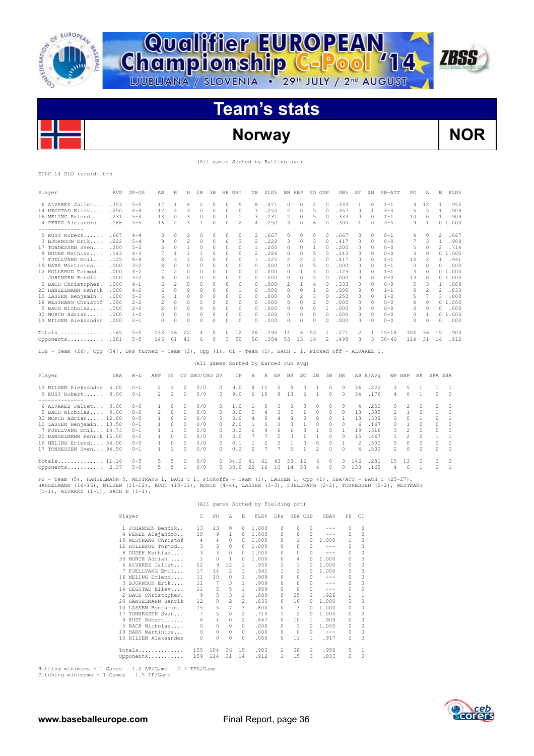# Qualifier EUROPEAN Championship C-Pool '14

LJUBLJANA / SLOVENIA • 29th JULY / 2nd AUGUST

## Team's stats

## Norway NOR

(All games Sorted by Batting avg)

EChC 14 SLO record: 0-5

| Player | AVG | GP-GS | AB | R | H | 2B | 3B | HR | RBI | TB | SLG% | BB | HBP | SO | GDP | OB% | SF | SH | SB-ATT | PO | A | E | FLD% |
|---|---|---|---|---|---|---|---|---|---|---|---|---|---|---|---|---|---|---|---|---|---|---|---|
| 6 ALVAREZ Jaliet... | .353 | 5-5 | 17 | 1 | 6 | 2 | 0 | 0 | 5 | 8 | .471 | 0 | 0 | 2 | 0 | .333 | 1 | 0 | 1-1 | 9 | 12 | 1 | .955 |
| 14 HEGSTAD Eilev.... | .250 | 4-4 | 12 | 4 | 3 | 0 | 0 | 0 | 0 | 3 | .250 | 2 | 0 | 5 | 0 | .357 | 0 | 1 | 4-4 | 5 | 5 | 1 | .909 |
| 16 MELING Erlend.... | .231 | 5-4 | 13 | 0 | 3 | 0 | 0 | 0 | 1 | 3 | .231 | 2 | 0 | 5 | 0 | .333 | 0 | 0 | 1-1 | 10 | 0 | 1 | .909 |
| 4 PEREZ Alejandro... | .188 | 5-5 | 16 | 2 | 3 | 1 | 0 | 0 | 2 | 4 | .250 | 3 | 0 | 6 | 0 | .300 | 1 | 0 | 4-5 | 9 | 1 | 0 | 1.000 |
| 9 RUST Robert...... | .667 | 4-4 | 3 | 0 | 2 | 0 | 0 | 0 | 0 | 2 | .667 | 0 | 0 | 0 | 0 | .667 | 0 | 0 | 0-1 | 4 | 0 | 2 | .667 |
| 3 BJORNSON Erik.... | .222 | 5-4 | 9 | 0 | 2 | 0 | 0 | 0 | 3 | 2 | .222 | 3 | 0 | 3 | 0 | .417 | 0 | 0 | 0-0 | 7 | 3 | 1 | .909 |
| 17 TONNESSEN Sven.... | .200 | 5-2 | 5 | 0 | 1 | 0 | 0 | 0 | 0 | 1 | .200 | 0 | 0 | 1 | 0 | .200 | 0 | 0 | 0-0 | 5 | 0 | 2 | .714 |
| 8 DUDEK Mathias.... | .143 | 4-3 | 7 | 1 | 1 | 1 | 0 | 0 | 0 | 2 | .286 | 0 | 0 | 5 | 0 | .143 | 0 | 0 | 0-0 | 3 | 0 | 0 | 1.000 |
| 7 FJELLVANG Emil.... | .125 | 4-4 | 8 | 3 | 1 | 0 | 0 | 0 | 0 | 1 | .125 | 2 | 2 | 2 | 0 | .417 | 0 | 0 | 1-1 | 14 | 2 | 1 | .941 |
| 19 HARS Martinius... | .000 | 3-2 | 8 | 0 | 0 | 0 | 0 | 0 | 0 | 0 | .000 | 0 | 0 | 5 | 0 | .000 | 0 | 0 | 1-1 | 0 | 0 | 0 | .000 |
| 12 HOLLERUD Tormod.. | .000 | 4-2 | 7 | 2 | 0 | 0 | 0 | 0 | 0 | 0 | .000 | 0 | 1 | 4 | 0 | .125 | 0 | 0 | 1-1 | 3 | 0 | 0 | 1.000 |
| 1 JOHANSEN Bendik... | .000 | 3-2 | 6 | 0 | 0 | 0 | 0 | 0 | 0 | 0 | .000 | 0 | 0 | 5 | 0 | .000 | 0 | 0 | 0-0 | 13 | 0 | 0 | 1.000 |
| 2 BACH Christopher. | .000 | 4-1 | 6 | 2 | 0 | 0 | 0 | 0 | 0 | 0 | .000 | 2 | 1 | 4 | 0 | .333 | 0 | 0 | 0-0 | 5 | 3 | 1 | .889 |
| 20 HANSELMANN Henrik | .000 | 4-2 | 6 | 0 | 0 | 0 | 0 | 0 | 1 | 0 | .000 | 0 | 0 | 1 | 0 | .000 | 0 | 0 | 1-1 | 8 | 2 | 2 | .833 |
| 10 LASSEN Benjamin.. | .000 | 5-3 | 6 | 1 | 0 | 0 | 0 | 0 | 0 | 0 | .000 | 0 | 2 | 3 | 0 | .250 | 0 | 0 | 1-2 | 5 | 7 | 3 | .800 |
| 18 WESTRANG Christof | .000 | 2-2 | 2 | 0 | 0 | 0 | 0 | 0 | 0 | 0 | .000 | 0 | 0 | 2 | 0 | .000 | 0 | 0 | 0-0 | 4 | 0 | 0 | 1.000 |
| 5 BACH Nicholas.... | .000 | 2-0 | 2 | 0 | 0 | 0 | 0 | 0 | 0 | 0 | .000 | 0 | 0 | 0 | 1 | .000 | 0 | 0 | 0-0 | 0 | 0 | 0 | .000 |
| 30 MORCH Adrian..... | .000 | 1-0 | 0 | 0 | 0 | 0 | 0 | 0 | 0 | 0 | .000 | 0 | 0 | 0 | 0 | .000 | 0 | 0 | 0-0 | 0 | 1 | 0 | 1.000 |
| 13 NILSEN Aleksander | .000 | 2-1 | 0 | 0 | 0 | 0 | 0 | 0 | 0 | 0 | .000 | 0 | 0 | 0 | 0 | .000 | 0 | 0 | 0-0 | 0 | 0 | 0 | .000 |
| Totals.............. | .165 | 5-5 | 133 | 16 | 22 | 4 | 0 | 0 | 12 | 26 | .195 | 14 | 6 | 53 | 1 | .271 | 2 | 1 | 15-18 | 104 | 36 | 15 | .903 |
| Opponents........... | .281 | 5-5 | 146 | 61 | 41 | 6 | 0 | 3 | 50 | 56 | .384 | 53 | 13 | 16 | 2 | .498 | 3 | 3 | 38-40 | 114 | 31 | 14 | .912 |

LOB - Team (26), Opp (54). DPs turned - Team (2), Opp (1). CI - Team (1), BACH C 1. Picked off - ALVAREZ 1.

(All games Sorted by Earned run avg)

| Player | ERA | W-L | APP | GS | CG | SHO/CBO | SV | IP | H | R | ER | BB | SO | 2B | 3B | HR | AB | B/Avg | WP | HBP | BK | SFA | SHA |
|---|---|---|---|---|---|---|---|---|---|---|---|---|---|---|---|---|---|---|---|---|---|---|---|
| 13 NILSEN Aleksander | 5.00 | 0-1 | 2 | 1 | 0 | 0/0 | 0 | 9.0 | 8 | 11 | 5 | 9 | 3 | 1 | 0 | 0 | 36 | .222 | 3 | 5 | 1 | 1 | 1 |
| 9 RUST Robert...... | 8.00 | 0-1 | 2 | 2 | 0 | 0/0 | 0 | 9.0 | 6 | 10 | 8 | 13 | 6 | 1 | 0 | 0 | 34 | .176 | 4 | 0 | 1 | 0 | 0 |
| 6 ALVAREZ Jaliet... | 0.00 | 0-0 | 1 | 0 | 0 | 0/0 | 0 | 1.0 | 1 | 0 | 0 | 0 | 0 | 0 | 0 | 0 | 4 | .250 | 0 | 2 | 0 | 0 | 0 |
| 5 BACH Nicholas.... | 9.00 | 0-0 | 2 | 0 | 0 | 0/0 | 0 | 3.0 | 5 | 4 | 3 | 5 | 1 | 0 | 0 | 0 | 13 | .385 | 2 | 1 | 0 | 1 | 0 |
| 30 MORCH Adrian.... | 12.00 | 0-0 | 1 | 0 | 0 | 0/0 | 0 | 3.0 | 4 | 8 | 4 | 8 | 0 | 0 | 0 | 1 | 13 | .308 | 0 | 0 | 1 | 0 | 1 |
| 10 LASSEN Benjamin.. | 13.50 | 0-1 | 1 | 0 | 0 | 0/0 | 0 | 2.0 | 1 | 3 | 3 | 3 | 1 | 0 | 0 | 0 | 6 | .167 | 0 | 1 | 0 | 0 | 0 |
| 7 FJELLVANG Emil.... | 14.73 | 0-1 | 1 | 1 | 0 | 0/0 | 0 | 3.2 | 6 | 9 | 6 | 6 | 3 | 1 | 0 | 1 | 19 | .316 | 3 | 2 | 0 | 0 | 0 |
| 20 HANSELMANN Henrik | 15.00 | 0-0 | 1 | 0 | 0 | 0/0 | 0 | 3.0 | 7 | 7 | 5 | 3 | 1 | 1 | 0 | 0 | 15 | .467 | 1 | 2 | 0 | 1 | 1 |
| 16 MELING Erlend.... | 54.00 | 0-0 | 1 | 0 | 0 | 0/0 | 0 | 0.1 | 1 | 2 | 2 | 1 | 0 | 0 | 0 | 1 | 2 | .500 | 0 | 0 | 0 | 0 | 0 |
| 17 TONNESSEN Sven... | 94.50 | 0-1 | 1 | 1 | 0 | 0/0 | 0 | 0.2 | 2 | 7 | 7 | 5 | 1 | 2 | 0 | 0 | 4 | .500 | 2 | 0 | 0 | 0 | 0 |
| Totals.............. | 11.16 | 0-5 | 5 | 5 | 0 | 0/0 | 0 | 34.2 | 41 | 61 | 43 | 53 | 16 | 6 | 0 | 3 | 146 | .281 | 15 | 13 | 3 | 3 | 3 |
| Opponents........... | 2.37 | 5-0 | 5 | 5 | 1 | 0/0 | 0 | 38.0 | 22 | 16 | 10 | 14 | 53 | 4 | 0 | 0 | 133 | .165 | 4 | 6 | 1 | 2 | 1 |

PB - Team (5), HANSELMANN 3, WESTRANG 1, BACH C 1. Pickoffs - Team (1), LASSEN 1, Opp (1). SBA/ATT - BACH C (25-27), HANSELMANN (16-16), NILSEN (11-12), RUST (10-11), MORCH (4-4), LASSEN (3-3), FJELLVANG (2-2), TONNESSEN (2-2), WESTRANG (1-1), ALVAREZ (1-1), BACH N (1-1).

(All games Sorted by Fielding pct)

| Player | C | PO | A | E | FLD% | DPs | SBA | CSB | SBA% | PB | CI |
|---|---|---|---|---|---|---|---|---|---|---|---|
| 1 JOHANSEN Bendik.. | 13 | 13 | 0 | 0 | 1.000 | 0 | 0 | 0 | --- | 0 | 0 |
| 4 PEREZ Alejandro.. | 10 | 9 | 1 | 0 | 1.000 | 0 | 0 | 0 | --- | 0 | 0 |
| 18 WESTRANG Christof | 4 | 4 | 0 | 0 | 1.000 | 0 | 1 | 0 | 1.000 | 1 | 0 |
| 12 HOLLERUD Tormod.. | 3 | 3 | 0 | 0 | 1.000 | 0 | 0 | 0 | --- | 0 | 0 |
| 8 DUDEK Mathias.... | 3 | 3 | 0 | 0 | 1.000 | 0 | 0 | 0 | --- | 0 | 0 |
| 30 MORCH Adrian..... | 1 | 0 | 1 | 0 | 1.000 | 0 | 4 | 0 | 1.000 | 0 | 0 |
| 6 ALVAREZ Jaliet... | 22 | 9 | 12 | 1 | .955 | 2 | 1 | 0 | 1.000 | 0 | 0 |
| 7 FJELLVANG Emil... | 17 | 14 | 2 | 1 | .941 | 1 | 2 | 0 | 1.000 | 0 | 0 |
| 16 MELING Erlend.... | 11 | 10 | 0 | 1 | .909 | 0 | 0 | 0 | --- | 0 | 0 |
| 3 BJORNSON Erik.... | 11 | 7 | 3 | 1 | .909 | 0 | 0 | 0 | --- | 0 | 0 |
| 14 HEGSTAD Eilev.... | 11 | 5 | 5 | 1 | .909 | 0 | 0 | 0 | --- | 0 | 0 |
| 2 BACH Christopher. | 9 | 5 | 3 | 1 | .889 | 0 | 25 | 2 | .926 | 1 | 1 |
| 20 HANSELMANN Henrik | 12 | 8 | 2 | 2 | .833 | 0 | 16 | 0 | 1.000 | 3 | 0 |
| 10 LASSEN Benjamin.. | 15 | 5 | 7 | 3 | .800 | 0 | 3 | 0 | 1.000 | 0 | 0 |
| 17 TONNESSEN Sven... | 7 | 5 | 0 | 2 | .714 | 1 | 2 | 0 | 1.000 | 0 | 0 |
| 9 RUST Robert...... | 6 | 4 | 0 | 2 | .667 | 0 | 10 | 1 | .909 | 0 | 0 |
| 5 BACH Nicholas.... | 0 | 0 | 0 | 0 | .000 | 0 | 1 | 0 | 1.000 | 0 | 0 |
| 19 HARS Martinius... | 0 | 0 | 0 | 0 | .000 | 0 | 0 | 0 | --- | 0 | 0 |
| 13 NILSEN Aleksander | 0 | 0 | 0 | 0 | .000 | 0 | 11 | 1 | .917 | 0 | 0 |
| Totals.............. | 155 | 104 | 36 | 15 | .903 | 2 | 38 | 2 | .950 | 5 | 1 |
| Opponents........... | 159 | 114 | 31 | 14 | .912 | 1 | 15 | 3 | .833 | 0 | 0 |

Hitting minimums - 1 Games 1.0 AB/Game 2.7 TPA/Game
Pitching minimums - 1 Games 1.5 IP/Game

www.baseballeurope.com Final Report, page 36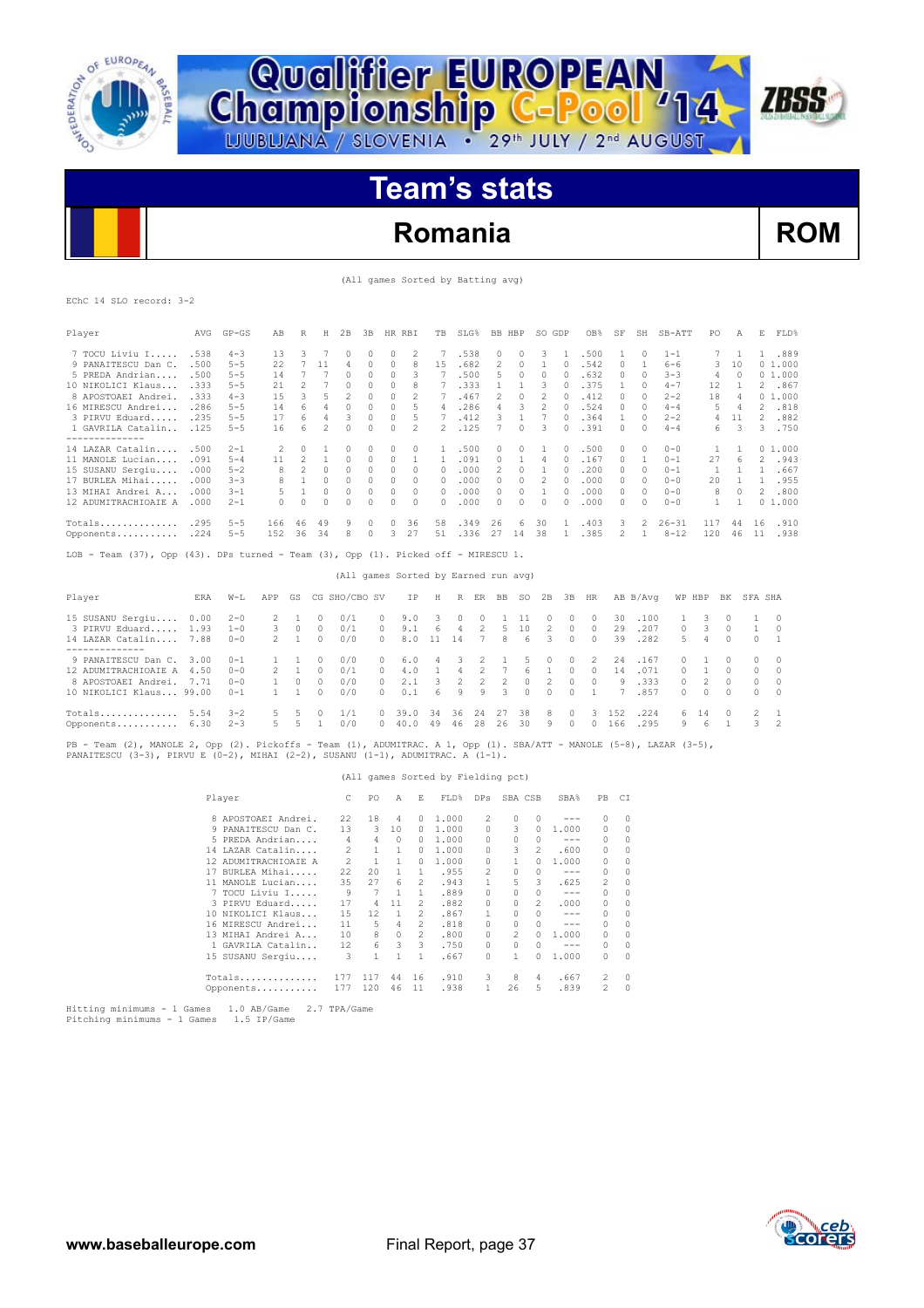# Qualifier EUROPEAN Championship C-Pool '14

LJUBLJANA / SLOVENIA • 29th JULY / 2nd AUGUST

## Team's stats

## Romania — ROM

(All games Sorted by Batting avg)

EChC 14 SLO record: 3-2

| Player | AVG | GP-GS | AB | R | H | 2B | 3B | HR | RBI | TB | SLG% | BB | HBP | SO | GDP | OB% | SF | SH | SB-ATT | PO | A | E | FLD% |
|---|---|---|---|---|---|---|---|---|---|---|---|---|---|---|---|---|---|---|---|---|---|---|---|
| 7 TOCU Liviu I...... | .538 | 4-3 | 13 | 3 | 7 | 0 | 0 | 0 | 2 | 7 | .538 | 0 | 0 | 3 | 1 | .500 | 1 | 0 | 1-1 | 7 | 1 | 1 | .889 |
| 9 PANAITESCU Dan C. | .500 | 5-5 | 22 | 7 | 11 | 4 | 0 | 0 | 8 | 15 | .682 | 2 | 0 | 1 | 0 | .542 | 0 | 1 | 6-6 | 3 | 10 | 0 | 1.000 |
| 5 PREDA Andrian..... | .500 | 5-5 | 14 | 7 | 7 | 0 | 0 | 0 | 3 | 7 | .500 | 5 | 0 | 0 | 0 | .632 | 0 | 0 | 3-3 | 4 | 0 | 0 | 1.000 |
| 10 NIKOLICI Klaus.... | .333 | 5-5 | 21 | 2 | 7 | 0 | 0 | 0 | 8 | 7 | .333 | 1 | 1 | 3 | 0 | .375 | 1 | 0 | 4-7 | 12 | 1 | 2 | .867 |
| 8 APOSTOAEI Andrei. | .333 | 4-3 | 15 | 3 | 5 | 2 | 0 | 0 | 2 | 7 | .467 | 2 | 0 | 2 | 0 | .412 | 0 | 0 | 2-2 | 18 | 4 | 0 | 1.000 |
| 16 MIRESCU Andrei.... | .286 | 5-5 | 14 | 6 | 4 | 0 | 0 | 0 | 5 | 4 | .286 | 4 | 3 | 2 | 0 | .524 | 0 | 0 | 4-4 | 5 | 4 | 2 | .818 |
| 3 PIRVU Eduard...... | .235 | 5-5 | 17 | 6 | 4 | 3 | 0 | 0 | 5 | 7 | .412 | 3 | 1 | 7 | 0 | .364 | 1 | 0 | 2-2 | 4 | 11 | 2 | .882 |
| 1 GAVRILA Catalin.. | .125 | 5-5 | 16 | 6 | 2 | 0 | 0 | 0 | 2 | 2 | .125 | 7 | 0 | 3 | 0 | .391 | 0 | 0 | 4-4 | 6 | 3 | 3 | .750 |
| 14 LAZAR Catalin..... | .500 | 2-1 | 2 | 0 | 1 | 0 | 0 | 0 | 0 | 1 | .500 | 0 | 0 | 1 | 0 | .500 | 0 | 0 | 0-0 | 1 | 1 | 0 | 1.000 |
| 11 MANOLE Lucian..... | .091 | 5-4 | 11 | 2 | 1 | 0 | 0 | 0 | 1 | 1 | .091 | 0 | 1 | 4 | 0 | .167 | 0 | 1 | 0-1 | 27 | 6 | 2 | .943 |
| 15 SUSANU Sergiu..... | .000 | 5-2 | 8 | 2 | 0 | 0 | 0 | 0 | 0 | 0 | .000 | 2 | 0 | 1 | 0 | .200 | 0 | 0 | 0-1 | 1 | 1 | 1 | .667 |
| 17 BURLEA Mihai...... | .000 | 3-3 | 8 | 1 | 0 | 0 | 0 | 0 | 0 | 0 | .000 | 0 | 0 | 2 | 0 | .000 | 0 | 0 | 0-0 | 20 | 1 | 1 | .955 |
| 13 MIHAI Andrei A.... | .000 | 3-1 | 5 | 1 | 0 | 0 | 0 | 0 | 0 | 0 | .000 | 0 | 0 | 1 | 0 | .000 | 0 | 0 | 0-0 | 8 | 0 | 2 | .800 |
| 12 ADUMITRACHIOAIE A | .000 | 2-1 | 0 | 0 | 0 | 0 | 0 | 0 | 0 | 0 | .000 | 0 | 0 | 0 | 0 | .000 | 0 | 0 | 0-0 | 1 | 1 | 0 | 1.000 |
| Totals.............. | .295 | 5-5 | 166 | 46 | 49 | 9 | 0 | 0 | 36 | 58 | .349 | 26 | 6 | 30 | 1 | .403 | 3 | 2 | 26-31 | 117 | 44 | 16 | .910 |
| Opponents........... | .224 | 5-5 | 152 | 36 | 34 | 8 | 0 | 3 | 27 | 51 | .336 | 27 | 14 | 38 | 1 | .385 | 2 | 1 | 8-12 | 120 | 46 | 11 | .938 |

LOB - Team (37), Opp (43). DPs turned - Team (3), Opp (1). Picked off - MIRESCU 1.

(All games Sorted by Earned run avg)

| Player | ERA | W-L | APP | GS | CG | SHO/CBO | SV | IP | H | R | ER | BB | SO | 2B | 3B | HR | AB | B/Avg | WP | HBP | BK | SFA | SHA |
|---|---|---|---|---|---|---|---|---|---|---|---|---|---|---|---|---|---|---|---|---|---|---|---|
| 15 SUSANU Sergiu.... | 0.00 | 2-0 | 2 | 1 | 0 | 0/1 | 0 | 9.0 | 3 | 0 | 0 | 1 | 11 | 0 | 0 | 0 | 30 | .100 | 1 | 3 | 0 | 1 | 0 |
| 3 PIRVU Eduard..... | 1.93 | 1-0 | 3 | 0 | 0 | 0/1 | 0 | 9.1 | 6 | 4 | 2 | 5 | 10 | 2 | 0 | 0 | 29 | .207 | 0 | 3 | 0 | 1 | 0 |
| 14 LAZAR Catalin.... | 7.88 | 0-0 | 2 | 1 | 0 | 0/0 | 0 | 8.0 | 11 | 14 | 7 | 8 | 6 | 3 | 0 | 0 | 39 | .282 | 5 | 4 | 0 | 0 | 1 |
| 9 PANAITESCU Dan C. | 3.00 | 0-1 | 1 | 1 | 0 | 0/0 | 0 | 6.0 | 4 | 3 | 2 | 1 | 5 | 0 | 0 | 2 | 24 | .167 | 0 | 1 | 0 | 0 | 0 |
| 12 ADUMITRACHIOAIE A | 4.50 | 0-0 | 2 | 1 | 0 | 0/1 | 0 | 4.0 | 1 | 4 | 2 | 7 | 6 | 1 | 0 | 0 | 14 | .071 | 0 | 1 | 0 | 0 | 0 |
| 8 APOSTOAEI Andrei. | 7.71 | 0-0 | 1 | 0 | 0 | 0/0 | 0 | 2.1 | 3 | 2 | 2 | 2 | 0 | 2 | 0 | 0 | 9 | .333 | 0 | 2 | 0 | 0 | 0 |
| 10 NIKOLICI Klaus... | 99.00 | 0-1 | 1 | 1 | 0 | 0/0 | 0 | 0.1 | 6 | 9 | 9 | 3 | 0 | 0 | 0 | 1 | 7 | .857 | 0 | 0 | 0 | 0 | 0 |
| Totals.............. | 5.54 | 3-2 | 5 | 5 | 0 | 1/1 | 0 | 39.0 | 34 | 36 | 24 | 27 | 38 | 8 | 0 | 3 | 152 | .224 | 6 | 14 | 0 | 2 | 1 |
| Opponents........... | 6.30 | 2-3 | 5 | 5 | 1 | 0/0 | 0 | 40.0 | 49 | 46 | 28 | 26 | 30 | 9 | 0 | 0 | 166 | .295 | 9 | 6 | 1 | 3 | 2 |

PB - Team (2), MANOLE 2, Opp (2). Pickoffs - Team (1), ADUMITRAC. A 1, Opp (1). SBA/ATT - MANOLE (5-8), LAZAR (3-5), PANAITESCU (3-3), PIRVU E (0-2), MIHAI (2-2), SUSANU (1-1), ADUMITRAC. A (1-1).

(All games Sorted by Fielding pct)

| Player | C | PO | A | E | FLD% | DPs | SBA | CSB | SBA% | PB | CI |
|---|---|---|---|---|---|---|---|---|---|---|---|
| 8 APOSTOAEI Andrei. | 22 | 18 | 4 | 0 | 1.000 | 2 | 0 | 0 | --- | 0 | 0 |
| 9 PANAITESCU Dan C. | 13 | 3 | 10 | 0 | 1.000 | 0 | 3 | 0 | 1.000 | 0 | 0 |
| 5 PREDA Andrian.... | 4 | 4 | 0 | 0 | 1.000 | 0 | 0 | 0 | --- | 0 | 0 |
| 14 LAZAR Catalin.... | 2 | 1 | 1 | 0 | 1.000 | 0 | 3 | 2 | .600 | 0 | 0 |
| 12 ADUMITRACHIOAIE A | 2 | 1 | 1 | 0 | 1.000 | 0 | 1 | 0 | 1.000 | 0 | 0 |
| 17 BURLEA Mihai..... | 22 | 20 | 1 | 1 | .955 | 2 | 0 | 0 | --- | 0 | 0 |
| 11 MANOLE Lucian.... | 35 | 27 | 6 | 2 | .943 | 1 | 5 | 3 | .625 | 2 | 0 |
| 7 TOCU Liviu I..... | 9 | 7 | 1 | 1 | .889 | 0 | 0 | 0 | --- | 0 | 0 |
| 3 PIRVU Eduard..... | 17 | 4 | 11 | 2 | .882 | 0 | 0 | 2 | .000 | 0 | 0 |
| 10 NIKOLICI Klaus... | 15 | 12 | 1 | 2 | .867 | 1 | 0 | 0 | --- | 0 | 0 |
| 16 MIRESCU Andrei... | 11 | 5 | 4 | 2 | .818 | 0 | 0 | 0 | --- | 0 | 0 |
| 13 MIHAI Andrei A... | 10 | 8 | 0 | 2 | .800 | 0 | 2 | 0 | 1.000 | 0 | 0 |
| 1 GAVRILA Catalin.. | 12 | 6 | 3 | 3 | .750 | 0 | 0 | 0 | --- | 0 | 0 |
| 15 SUSANU Sergiu.... | 3 | 1 | 1 | 1 | .667 | 0 | 1 | 0 | 1.000 | 0 | 0 |
| Totals.............. | 177 | 117 | 44 | 16 | .910 | 3 | 8 | 4 | .667 | 2 | 0 |
| Opponents........... | 177 | 120 | 46 | 11 | .938 | 1 | 26 | 5 | .839 | 2 | 0 |

Hitting minimums - 1 Games   1.0 AB/Game   2.7 TPA/Game
Pitching minimums - 1 Games   1.5 IP/Game

www.baseballeurope.com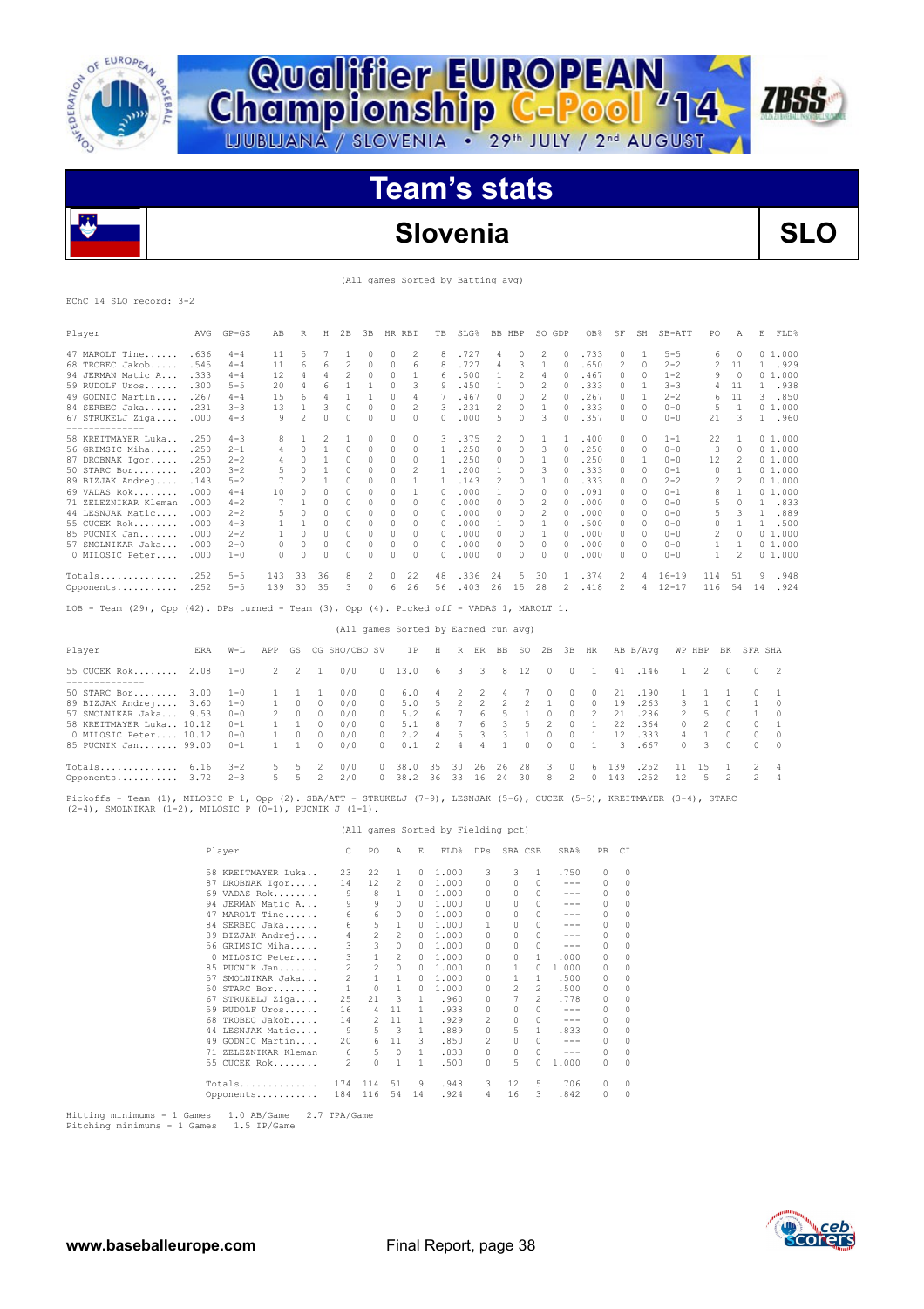# Qualifier EUROPEAN Championship C-Pool '14

LJUBLJANA / SLOVENIA • 29th JULY / 2nd AUGUST

## Team's stats

## Slovenia SLO

(All games Sorted by Batting avg)

EChC 14 SLO record: 3-2

| Player | AVG | GP-GS | AB | R | H | 2B | 3B | HR | RBI | TB | SLG% | BB | HBP | SO | GDP | OB% | SF | SH | SB-ATT | PO | A | E | FLD% |
|---|---|---|---|---|---|---|---|---|---|---|---|---|---|---|---|---|---|---|---|---|---|---|---|
| 47 MAROLT Tine...... | .636 | 4-4 | 11 | 5 | 7 | 1 | 0 | 0 | 2 | 8 | .727 | 4 | 0 | 2 | 0 | .733 | 0 | 1 | 5-5 | 6 | 0 | 0 | 1.000 |
| 68 TROBEC Jakob..... | .545 | 4-4 | 11 | 6 | 6 | 2 | 0 | 0 | 6 | 8 | .727 | 4 | 3 | 1 | 0 | .650 | 2 | 0 | 2-2 | 2 | 11 | 1 | .929 |
| 94 JERMAN Matic A... | .333 | 4-4 | 12 | 4 | 4 | 2 | 0 | 0 | 1 | 6 | .500 | 1 | 2 | 4 | 0 | .467 | 0 | 0 | 1-2 | 9 | 0 | 0 | 1.000 |
| 59 RUDOLF Uros...... | .300 | 5-5 | 20 | 4 | 6 | 1 | 1 | 0 | 3 | 9 | .450 | 1 | 0 | 2 | 0 | .333 | 0 | 1 | 3-3 | 4 | 11 | 1 | .938 |
| 49 GODNIC Martin.... | .267 | 4-4 | 15 | 6 | 4 | 1 | 1 | 0 | 4 | 7 | .467 | 0 | 0 | 2 | 0 | .267 | 0 | 1 | 2-2 | 6 | 11 | 3 | .850 |
| 84 SERBEC Jaka...... | .231 | 3-3 | 13 | 1 | 3 | 0 | 0 | 0 | 2 | 3 | .231 | 2 | 0 | 1 | 0 | .333 | 0 | 0 | 0-0 | 5 | 1 | 0 | 1.000 |
| 67 STRUKELJ Ziga.... | .000 | 4-3 | 9 | 2 | 0 | 0 | 0 | 0 | 0 | 0 | .000 | 5 | 0 | 3 | 0 | .357 | 0 | 0 | 0-0 | 21 | 3 | 1 | .960 |
| -------------- | | | | | | | | | | | | | | | | | | | | | | | |
| 58 KREITMAYER Luka.. | .250 | 4-3 | 8 | 1 | 2 | 1 | 0 | 0 | 0 | 3 | .375 | 2 | 0 | 1 | 1 | .400 | 0 | 0 | 1-1 | 22 | 1 | 0 | 1.000 |
| 56 GRIMSIC Miha..... | .250 | 2-1 | 4 | 0 | 1 | 0 | 0 | 0 | 0 | 1 | .250 | 0 | 0 | 3 | 0 | .250 | 0 | 0 | 0-0 | 3 | 0 | 0 | 1.000 |
| 87 DROBNAK Igor..... | .250 | 2-2 | 4 | 0 | 1 | 0 | 0 | 0 | 0 | 1 | .250 | 0 | 0 | 1 | 0 | .250 | 0 | 1 | 0-0 | 12 | 2 | 0 | 1.000 |
| 50 STARC Bor........ | .200 | 3-2 | 5 | 0 | 1 | 0 | 0 | 0 | 2 | 1 | .200 | 1 | 0 | 3 | 0 | .333 | 0 | 0 | 0-1 | 0 | 1 | 0 | 1.000 |
| 89 BIZJAK Andrej.... | .143 | 5-2 | 7 | 2 | 1 | 0 | 0 | 0 | 1 | 1 | .143 | 2 | 0 | 1 | 0 | .333 | 0 | 0 | 2-2 | 2 | 2 | 0 | 1.000 |
| 69 VADAS Rok........ | .000 | 4-4 | 10 | 0 | 0 | 0 | 0 | 0 | 1 | 0 | .000 | 1 | 0 | 0 | 0 | .091 | 0 | 0 | 0-1 | 8 | 1 | 0 | 1.000 |
| 71 ZELEZNIKAR Kleman | .000 | 4-2 | 7 | 1 | 0 | 0 | 0 | 0 | 0 | 0 | .000 | 0 | 0 | 2 | 0 | .000 | 0 | 0 | 0-0 | 5 | 0 | 1 | .833 |
| 44 LESNJAK Matic.... | .000 | 2-2 | 5 | 0 | 0 | 0 | 0 | 0 | 0 | 0 | .000 | 0 | 0 | 2 | 0 | .000 | 0 | 0 | 0-0 | 5 | 3 | 1 | .889 |
| 55 CUCEK Rok........ | .000 | 4-3 | 1 | 1 | 0 | 0 | 0 | 0 | 0 | 0 | .000 | 1 | 0 | 1 | 0 | .500 | 0 | 0 | 0-0 | 0 | 1 | 1 | .500 |
| 85 PUCNIK Jan....... | .000 | 2-2 | 1 | 0 | 0 | 0 | 0 | 0 | 0 | 0 | .000 | 0 | 0 | 1 | 0 | .000 | 0 | 0 | 0-0 | 2 | 0 | 0 | 1.000 |
| 57 SMOLNIKAR Jaka... | .000 | 2-0 | 0 | 0 | 0 | 0 | 0 | 0 | 0 | 0 | .000 | 0 | 0 | 0 | 0 | .000 | 0 | 0 | 0-0 | 1 | 1 | 0 | 1.000 |
| 0 MILOSIC Peter.... | .000 | 1-0 | 0 | 0 | 0 | 0 | 0 | 0 | 0 | 0 | .000 | 0 | 0 | 0 | 0 | .000 | 0 | 0 | 0-0 | 1 | 2 | 0 | 1.000 |
| Totals.............. | .252 | 5-5 | 143 | 33 | 36 | 8 | 2 | 0 | 22 | 48 | .336 | 24 | 5 | 30 | 1 | .374 | 2 | 4 | 16-19 | 114 | 51 | 9 | .948 |
| Opponents........... | .252 | 5-5 | 139 | 30 | 35 | 3 | 0 | 6 | 26 | 56 | .403 | 26 | 15 | 28 | 2 | .418 | 2 | 4 | 12-17 | 116 | 54 | 14 | .924 |

LOB - Team (29), Opp (42). DPs turned - Team (3), Opp (4). Picked off - VADAS 1, MAROLT 1.

(All games Sorted by Earned run avg)

| Player | ERA | W-L | APP | GS | CG | SHO/CBO | SV | IP | H | R | ER | BB | SO | 2B | 3B | HR | AB | B/Avg | WP | HBP | BK | SFA | SHA |
|---|---|---|---|---|---|---|---|---|---|---|---|---|---|---|---|---|---|---|---|---|---|---|---|
| 55 CUCEK Rok........ | 2.08 | 1-0 | 2 | 2 | 1 | 0/0 | 0 | 13.0 | 6 | 3 | 3 | 8 | 12 | 0 | 0 | 1 | 41 | .146 | 1 | 2 | 0 | 0 | 2 |
| -------------- | | | | | | | | | | | | | | | | | | | | | | | |
| 50 STARC Bor........ | 3.00 | 1-0 | 1 | 1 | 1 | 0/0 | 0 | 6.0 | 4 | 2 | 2 | 4 | 7 | 0 | 0 | 0 | 21 | .190 | 1 | 1 | 1 | 0 | 1 |
| 89 BIZJAK Andrej.... | 3.60 | 1-0 | 1 | 0 | 0 | 0/0 | 0 | 5.0 | 5 | 2 | 2 | 2 | 2 | 1 | 0 | 0 | 19 | .263 | 3 | 1 | 0 | 1 | 0 |
| 57 SMOLNIKAR Jaka... | 9.53 | 0-0 | 2 | 0 | 0 | 0/0 | 0 | 5.2 | 6 | 7 | 6 | 5 | 1 | 0 | 0 | 2 | 21 | .286 | 2 | 5 | 0 | 1 | 0 |
| 58 KREITMAYER Luka.. | 10.12 | 0-1 | 1 | 1 | 0 | 0/0 | 0 | 5.1 | 8 | 7 | 6 | 3 | 5 | 2 | 0 | 1 | 22 | .364 | 0 | 2 | 0 | 0 | 1 |
| 0 MILOSIC Peter.... | 10.12 | 0-0 | 1 | 0 | 0 | 0/0 | 0 | 2.2 | 4 | 5 | 3 | 3 | 1 | 0 | 0 | 1 | 12 | .333 | 4 | 1 | 0 | 0 | 0 |
| 85 PUCNIK Jan....... | 99.00 | 0-1 | 1 | 1 | 0 | 0/0 | 0 | 0.1 | 2 | 4 | 4 | 1 | 0 | 0 | 0 | 1 | 3 | .667 | 0 | 3 | 0 | 0 | 0 |
| Totals.............. | 6.16 | 3-2 | 5 | 5 | 2 | 0/0 | 0 | 38.0 | 35 | 30 | 26 | 26 | 28 | 3 | 0 | 6 | 139 | .252 | 11 | 15 | 1 | 2 | 4 |
| Opponents........... | 3.72 | 2-3 | 5 | 5 | 2 | 2/0 | 0 | 38.2 | 36 | 33 | 16 | 24 | 30 | 8 | 2 | 0 | 143 | .252 | 12 | 5 | 2 | 2 | 4 |

Pickoffs - Team (1), MILOSIC P 1, Opp (2). SBA/ATT - STRUKELJ (7-9), LESNJAK (5-6), CUCEK (5-5), KREITMAYER (3-4), STARC (2-4), SMOLNIKAR (1-2), MILOSIC P (0-1), PUCNIK J (1-1).

(All games Sorted by Fielding pct)

| Player | C | PO | A | E | FLD% | DPs | SBA | CSB | SBA% | PB | CI |
|---|---|---|---|---|---|---|---|---|---|---|---|
| 58 KREITMAYER Luka.. | 23 | 22 | 1 | 0 | 1.000 | 3 | 3 | 1 | .750 | 0 | 0 |
| 87 DROBNAK Igor..... | 14 | 12 | 2 | 0 | 1.000 | 0 | 0 | 0 | --- | 0 | 0 |
| 69 VADAS Rok........ | 9 | 8 | 1 | 0 | 1.000 | 0 | 0 | 0 | --- | 0 | 0 |
| 94 JERMAN Matic A... | 9 | 9 | 0 | 0 | 1.000 | 0 | 0 | 0 | --- | 0 | 0 |
| 47 MAROLT Tine...... | 6 | 6 | 0 | 0 | 1.000 | 0 | 0 | 0 | --- | 0 | 0 |
| 84 SERBEC Jaka...... | 6 | 5 | 1 | 0 | 1.000 | 1 | 0 | 0 | --- | 0 | 0 |
| 89 BIZJAK Andrej.... | 4 | 2 | 2 | 0 | 1.000 | 0 | 0 | 0 | --- | 0 | 0 |
| 56 GRIMSIC Miha..... | 3 | 3 | 0 | 0 | 1.000 | 0 | 0 | 0 | --- | 0 | 0 |
| 0 MILOSIC Peter.... | 3 | 1 | 2 | 0 | 1.000 | 0 | 0 | 1 | .000 | 0 | 0 |
| 85 PUCNIK Jan....... | 2 | 2 | 0 | 0 | 1.000 | 0 | 1 | 0 | 1.000 | 0 | 0 |
| 57 SMOLNIKAR Jaka... | 2 | 1 | 1 | 0 | 1.000 | 0 | 1 | 1 | .500 | 0 | 0 |
| 50 STARC Bor........ | 1 | 0 | 1 | 0 | 1.000 | 0 | 2 | 2 | .500 | 0 | 0 |
| 67 STRUKELJ Ziga.... | 25 | 21 | 3 | 1 | .960 | 0 | 7 | 2 | .778 | 0 | 0 |
| 59 RUDOLF Uros...... | 16 | 4 | 11 | 1 | .938 | 0 | 0 | 0 | --- | 0 | 0 |
| 68 TROBEC Jakob..... | 14 | 2 | 11 | 1 | .929 | 2 | 0 | 0 | --- | 0 | 0 |
| 44 LESNJAK Matic.... | 9 | 5 | 3 | 1 | .889 | 0 | 5 | 1 | .833 | 0 | 0 |
| 49 GODNIC Martin.... | 20 | 6 | 11 | 3 | .850 | 2 | 0 | 0 | --- | 0 | 0 |
| 71 ZELEZNIKAR Kleman | 6 | 5 | 0 | 1 | .833 | 0 | 0 | 0 | --- | 0 | 0 |
| 55 CUCEK Rok........ | 2 | 0 | 1 | 1 | .500 | 0 | 5 | 0 | 1.000 | 0 | 0 |
| Totals.............. | 174 | 114 | 51 | 9 | .948 | 3 | 12 | 5 | .706 | 0 | 0 |
| Opponents........... | 184 | 116 | 54 | 14 | .924 | 4 | 16 | 3 | .842 | 0 | 0 |

Hitting minimums - 1 Games 1.0 AB/Game 2.7 TPA/Game
Pitching minimums - 1 Games 1.5 IP/Game

www.baseballeurope.com Final Report, page 38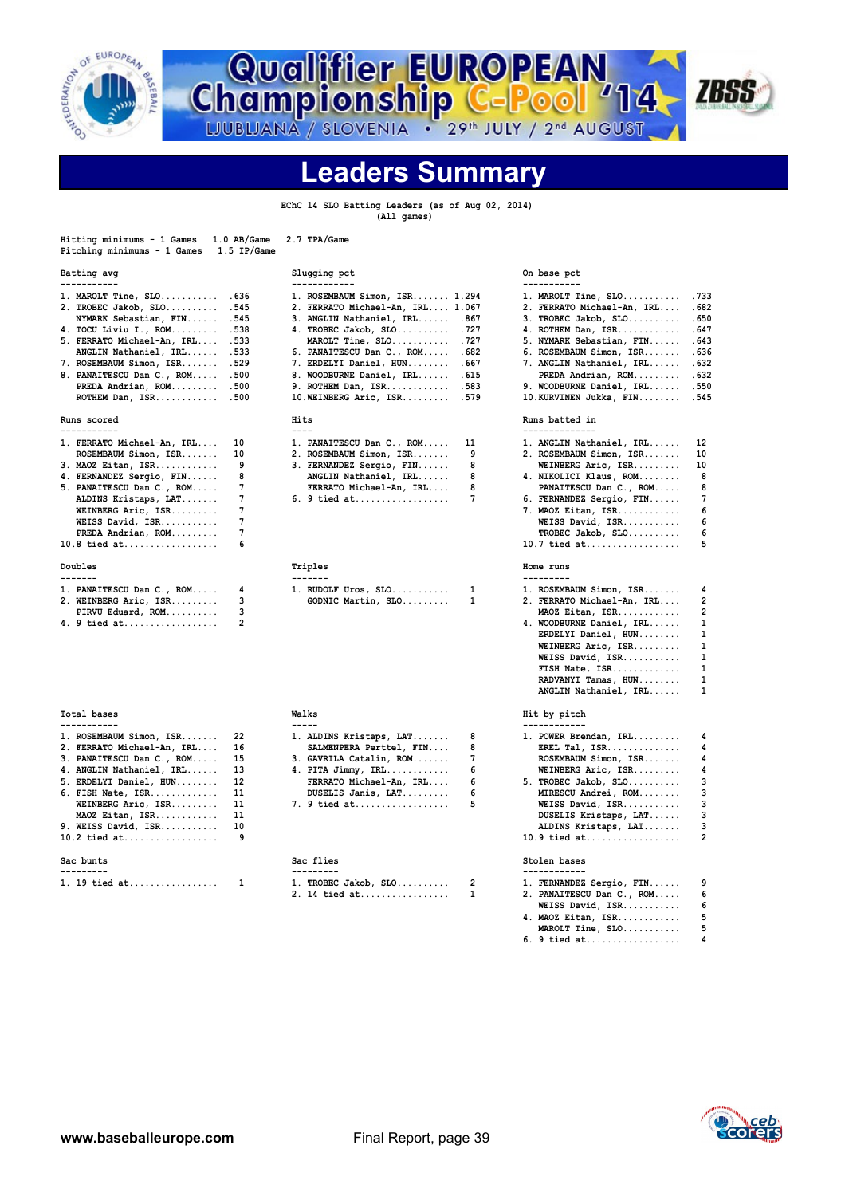# Leaders Summary

EChC 14 SLO Batting Leaders (as of Aug 02, 2014)
(All games)

Hitting minimums - 1 Games 1.0 AB/Game 2.7 TPA/Game
Pitching minimums - 1 Games 1.5 IP/Game

### Batting avg

| Rank | Player | Value |
|---|---|---|
| 1. | MAROLT Tine, SLO | .636 |
| 2. | TROBEC Jakob, SLO | .545 |
| | NYMARK Sebastian, FIN | .545 |
| 4. | TOCU Liviu I., ROM | .538 |
| 5. | FERRATO Michael-An, IRL | .533 |
| | ANGLIN Nathaniel, IRL | .533 |
| 7. | ROSEMBAUM Simon, ISR | .529 |
| 8. | PANAITESCU Dan C., ROM | .500 |
| | PREDA Andrian, ROM | .500 |
| | ROTHEM Dan, ISR | .500 |

### Slugging pct

| Rank | Player | Value |
|---|---|---|
| 1. | ROSEMBAUM Simon, ISR | 1.294 |
| 2. | FERRATO Michael-An, IRL | 1.067 |
| 3. | ANGLIN Nathaniel, IRL | .867 |
| 4. | TROBEC Jakob, SLO | .727 |
| | MAROLT Tine, SLO | .727 |
| 6. | PANAITESCU Dan C., ROM | .682 |
| 7. | ERDELYI Daniel, HUN | .667 |
| 8. | WOODBURNE Daniel, IRL | .615 |
| 9. | ROTHEM Dan, ISR | .583 |
| 10. | WEINBERG Aric, ISR | .579 |

### On base pct

| Rank | Player | Value |
|---|---|---|
| 1. | MAROLT Tine, SLO | .733 |
| 2. | FERRATO Michael-An, IRL | .682 |
| 3. | TROBEC Jakob, SLO | .650 |
| 4. | ROTHEM Dan, ISR | .647 |
| 5. | NYMARK Sebastian, FIN | .643 |
| 6. | ROSEMBAUM Simon, ISR | .636 |
| 7. | ANGLIN Nathaniel, IRL | .632 |
| | PREDA Andrian, ROM | .632 |
| 9. | WOODBURNE Daniel, IRL | .550 |
| 10. | KURVINEN Jukka, FIN | .545 |

### Runs scored

| Rank | Player | Value |
|---|---|---|
| 1. | FERRATO Michael-An, IRL | 10 |
| | ROSEMBAUM Simon, ISR | 10 |
| 3. | MAOZ Eitan, ISR | 9 |
| 4. | FERNANDEZ Sergio, FIN | 8 |
| 5. | PANAITESCU Dan C., ROM | 7 |
| | ALDINS Kristaps, LAT | 7 |
| | WEINBERG Aric, ISR | 7 |
| | WEISS David, ISR | 7 |
| | PREDA Andrian, ROM | 7 |
| 10. | 8 tied at | 6 |

### Hits

| Rank | Player | Value |
|---|---|---|
| 1. | PANAITESCU Dan C., ROM | 11 |
| 2. | ROSEMBAUM Simon, ISR | 9 |
| 3. | FERNANDEZ Sergio, FIN | 8 |
| | ANGLIN Nathaniel, IRL | 8 |
| | FERRATO Michael-An, IRL | 8 |
| 6. | 9 tied at | 7 |

### Runs batted in

| Rank | Player | Value |
|---|---|---|
| 1. | ANGLIN Nathaniel, IRL | 12 |
| 2. | ROSEMBAUM Simon, ISR | 10 |
| | WEINBERG Aric, ISR | 10 |
| 4. | NIKOLICI Klaus, ROM | 8 |
| | PANAITESCU Dan C., ROM | 8 |
| 6. | FERNENDEZ Sergio, FIN | 7 |
| 7. | MAOZ Eitan, ISR | 6 |
| | WEISS David, ISR | 6 |
| | TROBEC Jakob, SLO | 6 |
| 10. | 7 tied at | 5 |

### Doubles

| Rank | Player | Value |
|---|---|---|
| 1. | PANAITESCU Dan C., ROM | 4 |
| 2. | WEINBERG Aric, ISR | 3 |
| | PIRVU Eduard, ROM | 3 |
| 4. | 9 tied at | 2 |

### Triples

| Rank | Player | Value |
|---|---|---|
| 1. | RUDOLF Uros, SLO | 1 |
| | GODNIC Martin, SLO | 1 |

### Home runs

| Rank | Player | Value |
|---|---|---|
| 1. | ROSEMBAUM Simon, ISR | 4 |
| 2. | FERRATO Michael-An, IRL | 2 |
| | MAOZ Eitan, ISR | 2 |
| 4. | WOODBURNE Daniel, IRL | 1 |
| | ERDELYI Daniel, HUN | 1 |
| | WEINBERG Aric, ISR | 1 |
| | WEISS David, ISR | 1 |
| | FISH Nate, ISR | 1 |
| | RADVANYI Tamas, HUN | 1 |
| | ANGLIN Nathaniel, IRL | 1 |

### Total bases

| Rank | Player | Value |
|---|---|---|
| 1. | ROSEMBAUM Simon, ISR | 22 |
| 2. | FERRATO Michael-An, IRL | 16 |
| 3. | PANAITESCU Dan C., ROM | 15 |
| 4. | ANGLIN Nathaniel, IRL | 13 |
| 5. | ERDELYI Daniel, HUN | 12 |
| 6. | FISH Nate, ISR | 11 |
| | WEINBERG Aric, ISR | 11 |
| | MAOZ Eitan, ISR | 11 |
| 9. | WEISS David, ISR | 10 |
| 10. | 2 tied at | 9 |

### Walks

| Rank | Player | Value |
|---|---|---|
| 1. | ALDINS Kristaps, LAT | 8 |
| | SALMENPERA Perttel, FIN | 8 |
| 3. | GAVRILA Catalin, ROM | 7 |
| 4. | PITA Jimmy, IRL | 6 |
| | FERRATO Michael-An, IRL | 6 |
| | DUSELIS Janis, LAT | 6 |
| 7. | 9 tied at | 5 |

### Hit by pitch

| Rank | Player | Value |
|---|---|---|
| 1. | POWER Brendan, IRL | 4 |
| | EREL Tal, ISR | 4 |
| | ROSEMBAUM Simon, ISR | 4 |
| | WEINBERG Aric, ISR | 4 |
| 5. | TROBEC Jakob, SLO | 3 |
| | MIRESCU Andrei, ROM | 3 |
| | WEISS David, ISR | 3 |
| | DUSELIS Kristaps, LAT | 3 |
| | ALDINS Kristaps, LAT | 3 |
| 10. | 9 tied at | 2 |

### Sac bunts

| Rank | Player | Value |
|---|---|---|
| 1. | 19 tied at | 1 |

### Sac flies

| Rank | Player | Value |
|---|---|---|
| 1. | TROBEC Jakob, SLO | 2 |
| 2. | 14 tied at | 1 |

### Stolen bases

| Rank | Player | Value |
|---|---|---|
| 1. | FERNANDEZ Sergio, FIN | 9 |
| 2. | PANAITESCU Dan C., ROM | 6 |
| | WEISS David, ISR | 6 |
| 4. | MAOZ Eitan, ISR | 5 |
| | MAROLT Tine, SLO | 5 |
| 6. | 9 tied at | 4 |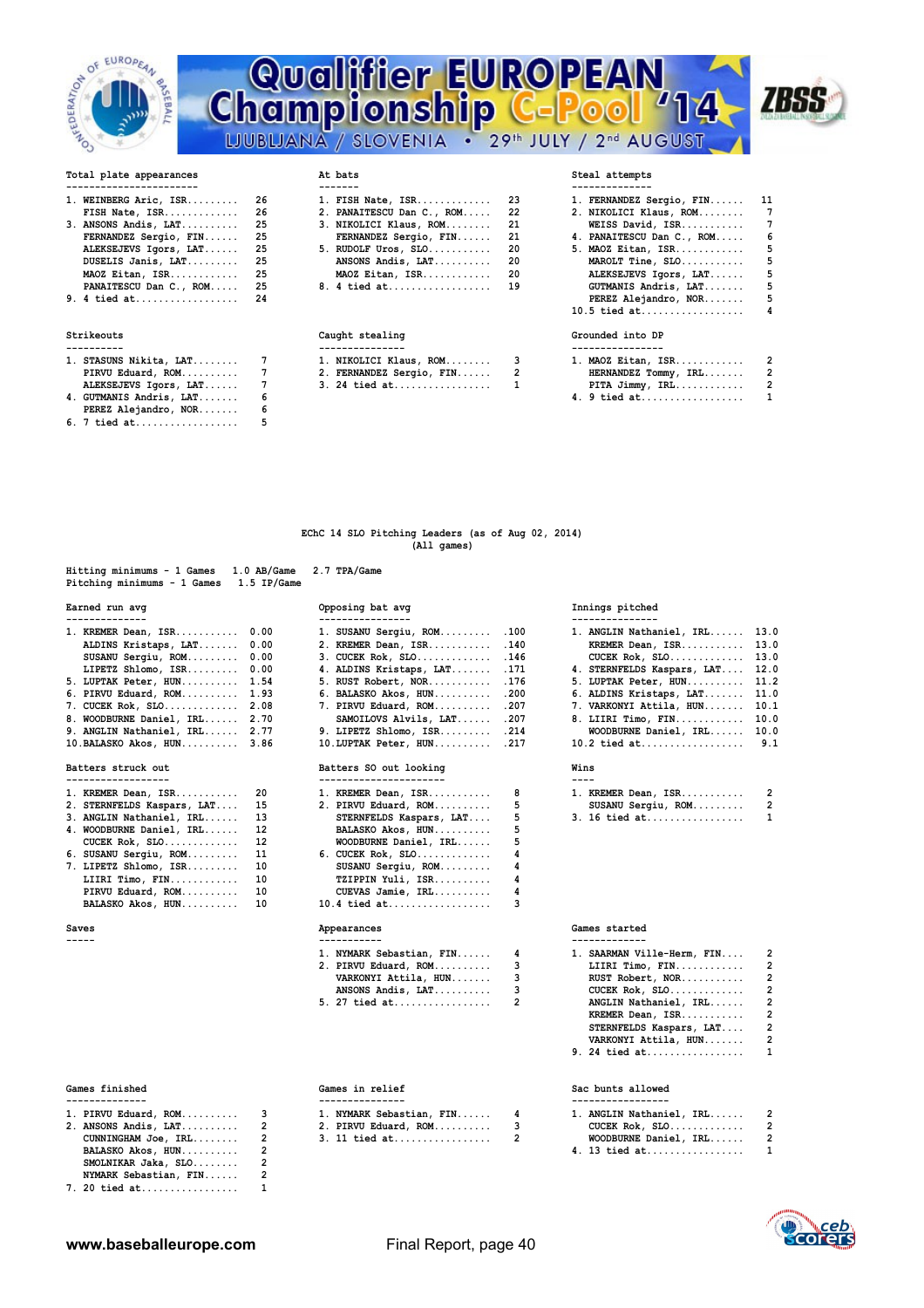### Total plate appearances

| | | |
|---|---|---|
| 1. | WEINBERG Aric, ISR | 26 |
| | FISH Nate, ISR | 26 |
| 3. | ANSONS Andis, LAT | 25 |
| | FERNANDEZ Sergio, FIN | 25 |
| | ALEKSEJEVS Igors, LAT | 25 |
| | DUSELIS Janis, LAT | 25 |
| | MAOZ Eitan, ISR | 25 |
| | PANAITESCU Dan C., ROM | 25 |
| 9. | 4 tied at | 24 |

### At bats

| | | |
|---|---|---|
| 1. | FISH Nate, ISR | 23 |
| 2. | PANAITESCU Dan C., ROM | 22 |
| 3. | NIKOLICI Klaus, ROM | 21 |
| | FERNANDEZ Sergio, FIN | 21 |
| 5. | RUDOLF Uros, SLO | 20 |
| | ANSONS Andis, LAT | 20 |
| | MAOZ Eitan, ISR | 20 |
| 8. | 4 tied at | 19 |

### Steal attempts

| | | |
|---|---|---|
| 1. | FERNANDEZ Sergio, FIN | 11 |
| 2. | NIKOLICI Klaus, ROM | 7 |
| | WEISS David, ISR | 7 |
| 4. | PANAITESCU Dan C., ROM | 6 |
| 5. | MAOZ Eitan, ISR | 5 |
| | MAROLT Tine, SLO | 5 |
| | ALEKSEJEVS Igors, LAT | 5 |
| | GUTMANIS Andris, LAT | 5 |
| | PEREZ Alejandro, NOR | 5 |
| 10. | 5 tied at | 4 |

### Strikeouts

| | | |
|---|---|---|
| 1. | STASUNS Nikita, LAT | 7 |
| | PIRVU Eduard, ROM | 7 |
| | ALEKSEJEVS Igors, LAT | 7 |
| 4. | GUTMANIS Andris, LAT | 6 |
| | PEREZ Alejandro, NOR | 6 |
| 6. | 7 tied at | 5 |

### Caught stealing

| | | |
|---|---|---|
| 1. | NIKOLICI Klaus, ROM | 3 |
| 2. | FERNANDEZ Sergio, FIN | 2 |
| 3. | 24 tied at | 1 |

### Grounded into DP

| | | |
|---|---|---|
| 1. | MAOZ Eitan, ISR | 2 |
| | HERNANDEZ Tommy, IRL | 2 |
| | PITA Jimmy, IRL | 2 |
| 4. | 9 tied at | 1 |

## EChC 14 SLO Pitching Leaders (as of Aug 02, 2014)
(All games)

Hitting minimums - 1 Games 1.0 AB/Game 2.7 TPA/Game
Pitching minimums - 1 Games 1.5 IP/Game

### Earned run avg

| | | |
|---|---|---|
| 1. | KREMER Dean, ISR | 0.00 |
| | ALDINS Kristaps, LAT | 0.00 |
| | SUSANU Sergiu, ROM | 0.00 |
| | LIPETZ Shlomo, ISR | 0.00 |
| 5. | LUPTAK Peter, HUN | 1.54 |
| 6. | PIRVU Eduard, ROM | 1.93 |
| 7. | CUCEK Rok, SLO | 2.08 |
| 8. | WOODBURNE Daniel, IRL | 2.70 |
| 9. | ANGLIN Nathaniel, IRL | 2.77 |
| 10. | BALASKO Akos, HUN | 3.86 |

### Opposing bat avg

| | | |
|---|---|---|
| 1. | SUSANU Sergiu, ROM | .100 |
| 2. | KREMER Dean, ISR | .140 |
| 3. | CUCEK Rok, SLO | .146 |
| 4. | ALDINS Kristaps, LAT | .171 |
| 5. | RUST Robert, NOR | .176 |
| 6. | BALASKO Akos, HUN | .200 |
| 7. | PIRVU Eduard, ROM | .207 |
| | SAMOILOVS Alvils, LAT | .207 |
| 9. | LIPETZ Shlomo, ISR | .214 |
| 10. | LUPTAK Peter, HUN | .217 |

### Innings pitched

| | | |
|---|---|---|
| 1. | ANGLIN Nathaniel, IRL | 13.0 |
| | KREMER Dean, ISR | 13.0 |
| | CUCEK Rok, SLO | 13.0 |
| 4. | STERNFELDS Kaspars, LAT | 12.0 |
| 5. | LUPTAK Peter, HUN | 11.2 |
| 6. | ALDINS Kristaps, LAT | 11.0 |
| 7. | VARKONYI Attila, HUN | 10.1 |
| 8. | LIIRI Timo, FIN | 10.0 |
| | WOODBURNE Daniel, IRL | 10.0 |
| 10. | 2 tied at | 9.1 |

### Batters struck out

| | | |
|---|---|---|
| 1. | KREMER Dean, ISR | 20 |
| 2. | STERNFELDS Kaspars, LAT | 15 |
| 3. | ANGLIN Nathaniel, IRL | 13 |
| 4. | WOODBURNE Daniel, IRL | 12 |
| | CUCEK Rok, SLO | 12 |
| 6. | SUSANU Sergiu, ROM | 11 |
| 7. | LIPETZ Shlomo, ISR | 10 |
| | LIIRI Timo, FIN | 10 |
| | PIRVU Eduard, ROM | 10 |
| | BALASKO Akos, HUN | 10 |

### Batters SO out looking

| | | |
|---|---|---|
| 1. | KREMER Dean, ISR | 8 |
| 2. | PIRVU Eduard, ROM | 5 |
| | STERNFELDS Kaspars, LAT | 5 |
| | BALASKO Akos, HUN | 5 |
| | WOODBURNE Daniel, IRL | 5 |
| 6. | CUCEK Rok, SLO | 4 |
| | SUSANU Sergiu, ROM | 4 |
| | TZIPPIN Yuli, ISR | 4 |
| | CUEVAS Jamie, IRL | 4 |
| 10. | 4 tied at | 3 |

### Wins

| | | |
|---|---|---|
| 1. | KREMER Dean, ISR | 2 |
| | SUSANU Sergiu, ROM | 2 |
| 3. | 16 tied at | 1 |

### Saves

### Appearances

| | | |
|---|---|---|
| 1. | NYMARK Sebastian, FIN | 4 |
| 2. | PIRVU Eduard, ROM | 3 |
| | VARKONYI Attila, HUN | 3 |
| | ANSONS Andis, LAT | 3 |
| 5. | 27 tied at | 2 |

### Games started

| | | |
|---|---|---|
| 1. | SAARMAN Ville-Herm, FIN | 2 |
| | LIIRI Timo, FIN | 2 |
| | RUST Robert, NOR | 2 |
| | CUCEK Rok, SLO | 2 |
| | ANGLIN Nathaniel, IRL | 2 |
| | KREMER Dean, ISR | 2 |
| | STERNFELDS Kaspars, LAT | 2 |
| | VARKONYI Attila, HUN | 2 |
| 9. | 24 tied at | 1 |

### Games finished

| | | |
|---|---|---|
| 1. | PIRVU Eduard, ROM | 3 |
| 2. | ANSONS Andis, LAT | 2 |
| | CUNNINGHAM Joe, IRL | 2 |
| | BALASKO Akos, HUN | 2 |
| | SMOLNIKAR Jaka, SLO | 2 |
| | NYMARK Sebastian, FIN | 2 |
| 7. | 20 tied at | 1 |

### Games in relief

| | | |
|---|---|---|
| 1. | NYMARK Sebastian, FIN | 4 |
| 2. | PIRVU Eduard, ROM | 3 |
| 3. | 11 tied at | 2 |

### Sac bunts allowed

| | | |
|---|---|---|
| 1. | ANGLIN Nathaniel, IRL | 2 |
| | CUCEK Rok, SLO | 2 |
| | WOODBURNE Daniel, IRL | 2 |
| 4. | 13 tied at | 1 |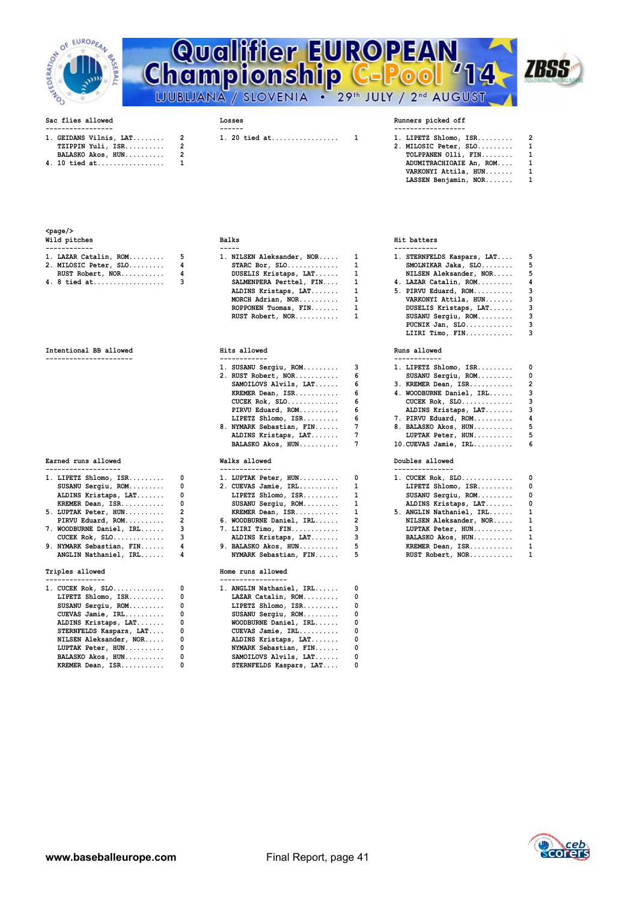#### Sac flies allowed

| | | |
|---|---|---|
| 1. | GEIDANS Vilnis, LAT | 2 |
| | TZIPPIN Yuli, ISR | 2 |
| | BALASKO Akos, HUN | 2 |
| 4. | 10 tied at | 1 |

#### Losses

| | | |
|---|---|---|
| 1. | 20 tied at | 1 |

#### Runners picked off

| | | |
|---|---|---|
| 1. | LIPETZ Shlomo, ISR | 2 |
| 2. | MILOSIC Peter, SLO | 1 |
| | TOLPPANEN Olli, FIN | 1 |
| | ADUMITRACHIOAIE An, ROM | 1 |
| | VARKONYI Attila, HUN | 1 |
| | LASSEN Benjamin, NOR | 1 |

<page/>

#### Wild pitches

| | | |
|---|---|---|
| 1. | LAZAR Catalin, ROM | 5 |
| 2. | MILOSIC Peter, SLO | 4 |
| | RUST Robert, NOR | 4 |
| 4. | 8 tied at | 3 |

#### Balks

| | | |
|---|---|---|
| 1. | NILSEN Aleksander, NOR | 1 |
| | STARC Bor, SLO | 1 |
| | DUSELIS Kristaps, LAT | 1 |
| | SALMENPERA Perttel, FIN | 1 |
| | ALDINS Kristaps, LAT | 1 |
| | MORCH Adrian, NOR | 1 |
| | ROPPONEN Tuomas, FIN | 1 |
| | RUST Robert, NOR | 1 |

#### Hit batters

| | | |
|---|---|---|
| 1. | STERNFELDS Kaspars, LAT | 5 |
| | SMOLNIKAR Jaka, SLO | 5 |
| | NILSEN Aleksander, NOR | 5 |
| 4. | LAZAR Catalin, ROM | 4 |
| 5. | PIRVU Eduard, ROM | 3 |
| | VARKONYI Attila, HUN | 3 |
| | DUSELIS Kristaps, LAT | 3 |
| | SUSANU Sergiu, ROM | 3 |
| | PUCNIK Jan, SLO | 3 |
| | LIIRI Timo, FIN | 3 |

#### Intentional BB allowed

#### Hits allowed

| | | |
|---|---|---|
| 1. | SUSANU Sergiu, ROM | 3 |
| 2. | RUST Robert, NOR | 6 |
| | SAMOILOVS Alvils, LAT | 6 |
| | KREMER Dean, ISR | 6 |
| | CUCEK Rok, SLO | 6 |
| | PIRVU Eduard, ROM | 6 |
| | LIPETZ Shlomo, ISR | 6 |
| 8. | NYMARK Sebastian, FIN | 7 |
| | ALDINS Kristaps, LAT | 7 |
| | BALASKO Akos, HUN | 7 |

#### Runs allowed

| | | |
|---|---|---|
| 1. | LIPETZ Shlomo, ISR | 0 |
| | SUSANU Sergiu, ROM | 0 |
| 3. | KREMER Dean, ISR | 2 |
| 4. | WOODBURNE Daniel, IRL | 3 |
| | CUCEK Rok, SLO | 3 |
| | ALDINS Kristaps, LAT | 3 |
| 7. | PIRVU Eduard, ROM | 4 |
| 8. | BALASKO Akos, HUN | 5 |
| | LUPTAK Peter, HUN | 5 |
| 10. | CUEVAS Jamie, IRL | 6 |

#### Earned runs allowed

| | | |
|---|---|---|
| 1. | LIPETZ Shlomo, ISR | 0 |
| | SUSANU Sergiu, ROM | 0 |
| | ALDINS Kristaps, LAT | 0 |
| | KREMER Dean, ISR | 0 |
| 5. | LUPTAK Peter, HUN | 2 |
| | PIRVU Eduard, ROM | 2 |
| 7. | WOODBURNE Daniel, IRL | 3 |
| | CUCEK Rok, SLO | 3 |
| 9. | NYMARK Sebastian, FIN | 4 |
| | ANGLIN Nathaniel, IRL | 4 |

#### Walks allowed

| | | |
|---|---|---|
| 1. | LUPTAK Peter, HUN | 0 |
| 2. | CUEVAS Jamie, IRL | 1 |
| | LIPETZ Shlomo, ISR | 1 |
| | SUSANU Sergiu, ROM | 1 |
| | KREMER Dean, ISR | 1 |
| 6. | WOODBURNE Daniel, IRL | 2 |
| 7. | LIIRI Timo, FIN | 3 |
| | ALDINS Kristaps, LAT | 3 |
| 9. | BALASKO Akos, HUN | 5 |
| | NYMARK Sebastian, FIN | 5 |

#### Doubles allowed

| | | |
|---|---|---|
| 1. | CUCEK Rok, SLO | 0 |
| | LIPETZ Shlomo, ISR | 0 |
| | SUSANU Sergiu, ROM | 0 |
| | ALDINS Kristaps, LAT | 0 |
| 5. | ANGLIN Nathaniel, IRL | 1 |
| | NILSEN Aleksander, NOR | 1 |
| | LUPTAK Peter, HUN | 1 |
| | BALASKO Akos, HUN | 1 |
| | KREMER Dean, ISR | 1 |
| | RUST Robert, NOR | 1 |

#### Triples allowed

| | | |
|---|---|---|
| 1. | CUCEK Rok, SLO | 0 |
| | LIPETZ Shlomo, ISR | 0 |
| | SUSANU Sergiu, ROM | 0 |
| | CUEVAS Jamie, IRL | 0 |
| | ALDINS Kristaps, LAT | 0 |
| | STERNFELDS Kaspars, LAT | 0 |
| | NILSEN Aleksander, NOR | 0 |
| | LUPTAK Peter, HUN | 0 |
| | BALASKO Akos, HUN | 0 |
| | KREMER Dean, ISR | 0 |

#### Home runs allowed

| | | |
|---|---|---|
| 1. | ANGLIN Nathaniel, IRL | 0 |
| | LAZAR Catalin, ROM | 0 |
| | LIPETZ Shlomo, ISR | 0 |
| | SUSANU Sergiu, ROM | 0 |
| | WOODBURNE Daniel, IRL | 0 |
| | CUEVAS Jamie, IRL | 0 |
| | ALDINS Kristaps, LAT | 0 |
| | NYMARK Sebastian, FIN | 0 |
| | SAMOILOVS Alvils, LAT | 0 |
| | STERNFELDS Kaspars, LAT | 0 |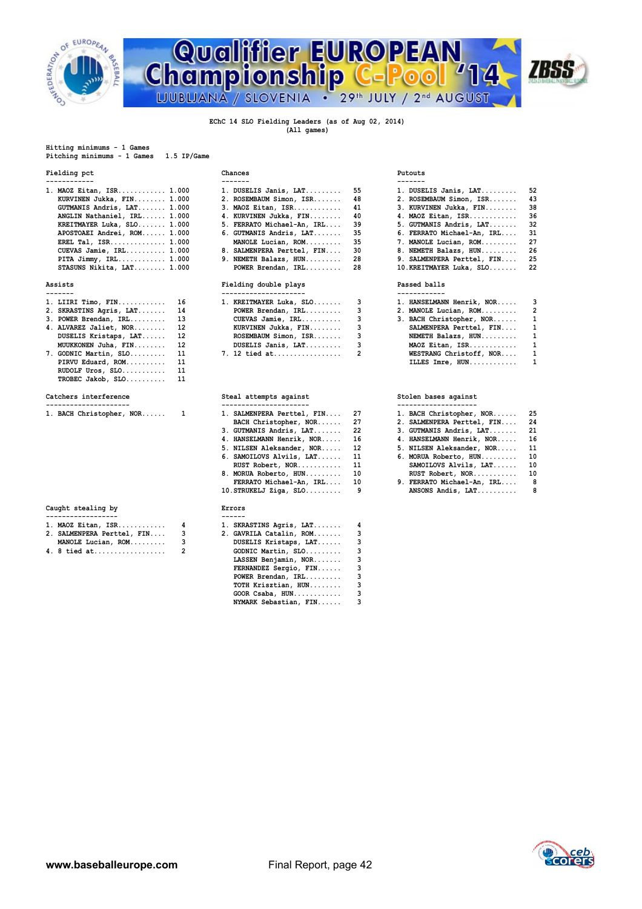Qualifier EUROPEAN Championship C-Pool '14
LJUBLJANA / SLOVENIA • 29th JULY / 2nd AUGUST

EChC 14 SLO Fielding Leaders (as of Aug 02, 2014)
(All games)

Hitting minimums - 1 Games
Pitching minimums - 1 Games 1.5 IP/Game

### Fielding pct

| | | |
|---|---|---|
| 1. | MAOZ Eitan, ISR | 1.000 |
| | KURVINEN Jukka, FIN | 1.000 |
| | GUTMANIS Andris, LAT | 1.000 |
| | ANGLIN Nathaniel, IRL | 1.000 |
| | KREITMAYER Luka, SLO | 1.000 |
| | APOSTOAEI Andrei, ROM | 1.000 |
| | EREL Tal, ISR | 1.000 |
| | CUEVAS Jamie, IRL | 1.000 |
| | PITA Jimmy, IRL | 1.000 |
| | STASUNS Nikita, LAT | 1.000 |

### Chances

| | | |
|---|---|---|
| 1. | DUSELIS Janis, LAT | 55 |
| 2. | ROSEMBAUM Simon, ISR | 48 |
| 3. | MAOZ Eitan, ISR | 41 |
| 4. | KURVINEN Jukka, FIN | 40 |
| 5. | FERRATO Michael-An, IRL | 39 |
| 6. | GUTMANIS Andris, LAT | 35 |
| | MANOLE Lucian, ROM | 35 |
| 8. | SALMENPERA Perttel, FIN | 30 |
| 9. | NEMETH Balazs, HUN | 28 |
| | POWER Brendan, IRL | 28 |

### Putouts

| | | |
|---|---|---|
| 1. | DUSELIS Janis, LAT | 52 |
| 2. | ROSEMBAUM Simon, ISR | 43 |
| 3. | KURVINEN Jukka, FIN | 38 |
| 4. | MAOZ Eitan, ISR | 36 |
| 5. | GUTMANIS Andris, LAT | 32 |
| 6. | FERRATO Michael-An, IRL | 31 |
| 7. | MANOLE Lucian, ROM | 27 |
| 8. | NEMETH Balazs, HUN | 26 |
| 9. | SALMENPERA Perttel, FIN | 25 |
| 10. | KREITMAYER Luka, SLO | 22 |

### Assists

| | | |
|---|---|---|
| 1. | LIIRI Timo, FIN | 16 |
| 2. | SKRASTINS Agris, LAT | 14 |
| 3. | POWER Brendan, IRL | 13 |
| 4. | ALVAREZ Jaliet, NOR | 12 |
| | DUSELIS Kristaps, LAT | 12 |
| | MUUKKONEN Juha, FIN | 12 |
| 7. | GODNIC Martin, SLO | 11 |
| | PIRVU Eduard, ROM | 11 |
| | RUDOLF Uros, SLO | 11 |
| | TROBEC Jakob, SLO | 11 |

### Fielding double plays

| | | |
|---|---|---|
| 1. | KREITMAYER Luka, SLO | 3 |
| | POWER Brendan, IRL | 3 |
| | CUEVAS Jamie, IRL | 3 |
| | KURVINEN Jukka, FIN | 3 |
| | ROSEMBAUM Simon, ISR | 3 |
| | DUSELIS Janis, LAT | 3 |
| 7. | 12 tied at | 2 |

### Passed balls

| | | |
|---|---|---|
| 1. | HANSELMANN Henrik, NOR | 3 |
| 2. | MANOLE Lucian, ROM | 2 |
| 3. | BACH Christopher, NOR | 1 |
| | SALMENPERA Perttel, FIN | 1 |
| | NEMETH Balazs, HUN | 1 |
| | MAOZ Eitan, ISR | 1 |
| | WESTRANG Christoff, NOR | 1 |
| | ILLES Imre, HUN | 1 |

### Catchers interference

| | | |
|---|---|---|
| 1. | BACH Christopher, NOR | 1 |

### Steal attempts against

| | | |
|---|---|---|
| 1. | SALMENPERA Perttel, FIN | 27 |
| | BACH Christopher, NOR | 27 |
| 3. | GUTMANIS Andris, LAT | 22 |
| 4. | HANSELMANN Henrik, NOR | 16 |
| 5. | NILSEN Aleksander, NOR | 12 |
| 6. | SAMOILOVS Alvils, LAT | 11 |
| | RUST Robert, NOR | 11 |
| 8. | MORUA Roberto, HUN | 10 |
| | FERRATO Michael-An, IRL | 10 |
| 10. | STRUKELJ Ziga, SLO | 9 |

### Stolen bases against

| | | |
|---|---|---|
| 1. | BACH Christopher, NOR | 25 |
| 2. | SALMENPERA Perttel, FIN | 24 |
| 3. | GUTMANIS Andris, LAT | 21 |
| 4. | HANSELMANN Henrik, NOR | 16 |
| 5. | NILSEN Aleksander, NOR | 11 |
| 6. | MORUA Roberto, HUN | 10 |
| | SAMOILOVS Alvils, LAT | 10 |
| | RUST Robert, NOR | 10 |
| 9. | FERRATO Michael-An, IRL | 8 |
| | ANSONS Andis, LAT | 8 |

### Caught stealing by

| | | |
|---|---|---|
| 1. | MAOZ Eitan, ISR | 4 |
| 2. | SALMENPERA Perttel, FIN | 3 |
| | MANOLE Lucian, ROM | 3 |
| 4. | 8 tied at | 2 |

### Errors

| | | |
|---|---|---|
| 1. | SKRASTINS Agris, LAT | 4 |
| 2. | GAVRILA Catalin, ROM | 3 |
| | DUSELIS Kristaps, LAT | 3 |
| | GODNIC Martin, SLO | 3 |
| | LASSEN Benjamin, NOR | 3 |
| | FERNANDEZ Sergio, FIN | 3 |
| | POWER Brendan, IRL | 3 |
| | TOTH Krisztian, HUN | 3 |
| | GOOR Csaba, HUN | 3 |
| | NYMARK Sebastian, FIN | 3 |

www.baseballeurope.com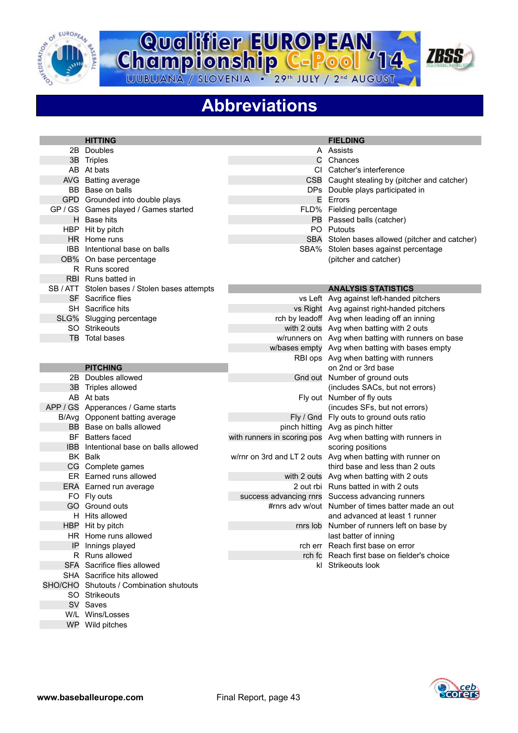# Qualifier EUROPEAN Championship C-Pool '14

LJUBLJANA / SLOVENIA • 29th JULY / 2nd AUGUST

## Abbreviations

### HITTING

| | |
|---|---|
| 2B | Doubles |
| 3B | Triples |
| AB | At bats |
| AVG | Batting average |
| BB | Base on balls |
| GPD | Grounded into double plays |
| GP / GS | Games played / Games started |
| H | Base hits |
| HBP | Hit by pitch |
| HR | Home runs |
| IBB | Intentional base on balls |
| OB% | On base percentage |
| R | Runs scored |
| RBI | Runs batted in |
| SB / ATT | Stolen bases / Stolen bases attempts |
| SF | Sacrifice flies |
| SH | Sacrifice hits |
| SLG% | Slugging percentage |
| SO | Strikeouts |
| TB | Total bases |

### PITCHING

| | |
|---|---|
| 2B | Doubles allowed |
| 3B | Triples allowed |
| AB | At bats |
| APP / GS | Apperances / Game starts |
| B/Avg | Opponent batting average |
| BB | Base on balls allowed |
| BF | Batters faced |
| IBB | Intentional base on balls allowed |
| BK | Balk |
| CG | Complete games |
| ER | Earned runs allowed |
| ERA | Earned run average |
| FO | Fly outs |
| GO | Ground outs |
| H | Hits allowed |
| HBP | Hit by pitch |
| HR | Home runs allowed |
| IP | Innings played |
| R | Runs allowed |
| SFA | Sacrifice flies allowed |
| SHA | Sacrifice hits allowed |
| SHO/CHO | Shutouts / Combination shutouts |
| SO | Strikeouts |
| SV | Saves |
| W/L | Wins/Losses |
| WP | Wild pitches |

### FIELDING

| | |
|---|---|
| A | Assists |
| C | Chances |
| CI | Catcher's interference |
| CSB | Caught stealing by (pitcher and catcher) |
| DPs | Double plays participated in |
| E | Errors |
| FLD% | Fielding percentage |
| PB | Passed balls (catcher) |
| PO | Putouts |
| SBA | Stolen bases allowed (pitcher and catcher) |
| SBA% | Stolen bases against percentage (pitcher and catcher) |

### ANALYSIS STATISTICS

| | |
|---|---|
| vs Left | Avg against left-handed pitchers |
| vs Right | Avg against right-handed pitchers |
| rch by leadoff | Avg when leading off an inning |
| with 2 outs | Avg when batting with 2 outs |
| w/runners on | Avg when batting with runners on base |
| w/bases empty | Avg when batting with bases empty |
| RBI ops | Avg when batting with runners on 2nd or 3rd base |
| Gnd out | Number of ground outs (includes SACs, but not errors) |
| Fly out | Number of fly outs (incudes SFs, but not errors) |
| Fly / Gnd | Fly outs to ground outs ratio |
| pinch hitting | Avg as pinch hitter |
| with runners in scoring pos | Avg when batting with runners in scoring positions |
| w/rnr on 3rd and LT 2 outs | Avg when batting with runner on third base and less than 2 outs |
| with 2 outs | Avg when batting with 2 outs |
| 2 out rbi | Runs batted in with 2 outs |
| success advancing rnrs | Success advancing runners |
| #rnrs adv w/out | Number of times batter made an out and advanced at least 1 runner |
| rnrs lob | Number of runners left on base by last batter of inning |
| rch err | Reach first base on error |
| rch fc | Reach first base on fielder's choice |
| kl | Strikeouts look |

www.baseballeurope.com — Final Report, page 43